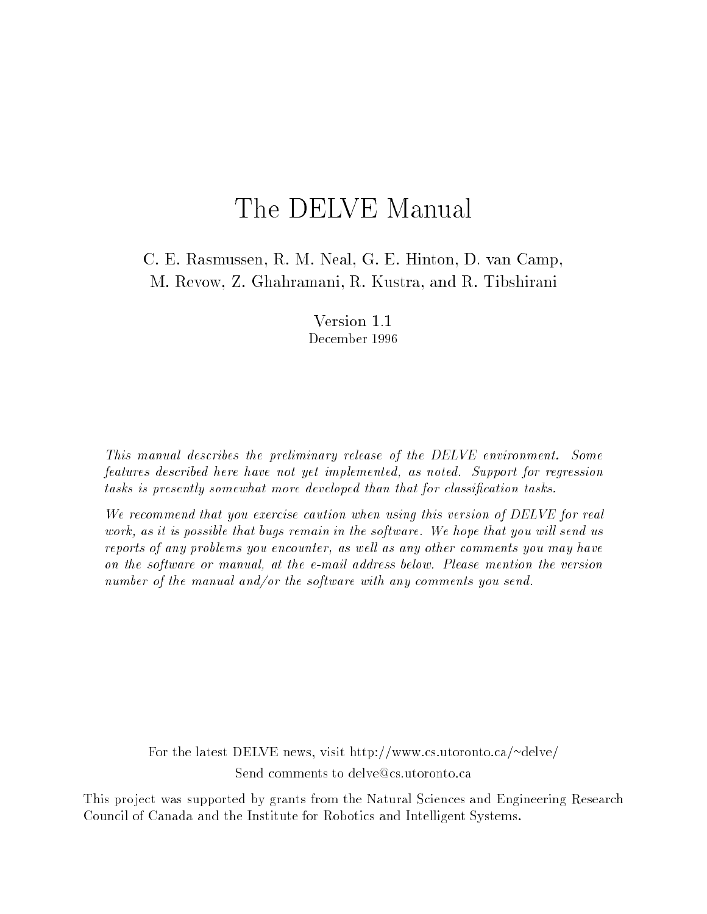# The DELVE Manual

C. E. Rasmussen, R. M. Neal, G. E. Hinton, D. van Camp,
M. Revow, Z. Ghahramani, R. Kustra, and R. Tibshirani

Version 1.1
December 1996

*This manual describes the preliminary release of the DELVE environment. Some features described here have not yet implemented, as noted. Support for regression tasks is presently somewhat more developed than that for classification tasks.*

*We recommend that you exercise caution when using this version of DELVE for real work, as it is possible that bugs remain in the software. We hope that you will send us reports of any problems you encounter, as well as any other comments you may have on the software or manual, at the e-mail address below. Please mention the version number of the manual and/or the software with any comments you send.*

For the latest DELVE news, visit http://www.cs.utoronto.ca/~delve/
Send comments to delve@cs.utoronto.ca

This project was supported by grants from the Natural Sciences and Engineering Research Council of Canada and the Institute for Robotics and Intelligent Systems.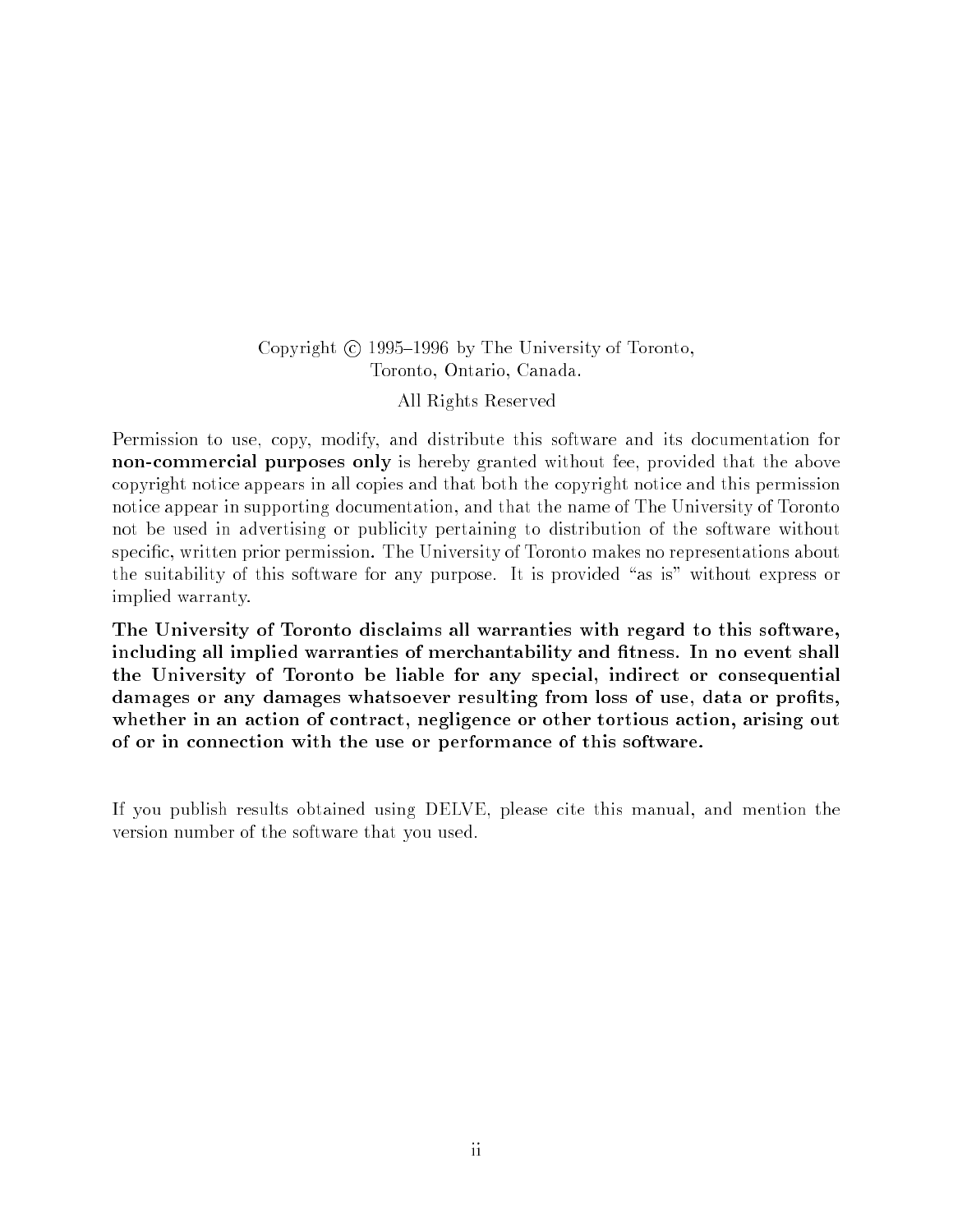Copyright © 1995–1996 by The University of Toronto,
Toronto, Ontario, Canada.

All Rights Reserved

Permission to use, copy, modify, and distribute this software and its documentation for **non-commercial purposes only** is hereby granted without fee, provided that the above copyright notice appears in all copies and that both the copyright notice and this permission notice appear in supporting documentation, and that the name of The University of Toronto not be used in advertising or publicity pertaining to distribution of the software without specific, written prior permission. The University of Toronto makes no representations about the suitability of this software for any purpose. It is provided "as is" without express or implied warranty.

**The University of Toronto disclaims all warranties with regard to this software, including all implied warranties of merchantability and fitness. In no event shall the University of Toronto be liable for any special, indirect or consequential damages or any damages whatsoever resulting from loss of use, data or profits, whether in an action of contract, negligence or other tortious action, arising out of or in connection with the use or performance of this software.**

If you publish results obtained using DELVE, please cite this manual, and mention the version number of the software that you used.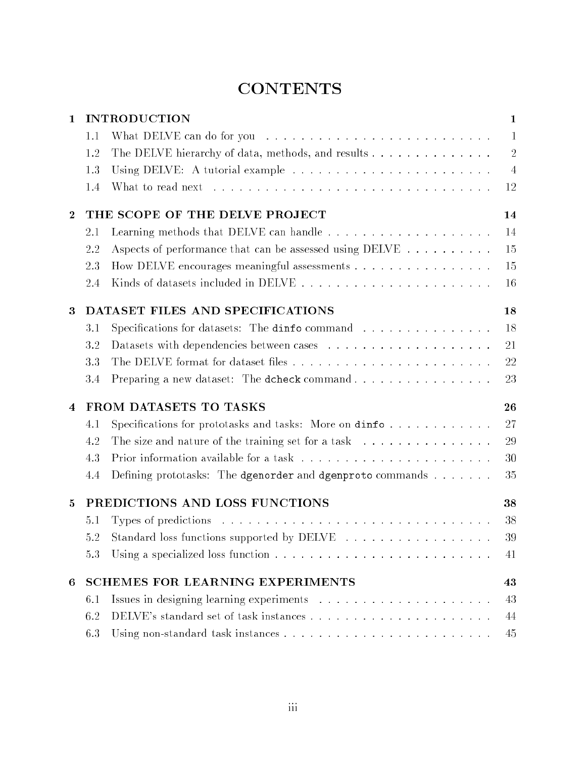# CONTENTS

| | | |
|---|---|---|
| **1** | **INTRODUCTION** | **1** |
| 1.1 | What DELVE can do for you | 1 |
| 1.2 | The DELVE hierarchy of data, methods, and results | 2 |
| 1.3 | Using DELVE: A tutorial example | 4 |
| 1.4 | What to read next | 12 |
| **2** | **THE SCOPE OF THE DELVE PROJECT** | **14** |
| 2.1 | Learning methods that DELVE can handle | 14 |
| 2.2 | Aspects of performance that can be assessed using DELVE | 15 |
| 2.3 | How DELVE encourages meaningful assessments | 15 |
| 2.4 | Kinds of datasets included in DELVE | 16 |
| **3** | **DATASET FILES AND SPECIFICATIONS** | **18** |
| 3.1 | Specifications for datasets: The `dinfo` command | 18 |
| 3.2 | Datasets with dependencies between cases | 21 |
| 3.3 | The DELVE format for dataset files | 22 |
| 3.4 | Preparing a new dataset: The `dcheck` command | 23 |
| **4** | **FROM DATASETS TO TASKS** | **26** |
| 4.1 | Specifications for prototasks and tasks: More on `dinfo` | 27 |
| 4.2 | The size and nature of the training set for a task | 29 |
| 4.3 | Prior information available for a task | 30 |
| 4.4 | Defining prototasks: The `dgenorder` and `dgenproto` commands | 35 |
| **5** | **PREDICTIONS AND LOSS FUNCTIONS** | **38** |
| 5.1 | Types of predictions | 38 |
| 5.2 | Standard loss functions supported by DELVE | 39 |
| 5.3 | Using a specialized loss function | 41 |
| **6** | **SCHEMES FOR LEARNING EXPERIMENTS** | **43** |
| 6.1 | Issues in designing learning experiments | 43 |
| 6.2 | DELVE's standard set of task instances | 44 |
| 6.3 | Using non-standard task instances | 45 |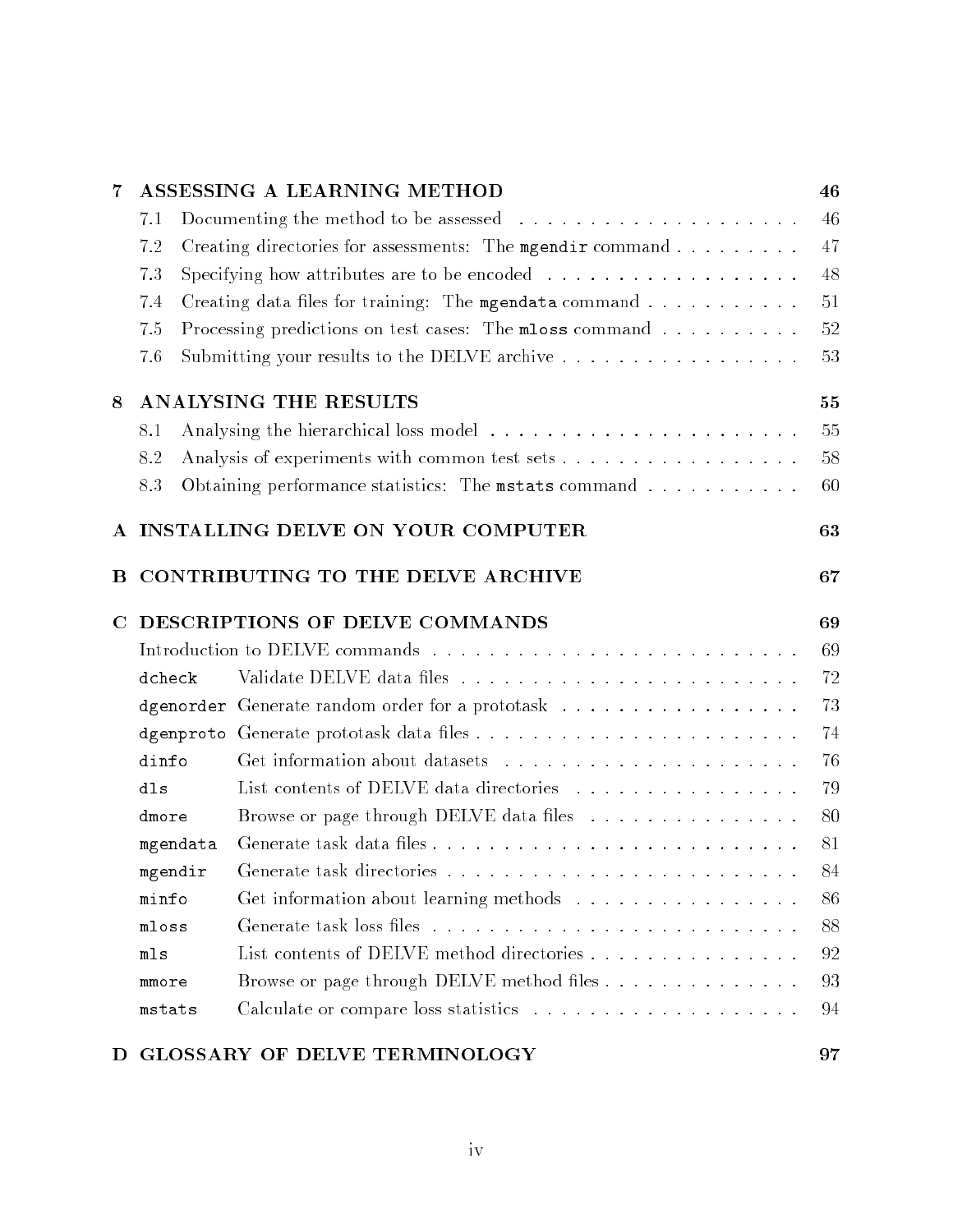| | | |
|---|---|---|
| **7** | **ASSESSING A LEARNING METHOD** | **46** |
| 7.1 | Documenting the method to be assessed | 46 |
| 7.2 | Creating directories for assessments: The `mgendir` command | 47 |
| 7.3 | Specifying how attributes are to be encoded | 48 |
| 7.4 | Creating data files for training: The `mgendata` command | 51 |
| 7.5 | Processing predictions on test cases: The `mloss` command | 52 |
| 7.6 | Submitting your results to the DELVE archive | 53 |
| **8** | **ANALYSING THE RESULTS** | **55** |
| 8.1 | Analysing the hierarchical loss model | 55 |
| 8.2 | Analysis of experiments with common test sets | 58 |
| 8.3 | Obtaining performance statistics: The `mstats` command | 60 |
| **A** | **INSTALLING DELVE ON YOUR COMPUTER** | **63** |
| **B** | **CONTRIBUTING TO THE DELVE ARCHIVE** | **67** |
| **C** | **DESCRIPTIONS OF DELVE COMMANDS** | **69** |
| | Introduction to DELVE commands | 69 |
| `dcheck` | Validate DELVE data files | 72 |
| `dgenorder` | Generate random order for a prototask | 73 |
| `dgenproto` | Generate prototask data files | 74 |
| `dinfo` | Get information about datasets | 76 |
| `dls` | List contents of DELVE data directories | 79 |
| `dmore` | Browse or page through DELVE data files | 80 |
| `mgendata` | Generate task data files | 81 |
| `mgendir` | Generate task directories | 84 |
| `minfo` | Get information about learning methods | 86 |
| `mloss` | Generate task loss files | 88 |
| `mls` | List contents of DELVE method directories | 92 |
| `mmore` | Browse or page through DELVE method files | 93 |
| `mstats` | Calculate or compare loss statistics | 94 |
| **D** | **GLOSSARY OF DELVE TERMINOLOGY** | **97** |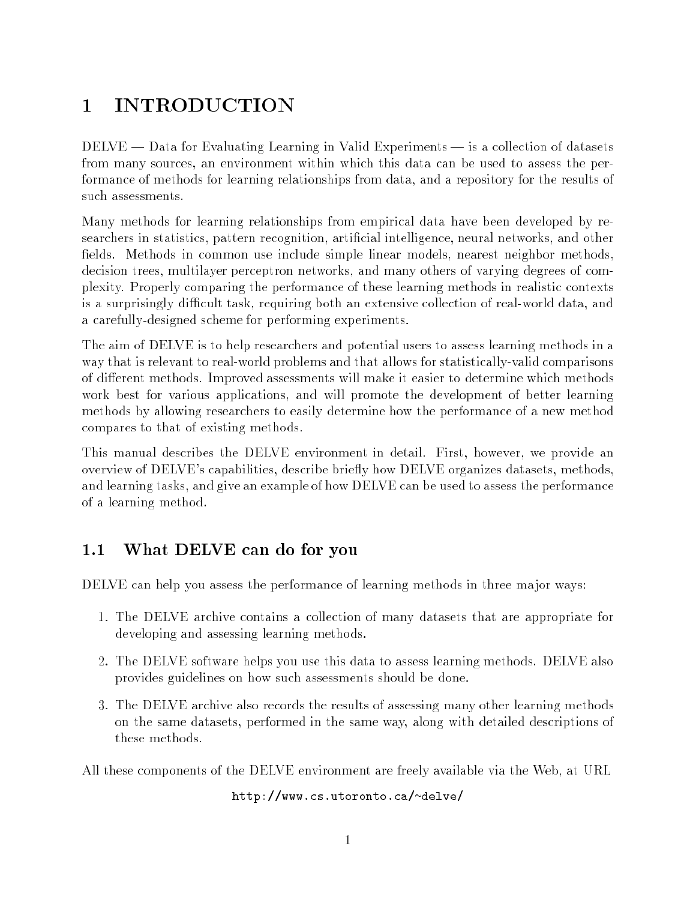# 1 INTRODUCTION

DELVE — Data for Evaluating Learning in Valid Experiments — is a collection of datasets from many sources, an environment within which this data can be used to assess the performance of methods for learning relationships from data, and a repository for the results of such assessments.

Many methods for learning relationships from empirical data have been developed by researchers in statistics, pattern recognition, artificial intelligence, neural networks, and other fields. Methods in common use include simple linear models, nearest neighbor methods, decision trees, multilayer perceptron networks, and many others of varying degrees of complexity. Properly comparing the performance of these learning methods in realistic contexts is a surprisingly difficult task, requiring both an extensive collection of real-world data, and a carefully-designed scheme for performing experiments.

The aim of DELVE is to help researchers and potential users to assess learning methods in a way that is relevant to real-world problems and that allows for statistically-valid comparisons of different methods. Improved assessments will make it easier to determine which methods work best for various applications, and will promote the development of better learning methods by allowing researchers to easily determine how the performance of a new method compares to that of existing methods.

This manual describes the DELVE environment in detail. First, however, we provide an overview of DELVE's capabilities, describe briefly how DELVE organizes datasets, methods, and learning tasks, and give an example of how DELVE can be used to assess the performance of a learning method.

## 1.1 What DELVE can do for you

DELVE can help you assess the performance of learning methods in three major ways:

1. The DELVE archive contains a collection of many datasets that are appropriate for developing and assessing learning methods.
2. The DELVE software helps you use this data to assess learning methods. DELVE also provides guidelines on how such assessments should be done.
3. The DELVE archive also records the results of assessing many other learning methods on the same datasets, performed in the same way, along with detailed descriptions of these methods.

All these components of the DELVE environment are freely available via the Web, at URL

http://www.cs.utoronto.ca/~delve/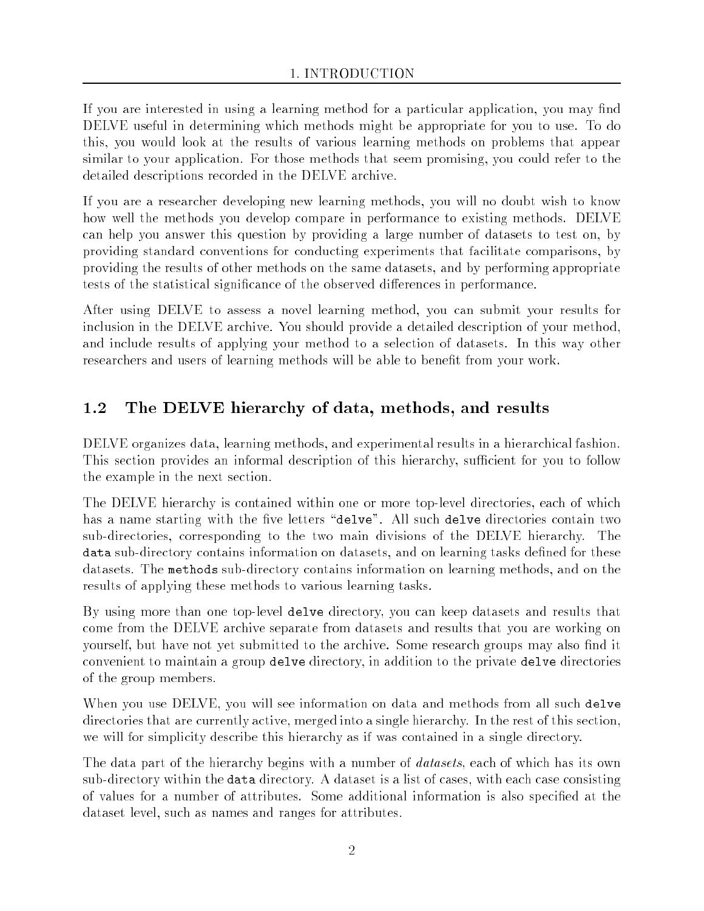If you are interested in using a learning method for a particular application, you may find DELVE useful in determining which methods might be appropriate for you to use. To do this, you would look at the results of various learning methods on problems that appear similar to your application. For those methods that seem promising, you could refer to the detailed descriptions recorded in the DELVE archive.

If you are a researcher developing new learning methods, you will no doubt wish to know how well the methods you develop compare in performance to existing methods. DELVE can help you answer this question by providing a large number of datasets to test on, by providing standard conventions for conducting experiments that facilitate comparisons, by providing the results of other methods on the same datasets, and by performing appropriate tests of the statistical significance of the observed differences in performance.

After using DELVE to assess a novel learning method, you can submit your results for inclusion in the DELVE archive. You should provide a detailed description of your method, and include results of applying your method to a selection of datasets. In this way other researchers and users of learning methods will be able to benefit from your work.

## 1.2 The DELVE hierarchy of data, methods, and results

DELVE organizes data, learning methods, and experimental results in a hierarchical fashion. This section provides an informal description of this hierarchy, sufficient for you to follow the example in the next section.

The DELVE hierarchy is contained within one or more top-level directories, each of which has a name starting with the five letters "`delve`". All such `delve` directories contain two sub-directories, corresponding to the two main divisions of the DELVE hierarchy. The `data` sub-directory contains information on datasets, and on learning tasks defined for these datasets. The `methods` sub-directory contains information on learning methods, and on the results of applying these methods to various learning tasks.

By using more than one top-level `delve` directory, you can keep datasets and results that come from the DELVE archive separate from datasets and results that you are working on yourself, but have not yet submitted to the archive. Some research groups may also find it convenient to maintain a group `delve` directory, in addition to the private `delve` directories of the group members.

When you use DELVE, you will see information on data and methods from all such `delve` directories that are currently active, merged into a single hierarchy. In the rest of this section, we will for simplicity describe this hierarchy as if was contained in a single directory.

The data part of the hierarchy begins with a number of *datasets*, each of which has its own sub-directory within the `data` directory. A dataset is a list of cases, with each case consisting of values for a number of attributes. Some additional information is also specified at the dataset level, such as names and ranges for attributes.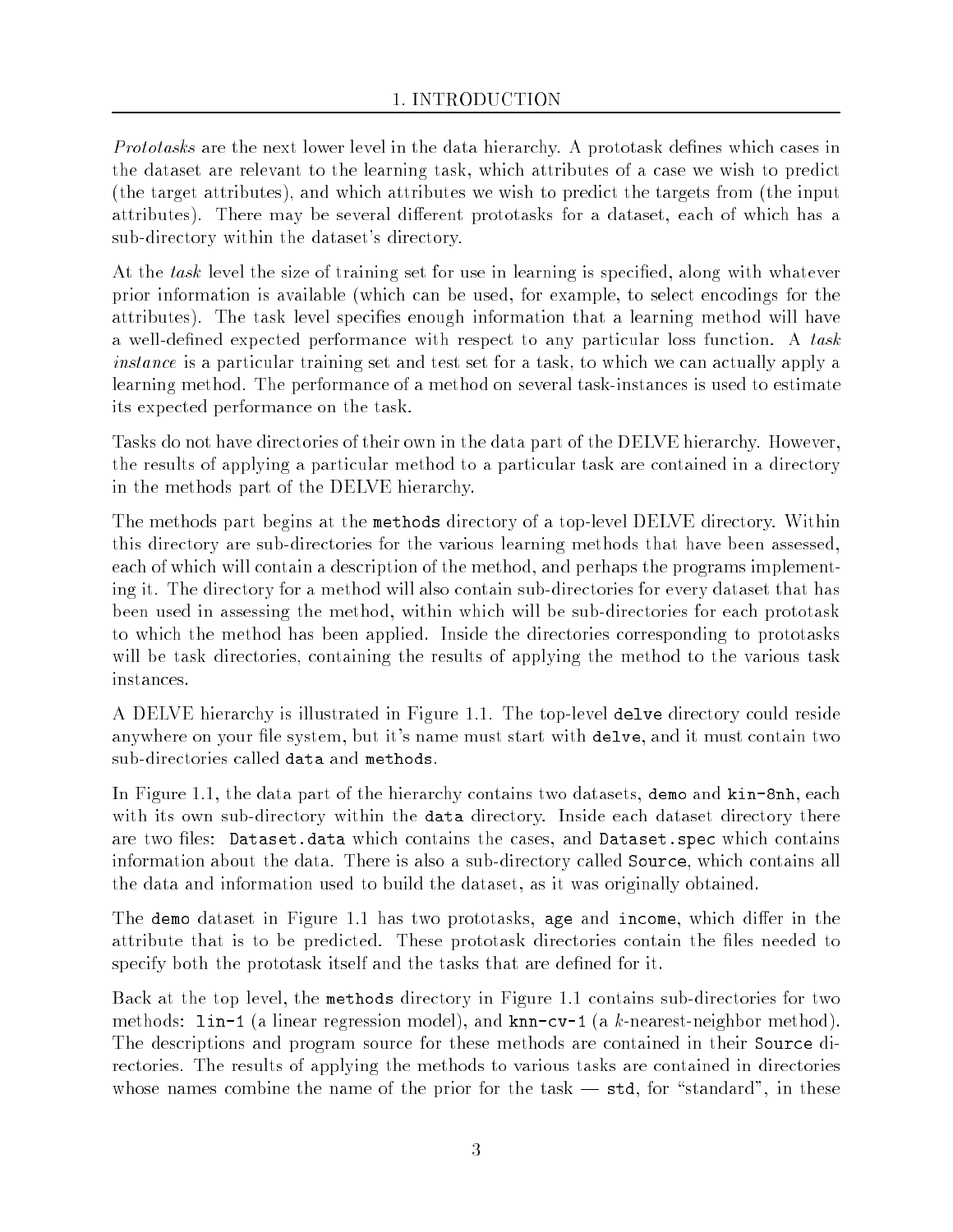*Prototasks* are the next lower level in the data hierarchy. A prototask defines which cases in the dataset are relevant to the learning task, which attributes of a case we wish to predict (the target attributes), and which attributes we wish to predict the targets from (the input attributes). There may be several different prototasks for a dataset, each of which has a sub-directory within the dataset's directory.

At the *task* level the size of training set for use in learning is specified, along with whatever prior information is available (which can be used, for example, to select encodings for the attributes). The task level specifies enough information that a learning method will have a well-defined expected performance with respect to any particular loss function. A *task instance* is a particular training set and test set for a task, to which we can actually apply a learning method. The performance of a method on several task-instances is used to estimate its expected performance on the task.

Tasks do not have directories of their own in the data part of the DELVE hierarchy. However, the results of applying a particular method to a particular task are contained in a directory in the methods part of the DELVE hierarchy.

The methods part begins at the `methods` directory of a top-level DELVE directory. Within this directory are sub-directories for the various learning methods that have been assessed, each of which will contain a description of the method, and perhaps the programs implementing it. The directory for a method will also contain sub-directories for every dataset that has been used in assessing the method, within which will be sub-directories for each prototask to which the method has been applied. Inside the directories corresponding to prototasks will be task directories, containing the results of applying the method to the various task instances.

A DELVE hierarchy is illustrated in Figure 1.1. The top-level `delve` directory could reside anywhere on your file system, but it's name must start with `delve`, and it must contain two sub-directories called `data` and `methods`.

In Figure 1.1, the data part of the hierarchy contains two datasets, `demo` and `kin-8nh`, each with its own sub-directory within the `data` directory. Inside each dataset directory there are two files: `Dataset.data` which contains the cases, and `Dataset.spec` which contains information about the data. There is also a sub-directory called `Source`, which contains all the data and information used to build the dataset, as it was originally obtained.

The `demo` dataset in Figure 1.1 has two prototasks, `age` and `income`, which differ in the attribute that is to be predicted. These prototask directories contain the files needed to specify both the prototask itself and the tasks that are defined for it.

Back at the top level, the `methods` directory in Figure 1.1 contains sub-directories for two methods: `lin-1` (a linear regression model), and `knn-cv-1` (a $k$-nearest-neighbor method). The descriptions and program source for these methods are contained in their `Source` directories. The results of applying the methods to various tasks are contained in directories whose names combine the name of the prior for the task — `std`, for "standard", in these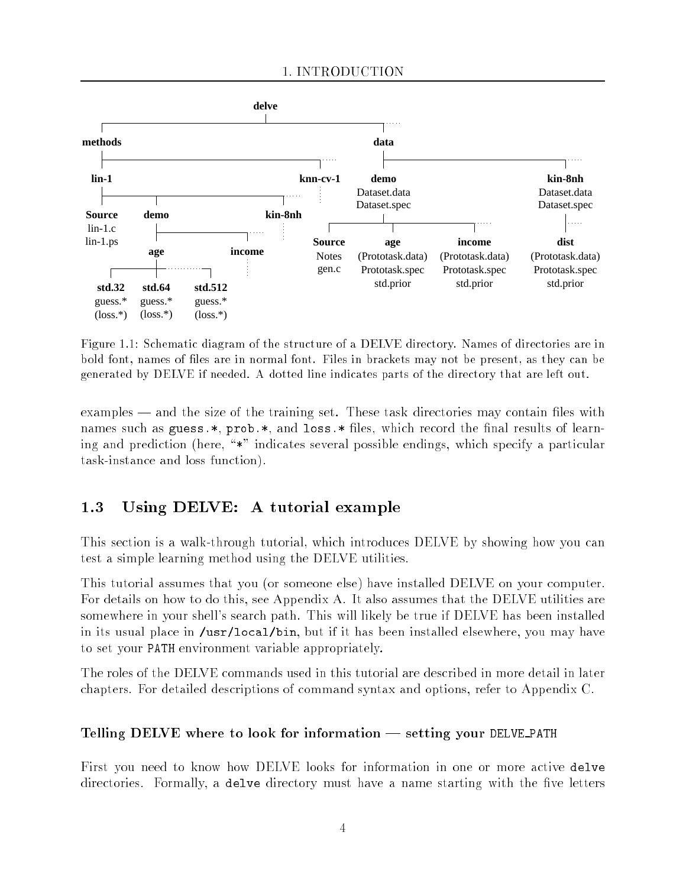```
delve
├── methods
│   ├── lin-1
│   │   ├── Source
│   │   │     lin-1.c
│   │   │     lin-1.ps
│   │   ├── demo
│   │   │   ├── age
│   │   │   │   ├── std.32
│   │   │   │   │     guess.*
│   │   │   │   │     (loss.*)
│   │   │   │   ├── std.64
│   │   │   │   │     guess.*
│   │   │   │   │     (loss.*)
│   │   │   │   ├── ......
│   │   │   │   └── std.512
│   │   │   │         guess.*
│   │   │   │         (loss.*)
│   │   │   ├── income
│   │   │   │   ......
│   │   │   └── ......
│   │   ├── kin-8nh
│   │   │   ......
│   │   └── ......
│   ├── knn-cv-1
│   │   ......
│   └── ......
├── data
│   ├── demo
│   │     Dataset.data
│   │     Dataset.spec
│   │   ├── Source
│   │   │     Notes
│   │   │     gen.c
│   │   ├── age
│   │   │     (Prototask.data)
│   │   │     Prototask.spec
│   │   │     std.prior
│   │   ├── income
│   │   │     (Prototask.data)
│   │   │     Prototask.spec
│   │   │     std.prior
│   │   └── ......
│   ├── kin-8nh
│   │     Dataset.data
│   │     Dataset.spec
│   │   ├── dist
│   │   │     (Prototask.data)
│   │   │     Prototask.spec
│   │   │     std.prior
│   │   └── ......
│   └── ......
└── ......
```

Figure 1.1: Schematic diagram of the structure of a DELVE directory. Names of directories are in bold font, names of files are in normal font. Files in brackets may not be present, as they can be generated by DELVE if needed. A dotted line indicates parts of the directory that are left out.

examples — and the size of the training set. These task directories may contain files with names such as `guess.*`, `prob.*`, and `loss.*` files, which record the final results of learning and prediction (here, "`*`" indicates several possible endings, which specify a particular task-instance and loss function).

## 1.3 Using DELVE: A tutorial example

This section is a walk-through tutorial, which introduces DELVE by showing how you can test a simple learning method using the DELVE utilities.

This tutorial assumes that you (or someone else) have installed DELVE on your computer. For details on how to do this, see Appendix A. It also assumes that the DELVE utilities are somewhere in your shell's search path. This will likely be true if DELVE has been installed in its usual place in `/usr/local/bin`, but if it has been installed elsewhere, you may have to set your `PATH` environment variable appropriately.

The roles of the DELVE commands used in this tutorial are described in more detail in later chapters. For detailed descriptions of command syntax and options, refer to Appendix C.

#### Telling DELVE where to look for information — setting your `DELVE_PATH`

First you need to know how DELVE looks for information in one or more active `delve` directories. Formally, a `delve` directory must have a name starting with the five letters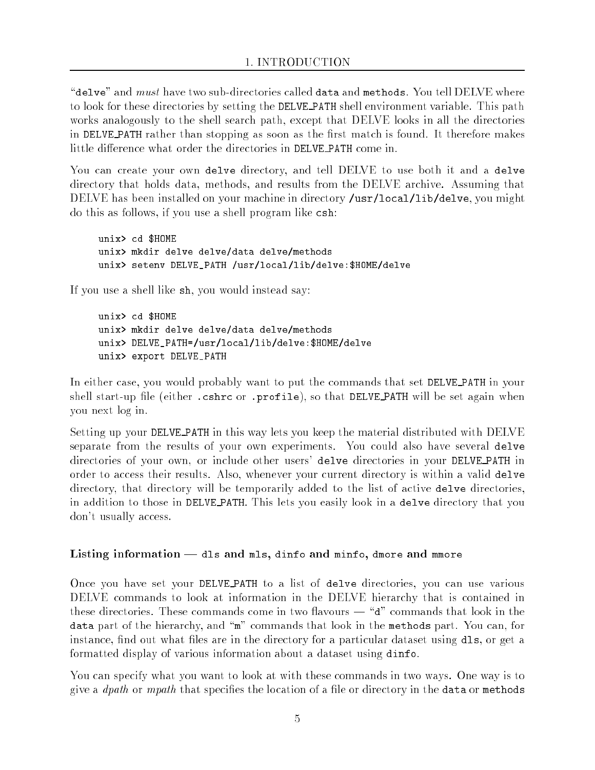"`delve`" and *must* have two sub-directories called `data` and `methods`. You tell DELVE where to look for these directories by setting the `DELVE_PATH` shell environment variable. This path works analogously to the shell search path, except that DELVE looks in all the directories in `DELVE_PATH` rather than stopping as soon as the first match is found. It therefore makes little difference what order the directories in `DELVE_PATH` come in.

You can create your own `delve` directory, and tell DELVE to use both it and a `delve` directory that holds data, methods, and results from the DELVE archive. Assuming that DELVE has been installed on your machine in directory `/usr/local/lib/delve`, you might do this as follows, if you use a shell program like `csh`:

```
unix> cd $HOME
unix> mkdir delve delve/data delve/methods
unix> setenv DELVE_PATH /usr/local/lib/delve:$HOME/delve
```

If you use a shell like `sh`, you would instead say:

```
unix> cd $HOME
unix> mkdir delve delve/data delve/methods
unix> DELVE_PATH=/usr/local/lib/delve:$HOME/delve
unix> export DELVE_PATH
```

In either case, you would probably want to put the commands that set `DELVE_PATH` in your shell start-up file (either `.cshrc` or `.profile`), so that `DELVE_PATH` will be set again when you next log in.

Setting up your `DELVE_PATH` in this way lets you keep the material distributed with DELVE separate from the results of your own experiments. You could also have several `delve` directories of your own, or include other users' `delve` directories in your `DELVE_PATH` in order to access their results. Also, whenever your current directory is within a valid `delve` directory, that directory will be temporarily added to the list of active `delve` directories, in addition to those in `DELVE_PATH`. This lets you easily look in a `delve` directory that you don't usually access.

### Listing information — `dls` and `mls`, `dinfo` and `minfo`, `dmore` and `mmore`

Once you have set your `DELVE_PATH` to a list of `delve` directories, you can use various DELVE commands to look at information in the DELVE hierarchy that is contained in these directories. These commands come in two flavours — "`d`" commands that look in the `data` part of the hierarchy, and "`m`" commands that look in the `methods` part. You can, for instance, find out what files are in the directory for a particular dataset using `dls`, or get a formatted display of various information about a dataset using `dinfo`.

You can specify what you want to look at with these commands in two ways. One way is to give a *dpath* or *mpath* that specifies the location of a file or directory in the `data` or `methods`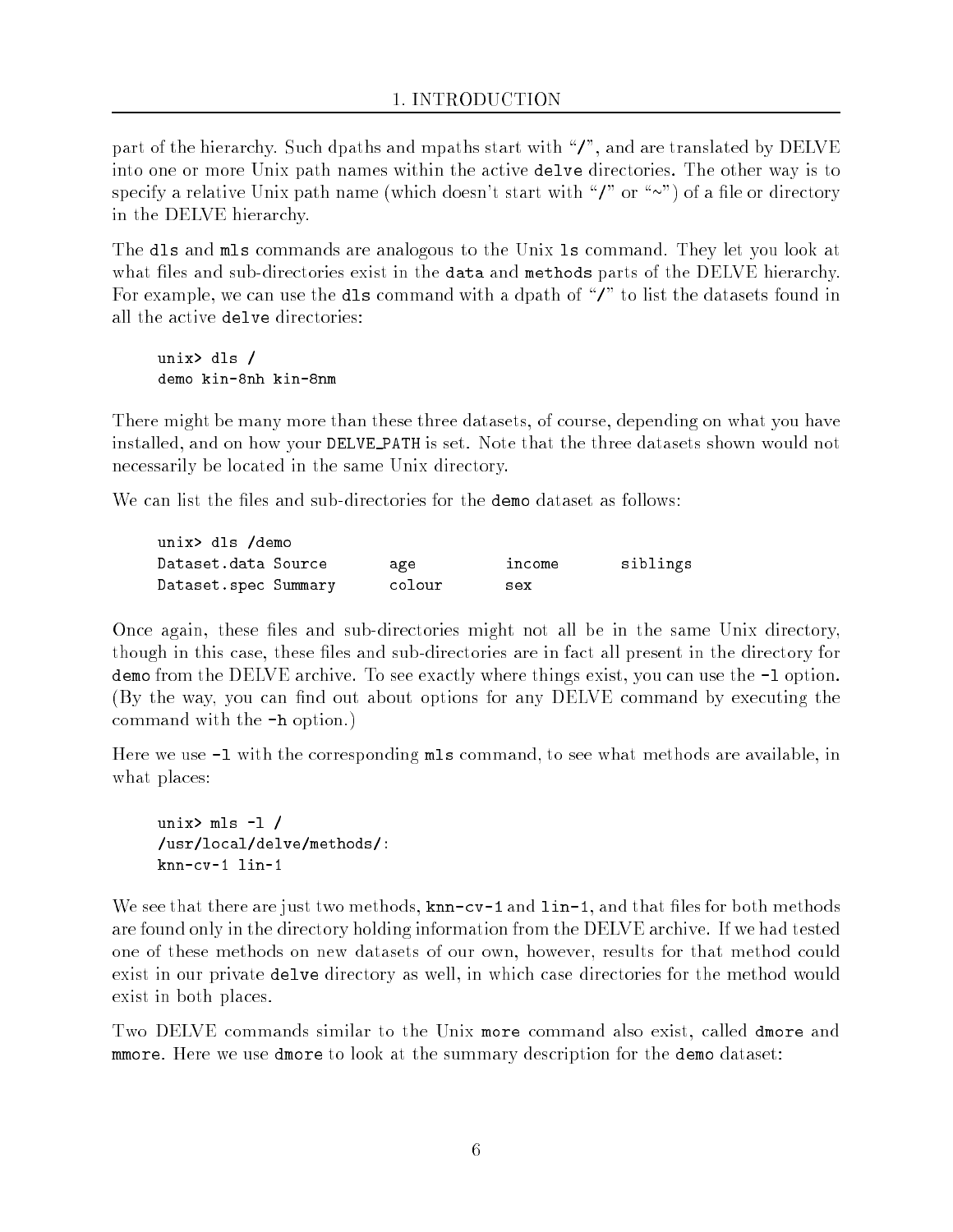part of the hierarchy. Such dpaths and mpaths start with "/", and are translated by DELVE into one or more Unix path names within the active `delve` directories. The other way is to specify a relative Unix path name (which doesn't start with "/" or "~") of a file or directory in the DELVE hierarchy.

The `dls` and `mls` commands are analogous to the Unix `ls` command. They let you look at what files and sub-directories exist in the `data` and `methods` parts of the DELVE hierarchy. For example, we can use the `dls` command with a dpath of "/" to list the datasets found in all the active `delve` directories:

```
unix> dls /
demo kin-8nh kin-8nm
```

There might be many more than these three datasets, of course, depending on what you have installed, and on how your `DELVE_PATH` is set. Note that the three datasets shown would not necessarily be located in the same Unix directory.

We can list the files and sub-directories for the `demo` dataset as follows:

```
unix> dls /demo
Dataset.data Source       age          income       siblings
Dataset.spec Summary      colour       sex
```

Once again, these files and sub-directories might not all be in the same Unix directory, though in this case, these files and sub-directories are in fact all present in the directory for `demo` from the DELVE archive. To see exactly where things exist, you can use the `-l` option. (By the way, you can find out about options for any DELVE command by executing the command with the `-h` option.)

Here we use `-l` with the corresponding `mls` command, to see what methods are available, in what places:

```
unix> mls -l /
/usr/local/delve/methods/:
knn-cv-1 lin-1
```

We see that there are just two methods, `knn-cv-1` and `lin-1`, and that files for both methods are found only in the directory holding information from the DELVE archive. If we had tested one of these methods on new datasets of our own, however, results for that method could exist in our private `delve` directory as well, in which case directories for the method would exist in both places.

Two DELVE commands similar to the Unix `more` command also exist, called `dmore` and `mmore`. Here we use `dmore` to look at the summary description for the `demo` dataset: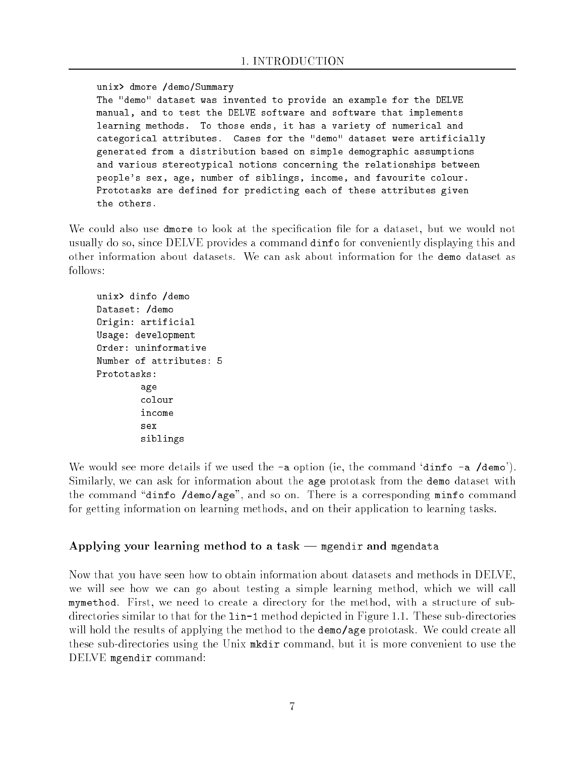```
unix> dmore /demo/Summary
The "demo" dataset was invented to provide an example for the DELVE
manual, and to test the DELVE software and software that implements
learning methods.  To those ends, it has a variety of numerical and
categorical attributes.  Cases for the "demo" dataset were artificially
generated from a distribution based on simple demographic assumptions
and various stereotypical notions concerning the relationships between
people's sex, age, number of siblings, income, and favourite colour.
Prototasks are defined for predicting each of these attributes given
the others.
```

We could also use `dmore` to look at the specification file for a dataset, but we would not usually do so, since DELVE provides a command `dinfo` for conveniently displaying this and other information about datasets. We can ask about information for the `demo` dataset as follows:

```
unix> dinfo /demo
Dataset: /demo
Origin: artificial
Usage: development
Order: uninformative
Number of attributes: 5
Prototasks:
        age
        colour
        income
        sex
        siblings
```

We would see more details if we used the `-a` option (ie, the command '`dinfo -a /demo`'). Similarly, we can ask for information about the `age` prototask from the `demo` dataset with the command "`dinfo /demo/age`", and so on. There is a corresponding `minfo` command for getting information on learning methods, and on their application to learning tasks.

### Applying your learning method to a task — `mgendir` and `mgendata`

Now that you have seen how to obtain information about datasets and methods in DELVE, we will see how we can go about testing a simple learning method, which we will call `mymethod`. First, we need to create a directory for the method, with a structure of sub-directories similar to that for the `lin-1` method depicted in Figure 1.1. These sub-directories will hold the results of applying the method to the `demo/age` prototask. We could create all these sub-directories using the Unix `mkdir` command, but it is more convenient to use the DELVE `mgendir` command: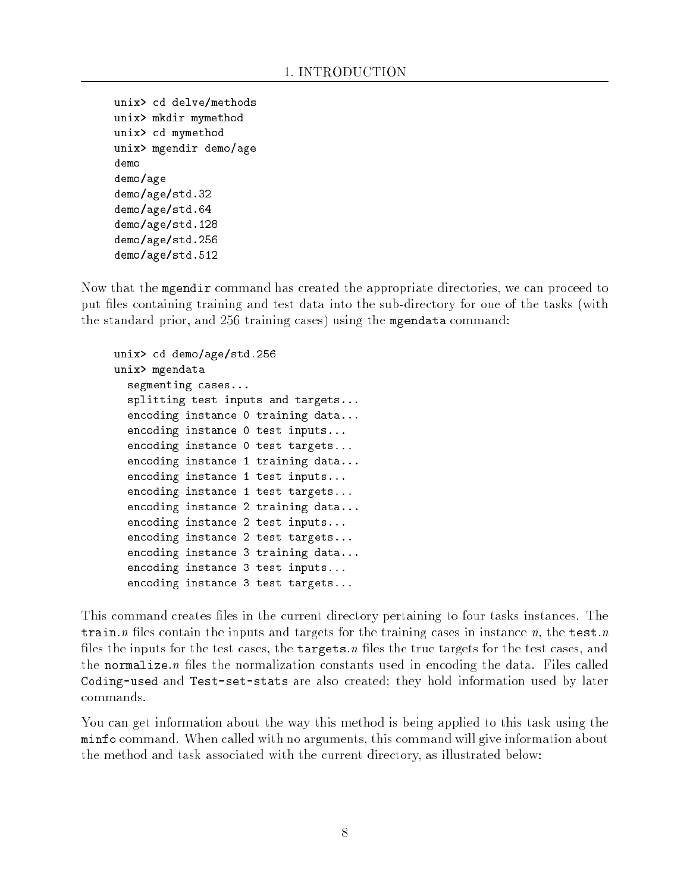```
unix> cd delve/methods
unix> mkdir mymethod
unix> cd mymethod
unix> mgendir demo/age
demo
demo/age
demo/age/std.32
demo/age/std.64
demo/age/std.128
demo/age/std.256
demo/age/std.512
```

Now that the `mgendir` command has created the appropriate directories, we can proceed to put files containing training and test data into the sub-directory for one of the tasks (with the standard prior, and 256 training cases) using the `mgendata` command:

```
unix> cd demo/age/std.256
unix> mgendata
  segmenting cases...
  splitting test inputs and targets...
  encoding instance 0 training data...
  encoding instance 0 test inputs...
  encoding instance 0 test targets...
  encoding instance 1 training data...
  encoding instance 1 test inputs...
  encoding instance 1 test targets...
  encoding instance 2 training data...
  encoding instance 2 test inputs...
  encoding instance 2 test targets...
  encoding instance 3 training data...
  encoding instance 3 test inputs...
  encoding instance 3 test targets...
```

This command creates files in the current directory pertaining to four tasks instances. The `train.`*n* files contain the inputs and targets for the training cases in instance *n*, the `test.`*n* files the inputs for the test cases, the `targets.`*n* files the true targets for the test cases, and the `normalize.`*n* files the normalization constants used in encoding the data. Files called `Coding-used` and `Test-set-stats` are also created; they hold information used by later commands.

You can get information about the way this method is being applied to this task using the `minfo` command. When called with no arguments, this command will give information about the method and task associated with the current directory, as illustrated below: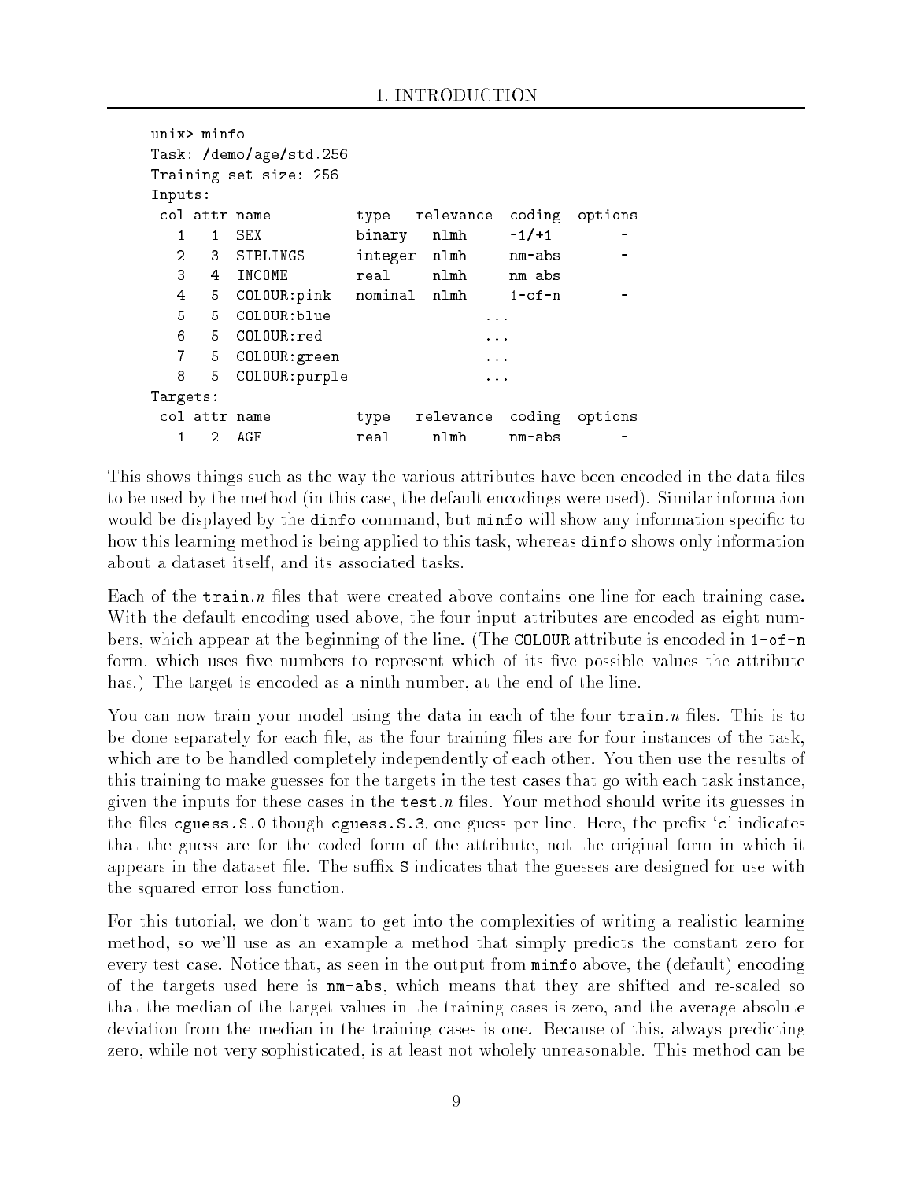```
unix> minfo
Task: /demo/age/std.256
Training set size: 256
Inputs:
 col attr name          type    relevance  coding  options
   1    1  SEX           binary   nlmh      -1/+1      -
   2    3  SIBLINGS      integer  nlmh      nm-abs     -
   3    4  INCOME        real     nlmh      nm-abs     -
   4    5  COLOUR:pink   nominal  nlmh      1-of-n     -
   5    5  COLOUR:blue                  ...
   6    5  COLOUR:red                   ...
   7    5  COLOUR:green                 ...
   8    5  COLOUR:purple                ...
Targets:
 col attr name          type    relevance  coding  options
   1    2  AGE           real     nlmh      nm-abs     -
```

This shows things such as the way the various attributes have been encoded in the data files to be used by the method (in this case, the default encodings were used). Similar information would be displayed by the `dinfo` command, but `minfo` will show any information specific to how this learning method is being applied to this task, whereas `dinfo` shows only information about a dataset itself, and its associated tasks.

Each of the `train.`*n* files that were created above contains one line for each training case. With the default encoding used above, the four input attributes are encoded as eight numbers, which appear at the beginning of the line. (The `COLOUR` attribute is encoded in `1-of-n` form, which uses five numbers to represent which of its five possible values the attribute has.) The target is encoded as a ninth number, at the end of the line.

You can now train your model using the data in each of the four `train.`*n* files. This is to be done separately for each file, as the four training files are for four instances of the task, which are to be handled completely independently of each other. You then use the results of this training to make guesses for the targets in the test cases that go with each task instance, given the inputs for these cases in the `test.`*n* files. Your method should write its guesses in the files `cguess.S.0` though `cguess.S.3`, one guess per line. Here, the prefix '`c`' indicates that the guess are for the coded form of the attribute, not the original form in which it appears in the dataset file. The suffix `S` indicates that the guesses are designed for use with the squared error loss function.

For this tutorial, we don't want to get into the complexities of writing a realistic learning method, so we'll use as an example a method that simply predicts the constant zero for every test case. Notice that, as seen in the output from `minfo` above, the (default) encoding of the targets used here is `nm-abs`, which means that they are shifted and re-scaled so that the median of the target values in the training cases is zero, and the average absolute deviation from the median in the training cases is one. Because of this, always predicting zero, while not very sophisticated, is at least not wholely unreasonable. This method can be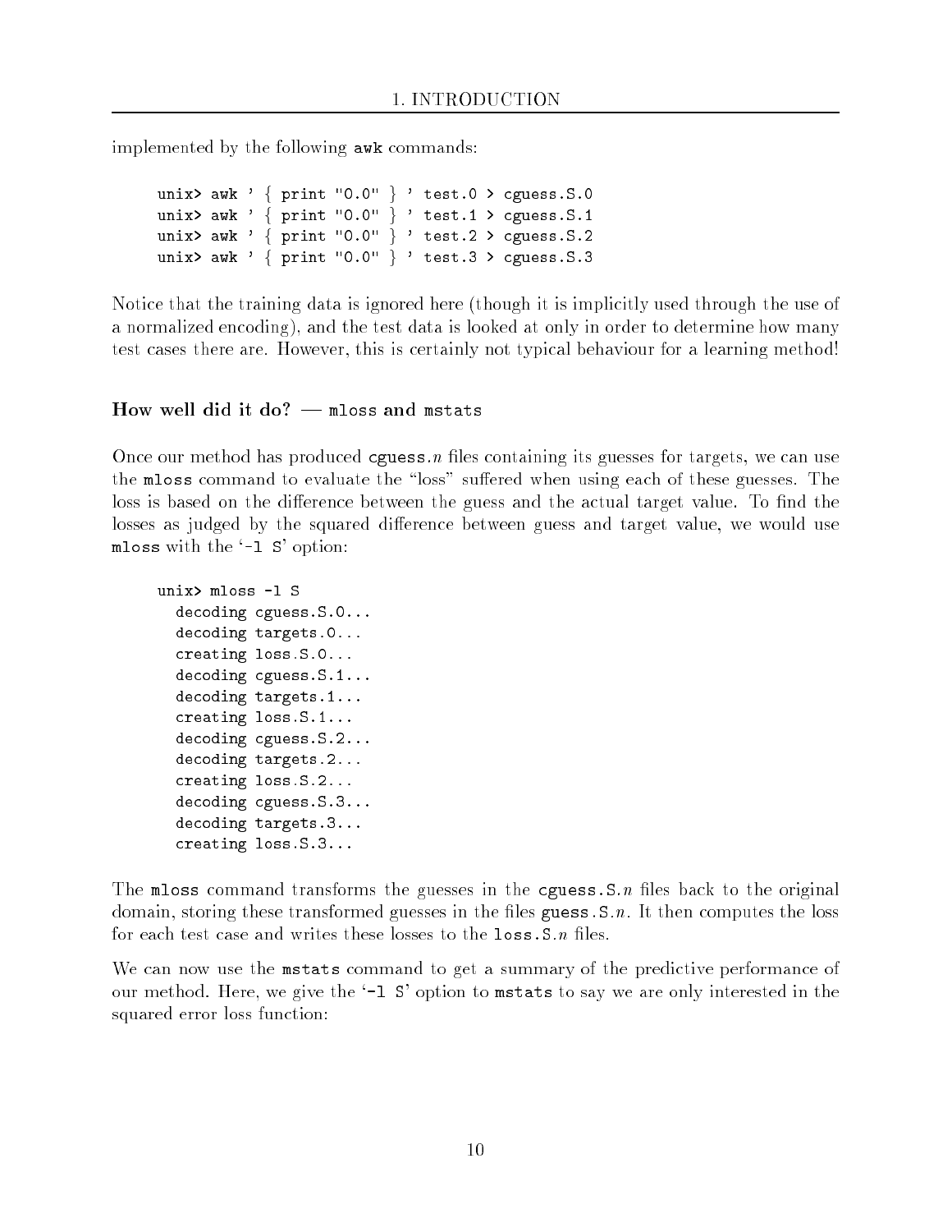implemented by the following **awk** commands:

```
unix> awk ' { print "0.0" } ' test.0 > cguess.S.0
unix> awk ' { print "0.0" } ' test.1 > cguess.S.1
unix> awk ' { print "0.0" } ' test.2 > cguess.S.2
unix> awk ' { print "0.0" } ' test.3 > cguess.S.3
```

Notice that the training data is ignored here (though it is implicitly used through the use of a normalized encoding), and the test data is looked at only in order to determine how many test cases there are. However, this is certainly not typical behaviour for a learning method!

### How well did it do? — mloss and mstats

Once our method has produced cguess.*n* files containing its guesses for targets, we can use the mloss command to evaluate the "loss" suffered when using each of these guesses. The loss is based on the difference between the guess and the actual target value. To find the losses as judged by the squared difference between guess and target value, we would use mloss with the '-l S' option:

```
unix> mloss -l S
  decoding cguess.S.0...
  decoding targets.0...
  creating loss.S.0...
  decoding cguess.S.1...
  decoding targets.1...
  creating loss.S.1...
  decoding cguess.S.2...
  decoding targets.2...
  creating loss.S.2...
  decoding cguess.S.3...
  decoding targets.3...
  creating loss.S.3...
```

The mloss command transforms the guesses in the cguess.S.*n* files back to the original domain, storing these transformed guesses in the files guess.S.*n*. It then computes the loss for each test case and writes these losses to the loss.S.*n* files.

We can now use the mstats command to get a summary of the predictive performance of our method. Here, we give the '-l S' option to mstats to say we are only interested in the squared error loss function: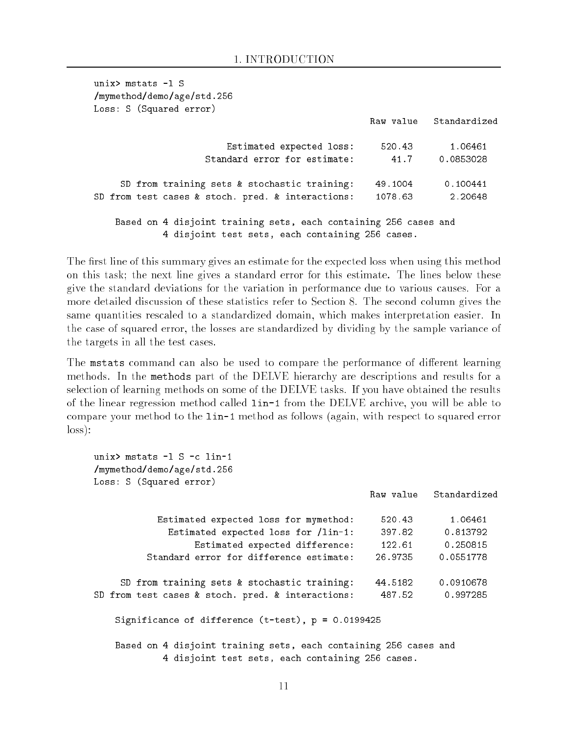```
unix> mstats -l S
/mymethod/demo/age/std.256
Loss: S (Squared error)
                                                      Raw value    Standardized

                       Estimated expected loss:         520.43        1.06461
                  Standard error for estimate:            41.7      0.0853028

     SD from training sets & stochastic training:     49.1004       0.100441
SD from test cases & stoch. pred. & interactions:     1078.63        2.20648

    Based on 4 disjoint training sets, each containing 256 cases and
             4 disjoint test sets, each containing 256 cases.
```

The first line of this summary gives an estimate for the expected loss when using this method on this task; the next line gives a standard error for this estimate. The lines below these give the standard deviations for the variation in performance due to various causes. For a more detailed discussion of these statistics refer to Section 8. The second column gives the same quantities rescaled to a standardized domain, which makes interpretation easier. In the case of squared error, the losses are standardized by dividing by the sample variance of the targets in all the test cases.

The `mstats` command can also be used to compare the performance of different learning methods. In the `methods` part of the DELVE hierarchy are descriptions and results for a selection of learning methods on some of the DELVE tasks. If you have obtained the results of the linear regression method called `lin-1` from the DELVE archive, you will be able to compare your method to the `lin-1` method as follows (again, with respect to squared error loss):

```
unix> mstats -l S -c lin-1
/mymethod/demo/age/std.256
Loss: S (Squared error)
                                                      Raw value    Standardized

           Estimated expected loss for mymethod:        520.43        1.06461
             Estimated expected loss for /lin-1:        397.82       0.813792
                  Estimated expected difference:        122.61       0.250815
         Standard error for difference estimate:       26.9735      0.0551778

     SD from training sets & stochastic training:      44.5182      0.0910678
SD from test cases & stoch. pred. & interactions:       487.52       0.997285

    Significance of difference (t-test), p = 0.0199425

    Based on 4 disjoint training sets, each containing 256 cases and
             4 disjoint test sets, each containing 256 cases.
```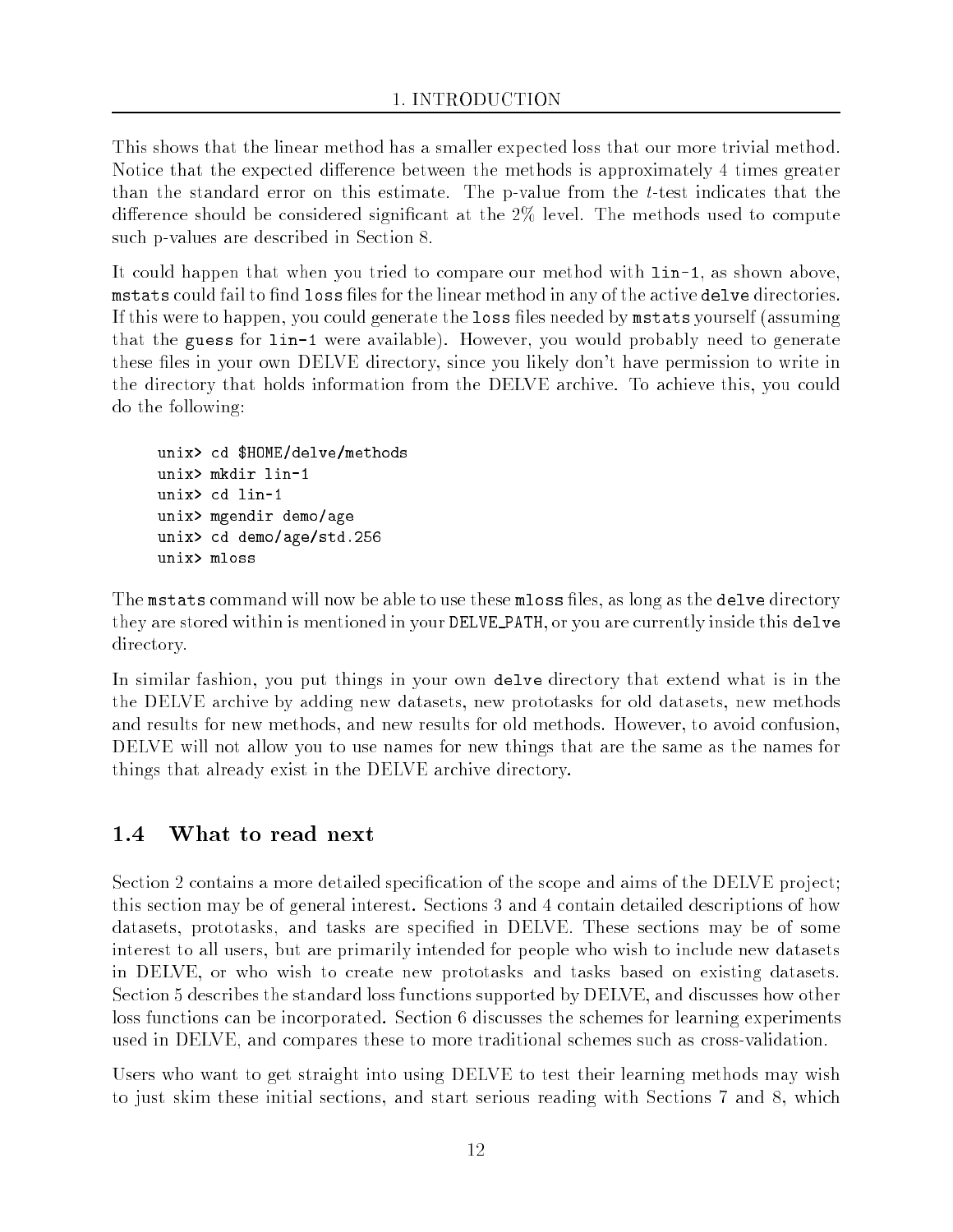This shows that the linear method has a smaller expected loss that our more trivial method. Notice that the expected difference between the methods is approximately 4 times greater than the standard error on this estimate. The p-value from the $t$-test indicates that the difference should be considered significant at the 2% level. The methods used to compute such p-values are described in Section 8.

It could happen that when you tried to compare our method with `lin-1`, as shown above, `mstats` could fail to find `loss` files for the linear method in any of the active `delve` directories. If this were to happen, you could generate the `loss` files needed by `mstats` yourself (assuming that the `guess` for `lin-1` were available). However, you would probably need to generate these files in your own DELVE directory, since you likely don't have permission to write in the directory that holds information from the DELVE archive. To achieve this, you could do the following:

```
unix> cd $HOME/delve/methods
unix> mkdir lin-1
unix> cd lin-1
unix> mgendir demo/age
unix> cd demo/age/std.256
unix> mloss
```

The `mstats` command will now be able to use these `mloss` files, as long as the `delve` directory they are stored within is mentioned in your `DELVE_PATH`, or you are currently inside this `delve` directory.

In similar fashion, you put things in your own `delve` directory that extend what is in the the DELVE archive by adding new datasets, new prototasks for old datasets, new methods and results for new methods, and new results for old methods. However, to avoid confusion, DELVE will not allow you to use names for new things that are the same as the names for things that already exist in the DELVE archive directory.

## 1.4 What to read next

Section 2 contains a more detailed specification of the scope and aims of the DELVE project; this section may be of general interest. Sections 3 and 4 contain detailed descriptions of how datasets, prototasks, and tasks are specified in DELVE. These sections may be of some interest to all users, but are primarily intended for people who wish to include new datasets in DELVE, or who wish to create new prototasks and tasks based on existing datasets. Section 5 describes the standard loss functions supported by DELVE, and discusses how other loss functions can be incorporated. Section 6 discusses the schemes for learning experiments used in DELVE, and compares these to more traditional schemes such as cross-validation.

Users who want to get straight into using DELVE to test their learning methods may wish to just skim these initial sections, and start serious reading with Sections 7 and 8, which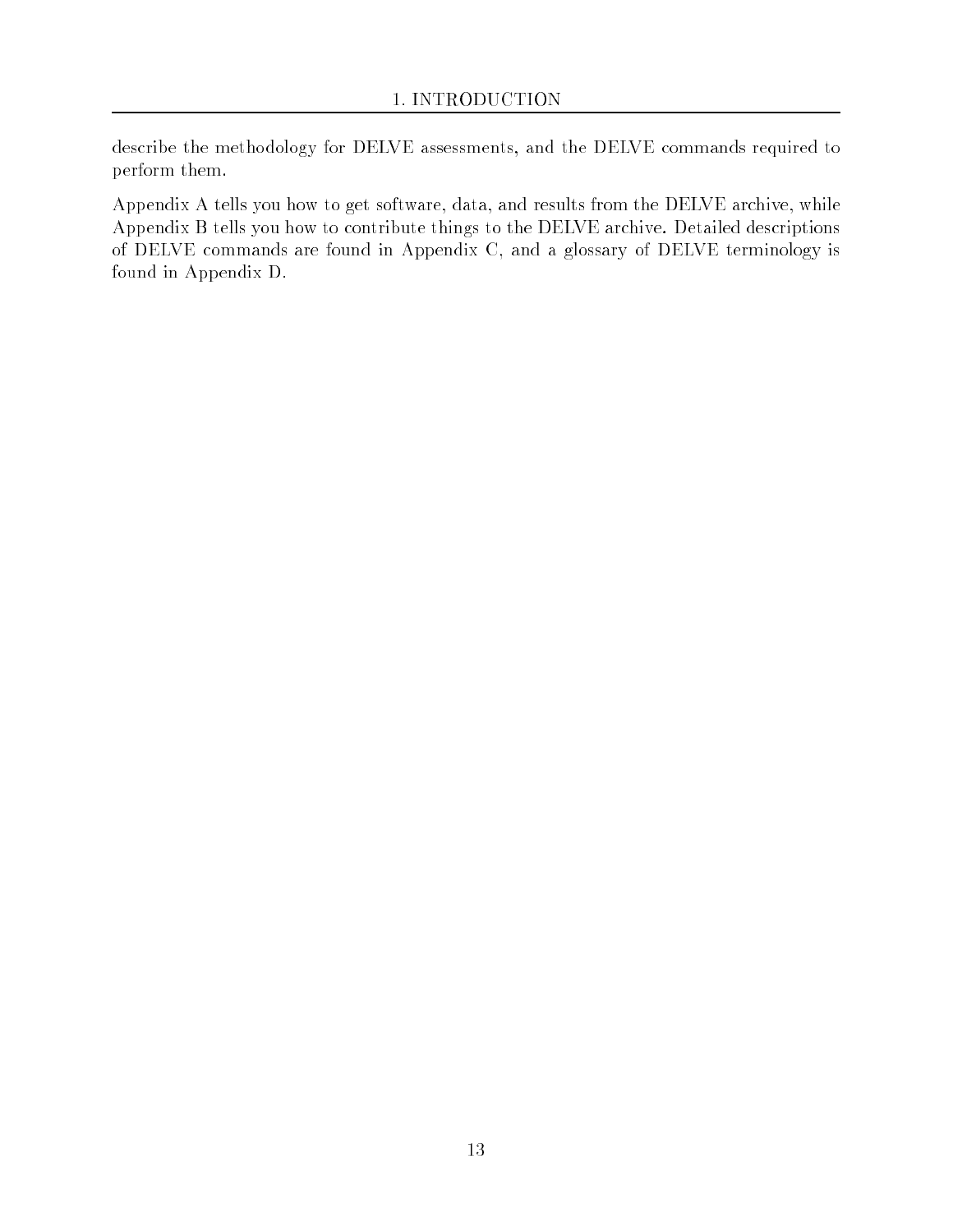describe the methodology for DELVE assessments, and the DELVE commands required to perform them.

Appendix A tells you how to get software, data, and results from the DELVE archive, while Appendix B tells you how to contribute things to the DELVE archive. Detailed descriptions of DELVE commands are found in Appendix C, and a glossary of DELVE terminology is found in Appendix D.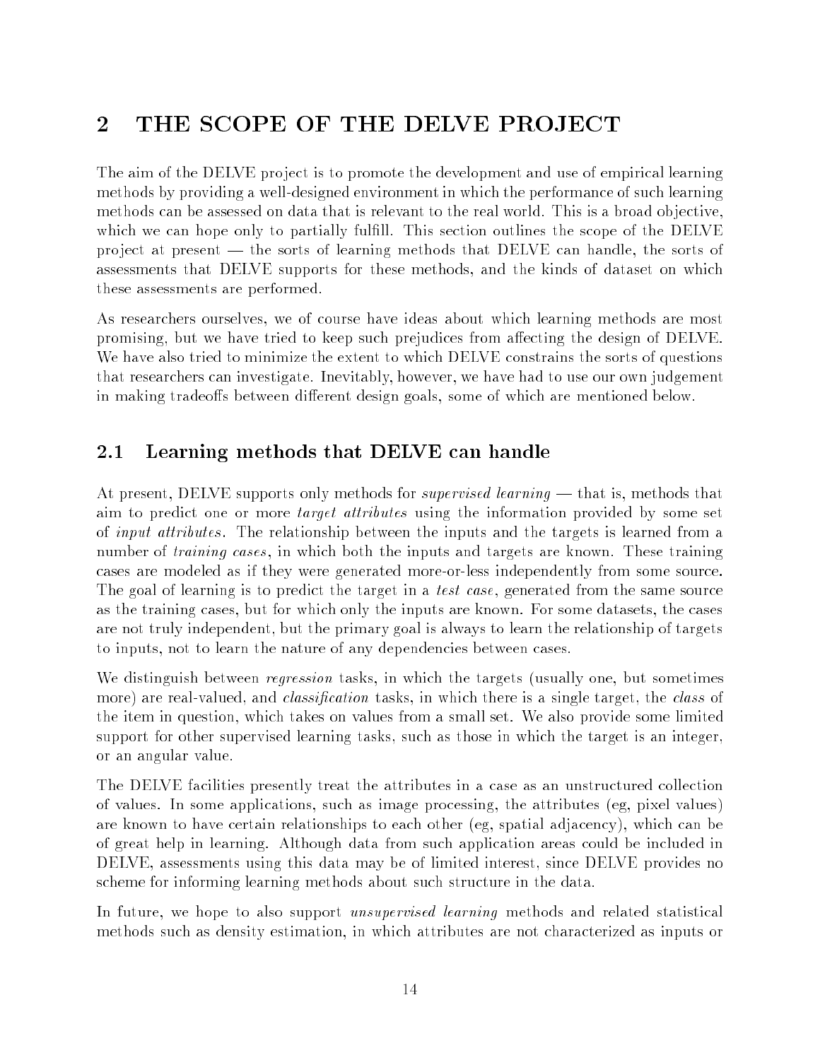# 2 THE SCOPE OF THE DELVE PROJECT

The aim of the DELVE project is to promote the development and use of empirical learning methods by providing a well-designed environment in which the performance of such learning methods can be assessed on data that is relevant to the real world. This is a broad objective, which we can hope only to partially fulfill. This section outlines the scope of the DELVE project at present — the sorts of learning methods that DELVE can handle, the sorts of assessments that DELVE supports for these methods, and the kinds of dataset on which these assessments are performed.

As researchers ourselves, we of course have ideas about which learning methods are most promising, but we have tried to keep such prejudices from affecting the design of DELVE. We have also tried to minimize the extent to which DELVE constrains the sorts of questions that researchers can investigate. Inevitably, however, we have had to use our own judgement in making tradeoffs between different design goals, some of which are mentioned below.

## 2.1 Learning methods that DELVE can handle

At present, DELVE supports only methods for *supervised learning* — that is, methods that aim to predict one or more *target attributes* using the information provided by some set of *input attributes*. The relationship between the inputs and the targets is learned from a number of *training cases*, in which both the inputs and targets are known. These training cases are modeled as if they were generated more-or-less independently from some source. The goal of learning is to predict the target in a *test case*, generated from the same source as the training cases, but for which only the inputs are known. For some datasets, the cases are not truly independent, but the primary goal is always to learn the relationship of targets to inputs, not to learn the nature of any dependencies between cases.

We distinguish between *regression* tasks, in which the targets (usually one, but sometimes more) are real-valued, and *classification* tasks, in which there is a single target, the *class* of the item in question, which takes on values from a small set. We also provide some limited support for other supervised learning tasks, such as those in which the target is an integer, or an angular value.

The DELVE facilities presently treat the attributes in a case as an unstructured collection of values. In some applications, such as image processing, the attributes (eg, pixel values) are known to have certain relationships to each other (eg, spatial adjacency), which can be of great help in learning. Although data from such application areas could be included in DELVE, assessments using this data may be of limited interest, since DELVE provides no scheme for informing learning methods about such structure in the data.

In future, we hope to also support *unsupervised learning* methods and related statistical methods such as density estimation, in which attributes are not characterized as inputs or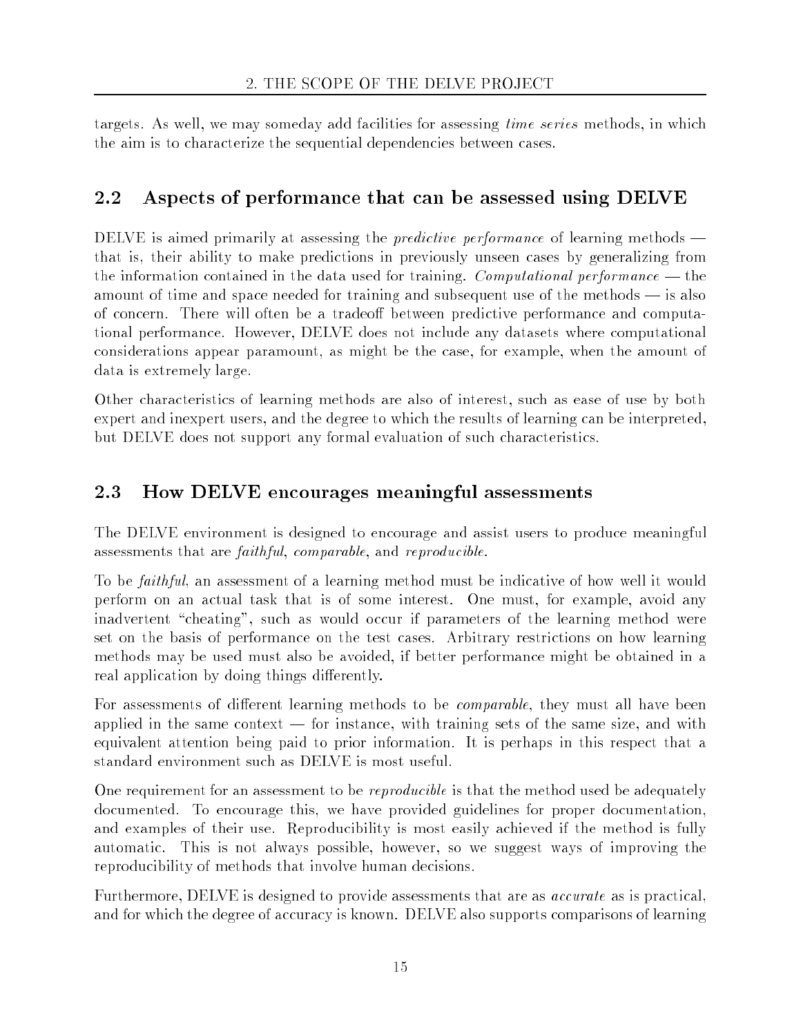targets. As well, we may someday add facilities for assessing *time series* methods, in which the aim is to characterize the sequential dependencies between cases.

## 2.2 Aspects of performance that can be assessed using DELVE

DELVE is aimed primarily at assessing the *predictive performance* of learning methods — that is, their ability to make predictions in previously unseen cases by generalizing from the information contained in the data used for training. *Computational performance* — the amount of time and space needed for training and subsequent use of the methods — is also of concern. There will often be a tradeoff between predictive performance and computational performance. However, DELVE does not include any datasets where computational considerations appear paramount, as might be the case, for example, when the amount of data is extremely large.

Other characteristics of learning methods are also of interest, such as ease of use by both expert and inexpert users, and the degree to which the results of learning can be interpreted, but DELVE does not support any formal evaluation of such characteristics.

## 2.3 How DELVE encourages meaningful assessments

The DELVE environment is designed to encourage and assist users to produce meaningful assessments that are *faithful*, *comparable*, and *reproducible*.

To be *faithful*, an assessment of a learning method must be indicative of how well it would perform on an actual task that is of some interest. One must, for example, avoid any inadvertent "cheating", such as would occur if parameters of the learning method were set on the basis of performance on the test cases. Arbitrary restrictions on how learning methods may be used must also be avoided, if better performance might be obtained in a real application by doing things differently.

For assessments of different learning methods to be *comparable*, they must all have been applied in the same context — for instance, with training sets of the same size, and with equivalent attention being paid to prior information. It is perhaps in this respect that a standard environment such as DELVE is most useful.

One requirement for an assessment to be *reproducible* is that the method used be adequately documented. To encourage this, we have provided guidelines for proper documentation, and examples of their use. Reproducibility is most easily achieved if the method is fully automatic. This is not always possible, however, so we suggest ways of improving the reproducibility of methods that involve human decisions.

Furthermore, DELVE is designed to provide assessments that are as *accurate* as is practical, and for which the degree of accuracy is known. DELVE also supports comparisons of learning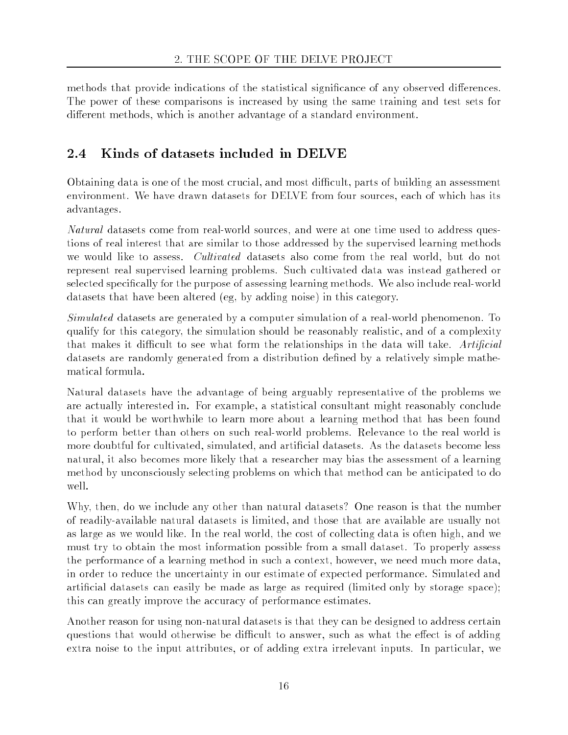methods that provide indications of the statistical significance of any observed differences. The power of these comparisons is increased by using the same training and test sets for different methods, which is another advantage of a standard environment.

## 2.4 Kinds of datasets included in DELVE

Obtaining data is one of the most crucial, and most difficult, parts of building an assessment environment. We have drawn datasets for DELVE from four sources, each of which has its advantages.

*Natural* datasets come from real-world sources, and were at one time used to address questions of real interest that are similar to those addressed by the supervised learning methods we would like to assess. *Cultivated* datasets also come from the real world, but do not represent real supervised learning problems. Such cultivated data was instead gathered or selected specifically for the purpose of assessing learning methods. We also include real-world datasets that have been altered (eg, by adding noise) in this category.

*Simulated* datasets are generated by a computer simulation of a real-world phenomenon. To qualify for this category, the simulation should be reasonably realistic, and of a complexity that makes it difficult to see what form the relationships in the data will take. *Artificial* datasets are randomly generated from a distribution defined by a relatively simple mathematical formula.

Natural datasets have the advantage of being arguably representative of the problems we are actually interested in. For example, a statistical consultant might reasonably conclude that it would be worthwhile to learn more about a learning method that has been found to perform better than others on such real-world problems. Relevance to the real world is more doubtful for cultivated, simulated, and artificial datasets. As the datasets become less natural, it also becomes more likely that a researcher may bias the assessment of a learning method by unconsciously selecting problems on which that method can be anticipated to do well.

Why, then, do we include any other than natural datasets? One reason is that the number of readily-available natural datasets is limited, and those that are available are usually not as large as we would like. In the real world, the cost of collecting data is often high, and we must try to obtain the most information possible from a small dataset. To properly assess the performance of a learning method in such a context, however, we need much more data, in order to reduce the uncertainty in our estimate of expected performance. Simulated and artificial datasets can easily be made as large as required (limited only by storage space); this can greatly improve the accuracy of performance estimates.

Another reason for using non-natural datasets is that they can be designed to address certain questions that would otherwise be difficult to answer, such as what the effect is of adding extra noise to the input attributes, or of adding extra irrelevant inputs. In particular, we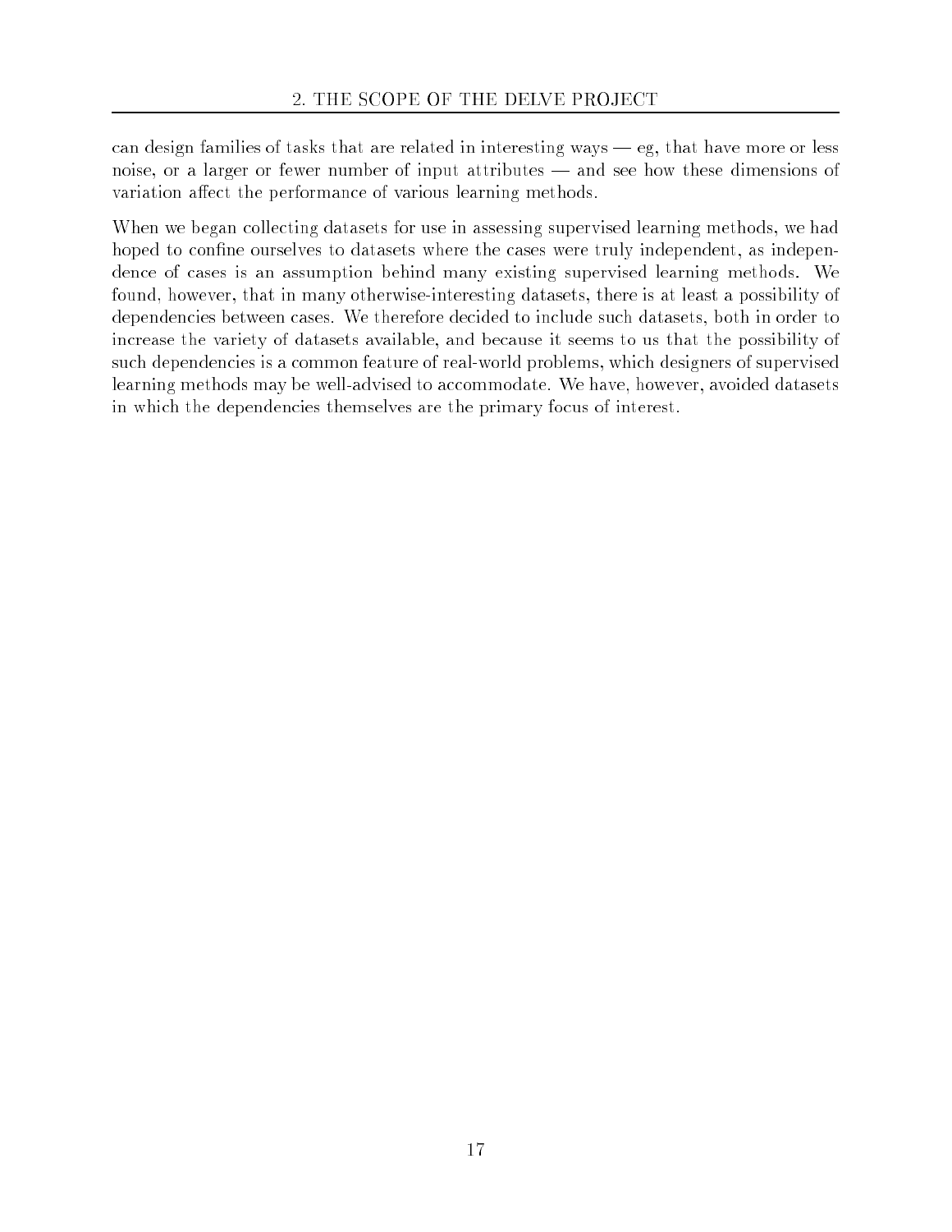can design families of tasks that are related in interesting ways — eg, that have more or less noise, or a larger or fewer number of input attributes — and see how these dimensions of variation affect the performance of various learning methods.

When we began collecting datasets for use in assessing supervised learning methods, we had hoped to confine ourselves to datasets where the cases were truly independent, as independence of cases is an assumption behind many existing supervised learning methods. We found, however, that in many otherwise-interesting datasets, there is at least a possibility of dependencies between cases. We therefore decided to include such datasets, both in order to increase the variety of datasets available, and because it seems to us that the possibility of such dependencies is a common feature of real-world problems, which designers of supervised learning methods may be well-advised to accommodate. We have, however, avoided datasets in which the dependencies themselves are the primary focus of interest.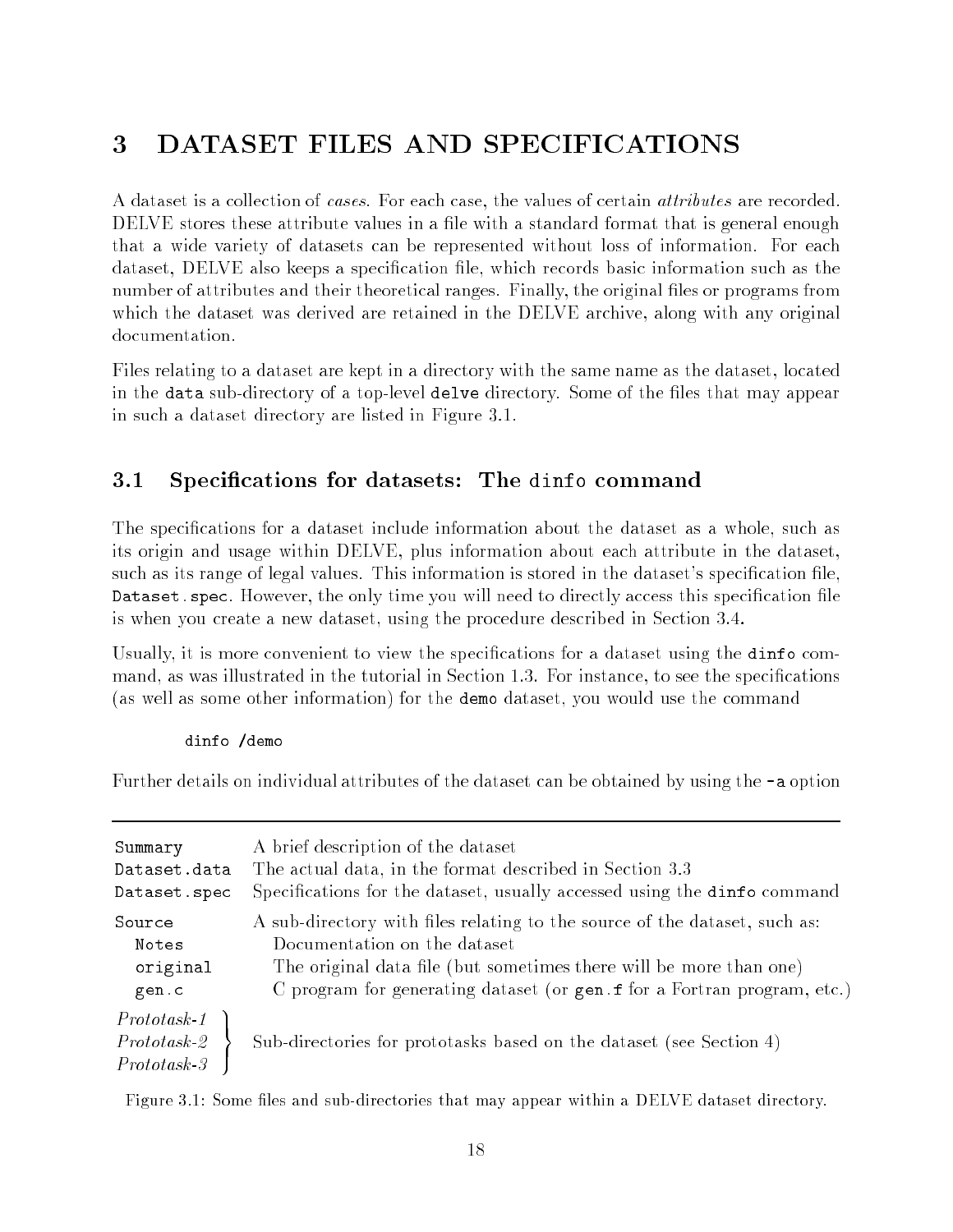# 3 DATASET FILES AND SPECIFICATIONS

A dataset is a collection of *cases*. For each case, the values of certain *attributes* are recorded. DELVE stores these attribute values in a file with a standard format that is general enough that a wide variety of datasets can be represented without loss of information. For each dataset, DELVE also keeps a specification file, which records basic information such as the number of attributes and their theoretical ranges. Finally, the original files or programs from which the dataset was derived are retained in the DELVE archive, along with any original documentation.

Files relating to a dataset are kept in a directory with the same name as the dataset, located in the `data` sub-directory of a top-level `delve` directory. Some of the files that may appear in such a dataset directory are listed in Figure 3.1.

## 3.1 Specifications for datasets: The `dinfo` command

The specifications for a dataset include information about the dataset as a whole, such as its origin and usage within DELVE, plus information about each attribute in the dataset, such as its range of legal values. This information is stored in the dataset's specification file, `Dataset.spec`. However, the only time you will need to directly access this specification file is when you create a new dataset, using the procedure described in Section 3.4.

Usually, it is more convenient to view the specifications for a dataset using the `dinfo` command, as was illustrated in the tutorial in Section 1.3. For instance, to see the specifications (as well as some other information) for the `demo` dataset, you would use the command

```
dinfo /demo
```

Further details on individual attributes of the dataset can be obtained by using the `-a` option

| | |
|---|---|
| `Summary` | A brief description of the dataset |
| `Dataset.data` | The actual data, in the format described in Section 3.3 |
| `Dataset.spec` | Specifications for the dataset, usually accessed using the `dinfo` command |
| `Source` | A sub-directory with files relating to the source of the dataset, such as: |
| &nbsp;&nbsp;`Notes` | &nbsp;&nbsp;Documentation on the dataset |
| &nbsp;&nbsp;`original` | &nbsp;&nbsp;The original data file (but sometimes there will be more than one) |
| &nbsp;&nbsp;`gen.c` | &nbsp;&nbsp;C program for generating dataset (or `gen.f` for a Fortran program, etc.) |
| *Prototask-1*, *Prototask-2*, *Prototask-3* | Sub-directories for prototasks based on the dataset (see Section 4) |

Figure 3.1: Some files and sub-directories that may appear within a DELVE dataset directory.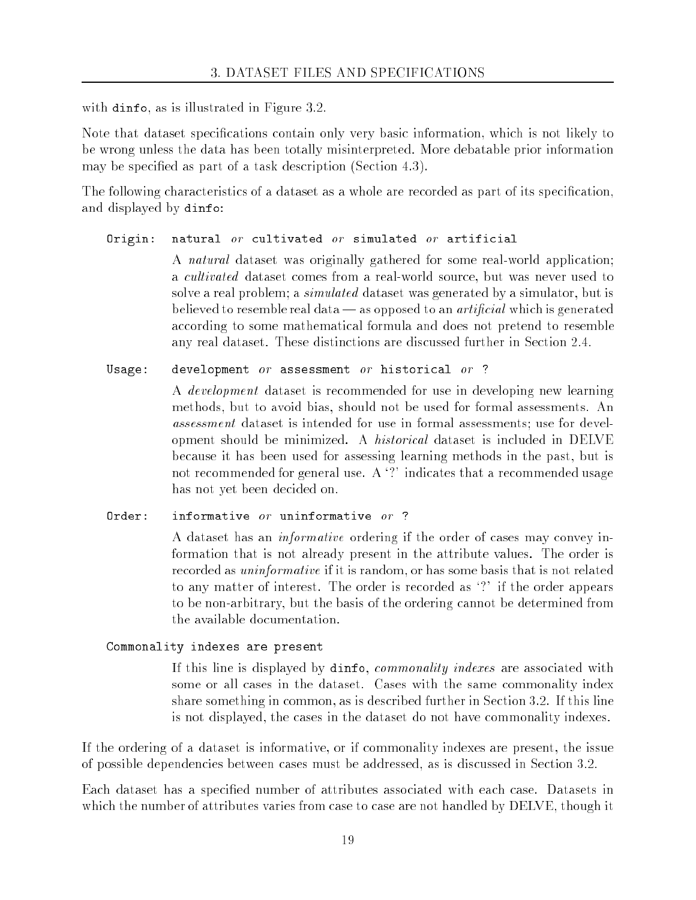with `dinfo`, as is illustrated in Figure 3.2.

Note that dataset specifications contain only very basic information, which is not likely to be wrong unless the data has been totally misinterpreted. More debatable prior information may be specified as part of a task description (Section 4.3).

The following characteristics of a dataset as a whole are recorded as part of its specification, and displayed by `dinfo`:

`Origin:` `natural` *or* `cultivated` *or* `simulated` *or* `artificial`

> A *natural* dataset was originally gathered for some real-world application; a *cultivated* dataset comes from a real-world source, but was never used to solve a real problem; a *simulated* dataset was generated by a simulator, but is believed to resemble real data — as opposed to an *artificial* which is generated according to some mathematical formula and does not pretend to resemble any real dataset. These distinctions are discussed further in Section 2.4.

`Usage:` `development` *or* `assessment` *or* `historical` *or* `?`

> A *development* dataset is recommended for use in developing new learning methods, but to avoid bias, should not be used for formal assessments. An *assessment* dataset is intended for use in formal assessments; use for development should be minimized. A *historical* dataset is included in DELVE because it has been used for assessing learning methods in the past, but is not recommended for general use. A '?' indicates that a recommended usage has not yet been decided on.

`Order:` `informative` *or* `uninformative` *or* `?`

> A dataset has an *informative* ordering if the order of cases may convey information that is not already present in the attribute values. The order is recorded as *uninformative* if it is random, or has some basis that is not related to any matter of interest. The order is recorded as '?' if the order appears to be non-arbitrary, but the basis of the ordering cannot be determined from the available documentation.

`Commonality indexes are present`

> If this line is displayed by `dinfo`, *commonality indexes* are associated with some or all cases in the dataset. Cases with the same commonality index share something in common, as is described further in Section 3.2. If this line is not displayed, the cases in the dataset do not have commonality indexes.

If the ordering of a dataset is informative, or if commonality indexes are present, the issue of possible dependencies between cases must be addressed, as is discussed in Section 3.2.

Each dataset has a specified number of attributes associated with each case. Datasets in which the number of attributes varies from case to case are not handled by DELVE, though it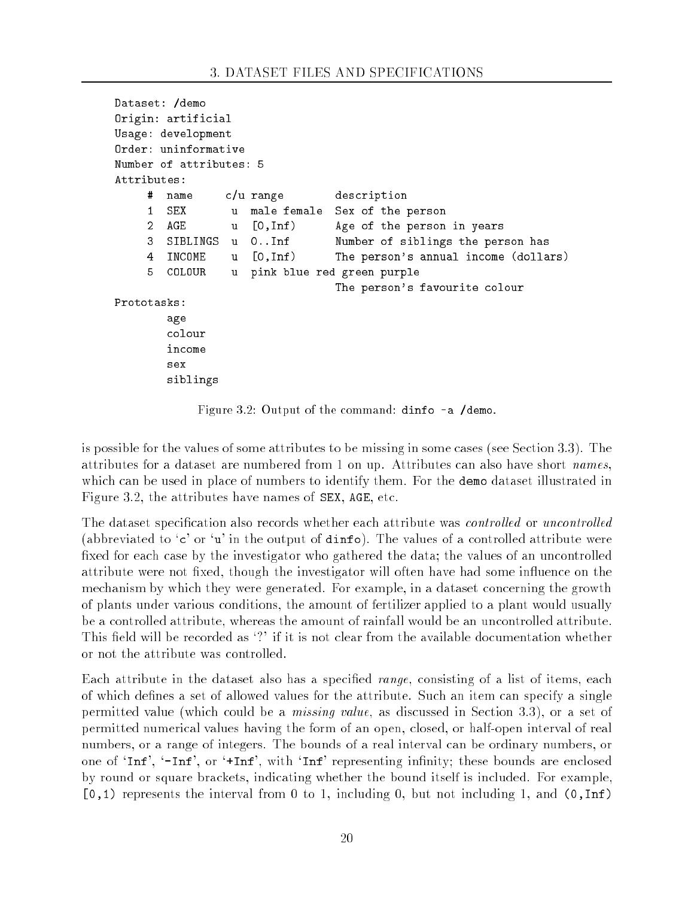```
Dataset: /demo
Origin: artificial
Usage: development
Order: uninformative
Number of attributes: 5
Attributes:
     #  name     c/u range         description
     1  SEX       u  male female   Sex of the person
     2  AGE       u  [0,Inf)       Age of the person in years
     3  SIBLINGS  u  0..Inf        Number of siblings the person has
     4  INCOME    u  [0,Inf)       The person's annual income (dollars)
     5  COLOUR    u  pink blue red green purple
                                   The person's favourite colour
Prototasks:
        age
        colour
        income
        sex
        siblings
```

Figure 3.2: Output of the command: `dinfo -a /demo`.

is possible for the values of some attributes to be missing in some cases (see Section 3.3). The attributes for a dataset are numbered from 1 on up. Attributes can also have short *names*, which can be used in place of numbers to identify them. For the `demo` dataset illustrated in Figure 3.2, the attributes have names of `SEX`, `AGE`, etc.

The dataset specification also records whether each attribute was *controlled* or *uncontrolled* (abbreviated to '`c`' or '`u`' in the output of `dinfo`). The values of a controlled attribute were fixed for each case by the investigator who gathered the data; the values of an uncontrolled attribute were not fixed, though the investigator will often have had some influence on the mechanism by which they were generated. For example, in a dataset concerning the growth of plants under various conditions, the amount of fertilizer applied to a plant would usually be a controlled attribute, whereas the amount of rainfall would be an uncontrolled attribute. This field will be recorded as '?' if it is not clear from the available documentation whether or not the attribute was controlled.

Each attribute in the dataset also has a specified *range*, consisting of a list of items, each of which defines a set of allowed values for the attribute. Such an item can specify a single permitted value (which could be a *missing value*, as discussed in Section 3.3), or a set of permitted numerical values having the form of an open, closed, or half-open interval of real numbers, or a range of integers. The bounds of a real interval can be ordinary numbers, or one of '`Inf`', '`-Inf`', or '`+Inf`', with '`Inf`' representing infinity; these bounds are enclosed by round or square brackets, indicating whether the bound itself is included. For example, `[0,1)` represents the interval from 0 to 1, including 0, but not including 1, and `(0,Inf)`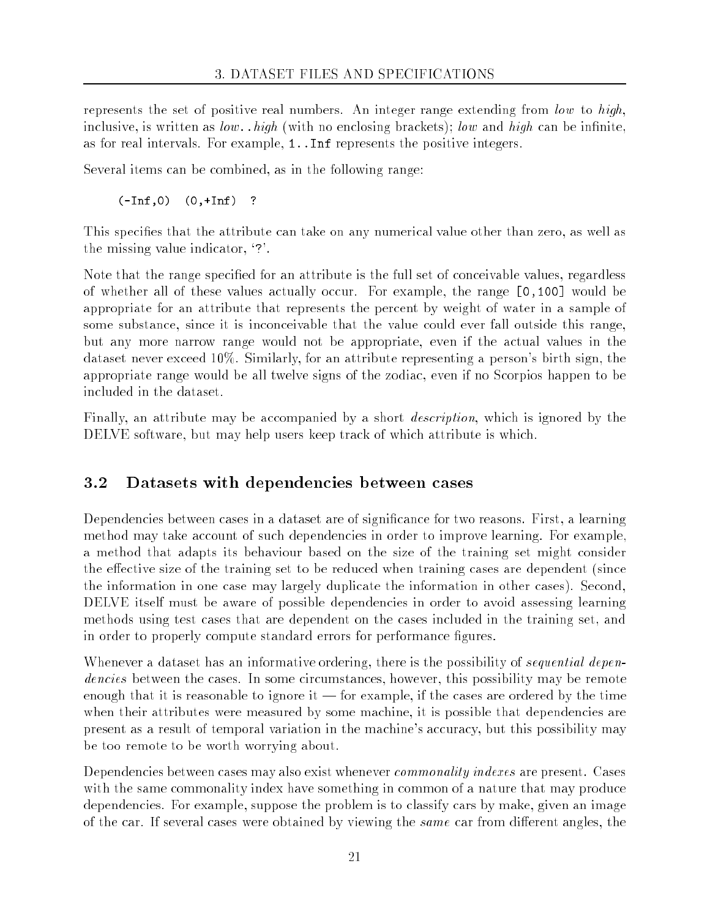represents the set of positive real numbers. An integer range extending from *low* to *high*, inclusive, is written as *low*`..`*high* (with no enclosing brackets); *low* and *high* can be infinite, as for real intervals. For example, `1..Inf` represents the positive integers.

Several items can be combined, as in the following range:

```
(-Inf,0)  (0,+Inf)  ?
```

This specifies that the attribute can take on any numerical value other than zero, as well as the missing value indicator, '`?`'.

Note that the range specified for an attribute is the full set of conceivable values, regardless of whether all of these values actually occur. For example, the range `[0,100]` would be appropriate for an attribute that represents the percent by weight of water in a sample of some substance, since it is inconceivable that the value could ever fall outside this range, but any more narrow range would not be appropriate, even if the actual values in the dataset never exceed 10%. Similarly, for an attribute representing a person's birth sign, the appropriate range would be all twelve signs of the zodiac, even if no Scorpios happen to be included in the dataset.

Finally, an attribute may be accompanied by a short *description*, which is ignored by the DELVE software, but may help users keep track of which attribute is which.

## 3.2 Datasets with dependencies between cases

Dependencies between cases in a dataset are of significance for two reasons. First, a learning method may take account of such dependencies in order to improve learning. For example, a method that adapts its behaviour based on the size of the training set might consider the effective size of the training set to be reduced when training cases are dependent (since the information in one case may largely duplicate the information in other cases). Second, DELVE itself must be aware of possible dependencies in order to avoid assessing learning methods using test cases that are dependent on the cases included in the training set, and in order to properly compute standard errors for performance figures.

Whenever a dataset has an informative ordering, there is the possibility of *sequential dependencies* between the cases. In some circumstances, however, this possibility may be remote enough that it is reasonable to ignore it — for example, if the cases are ordered by the time when their attributes were measured by some machine, it is possible that dependencies are present as a result of temporal variation in the machine's accuracy, but this possibility may be too remote to be worth worrying about.

Dependencies between cases may also exist whenever *commonality indexes* are present. Cases with the same commonality index have something in common of a nature that may produce dependencies. For example, suppose the problem is to classify cars by make, given an image of the car. If several cases were obtained by viewing the *same* car from different angles, the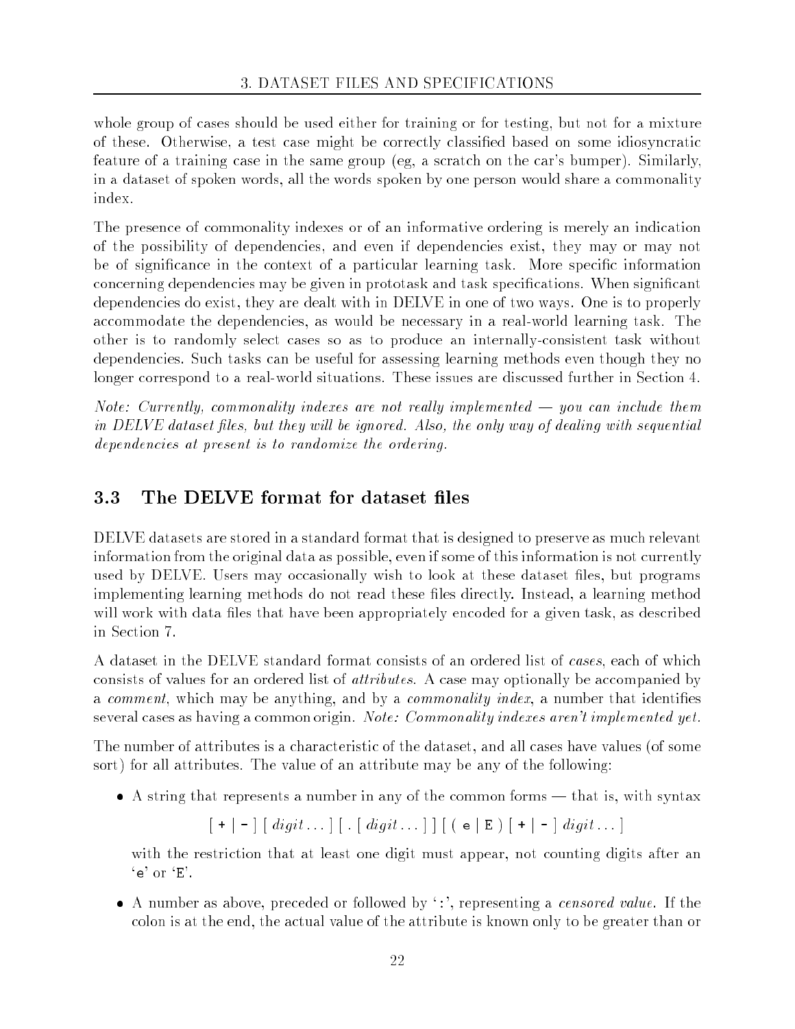whole group of cases should be used either for training or for testing, but not for a mixture of these. Otherwise, a test case might be correctly classified based on some idiosyncratic feature of a training case in the same group (eg, a scratch on the car's bumper). Similarly, in a dataset of spoken words, all the words spoken by one person would share a commonality index.

The presence of commonality indexes or of an informative ordering is merely an indication of the possibility of dependencies, and even if dependencies exist, they may or may not be of significance in the context of a particular learning task. More specific information concerning dependencies may be given in prototask and task specifications. When significant dependencies do exist, they are dealt with in DELVE in one of two ways. One is to properly accommodate the dependencies, as would be necessary in a real-world learning task. The other is to randomly select cases so as to produce an internally-consistent task without dependencies. Such tasks can be useful for assessing learning methods even though they no longer correspond to a real-world situations. These issues are discussed further in Section 4.

*Note: Currently, commonality indexes are not really implemented — you can include them in DELVE dataset files, but they will be ignored. Also, the only way of dealing with sequential dependencies at present is to randomize the ordering.*

## 3.3 The DELVE format for dataset files

DELVE datasets are stored in a standard format that is designed to preserve as much relevant information from the original data as possible, even if some of this information is not currently used by DELVE. Users may occasionally wish to look at these dataset files, but programs implementing learning methods do not read these files directly. Instead, a learning method will work with data files that have been appropriately encoded for a given task, as described in Section 7.

A dataset in the DELVE standard format consists of an ordered list of *cases*, each of which consists of values for an ordered list of *attributes*. A case may optionally be accompanied by a *comment*, which may be anything, and by a *commonality index*, a number that identifies several cases as having a common origin. *Note: Commonality indexes aren't implemented yet.*

The number of attributes is a characteristic of the dataset, and all cases have values (of some sort) for all attributes. The value of an attribute may be any of the following:

- A string that represents a number in any of the common forms — that is, with syntax

  [ `+` | `-` ] [ *digit* ... ] [ `.` [ *digit* ... ] ] [ ( `e` | `E` ) [ `+` | `-` ] *digit* ... ]

  with the restriction that at least one digit must appear, not counting digits after an '`e`' or '`E`'.

- A number as above, preceded or followed by '`:`', representing a *censored value*. If the colon is at the end, the actual value of the attribute is known only to be greater than or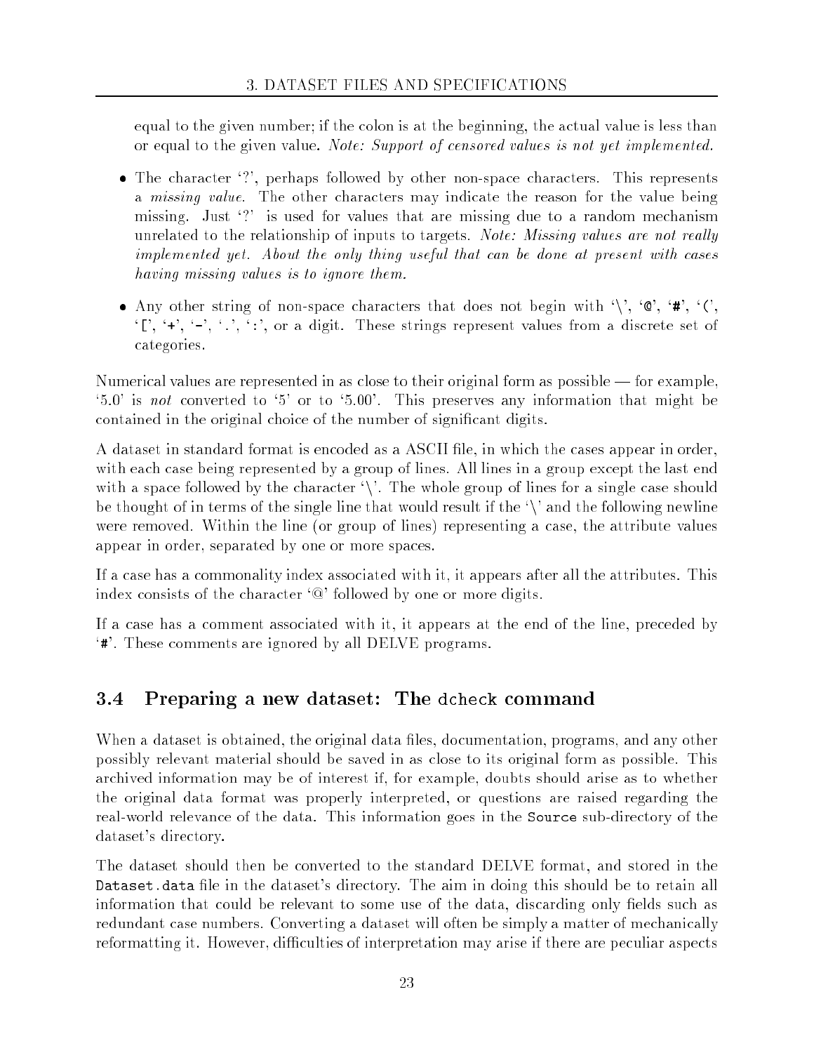equal to the given number; if the colon is at the beginning, the actual value is less than or equal to the given value. *Note: Support of censored values is not yet implemented.*

- The character '?', perhaps followed by other non-space characters. This represents a *missing value*. The other characters may indicate the reason for the value being missing. Just '?' is used for values that are missing due to a random mechanism unrelated to the relationship of inputs to targets. *Note: Missing values are not really implemented yet. About the only thing useful that can be done at present with cases having missing values is to ignore them.*

- Any other string of non-space characters that does not begin with '\', '@', '#', '(', '[', '+', '-', '.', ':', or a digit. These strings represent values from a discrete set of categories.

Numerical values are represented in as close to their original form as possible — for example, '5.0' is *not* converted to '5' or to '5.00'. This preserves any information that might be contained in the original choice of the number of significant digits.

A dataset in standard format is encoded as a ASCII file, in which the cases appear in order, with each case being represented by a group of lines. All lines in a group except the last end with a space followed by the character '\'. The whole group of lines for a single case should be thought of in terms of the single line that would result if the '\' and the following newline were removed. Within the line (or group of lines) representing a case, the attribute values appear in order, separated by one or more spaces.

If a case has a commonality index associated with it, it appears after all the attributes. This index consists of the character '@' followed by one or more digits.

If a case has a comment associated with it, it appears at the end of the line, preceded by '#'. These comments are ignored by all DELVE programs.

## 3.4 Preparing a new dataset: The `dcheck` command

When a dataset is obtained, the original data files, documentation, programs, and any other possibly relevant material should be saved in as close to its original form as possible. This archived information may be of interest if, for example, doubts should arise as to whether the original data format was properly interpreted, or questions are raised regarding the real-world relevance of the data. This information goes in the `Source` sub-directory of the dataset's directory.

The dataset should then be converted to the standard DELVE format, and stored in the `Dataset.data` file in the dataset's directory. The aim in doing this should be to retain all information that could be relevant to some use of the data, discarding only fields such as redundant case numbers. Converting a dataset will often be simply a matter of mechanically reformatting it. However, difficulties of interpretation may arise if there are peculiar aspects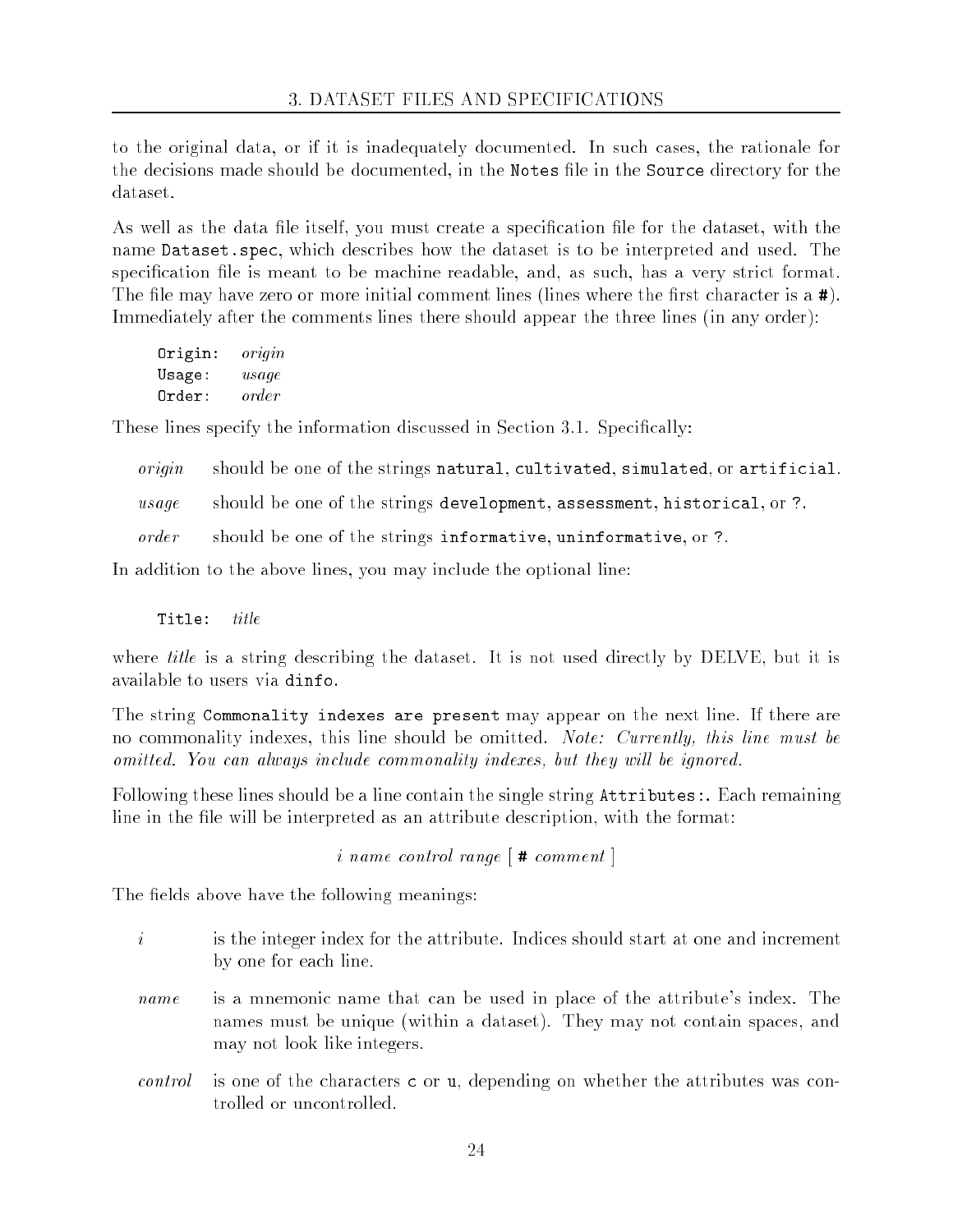to the original data, or if it is inadequately documented. In such cases, the rationale for the decisions made should be documented, in the `Notes` file in the `Source` directory for the dataset.

As well as the data file itself, you must create a specification file for the dataset, with the name `Dataset.spec`, which describes how the dataset is to be interpreted and used. The specification file is meant to be machine readable, and, as such, has a very strict format. The file may have zero or more initial comment lines (lines where the first character is a `#`). Immediately after the comments lines there should appear the three lines (in any order):

`Origin:` *origin*
`Usage:` *usage*
`Order:` *order*

These lines specify the information discussed in Section 3.1. Specifically:

- *origin* should be one of the strings `natural`, `cultivated`, `simulated`, or `artificial`.
- *usage* should be one of the strings `development`, `assessment`, `historical`, or `?`.
- *order* should be one of the strings `informative`, `uninformative`, or `?`.

In addition to the above lines, you may include the optional line:

`Title:` *title*

where *title* is a string describing the dataset. It is not used directly by DELVE, but it is available to users via `dinfo`.

The string `Commonality indexes are present` may appear on the next line. If there are no commonality indexes, this line should be omitted. *Note: Currently, this line must be omitted. You can always include commonality indexes, but they will be ignored.*

Following these lines should be a line contain the single string `Attributes:`. Each remaining line in the file will be interpreted as an attribute description, with the format:

*i name control range* [ `#` *comment* ]

The fields above have the following meanings:

- *i* is the integer index for the attribute. Indices should start at one and increment by one for each line.
- *name* is a mnemonic name that can be used in place of the attribute's index. The names must be unique (within a dataset). They may not contain spaces, and may not look like integers.
- *control* is one of the characters `c` or `u`, depending on whether the attributes was controlled or uncontrolled.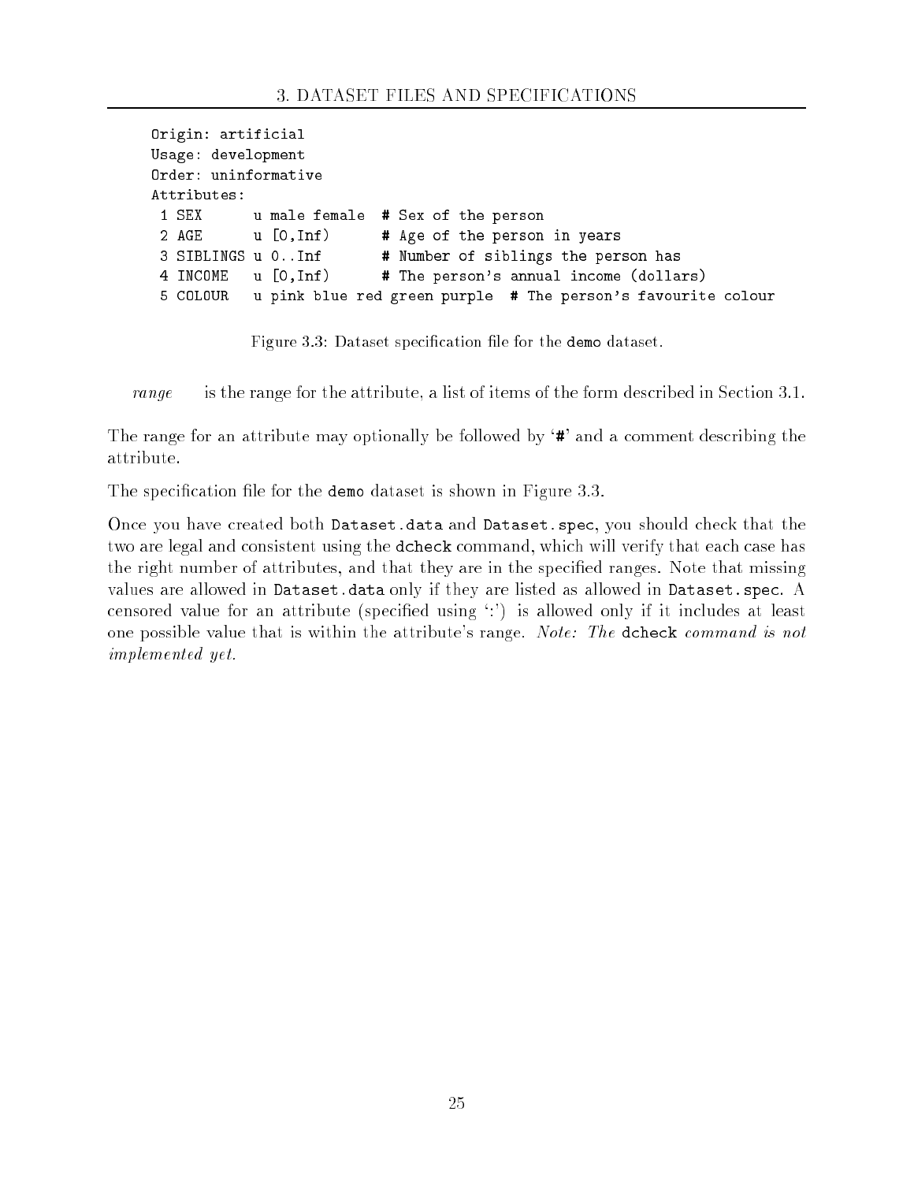```
Origin: artificial
Usage: development
Order: uninformative
Attributes:
 1 SEX      u male female  # Sex of the person
 2 AGE      u [0,Inf)      # Age of the person in years
 3 SIBLINGS u 0..Inf       # Number of siblings the person has
 4 INCOME   u [0,Inf)      # The person's annual income (dollars)
 5 COLOUR   u pink blue red green purple  # The person's favourite colour
```

Figure 3.3: Dataset specification file for the `demo` dataset.

*range* is the range for the attribute, a list of items of the form described in Section 3.1.

The range for an attribute may optionally be followed by '`#`' and a comment describing the attribute.

The specification file for the `demo` dataset is shown in Figure 3.3.

Once you have created both `Dataset.data` and `Dataset.spec`, you should check that the two are legal and consistent using the `dcheck` command, which will verify that each case has the right number of attributes, and that they are in the specified ranges. Note that missing values are allowed in `Dataset.data` only if they are listed as allowed in `Dataset.spec`. A censored value for an attribute (specified using ':') is allowed only if it includes at least one possible value that is within the attribute's range. *Note: The* `dcheck` *command is not implemented yet.*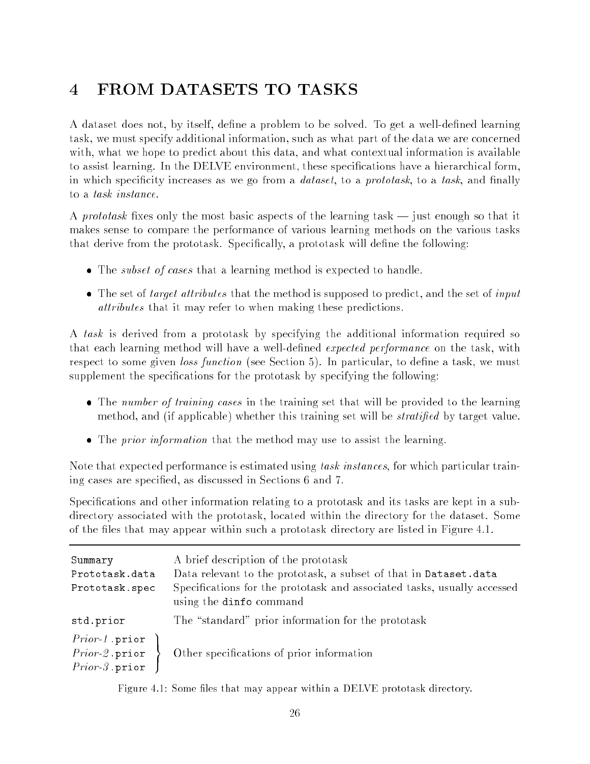# 4 FROM DATASETS TO TASKS

A dataset does not, by itself, define a problem to be solved. To get a well-defined learning task, we must specify additional information, such as what part of the data we are concerned with, what we hope to predict about this data, and what contextual information is available to assist learning. In the DELVE environment, these specifications have a hierarchical form, in which specificity increases as we go from a *dataset*, to a *prototask*, to a *task*, and finally to a *task instance*.

A *prototask* fixes only the most basic aspects of the learning task — just enough so that it makes sense to compare the performance of various learning methods on the various tasks that derive from the prototask. Specifically, a prototask will define the following:

- The *subset of cases* that a learning method is expected to handle.
- The set of *target attributes* that the method is supposed to predict, and the set of *input attributes* that it may refer to when making these predictions.

A *task* is derived from a prototask by specifying the additional information required so that each learning method will have a well-defined *expected performance* on the task, with respect to some given *loss function* (see Section 5). In particular, to define a task, we must supplement the specifications for the prototask by specifying the following:

- The *number of training cases* in the training set that will be provided to the learning method, and (if applicable) whether this training set will be *stratified* by target value.
- The *prior information* that the method may use to assist the learning.

Note that expected performance is estimated using *task instances*, for which particular training cases are specified, as discussed in Sections 6 and 7.

Specifications and other information relating to a prototask and its tasks are kept in a subdirectory associated with the prototask, located within the directory for the dataset. Some of the files that may appear within such a prototask directory are listed in Figure 4.1.

| | |
|---|---|
| `Summary` | A brief description of the prototask |
| `Prototask.data` | Data relevant to the prototask, a subset of that in `Dataset.data` |
| `Prototask.spec` | Specifications for the prototask and associated tasks, usually accessed using the `dinfo` command |
| `std.prior` | The "standard" prior information for the prototask |
| *Prior-1*`.prior`, *Prior-2*`.prior`, *Prior-3*`.prior` | Other specifications of prior information |

Figure 4.1: Some files that may appear within a DELVE prototask directory.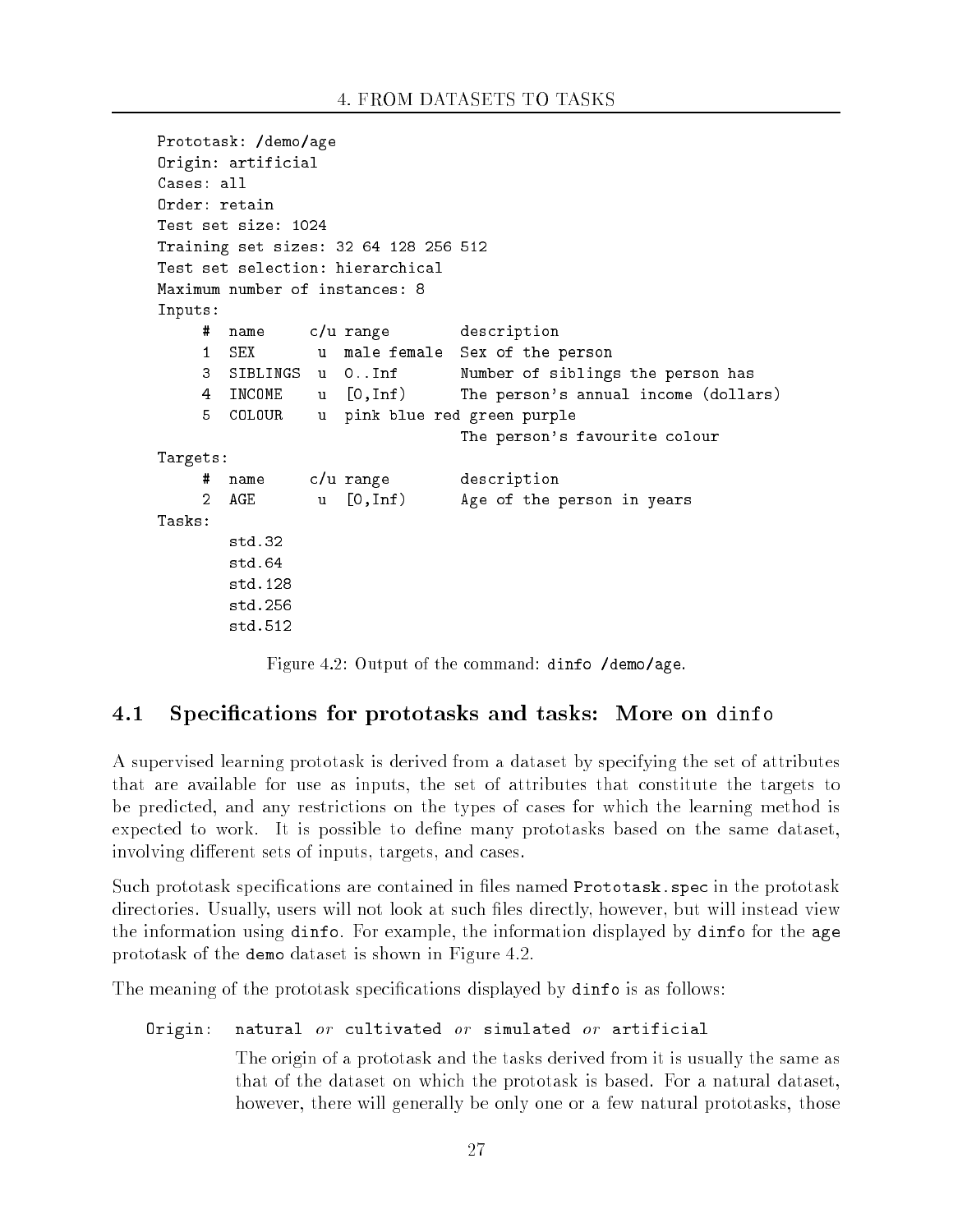```
Prototask: /demo/age
Origin: artificial
Cases: all
Order: retain
Test set size: 1024
Training set sizes: 32 64 128 256 512
Test set selection: hierarchical
Maximum number of instances: 8
Inputs:
     #  name      c/u range        description
     1  SEX        u  male female  Sex of the person
     3  SIBLINGS  u  0..Inf       Number of siblings the person has
     4  INCOME    u  [0,Inf)      The person's annual income (dollars)
     5  COLOUR    u  pink blue red green purple
                                   The person's favourite colour
Targets:
     #  name      c/u range        description
     2  AGE       u  [0,Inf)      Age of the person in years
Tasks:
        std.32
        std.64
        std.128
        std.256
        std.512
```

Figure 4.2: Output of the command: `dinfo /demo/age`.

## 4.1 Specifications for prototasks and tasks: More on `dinfo`

A supervised learning prototask is derived from a dataset by specifying the set of attributes that are available for use as inputs, the set of attributes that constitute the targets to be predicted, and any restrictions on the types of cases for which the learning method is expected to work. It is possible to define many prototasks based on the same dataset, involving different sets of inputs, targets, and cases.

Such prototask specifications are contained in files named `Prototask.spec` in the prototask directories. Usually, users will not look at such files directly, however, but will instead view the information using `dinfo`. For example, the information displayed by `dinfo` for the `age` prototask of the `demo` dataset is shown in Figure 4.2.

The meaning of the prototask specifications displayed by `dinfo` is as follows:

`Origin:` `natural` *or* `cultivated` *or* `simulated` *or* `artificial`

The origin of a prototask and the tasks derived from it is usually the same as that of the dataset on which the prototask is based. For a natural dataset, however, there will generally be only one or a few natural prototasks, those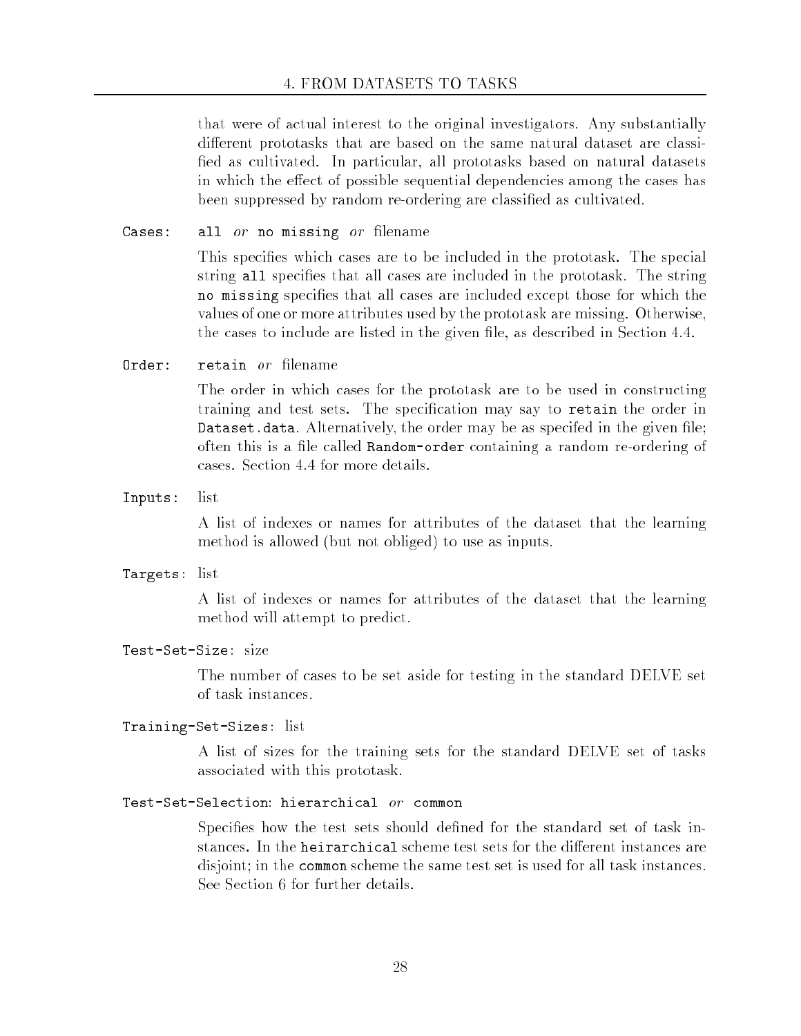that were of actual interest to the original investigators. Any substantially different prototasks that are based on the same natural dataset are classified as cultivated. In particular, all prototasks based on natural datasets in which the effect of possible sequential dependencies among the cases has been suppressed by random re-ordering are classified as cultivated.

`Cases:` `all` *or* `no missing` *or* filename

This specifies which cases are to be included in the prototask. The special string `all` specifies that all cases are included in the prototask. The string `no missing` specifies that all cases are included except those for which the values of one or more attributes used by the prototask are missing. Otherwise, the cases to include are listed in the given file, as described in Section 4.4.

`Order:` `retain` *or* filename

The order in which cases for the prototask are to be used in constructing training and test sets. The specification may say to `retain` the order in `Dataset.data`. Alternatively, the order may be as specifed in the given file; often this is a file called `Random-order` containing a random re-ordering of cases. Section 4.4 for more details.

`Inputs:` list

A list of indexes or names for attributes of the dataset that the learning method is allowed (but not obliged) to use as inputs.

`Targets:` list

A list of indexes or names for attributes of the dataset that the learning method will attempt to predict.

`Test-Set-Size:` size

The number of cases to be set aside for testing in the standard DELVE set of task instances.

`Training-Set-Sizes:` list

A list of sizes for the training sets for the standard DELVE set of tasks associated with this prototask.

`Test-Set-Selection:` `hierarchical` *or* `common`

Specifies how the test sets should defined for the standard set of task instances. In the `heirarchical` scheme test sets for the different instances are disjoint; in the `common` scheme the same test set is used for all task instances. See Section 6 for further details.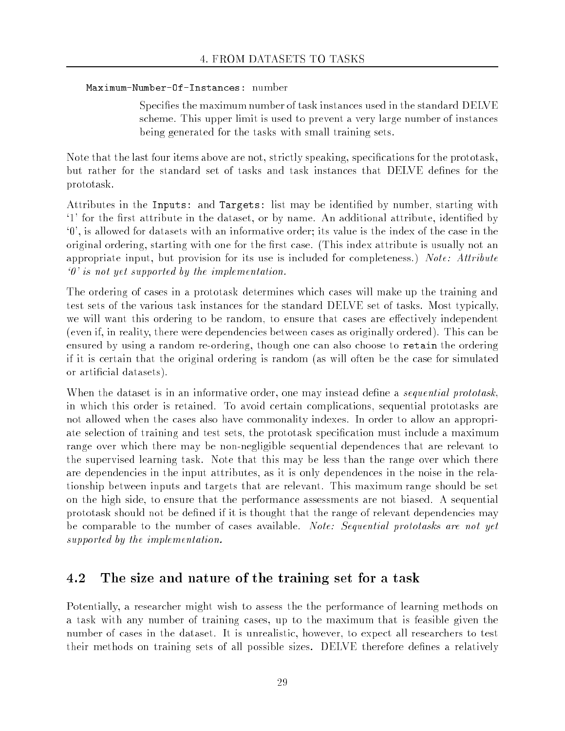`Maximum-Number-Of-Instances:` number

> Specifies the maximum number of task instances used in the standard DELVE scheme. This upper limit is used to prevent a very large number of instances being generated for the tasks with small training sets.

Note that the last four items above are not, strictly speaking, specifications for the prototask, but rather for the standard set of tasks and task instances that DELVE defines for the prototask.

Attributes in the `Inputs:` and `Targets:` list may be identified by number, starting with '1' for the first attribute in the dataset, or by name. An additional attribute, identified by '0', is allowed for datasets with an informative order; its value is the index of the case in the original ordering, starting with one for the first case. (This index attribute is usually not an appropriate input, but provision for its use is included for completeness.) *Note: Attribute '0' is not yet supported by the implementation.*

The ordering of cases in a prototask determines which cases will make up the training and test sets of the various task instances for the standard DELVE set of tasks. Most typically, we will want this ordering to be random, to ensure that cases are effectively independent (even if, in reality, there were dependencies between cases as originally ordered). This can be ensured by using a random re-ordering, though one can also choose to `retain` the ordering if it is certain that the original ordering is random (as will often be the case for simulated or artificial datasets).

When the dataset is in an informative order, one may instead define a *sequential prototask*, in which this order is retained. To avoid certain complications, sequential prototasks are not allowed when the cases also have commonality indexes. In order to allow an appropriate selection of training and test sets, the prototask specification must include a maximum range over which there may be non-negligible sequential dependences that are relevant to the supervised learning task. Note that this may be less than the range over which there are dependencies in the input attributes, as it is only dependences in the noise in the relationship between inputs and targets that are relevant. This maximum range should be set on the high side, to ensure that the performance assessments are not biased. A sequential prototask should not be defined if it is thought that the range of relevant dependencies may be comparable to the number of cases available. *Note: Sequential prototasks are not yet supported by the implementation.*

## 4.2 The size and nature of the training set for a task

Potentially, a researcher might wish to assess the the performance of learning methods on a task with any number of training cases, up to the maximum that is feasible given the number of cases in the dataset. It is unrealistic, however, to expect all researchers to test their methods on training sets of all possible sizes. DELVE therefore defines a relatively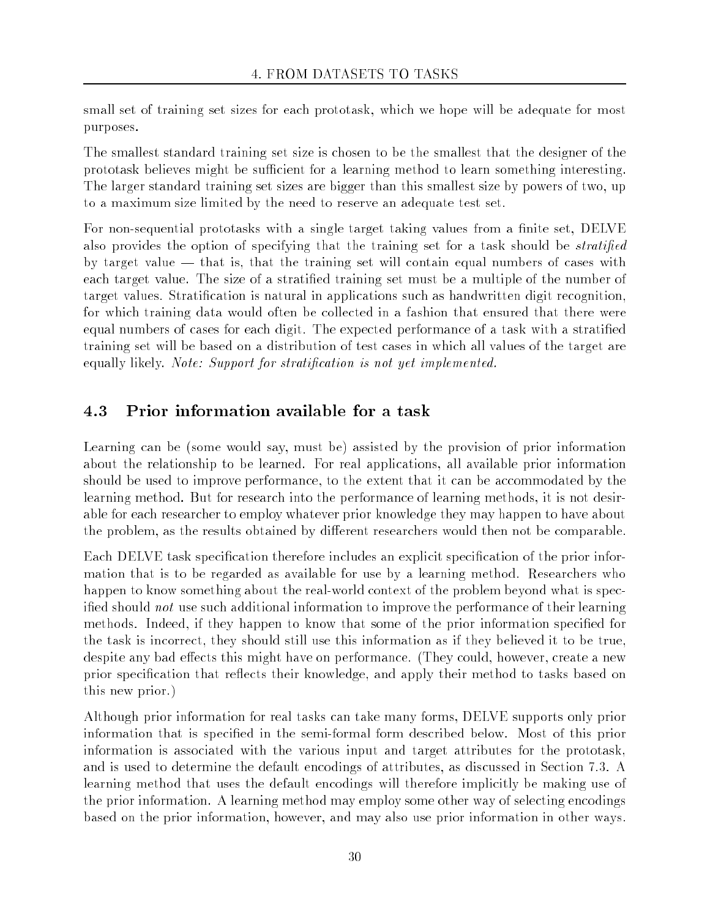small set of training set sizes for each prototask, which we hope will be adequate for most purposes.

The smallest standard training set size is chosen to be the smallest that the designer of the prototask believes might be sufficient for a learning method to learn something interesting. The larger standard training set sizes are bigger than this smallest size by powers of two, up to a maximum size limited by the need to reserve an adequate test set.

For non-sequential prototasks with a single target taking values from a finite set, DELVE also provides the option of specifying that the training set for a task should be *stratified* by target value — that is, that the training set will contain equal numbers of cases with each target value. The size of a stratified training set must be a multiple of the number of target values. Stratification is natural in applications such as handwritten digit recognition, for which training data would often be collected in a fashion that ensured that there were equal numbers of cases for each digit. The expected performance of a task with a stratified training set will be based on a distribution of test cases in which all values of the target are equally likely. *Note: Support for stratification is not yet implemented.*

## 4.3 Prior information available for a task

Learning can be (some would say, must be) assisted by the provision of prior information about the relationship to be learned. For real applications, all available prior information should be used to improve performance, to the extent that it can be accommodated by the learning method. But for research into the performance of learning methods, it is not desirable for each researcher to employ whatever prior knowledge they may happen to have about the problem, as the results obtained by different researchers would then not be comparable.

Each DELVE task specification therefore includes an explicit specification of the prior information that is to be regarded as available for use by a learning method. Researchers who happen to know something about the real-world context of the problem beyond what is specified should *not* use such additional information to improve the performance of their learning methods. Indeed, if they happen to know that some of the prior information specified for the task is incorrect, they should still use this information as if they believed it to be true, despite any bad effects this might have on performance. (They could, however, create a new prior specification that reflects their knowledge, and apply their method to tasks based on this new prior.)

Although prior information for real tasks can take many forms, DELVE supports only prior information that is specified in the semi-formal form described below. Most of this prior information is associated with the various input and target attributes for the prototask, and is used to determine the default encodings of attributes, as discussed in Section 7.3. A learning method that uses the default encodings will therefore implicitly be making use of the prior information. A learning method may employ some other way of selecting encodings based on the prior information, however, and may also use prior information in other ways.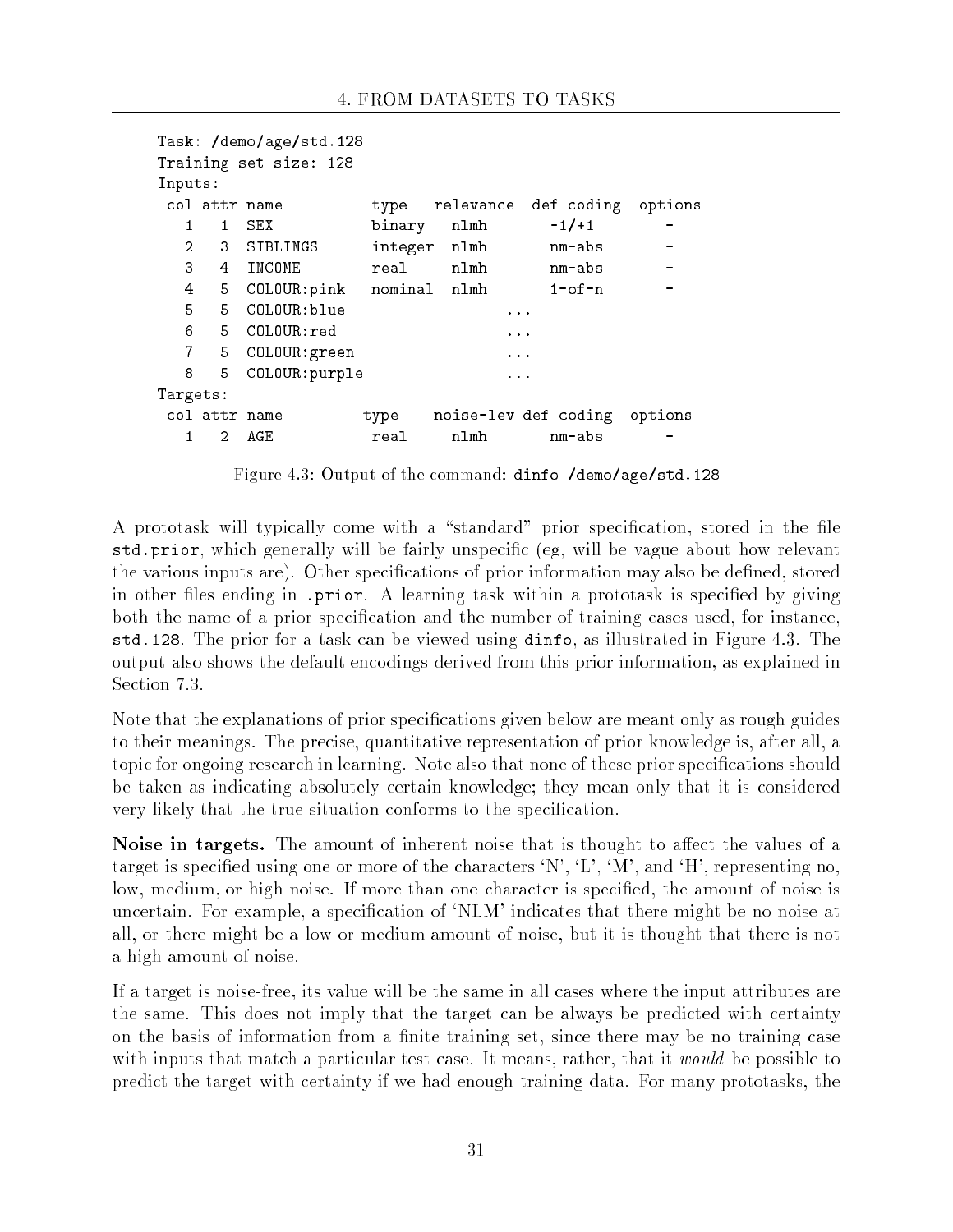```
Task: /demo/age/std.128
Training set size: 128
Inputs:
 col attr name          type    relevance  def coding  options
   1    1  SEX          binary   nlmh        -1/+1        -
   2    3  SIBLINGS     integer  nlmh        nm-abs       -
   3    4  INCOME       real     nlmh        nm-abs       -
   4    5  COLOUR:pink  nominal  nlmh        1-of-n       -
   5    5  COLOUR:blue                 ...
   6    5  COLOUR:red                  ...
   7    5  COLOUR:green                ...
   8    5  COLOUR:purple               ...
Targets:
 col attr name         type    noise-lev def coding  options
   1    2  AGE          real     nlmh        nm-abs       -
```

Figure 4.3: Output of the command: `dinfo /demo/age/std.128`

A prototask will typically come with a "standard" prior specification, stored in the file `std.prior`, which generally will be fairly unspecific (eg, will be vague about how relevant the various inputs are). Other specifications of prior information may also be defined, stored in other files ending in `.prior`. A learning task within a prototask is specified by giving both the name of a prior specification and the number of training cases used, for instance, `std.128`. The prior for a task can be viewed using `dinfo`, as illustrated in Figure 4.3. The output also shows the default encodings derived from this prior information, as explained in Section 7.3.

Note that the explanations of prior specifications given below are meant only as rough guides to their meanings. The precise, quantitative representation of prior knowledge is, after all, a topic for ongoing research in learning. Note also that none of these prior specifications should be taken as indicating absolutely certain knowledge; they mean only that it is considered very likely that the true situation conforms to the specification.

**Noise in targets.** The amount of inherent noise that is thought to affect the values of a target is specified using one or more of the characters 'N', 'L', 'M', and 'H', representing no, low, medium, or high noise. If more than one character is specified, the amount of noise is uncertain. For example, a specification of 'NLM' indicates that there might be no noise at all, or there might be a low or medium amount of noise, but it is thought that there is not a high amount of noise.

If a target is noise-free, its value will be the same in all cases where the input attributes are the same. This does not imply that the target can be always be predicted with certainty on the basis of information from a finite training set, since there may be no training case with inputs that match a particular test case. It means, rather, that it *would* be possible to predict the target with certainty if we had enough training data. For many prototasks, the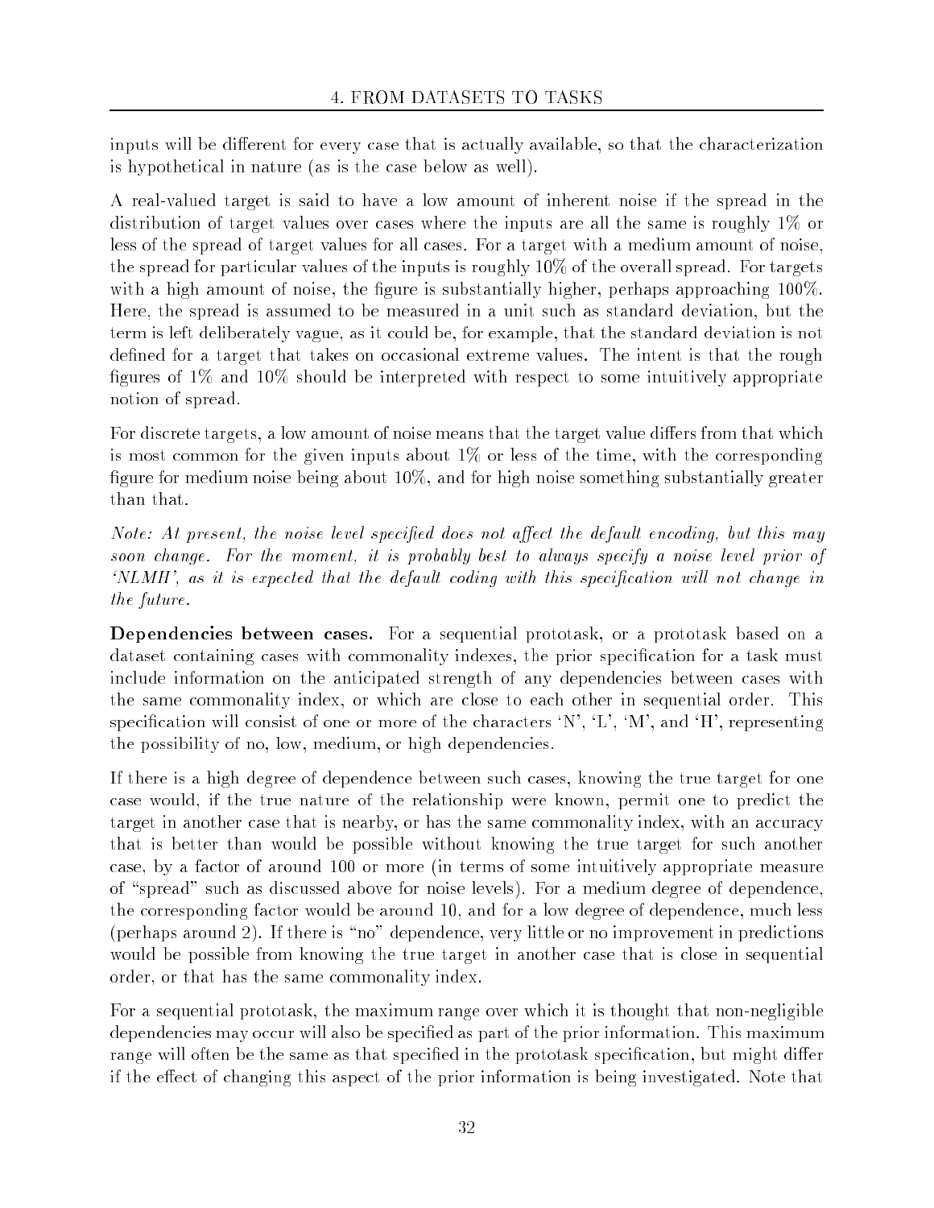inputs will be different for every case that is actually available, so that the characterization is hypothetical in nature (as is the case below as well).

A real-valued target is said to have a low amount of inherent noise if the spread in the distribution of target values over cases where the inputs are all the same is roughly 1% or less of the spread of target values for all cases. For a target with a medium amount of noise, the spread for particular values of the inputs is roughly 10% of the overall spread. For targets with a high amount of noise, the figure is substantially higher, perhaps approaching 100%. Here, the spread is assumed to be measured in a unit such as standard deviation, but the term is left deliberately vague, as it could be, for example, that the standard deviation is not defined for a target that takes on occasional extreme values. The intent is that the rough figures of 1% and 10% should be interpreted with respect to some intuitively appropriate notion of spread.

For discrete targets, a low amount of noise means that the target value differs from that which is most common for the given inputs about 1% or less of the time, with the corresponding figure for medium noise being about 10%, and for high noise something substantially greater than that.

*Note: At present, the noise level specified does not affect the default encoding, but this may soon change. For the moment, it is probably best to always specify a noise level prior of 'NLMH', as it is expected that the default coding with this specification will not change in the future.*

**Dependencies between cases.** For a sequential prototask, or a prototask based on a dataset containing cases with commonality indexes, the prior specification for a task must include information on the anticipated strength of any dependencies between cases with the same commonality index, or which are close to each other in sequential order. This specification will consist of one or more of the characters 'N', 'L', 'M', and 'H', representing the possibility of no, low, medium, or high dependencies.

If there is a high degree of dependence between such cases, knowing the true target for one case would, if the true nature of the relationship were known, permit one to predict the target in another case that is nearby, or has the same commonality index, with an accuracy that is better than would be possible without knowing the true target for such another case, by a factor of around 100 or more (in terms of some intuitively appropriate measure of "spread" such as discussed above for noise levels). For a medium degree of dependence, the corresponding factor would be around 10, and for a low degree of dependence, much less (perhaps around 2). If there is "no" dependence, very little or no improvement in predictions would be possible from knowing the true target in another case that is close in sequential order, or that has the same commonality index.

For a sequential prototask, the maximum range over which it is thought that non-negligible dependencies may occur will also be specified as part of the prior information. This maximum range will often be the same as that specified in the prototask specification, but might differ if the effect of changing this aspect of the prior information is being investigated. Note that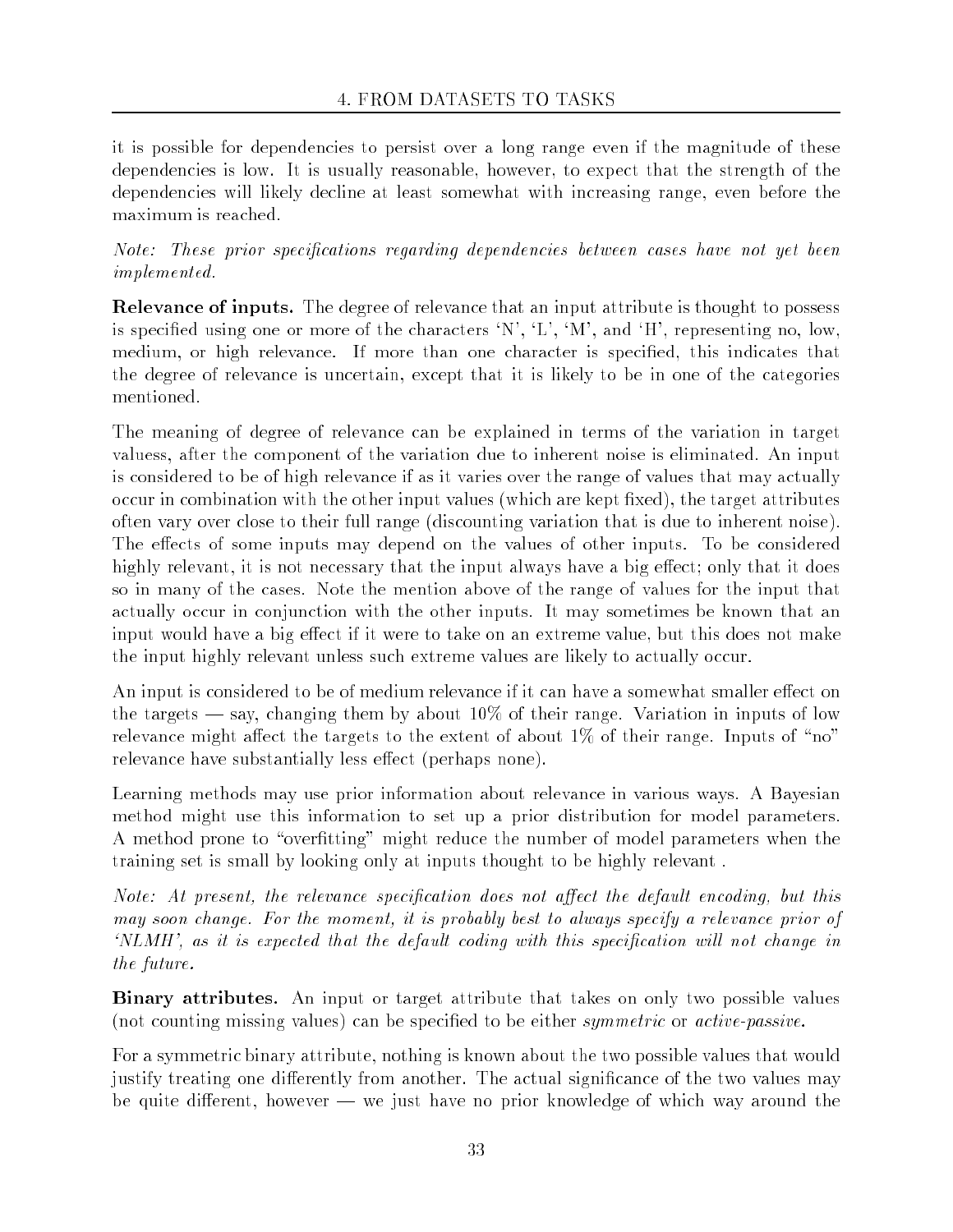it is possible for dependencies to persist over a long range even if the magnitude of these dependencies is low. It is usually reasonable, however, to expect that the strength of the dependencies will likely decline at least somewhat with increasing range, even before the maximum is reached.

*Note: These prior specifications regarding dependencies between cases have not yet been implemented.*

**Relevance of inputs.** The degree of relevance that an input attribute is thought to possess is specified using one or more of the characters 'N', 'L', 'M', and 'H', representing no, low, medium, or high relevance. If more than one character is specified, this indicates that the degree of relevance is uncertain, except that it is likely to be in one of the categories mentioned.

The meaning of degree of relevance can be explained in terms of the variation in target valuess, after the component of the variation due to inherent noise is eliminated. An input is considered to be of high relevance if as it varies over the range of values that may actually occur in combination with the other input values (which are kept fixed), the target attributes often vary over close to their full range (discounting variation that is due to inherent noise). The effects of some inputs may depend on the values of other inputs. To be considered highly relevant, it is not necessary that the input always have a big effect; only that it does so in many of the cases. Note the mention above of the range of values for the input that actually occur in conjunction with the other inputs. It may sometimes be known that an input would have a big effect if it were to take on an extreme value, but this does not make the input highly relevant unless such extreme values are likely to actually occur.

An input is considered to be of medium relevance if it can have a somewhat smaller effect on the targets — say, changing them by about 10% of their range. Variation in inputs of low relevance might affect the targets to the extent of about 1% of their range. Inputs of "no" relevance have substantially less effect (perhaps none).

Learning methods may use prior information about relevance in various ways. A Bayesian method might use this information to set up a prior distribution for model parameters. A method prone to "overfitting" might reduce the number of model parameters when the training set is small by looking only at inputs thought to be highly relevant .

*Note: At present, the relevance specification does not affect the default encoding, but this may soon change. For the moment, it is probably best to always specify a relevance prior of 'NLMH', as it is expected that the default coding with this specification will not change in the future.*

**Binary attributes.** An input or target attribute that takes on only two possible values (not counting missing values) can be specified to be either *symmetric* or *active-passive*.

For a symmetric binary attribute, nothing is known about the two possible values that would justify treating one differently from another. The actual significance of the two values may be quite different, however — we just have no prior knowledge of which way around the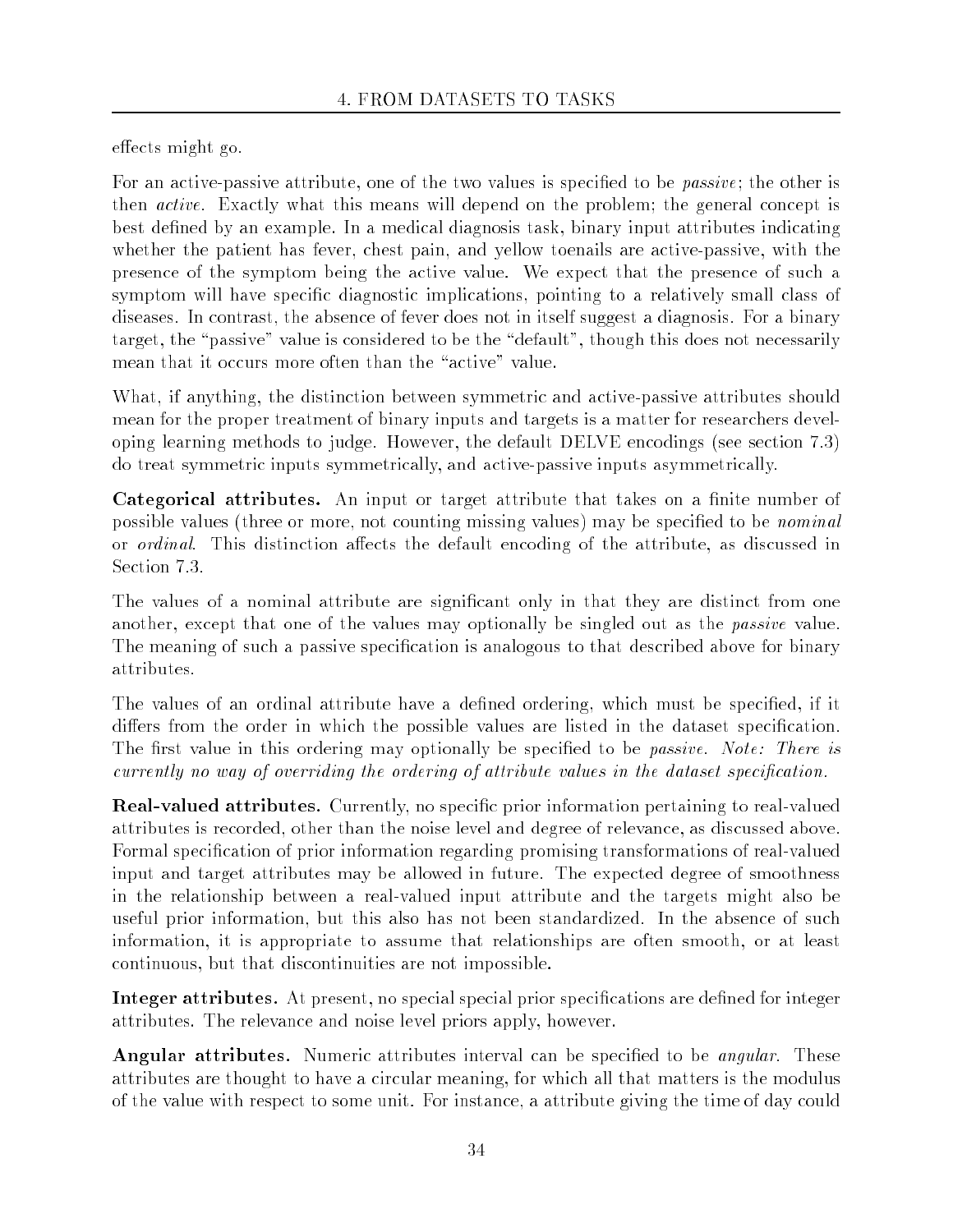effects might go.

For an active-passive attribute, one of the two values is specified to be *passive*; the other is then *active*. Exactly what this means will depend on the problem; the general concept is best defined by an example. In a medical diagnosis task, binary input attributes indicating whether the patient has fever, chest pain, and yellow toenails are active-passive, with the presence of the symptom being the active value. We expect that the presence of such a symptom will have specific diagnostic implications, pointing to a relatively small class of diseases. In contrast, the absence of fever does not in itself suggest a diagnosis. For a binary target, the "passive" value is considered to be the "default", though this does not necessarily mean that it occurs more often than the "active" value.

What, if anything, the distinction between symmetric and active-passive attributes should mean for the proper treatment of binary inputs and targets is a matter for researchers developing learning methods to judge. However, the default DELVE encodings (see section 7.3) do treat symmetric inputs symmetrically, and active-passive inputs asymmetrically.

**Categorical attributes.** An input or target attribute that takes on a finite number of possible values (three or more, not counting missing values) may be specified to be *nominal* or *ordinal*. This distinction affects the default encoding of the attribute, as discussed in Section 7.3.

The values of a nominal attribute are significant only in that they are distinct from one another, except that one of the values may optionally be singled out as the *passive* value. The meaning of such a passive specification is analogous to that described above for binary attributes.

The values of an ordinal attribute have a defined ordering, which must be specified, if it differs from the order in which the possible values are listed in the dataset specification. The first value in this ordering may optionally be specified to be *passive*. *Note: There is currently no way of overriding the ordering of attribute values in the dataset specification.*

**Real-valued attributes.** Currently, no specific prior information pertaining to real-valued attributes is recorded, other than the noise level and degree of relevance, as discussed above. Formal specification of prior information regarding promising transformations of real-valued input and target attributes may be allowed in future. The expected degree of smoothness in the relationship between a real-valued input attribute and the targets might also be useful prior information, but this also has not been standardized. In the absence of such information, it is appropriate to assume that relationships are often smooth, or at least continuous, but that discontinuities are not impossible.

**Integer attributes.** At present, no special special prior specifications are defined for integer attributes. The relevance and noise level priors apply, however.

**Angular attributes.** Numeric attributes interval can be specified to be *angular*. These attributes are thought to have a circular meaning, for which all that matters is the modulus of the value with respect to some unit. For instance, a attribute giving the time of day could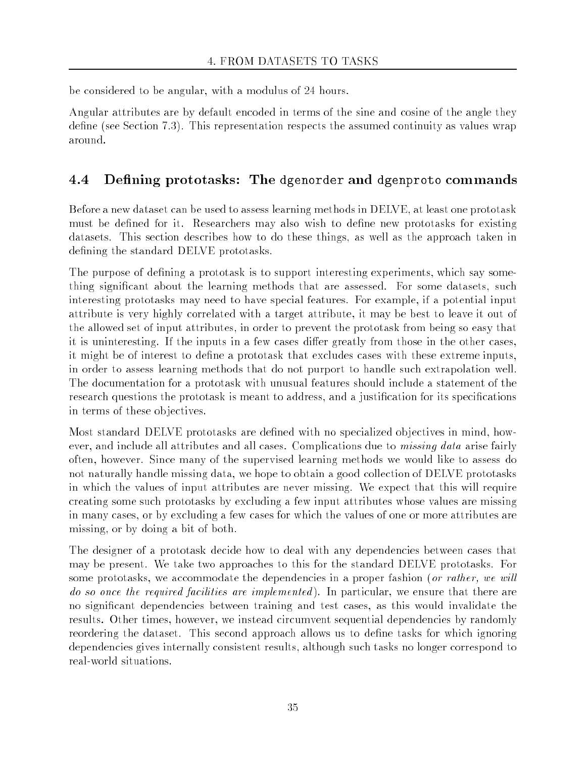be considered to be angular, with a modulus of 24 hours.

Angular attributes are by default encoded in terms of the sine and cosine of the angle they define (see Section 7.3). This representation respects the assumed continuity as values wrap around.

## 4.4 Defining prototasks: The `dgenorder` and `dgenproto` commands

Before a new dataset can be used to assess learning methods in DELVE, at least one prototask must be defined for it. Researchers may also wish to define new prototasks for existing datasets. This section describes how to do these things, as well as the approach taken in defining the standard DELVE prototasks.

The purpose of defining a prototask is to support interesting experiments, which say something significant about the learning methods that are assessed. For some datasets, such interesting prototasks may need to have special features. For example, if a potential input attribute is very highly correlated with a target attribute, it may be best to leave it out of the allowed set of input attributes, in order to prevent the prototask from being so easy that it is uninteresting. If the inputs in a few cases differ greatly from those in the other cases, it might be of interest to define a prototask that excludes cases with these extreme inputs, in order to assess learning methods that do not purport to handle such extrapolation well. The documentation for a prototask with unusual features should include a statement of the research questions the prototask is meant to address, and a justification for its specifications in terms of these objectives.

Most standard DELVE prototasks are defined with no specialized objectives in mind, however, and include all attributes and all cases. Complications due to *missing data* arise fairly often, however. Since many of the supervised learning methods we would like to assess do not naturally handle missing data, we hope to obtain a good collection of DELVE prototasks in which the values of input attributes are never missing. We expect that this will require creating some such prototasks by excluding a few input attributes whose values are missing in many cases, or by excluding a few cases for which the values of one or more attributes are missing, or by doing a bit of both.

The designer of a prototask decide how to deal with any dependencies between cases that may be present. We take two approaches to this for the standard DELVE prototasks. For some prototasks, we accommodate the dependencies in a proper fashion (*or rather, we will do so once the required facilities are implemented*). In particular, we ensure that there are no significant dependencies between training and test cases, as this would invalidate the results. Other times, however, we instead circumvent sequential dependencies by randomly reordering the dataset. This second approach allows us to define tasks for which ignoring dependencies gives internally consistent results, although such tasks no longer correspond to real-world situations.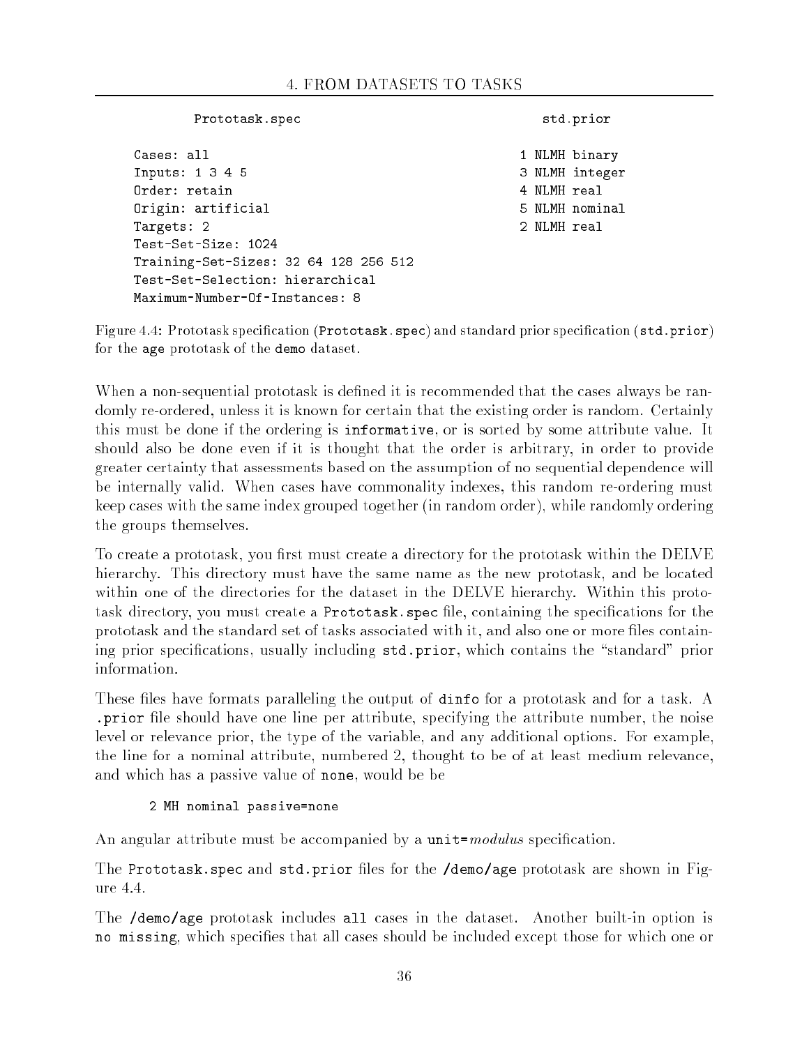Prototask.spec

```
Cases: all
Inputs: 1 3 4 5
Order: retain
Origin: artificial
Targets: 2
Test-Set-Size: 1024
Training-Set-Sizes: 32 64 128 256 512
Test-Set-Selection: hierarchical
Maximum-Number-Of-Instances: 8
```

std.prior

```
1 NLMH binary
3 NLMH integer
4 NLMH real
5 NLMH nominal
2 NLMH real
```

Figure 4.4: Prototask specification (Prototask.spec) and standard prior specification (std.prior) for the age prototask of the demo dataset.

When a non-sequential prototask is defined it is recommended that the cases always be randomly re-ordered, unless it is known for certain that the existing order is random. Certainly this must be done if the ordering is informative, or is sorted by some attribute value. It should also be done even if it is thought that the order is arbitrary, in order to provide greater certainty that assessments based on the assumption of no sequential dependence will be internally valid. When cases have commonality indexes, this random re-ordering must keep cases with the same index grouped together (in random order), while randomly ordering the groups themselves.

To create a prototask, you first must create a directory for the prototask within the DELVE hierarchy. This directory must have the same name as the new prototask, and be located within one of the directories for the dataset in the DELVE hierarchy. Within this prototask directory, you must create a Prototask.spec file, containing the specifications for the prototask and the standard set of tasks associated with it, and also one or more files containing prior specifications, usually including std.prior, which contains the "standard" prior information.

These files have formats paralleling the output of dinfo for a prototask and for a task. A .prior file should have one line per attribute, specifying the attribute number, the noise level or relevance prior, the type of the variable, and any additional options. For example, the line for a nominal attribute, numbered 2, thought to be of at least medium relevance, and which has a passive value of none, would be be

```
2 MH nominal passive=none
```

An angular attribute must be accompanied by a unit=*modulus* specification.

The Prototask.spec and std.prior files for the /demo/age prototask are shown in Figure 4.4.

The /demo/age prototask includes all cases in the dataset. Another built-in option is no missing, which specifies that all cases should be included except those for which one or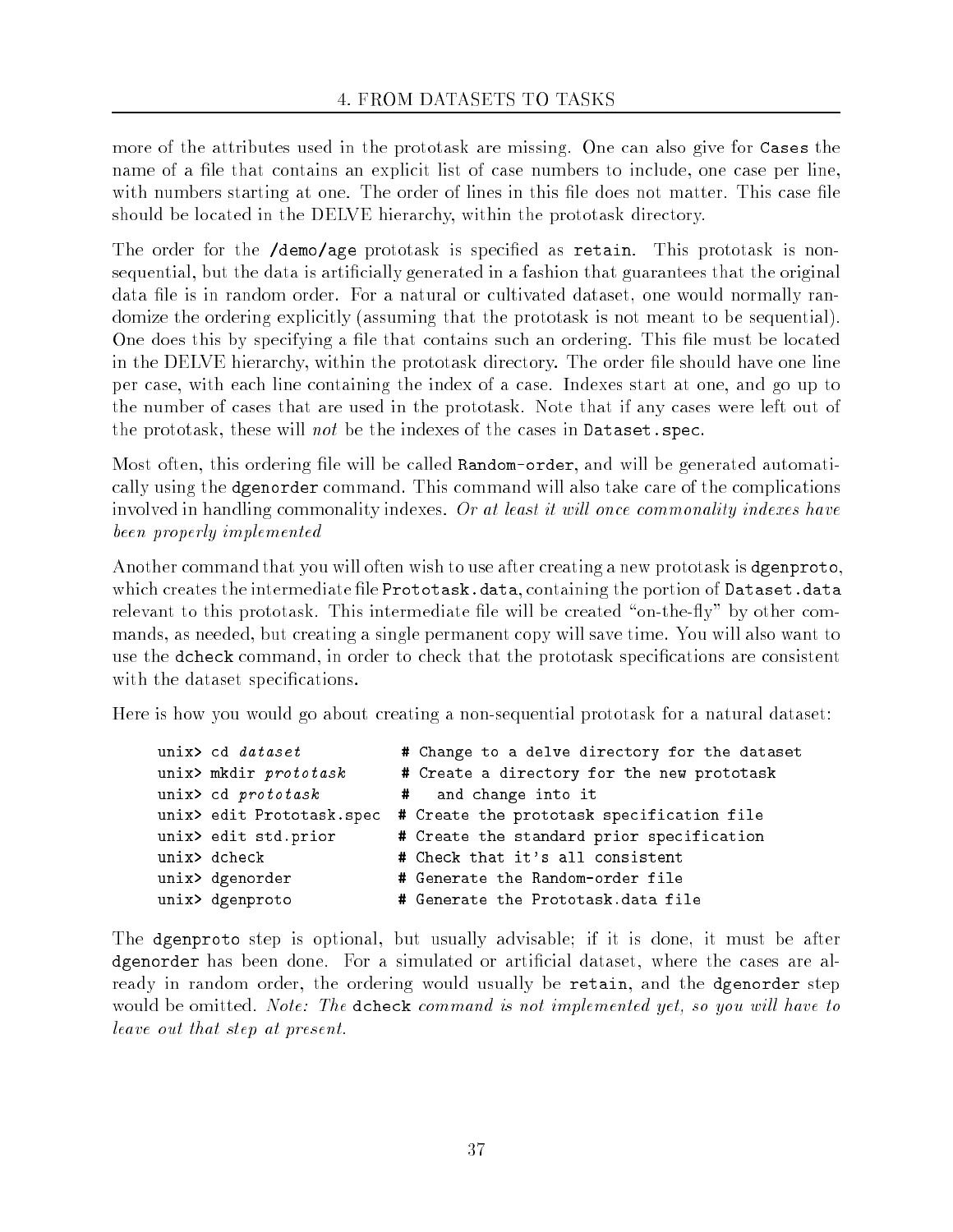more of the attributes used in the prototask are missing. One can also give for `Cases` the name of a file that contains an explicit list of case numbers to include, one case per line, with numbers starting at one. The order of lines in this file does not matter. This case file should be located in the DELVE hierarchy, within the prototask directory.

The order for the `/demo/age` prototask is specified as `retain`. This prototask is non-sequential, but the data is artificially generated in a fashion that guarantees that the original data file is in random order. For a natural or cultivated dataset, one would normally randomize the ordering explicitly (assuming that the prototask is not meant to be sequential). One does this by specifying a file that contains such an ordering. This file must be located in the DELVE hierarchy, within the prototask directory. The order file should have one line per case, with each line containing the index of a case. Indexes start at one, and go up to the number of cases that are used in the prototask. Note that if any cases were left out of the prototask, these will *not* be the indexes of the cases in `Dataset.spec`.

Most often, this ordering file will be called `Random-order`, and will be generated automatically using the `dgenorder` command. This command will also take care of the complications involved in handling commonality indexes. *Or at least it will once commonality indexes have been properly implemented*

Another command that you will often wish to use after creating a new prototask is `dgenproto`, which creates the intermediate file `Prototask.data`, containing the portion of `Dataset.data` relevant to this prototask. This intermediate file will be created "on-the-fly" by other commands, as needed, but creating a single permanent copy will save time. You will also want to use the `dcheck` command, in order to check that the prototask specifications are consistent with the dataset specifications.

Here is how you would go about creating a non-sequential prototask for a natural dataset:

```
unix> cd dataset              # Change to a delve directory for the dataset
unix> mkdir prototask         # Create a directory for the new prototask
unix> cd prototask            #   and change into it
unix> edit Prototask.spec     # Create the prototask specification file
unix> edit std.prior          # Create the standard prior specification
unix> dcheck                  # Check that it's all consistent
unix> dgenorder               # Generate the Random-order file
unix> dgenproto               # Generate the Prototask.data file
```

The `dgenproto` step is optional, but usually advisable; if it is done, it must be after `dgenorder` has been done. For a simulated or artificial dataset, where the cases are already in random order, the ordering would usually be `retain`, and the `dgenorder` step would be omitted. *Note: The* `dcheck` *command is not implemented yet, so you will have to leave out that step at present.*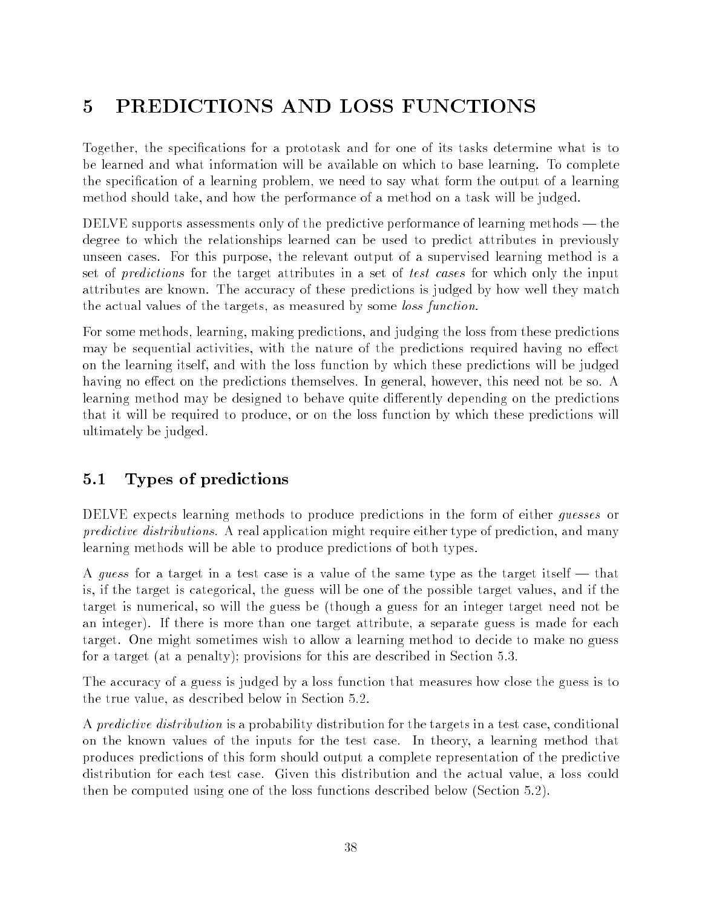# 5 PREDICTIONS AND LOSS FUNCTIONS

Together, the specifications for a prototask and for one of its tasks determine what is to be learned and what information will be available on which to base learning. To complete the specification of a learning problem, we need to say what form the output of a learning method should take, and how the performance of a method on a task will be judged.

DELVE supports assessments only of the predictive performance of learning methods — the degree to which the relationships learned can be used to predict attributes in previously unseen cases. For this purpose, the relevant output of a supervised learning method is a set of *predictions* for the target attributes in a set of *test cases* for which only the input attributes are known. The accuracy of these predictions is judged by how well they match the actual values of the targets, as measured by some *loss function*.

For some methods, learning, making predictions, and judging the loss from these predictions may be sequential activities, with the nature of the predictions required having no effect on the learning itself, and with the loss function by which these predictions will be judged having no effect on the predictions themselves. In general, however, this need not be so. A learning method may be designed to behave quite differently depending on the predictions that it will be required to produce, or on the loss function by which these predictions will ultimately be judged.

## 5.1 Types of predictions

DELVE expects learning methods to produce predictions in the form of either *guesses* or *predictive distributions*. A real application might require either type of prediction, and many learning methods will be able to produce predictions of both types.

A *guess* for a target in a test case is a value of the same type as the target itself — that is, if the target is categorical, the guess will be one of the possible target values, and if the target is numerical, so will the guess be (though a guess for an integer target need not be an integer). If there is more than one target attribute, a separate guess is made for each target. One might sometimes wish to allow a learning method to decide to make no guess for a target (at a penalty); provisions for this are described in Section 5.3.

The accuracy of a guess is judged by a loss function that measures how close the guess is to the true value, as described below in Section 5.2.

A *predictive distribution* is a probability distribution for the targets in a test case, conditional on the known values of the inputs for the test case. In theory, a learning method that produces predictions of this form should output a complete representation of the predictive distribution for each test case. Given this distribution and the actual value, a loss could then be computed using one of the loss functions described below (Section 5.2).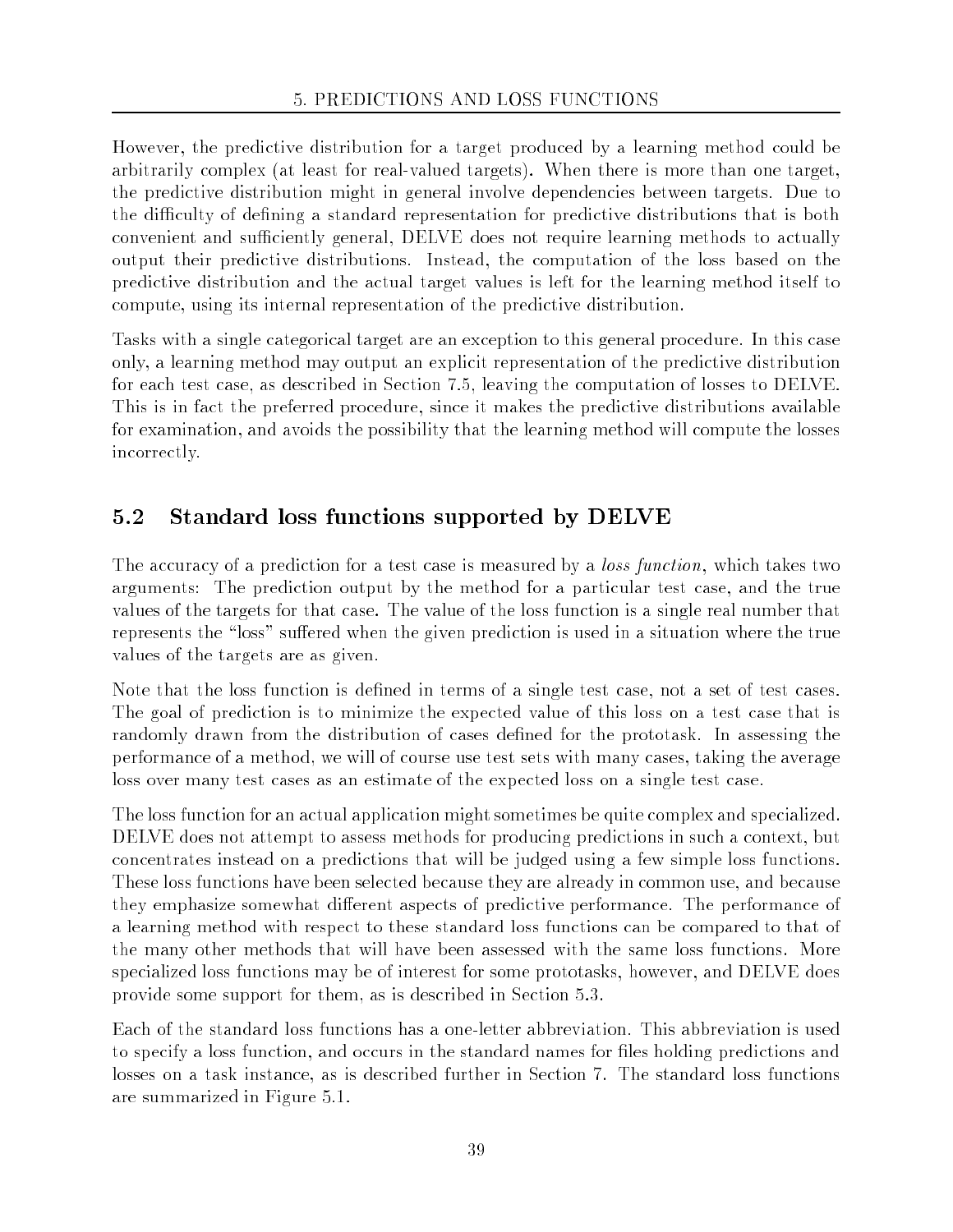However, the predictive distribution for a target produced by a learning method could be arbitrarily complex (at least for real-valued targets). When there is more than one target, the predictive distribution might in general involve dependencies between targets. Due to the difficulty of defining a standard representation for predictive distributions that is both convenient and sufficiently general, DELVE does not require learning methods to actually output their predictive distributions. Instead, the computation of the loss based on the predictive distribution and the actual target values is left for the learning method itself to compute, using its internal representation of the predictive distribution.

Tasks with a single categorical target are an exception to this general procedure. In this case only, a learning method may output an explicit representation of the predictive distribution for each test case, as described in Section 7.5, leaving the computation of losses to DELVE. This is in fact the preferred procedure, since it makes the predictive distributions available for examination, and avoids the possibility that the learning method will compute the losses incorrectly.

## 5.2 Standard loss functions supported by DELVE

The accuracy of a prediction for a test case is measured by a *loss function*, which takes two arguments: The prediction output by the method for a particular test case, and the true values of the targets for that case. The value of the loss function is a single real number that represents the "loss" suffered when the given prediction is used in a situation where the true values of the targets are as given.

Note that the loss function is defined in terms of a single test case, not a set of test cases. The goal of prediction is to minimize the expected value of this loss on a test case that is randomly drawn from the distribution of cases defined for the prototask. In assessing the performance of a method, we will of course use test sets with many cases, taking the average loss over many test cases as an estimate of the expected loss on a single test case.

The loss function for an actual application might sometimes be quite complex and specialized. DELVE does not attempt to assess methods for producing predictions in such a context, but concentrates instead on a predictions that will be judged using a few simple loss functions. These loss functions have been selected because they are already in common use, and because they emphasize somewhat different aspects of predictive performance. The performance of a learning method with respect to these standard loss functions can be compared to that of the many other methods that will have been assessed with the same loss functions. More specialized loss functions may be of interest for some prototasks, however, and DELVE does provide some support for them, as is described in Section 5.3.

Each of the standard loss functions has a one-letter abbreviation. This abbreviation is used to specify a loss function, and occurs in the standard names for files holding predictions and losses on a task instance, as is described further in Section 7. The standard loss functions are summarized in Figure 5.1.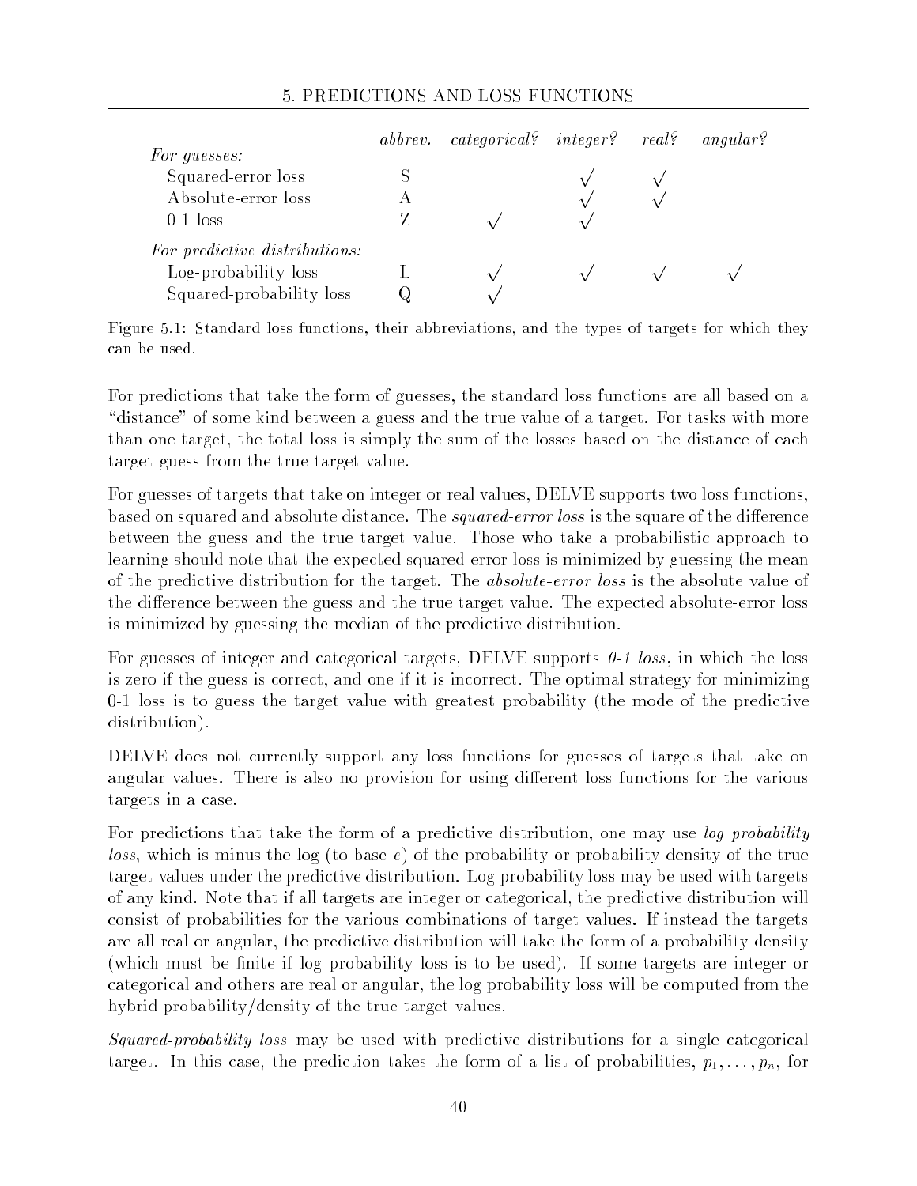|  | *abbrev.* | *categorical?* | *integer?* | *real?* | *angular?* |
|---|---|---|---|---|---|
| *For guesses:* |  |  |  |  |  |
| Squared-error loss | S |  | √ | √ |  |
| Absolute-error loss | A |  | √ | √ |  |
| 0-1 loss | Z | √ | √ |  |  |
| *For predictive distributions:* |  |  |  |  |  |
| Log-probability loss | L | √ | √ | √ | √ |
| Squared-probability loss | Q | √ |  |  |  |

Figure 5.1: Standard loss functions, their abbreviations, and the types of targets for which they can be used.

For predictions that take the form of guesses, the standard loss functions are all based on a "distance" of some kind between a guess and the true value of a target. For tasks with more than one target, the total loss is simply the sum of the losses based on the distance of each target guess from the true target value.

For guesses of targets that take on integer or real values, DELVE supports two loss functions, based on squared and absolute distance. The *squared-error loss* is the square of the difference between the guess and the true target value. Those who take a probabilistic approach to learning should note that the expected squared-error loss is minimized by guessing the mean of the predictive distribution for the target. The *absolute-error loss* is the absolute value of the difference between the guess and the true target value. The expected absolute-error loss is minimized by guessing the median of the predictive distribution.

For guesses of integer and categorical targets, DELVE supports *0-1 loss*, in which the loss is zero if the guess is correct, and one if it is incorrect. The optimal strategy for minimizing 0-1 loss is to guess the target value with greatest probability (the mode of the predictive distribution).

DELVE does not currently support any loss functions for guesses of targets that take on angular values. There is also no provision for using different loss functions for the various targets in a case.

For predictions that take the form of a predictive distribution, one may use *log probability loss*, which is minus the log (to base $e$) of the probability or probability density of the true target values under the predictive distribution. Log probability loss may be used with targets of any kind. Note that if all targets are integer or categorical, the predictive distribution will consist of probabilities for the various combinations of target values. If instead the targets are all real or angular, the predictive distribution will take the form of a probability density (which must be finite if log probability loss is to be used). If some targets are integer or categorical and others are real or angular, the log probability loss will be computed from the hybrid probability/density of the true target values.

*Squared-probability loss* may be used with predictive distributions for a single categorical target. In this case, the prediction takes the form of a list of probabilities, $p_1, \ldots, p_n$, for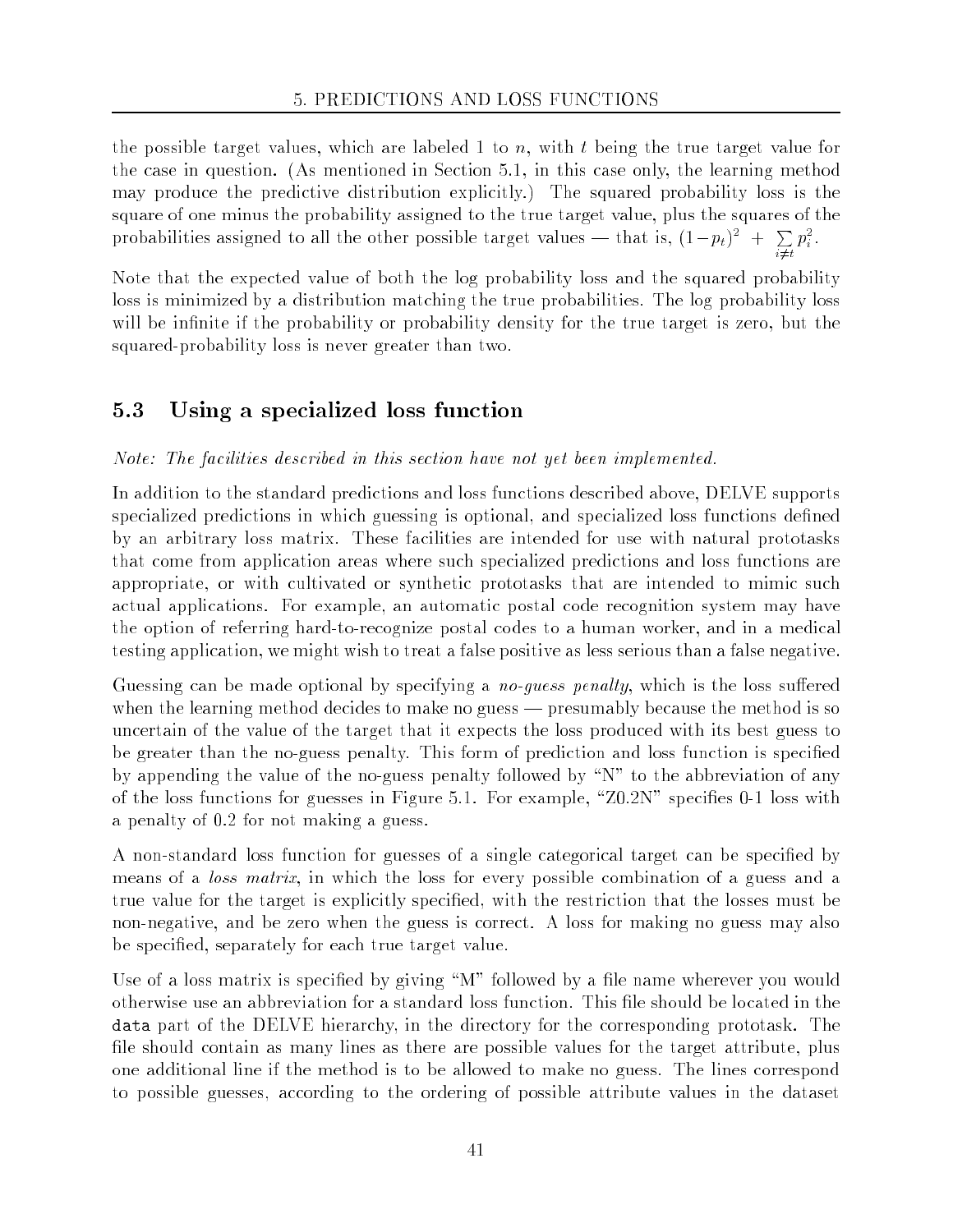the possible target values, which are labeled 1 to $n$, with $t$ being the true target value for the case in question. (As mentioned in Section 5.1, in this case only, the learning method may produce the predictive distribution explicitly.) The squared probability loss is the square of one minus the probability assigned to the true target value, plus the squares of the probabilities assigned to all the other possible target values — that is, $(1-p_t)^2 \ + \ \sum_{i \neq t} p_i^2$.

Note that the expected value of both the log probability loss and the squared probability loss is minimized by a distribution matching the true probabilities. The log probability loss will be infinite if the probability or probability density for the true target is zero, but the squared-probability loss is never greater than two.

## 5.3 Using a specialized loss function

*Note: The facilities described in this section have not yet been implemented.*

In addition to the standard predictions and loss functions described above, DELVE supports specialized predictions in which guessing is optional, and specialized loss functions defined by an arbitrary loss matrix. These facilities are intended for use with natural prototasks that come from application areas where such specialized predictions and loss functions are appropriate, or with cultivated or synthetic prototasks that are intended to mimic such actual applications. For example, an automatic postal code recognition system may have the option of referring hard-to-recognize postal codes to a human worker, and in a medical testing application, we might wish to treat a false positive as less serious than a false negative.

Guessing can be made optional by specifying a *no-guess penalty*, which is the loss suffered when the learning method decides to make no guess — presumably because the method is so uncertain of the value of the target that it expects the loss produced with its best guess to be greater than the no-guess penalty. This form of prediction and loss function is specified by appending the value of the no-guess penalty followed by "N" to the abbreviation of any of the loss functions for guesses in Figure 5.1. For example, "Z0.2N" specifies 0-1 loss with a penalty of 0.2 for not making a guess.

A non-standard loss function for guesses of a single categorical target can be specified by means of a *loss matrix*, in which the loss for every possible combination of a guess and a true value for the target is explicitly specified, with the restriction that the losses must be non-negative, and be zero when the guess is correct. A loss for making no guess may also be specified, separately for each true target value.

Use of a loss matrix is specified by giving "M" followed by a file name wherever you would otherwise use an abbreviation for a standard loss function. This file should be located in the `data` part of the DELVE hierarchy, in the directory for the corresponding prototask. The file should contain as many lines as there are possible values for the target attribute, plus one additional line if the method is to be allowed to make no guess. The lines correspond to possible guesses, according to the ordering of possible attribute values in the dataset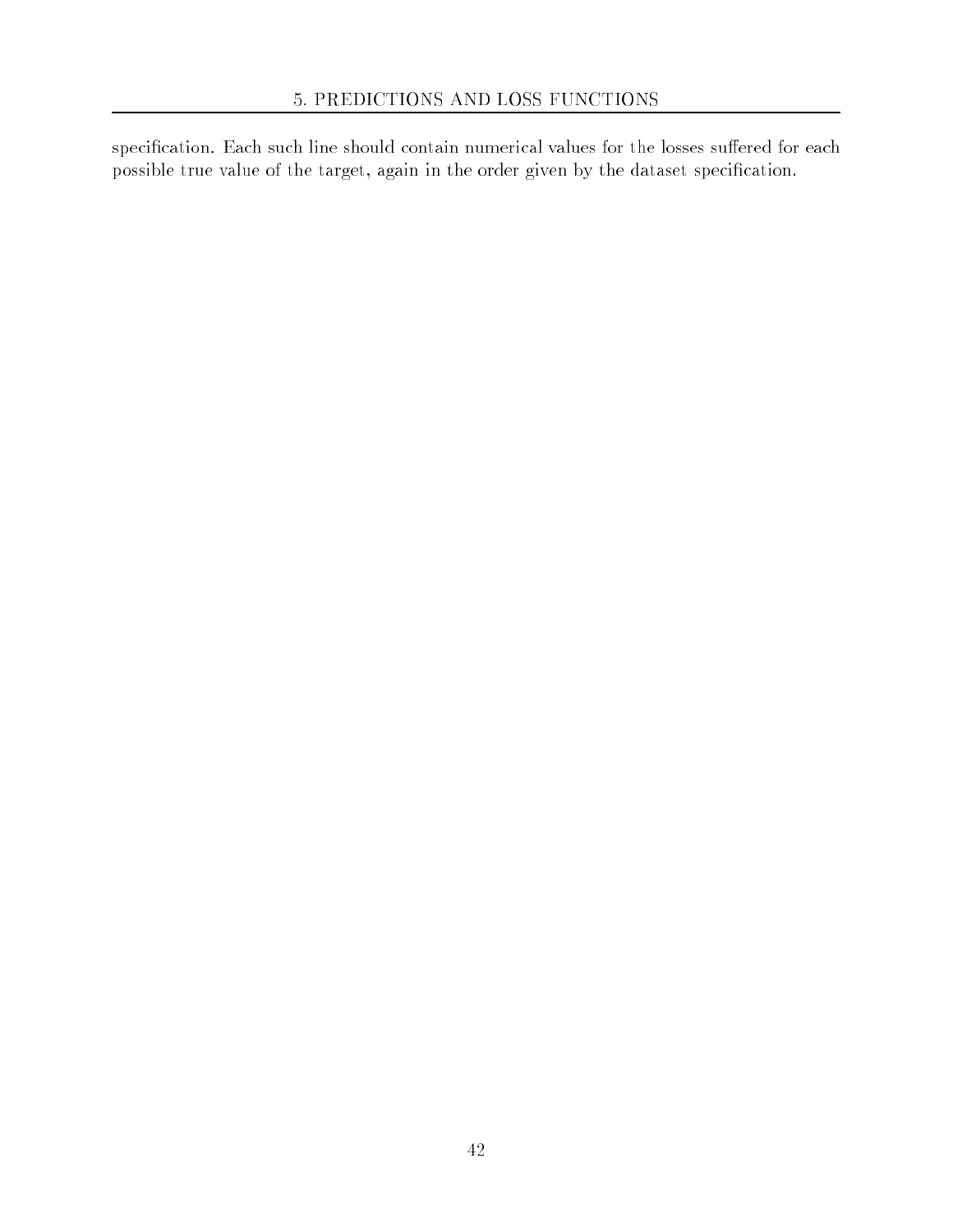specification. Each such line should contain numerical values for the losses suffered for each possible true value of the target, again in the order given by the dataset specification.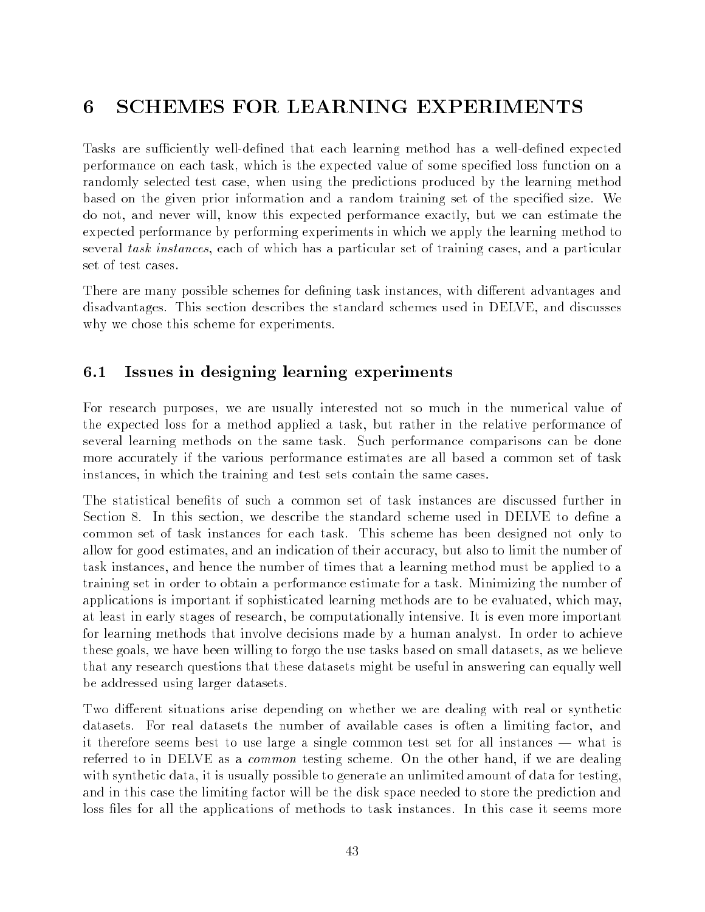# 6 SCHEMES FOR LEARNING EXPERIMENTS

Tasks are sufficiently well-defined that each learning method has a well-defined expected performance on each task, which is the expected value of some specified loss function on a randomly selected test case, when using the predictions produced by the learning method based on the given prior information and a random training set of the specified size. We do not, and never will, know this expected performance exactly, but we can estimate the expected performance by performing experiments in which we apply the learning method to several *task instances*, each of which has a particular set of training cases, and a particular set of test cases.

There are many possible schemes for defining task instances, with different advantages and disadvantages. This section describes the standard schemes used in DELVE, and discusses why we chose this scheme for experiments.

## 6.1 Issues in designing learning experiments

For research purposes, we are usually interested not so much in the numerical value of the expected loss for a method applied a task, but rather in the relative performance of several learning methods on the same task. Such performance comparisons can be done more accurately if the various performance estimates are all based a common set of task instances, in which the training and test sets contain the same cases.

The statistical benefits of such a common set of task instances are discussed further in Section 8. In this section, we describe the standard scheme used in DELVE to define a common set of task instances for each task. This scheme has been designed not only to allow for good estimates, and an indication of their accuracy, but also to limit the number of task instances, and hence the number of times that a learning method must be applied to a training set in order to obtain a performance estimate for a task. Minimizing the number of applications is important if sophisticated learning methods are to be evaluated, which may, at least in early stages of research, be computationally intensive. It is even more important for learning methods that involve decisions made by a human analyst. In order to achieve these goals, we have been willing to forgo the use tasks based on small datasets, as we believe that any research questions that these datasets might be useful in answering can equally well be addressed using larger datasets.

Two different situations arise depending on whether we are dealing with real or synthetic datasets. For real datasets the number of available cases is often a limiting factor, and it therefore seems best to use large a single common test set for all instances — what is referred to in DELVE as a *common* testing scheme. On the other hand, if we are dealing with synthetic data, it is usually possible to generate an unlimited amount of data for testing, and in this case the limiting factor will be the disk space needed to store the prediction and loss files for all the applications of methods to task instances. In this case it seems more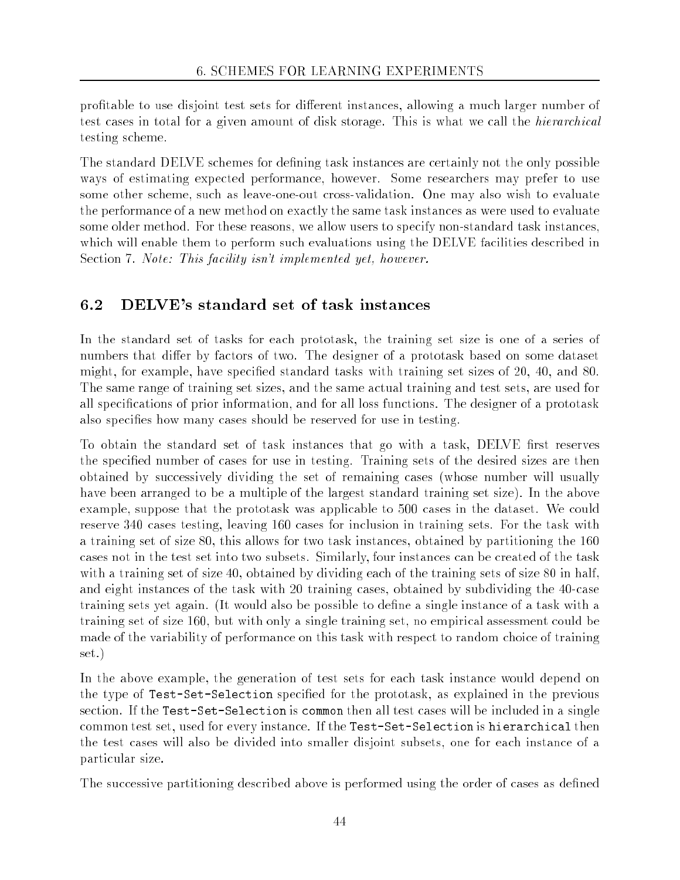profitable to use disjoint test sets for different instances, allowing a much larger number of test cases in total for a given amount of disk storage. This is what we call the *hierarchical* testing scheme.

The standard DELVE schemes for defining task instances are certainly not the only possible ways of estimating expected performance, however. Some researchers may prefer to use some other scheme, such as leave-one-out cross-validation. One may also wish to evaluate the performance of a new method on exactly the same task instances as were used to evaluate some older method. For these reasons, we allow users to specify non-standard task instances, which will enable them to perform such evaluations using the DELVE facilities described in Section 7. *Note: This facility isn't implemented yet, however.*

## 6.2 DELVE's standard set of task instances

In the standard set of tasks for each prototask, the training set size is one of a series of numbers that differ by factors of two. The designer of a prototask based on some dataset might, for example, have specified standard tasks with training set sizes of 20, 40, and 80. The same range of training set sizes, and the same actual training and test sets, are used for all specifications of prior information, and for all loss functions. The designer of a prototask also specifies how many cases should be reserved for use in testing.

To obtain the standard set of task instances that go with a task, DELVE first reserves the specified number of cases for use in testing. Training sets of the desired sizes are then obtained by successively dividing the set of remaining cases (whose number will usually have been arranged to be a multiple of the largest standard training set size). In the above example, suppose that the prototask was applicable to 500 cases in the dataset. We could reserve 340 cases testing, leaving 160 cases for inclusion in training sets. For the task with a training set of size 80, this allows for two task instances, obtained by partitioning the 160 cases not in the test set into two subsets. Similarly, four instances can be created of the task with a training set of size 40, obtained by dividing each of the training sets of size 80 in half, and eight instances of the task with 20 training cases, obtained by subdividing the 40-case training sets yet again. (It would also be possible to define a single instance of a task with a training set of size 160, but with only a single training set, no empirical assessment could be made of the variability of performance on this task with respect to random choice of training set.)

In the above example, the generation of test sets for each task instance would depend on the type of `Test-Set-Selection` specified for the prototask, as explained in the previous section. If the `Test-Set-Selection` is `common` then all test cases will be included in a single common test set, used for every instance. If the `Test-Set-Selection` is `hierarchical` then the test cases will also be divided into smaller disjoint subsets, one for each instance of a particular size.

The successive partitioning described above is performed using the order of cases as defined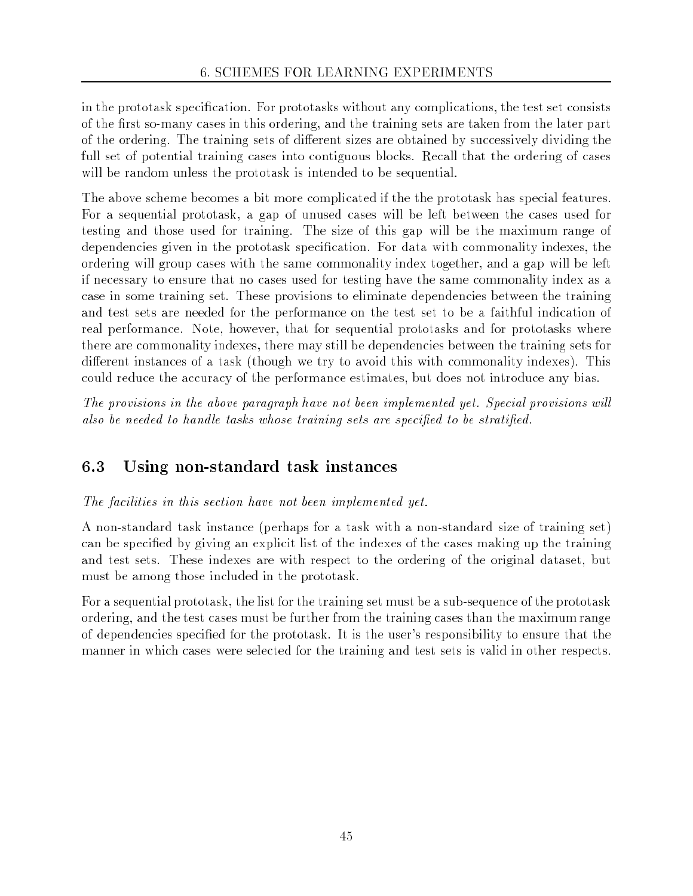in the prototask specification. For prototasks without any complications, the test set consists of the first so-many cases in this ordering, and the training sets are taken from the later part of the ordering. The training sets of different sizes are obtained by successively dividing the full set of potential training cases into contiguous blocks. Recall that the ordering of cases will be random unless the prototask is intended to be sequential.

The above scheme becomes a bit more complicated if the the prototask has special features. For a sequential prototask, a gap of unused cases will be left between the cases used for testing and those used for training. The size of this gap will be the maximum range of dependencies given in the prototask specification. For data with commonality indexes, the ordering will group cases with the same commonality index together, and a gap will be left if necessary to ensure that no cases used for testing have the same commonality index as a case in some training set. These provisions to eliminate dependencies between the training and test sets are needed for the performance on the test set to be a faithful indication of real performance. Note, however, that for sequential prototasks and for prototasks where there are commonality indexes, there may still be dependencies between the training sets for different instances of a task (though we try to avoid this with commonality indexes). This could reduce the accuracy of the performance estimates, but does not introduce any bias.

*The provisions in the above paragraph have not been implemented yet. Special provisions will also be needed to handle tasks whose training sets are specified to be stratified.*

## 6.3 Using non-standard task instances

*The facilities in this section have not been implemented yet.*

A non-standard task instance (perhaps for a task with a non-standard size of training set) can be specified by giving an explicit list of the indexes of the cases making up the training and test sets. These indexes are with respect to the ordering of the original dataset, but must be among those included in the prototask.

For a sequential prototask, the list for the training set must be a sub-sequence of the prototask ordering, and the test cases must be further from the training cases than the maximum range of dependencies specified for the prototask. It is the user's responsibility to ensure that the manner in which cases were selected for the training and test sets is valid in other respects.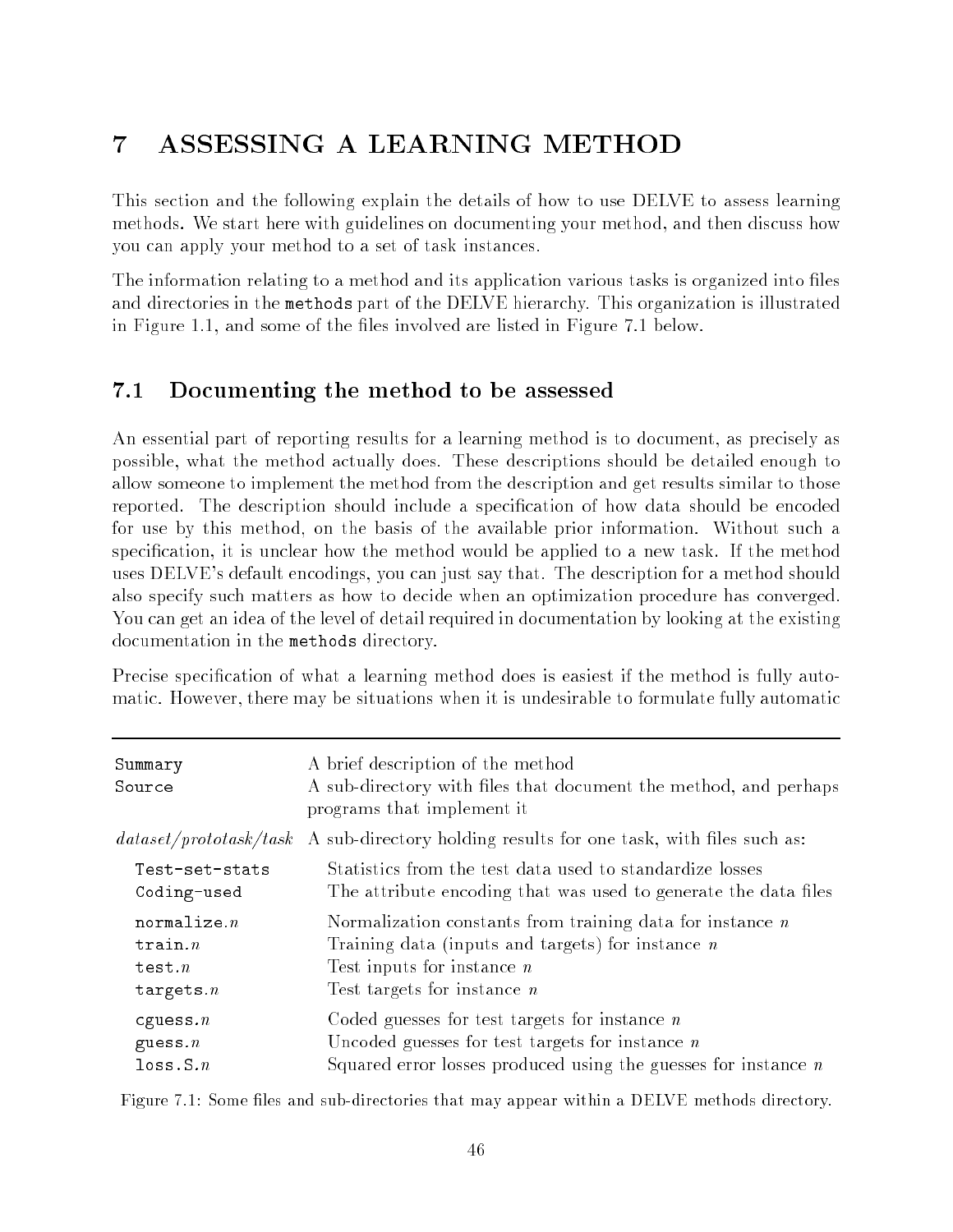# 7 ASSESSING A LEARNING METHOD

This section and the following explain the details of how to use DELVE to assess learning methods. We start here with guidelines on documenting your method, and then discuss how you can apply your method to a set of task instances.

The information relating to a method and its application various tasks is organized into files and directories in the `methods` part of the DELVE hierarchy. This organization is illustrated in Figure 1.1, and some of the files involved are listed in Figure 7.1 below.

## 7.1 Documenting the method to be assessed

An essential part of reporting results for a learning method is to document, as precisely as possible, what the method actually does. These descriptions should be detailed enough to allow someone to implement the method from the description and get results similar to those reported. The description should include a specification of how data should be encoded for use by this method, on the basis of the available prior information. Without such a specification, it is unclear how the method would be applied to a new task. If the method uses DELVE's default encodings, you can just say that. The description for a method should also specify such matters as how to decide when an optimization procedure has converged. You can get an idea of the level of detail required in documentation by looking at the existing documentation in the `methods` directory.

Precise specification of what a learning method does is easiest if the method is fully automatic. However, there may be situations when it is undesirable to formulate fully automatic

| | |
|---|---|
| `Summary` | A brief description of the method |
| `Source` | A sub-directory with files that document the method, and perhaps programs that implement it |
| *dataset/prototask/task* | A sub-directory holding results for one task, with files such as: |
| `Test-set-stats` | Statistics from the test data used to standardize losses |
| `Coding-used` | The attribute encoding that was used to generate the data files |
| `normalize.`*n* | Normalization constants from training data for instance *n* |
| `train.`*n* | Training data (inputs and targets) for instance *n* |
| `test.`*n* | Test inputs for instance *n* |
| `targets.`*n* | Test targets for instance *n* |
| `cguess.`*n* | Coded guesses for test targets for instance *n* |
| `guess.`*n* | Uncoded guesses for test targets for instance *n* |
| `loss.S.`*n* | Squared error losses produced using the guesses for instance *n* |

Figure 7.1: Some files and sub-directories that may appear within a DELVE methods directory.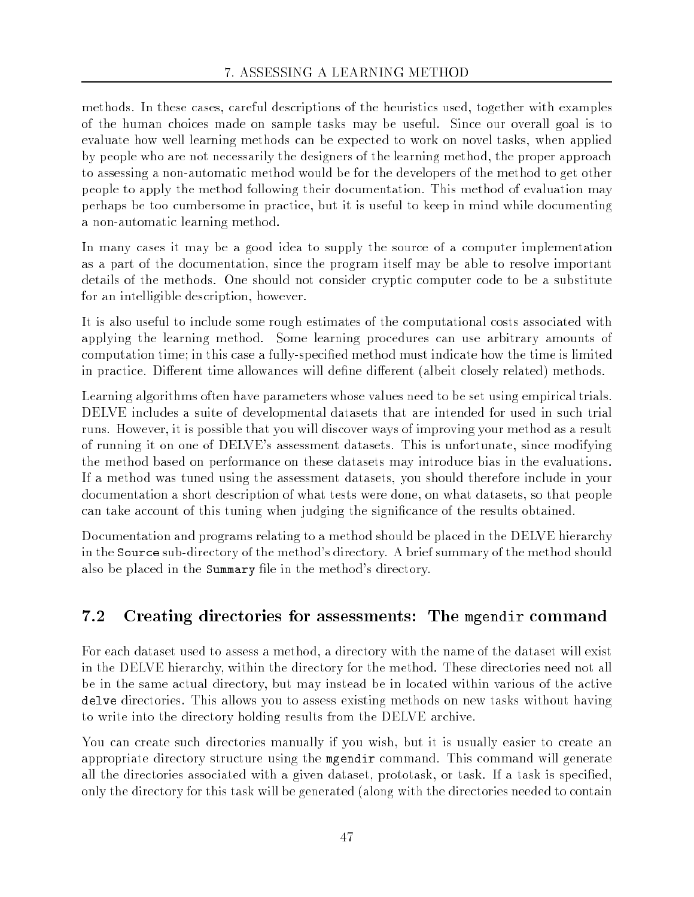methods. In these cases, careful descriptions of the heuristics used, together with examples of the human choices made on sample tasks may be useful. Since our overall goal is to evaluate how well learning methods can be expected to work on novel tasks, when applied by people who are not necessarily the designers of the learning method, the proper approach to assessing a non-automatic method would be for the developers of the method to get other people to apply the method following their documentation. This method of evaluation may perhaps be too cumbersome in practice, but it is useful to keep in mind while documenting a non-automatic learning method.

In many cases it may be a good idea to supply the source of a computer implementation as a part of the documentation, since the program itself may be able to resolve important details of the methods. One should not consider cryptic computer code to be a substitute for an intelligible description, however.

It is also useful to include some rough estimates of the computational costs associated with applying the learning method. Some learning procedures can use arbitrary amounts of computation time; in this case a fully-specified method must indicate how the time is limited in practice. Different time allowances will define different (albeit closely related) methods.

Learning algorithms often have parameters whose values need to be set using empirical trials. DELVE includes a suite of developmental datasets that are intended for used in such trial runs. However, it is possible that you will discover ways of improving your method as a result of running it on one of DELVE's assessment datasets. This is unfortunate, since modifying the method based on performance on these datasets may introduce bias in the evaluations. If a method was tuned using the assessment datasets, you should therefore include in your documentation a short description of what tests were done, on what datasets, so that people can take account of this tuning when judging the significance of the results obtained.

Documentation and programs relating to a method should be placed in the DELVE hierarchy in the `Source` sub-directory of the method's directory. A brief summary of the method should also be placed in the `Summary` file in the method's directory.

## 7.2 Creating directories for assessments: The `mgendir` command

For each dataset used to assess a method, a directory with the name of the dataset will exist in the DELVE hierarchy, within the directory for the method. These directories need not all be in the same actual directory, but may instead be in located within various of the active `delve` directories. This allows you to assess existing methods on new tasks without having to write into the directory holding results from the DELVE archive.

You can create such directories manually if you wish, but it is usually easier to create an appropriate directory structure using the `mgendir` command. This command will generate all the directories associated with a given dataset, prototask, or task. If a task is specified, only the directory for this task will be generated (along with the directories needed to contain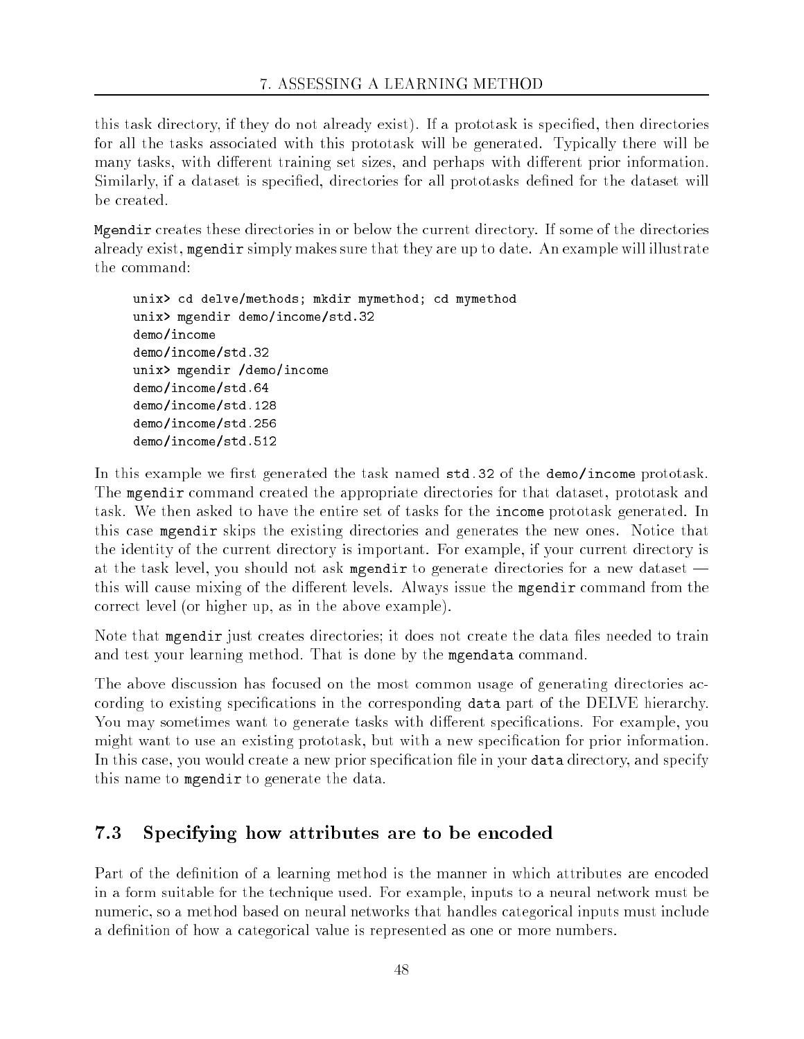this task directory, if they do not already exist). If a prototask is specified, then directories for all the tasks associated with this prototask will be generated. Typically there will be many tasks, with different training set sizes, and perhaps with different prior information. Similarly, if a dataset is specified, directories for all prototasks defined for the dataset will be created.

`Mgendir` creates these directories in or below the current directory. If some of the directories already exist, `mgendir` simply makes sure that they are up to date. An example will illustrate the command:

```
unix> cd delve/methods; mkdir mymethod; cd mymethod
unix> mgendir demo/income/std.32
demo/income
demo/income/std.32
unix> mgendir /demo/income
demo/income/std.64
demo/income/std.128
demo/income/std.256
demo/income/std.512
```

In this example we first generated the task named `std.32` of the `demo/income` prototask. The `mgendir` command created the appropriate directories for that dataset, prototask and task. We then asked to have the entire set of tasks for the `income` prototask generated. In this case `mgendir` skips the existing directories and generates the new ones. Notice that the identity of the current directory is important. For example, if your current directory is at the task level, you should not ask `mgendir` to generate directories for a new dataset — this will cause mixing of the different levels. Always issue the `mgendir` command from the correct level (or higher up, as in the above example).

Note that `mgendir` just creates directories; it does not create the data files needed to train and test your learning method. That is done by the `mgendata` command.

The above discussion has focused on the most common usage of generating directories according to existing specifications in the corresponding `data` part of the DELVE hierarchy. You may sometimes want to generate tasks with different specifications. For example, you might want to use an existing prototask, but with a new specification for prior information. In this case, you would create a new prior specification file in your `data` directory, and specify this name to `mgendir` to generate the data.

## 7.3 Specifying how attributes are to be encoded

Part of the definition of a learning method is the manner in which attributes are encoded in a form suitable for the technique used. For example, inputs to a neural network must be numeric, so a method based on neural networks that handles categorical inputs must include a definition of how a categorical value is represented as one or more numbers.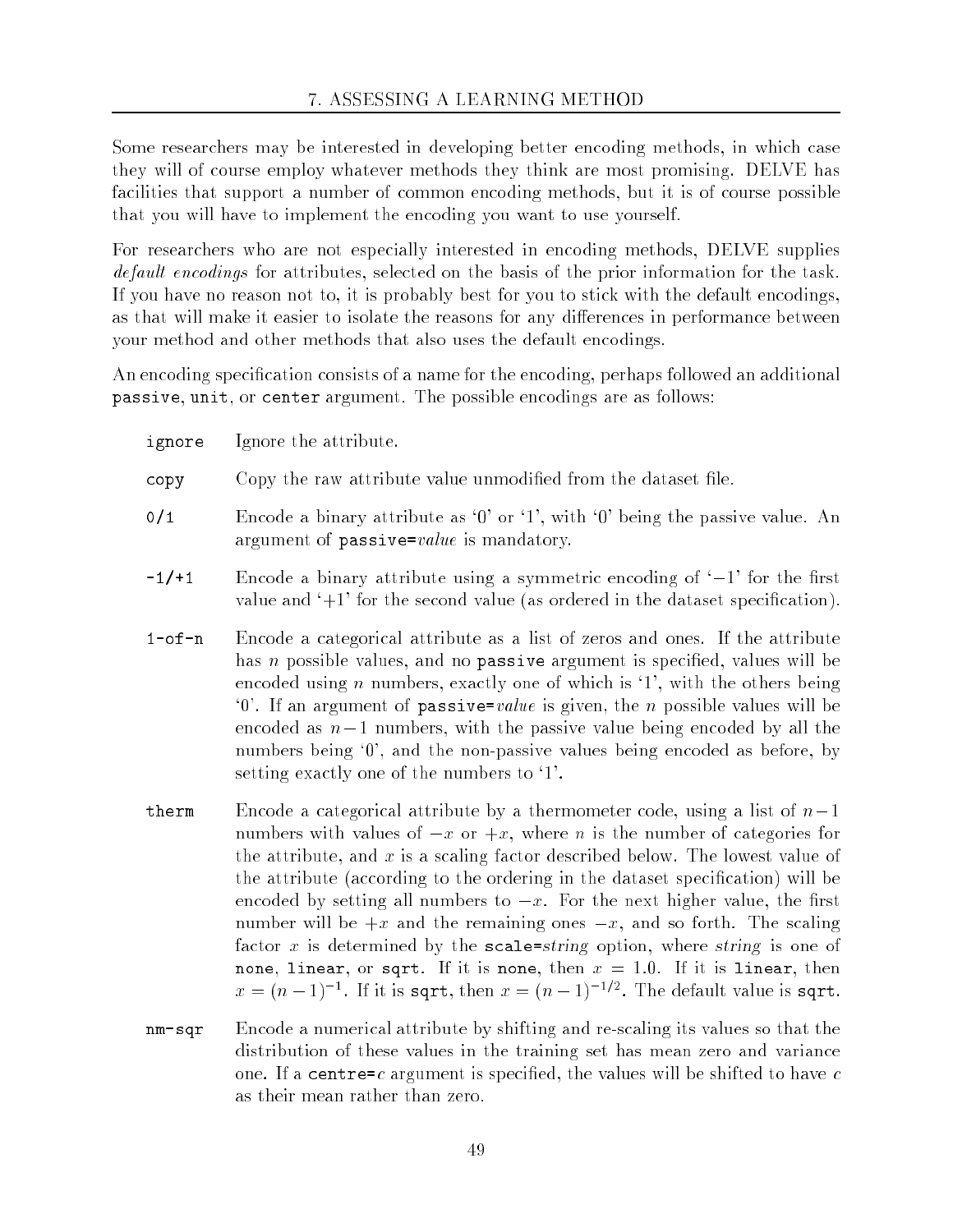Some researchers may be interested in developing better encoding methods, in which case they will of course employ whatever methods they think are most promising. DELVE has facilities that support a number of common encoding methods, but it is of course possible that you will have to implement the encoding you want to use yourself.

For researchers who are not especially interested in encoding methods, DELVE supplies *default encodings* for attributes, selected on the basis of the prior information for the task. If you have no reason not to, it is probably best for you to stick with the default encodings, as that will make it easier to isolate the reasons for any differences in performance between your method and other methods that also uses the default encodings.

An encoding specification consists of a name for the encoding, perhaps followed an additional `passive`, `unit`, or `center` argument. The possible encodings are as follows:

`ignore` Ignore the attribute.

`copy` Copy the raw attribute value unmodified from the dataset file.

`0/1` Encode a binary attribute as '0' or '1', with '0' being the passive value. An argument of `passive=`*value* is mandatory.

`-1/+1` Encode a binary attribute using a symmetric encoding of '$-1$' for the first value and '$+1$' for the second value (as ordered in the dataset specification).

`1-of-n` Encode a categorical attribute as a list of zeros and ones. If the attribute has $n$ possible values, and no `passive` argument is specified, values will be encoded using $n$ numbers, exactly one of which is '1', with the others being '0'. If an argument of `passive=`*value* is given, the $n$ possible values will be encoded as $n-1$ numbers, with the passive value being encoded by all the numbers being '0', and the non-passive values being encoded as before, by setting exactly one of the numbers to '1'.

`therm` Encode a categorical attribute by a thermometer code, using a list of $n-1$ numbers with values of $-x$ or $+x$, where $n$ is the number of categories for the attribute, and $x$ is a scaling factor described below. The lowest value of the attribute (according to the ordering in the dataset specification) will be encoded by setting all numbers to $-x$. For the next higher value, the first number will be $+x$ and the remaining ones $-x$, and so forth. The scaling factor $x$ is determined by the `scale=`*string* option, where *string* is one of `none`, `linear`, or `sqrt`. If it is `none`, then $x = 1.0$. If it is `linear`, then $x = (n-1)^{-1}$. If it is `sqrt`, then $x = (n-1)^{-1/2}$. The default value is `sqrt`.

`nm-sqr` Encode a numerical attribute by shifting and re-scaling its values so that the distribution of these values in the training set has mean zero and variance one. If a `centre=`*c* argument is specified, the values will be shifted to have $c$ as their mean rather than zero.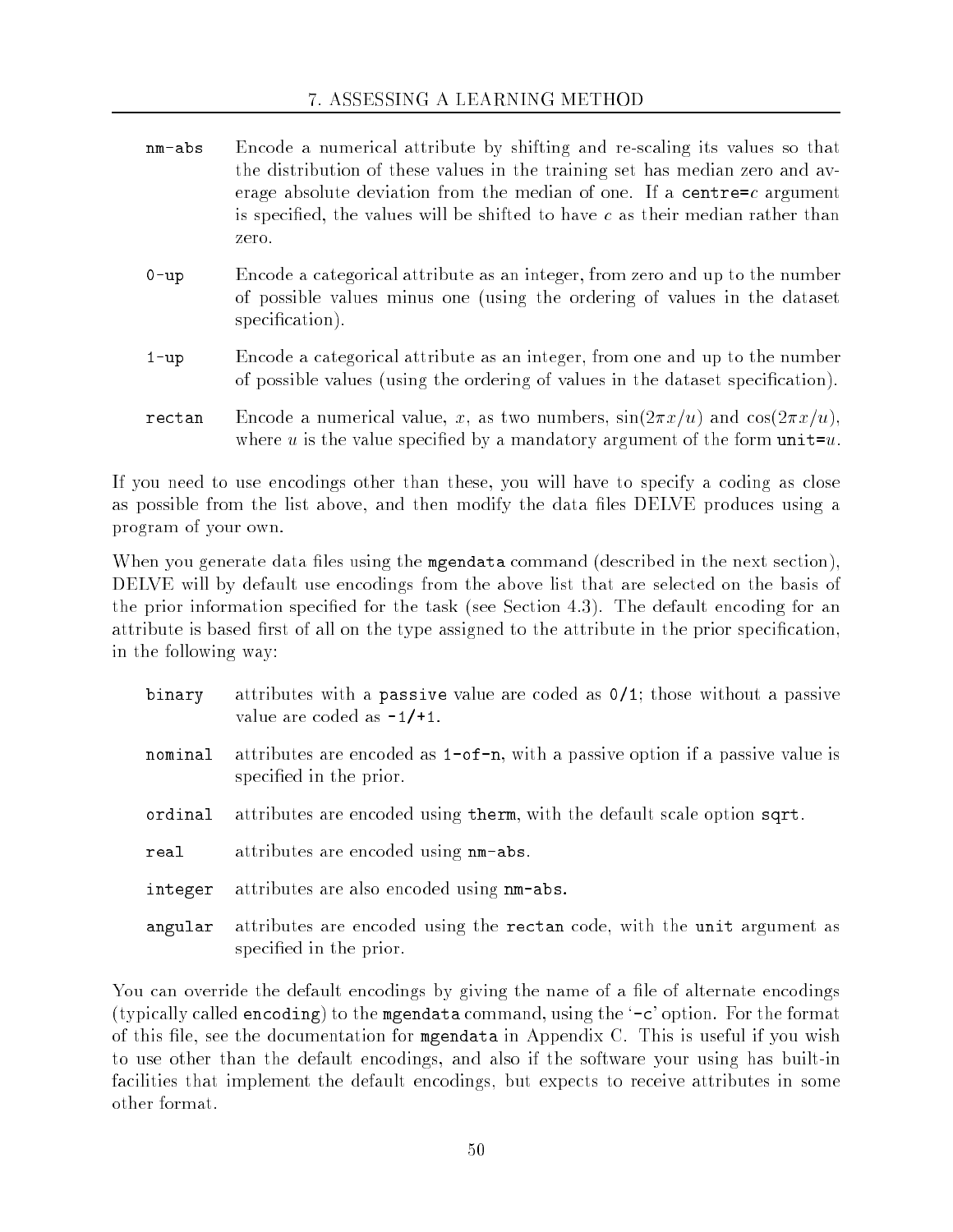`nm-abs` Encode a numerical attribute by shifting and re-scaling its values so that the distribution of these values in the training set has median zero and average absolute deviation from the median of one. If a `centre=`$c$ argument is specified, the values will be shifted to have $c$ as their median rather than zero.

`0-up` Encode a categorical attribute as an integer, from zero and up to the number of possible values minus one (using the ordering of values in the dataset specification).

`1-up` Encode a categorical attribute as an integer, from one and up to the number of possible values (using the ordering of values in the dataset specification).

`rectan` Encode a numerical value, $x$, as two numbers, $\sin(2\pi x/u)$ and $\cos(2\pi x/u)$, where $u$ is the value specified by a mandatory argument of the form `unit=`$u$.

If you need to use encodings other than these, you will have to specify a coding as close as possible from the list above, and then modify the data files DELVE produces using a program of your own.

When you generate data files using the `mgendata` command (described in the next section), DELVE will by default use encodings from the above list that are selected on the basis of the prior information specified for the task (see Section 4.3). The default encoding for an attribute is based first of all on the type assigned to the attribute in the prior specification, in the following way:

`binary` attributes with a `passive` value are coded as `0/1`; those without a passive value are coded as `-1/+1`.

`nominal` attributes are encoded as `1-of-n`, with a passive option if a passive value is specified in the prior.

`ordinal` attributes are encoded using `therm`, with the default scale option `sqrt`.

`real` attributes are encoded using `nm-abs`.

`integer` attributes are also encoded using `nm-abs`.

`angular` attributes are encoded using the `rectan` code, with the `unit` argument as specified in the prior.

You can override the default encodings by giving the name of a file of alternate encodings (typically called `encoding`) to the `mgendata` command, using the '`-c`' option. For the format of this file, see the documentation for `mgendata` in Appendix C. This is useful if you wish to use other than the default encodings, and also if the software your using has built-in facilities that implement the default encodings, but expects to receive attributes in some other format.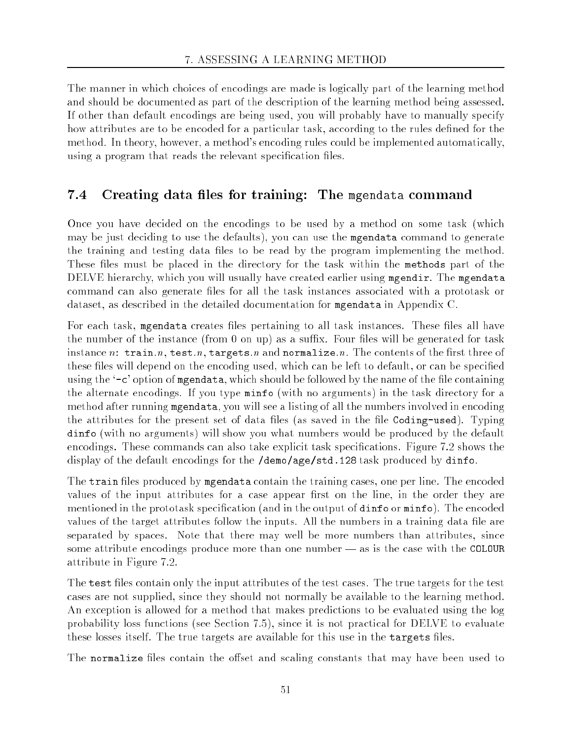The manner in which choices of encodings are made is logically part of the learning method and should be documented as part of the description of the learning method being assessed. If other than default encodings are being used, you will probably have to manually specify how attributes are to be encoded for a particular task, according to the rules defined for the method. In theory, however, a method's encoding rules could be implemented automatically, using a program that reads the relevant specification files.

## 7.4 Creating data files for training: The `mgendata` command

Once you have decided on the encodings to be used by a method on some task (which may be just deciding to use the defaults), you can use the **mgendata** command to generate the training and testing data files to be read by the program implementing the method. These files must be placed in the directory for the task within the **methods** part of the DELVE hierarchy, which you will usually have created earlier using **mgendir**. The **mgendata** command can also generate files for all the task instances associated with a prototask or dataset, as described in the detailed documentation for **mgendata** in Appendix C.

For each task, **mgendata** creates files pertaining to all task instances. These files all have the number of the instance (from 0 on up) as a suffix. Four files will be generated for task instance *n*: **train.***n*, **test.***n*, **targets.***n* and **normalize.***n*. The contents of the first three of these files will depend on the encoding used, which can be left to default, or can be specified using the '**-c**' option of **mgendata**, which should be followed by the name of the file containing the alternate encodings. If you type **minfo** (with no arguments) in the task directory for a method after running **mgendata**, you will see a listing of all the numbers involved in encoding the attributes for the present set of data files (as saved in the file **Coding-used**). Typing **dinfo** (with no arguments) will show you what numbers would be produced by the default encodings. These commands can also take explicit task specifications. Figure 7.2 shows the display of the default encodings for the **/demo/age/std.128** task produced by **dinfo**.

The **train** files produced by **mgendata** contain the training cases, one per line. The encoded values of the input attributes for a case appear first on the line, in the order they are mentioned in the prototask specification (and in the output of **dinfo** or **minfo**). The encoded values of the target attributes follow the inputs. All the numbers in a training data file are separated by spaces. Note that there may well be more numbers than attributes, since some attribute encodings produce more than one number — as is the case with the **COLOUR** attribute in Figure 7.2.

The **test** files contain only the input attributes of the test cases. The true targets for the test cases are not supplied, since they should not normally be available to the learning method. An exception is allowed for a method that makes predictions to be evaluated using the log probability loss functions (see Section 7.5), since it is not practical for DELVE to evaluate these losses itself. The true targets are available for this use in the **targets** files.

The **normalize** files contain the offset and scaling constants that may have been used to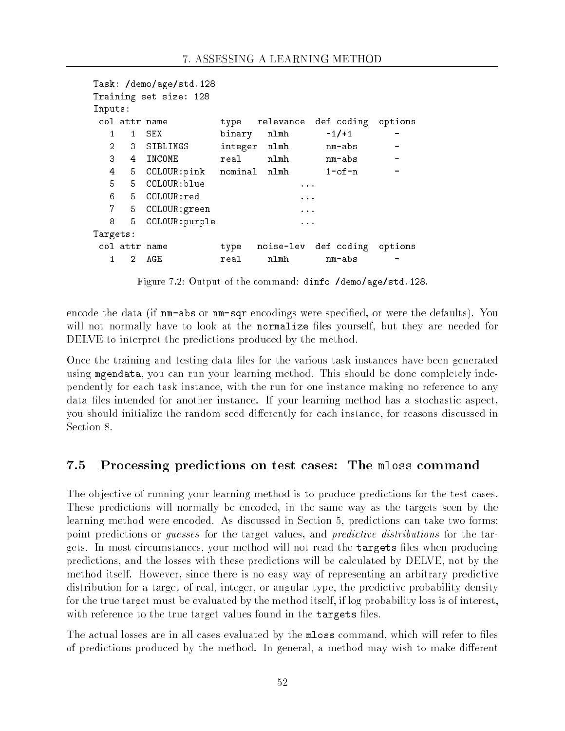```
Task: /demo/age/std.128
Training set size: 128
Inputs:
 col attr name          type    relevance  def coding  options
   1   1  SEX           binary   nlmh       -1/+1        -
   2   3  SIBLINGS      integer  nlmh       nm-abs       -
   3   4  INCOME        real     nlmh       nm-abs       -
   4   5  COLOUR:pink   nominal  nlmh       1-of-n       -
   5   5  COLOUR:blue                  ...
   6   5  COLOUR:red                   ...
   7   5  COLOUR:green                 ...
   8   5  COLOUR:purple                ...
Targets:
 col attr name          type    noise-lev  def coding  options
   1   2  AGE           real     nlmh       nm-abs       -
```

Figure 7.2: Output of the command: `dinfo /demo/age/std.128`.

encode the data (if `nm-abs` or `nm-sqr` encodings were specified, or were the defaults). You will not normally have to look at the `normalize` files yourself, but they are needed for DELVE to interpret the predictions produced by the method.

Once the training and testing data files for the various task instances have been generated using `mgendata`, you can run your learning method. This should be done completely independently for each task instance, with the run for one instance making no reference to any data files intended for another instance. If your learning method has a stochastic aspect, you should initialize the random seed differently for each instance, for reasons discussed in Section 8.

## 7.5 Processing predictions on test cases: The `mloss` command

The objective of running your learning method is to produce predictions for the test cases. These predictions will normally be encoded, in the same way as the targets seen by the learning method were encoded. As discussed in Section 5, predictions can take two forms: point predictions or *guesses* for the target values, and *predictive distributions* for the targets. In most circumstances, your method will not read the `targets` files when producing predictions, and the losses with these predictions will be calculated by DELVE, not by the method itself. However, since there is no easy way of representing an arbitrary predictive distribution for a target of real, integer, or angular type, the predictive probability density for the true target must be evaluated by the method itself, if log probability loss is of interest, with reference to the true target values found in the `targets` files.

The actual losses are in all cases evaluated by the `mloss` command, which will refer to files of predictions produced by the method. In general, a method may wish to make different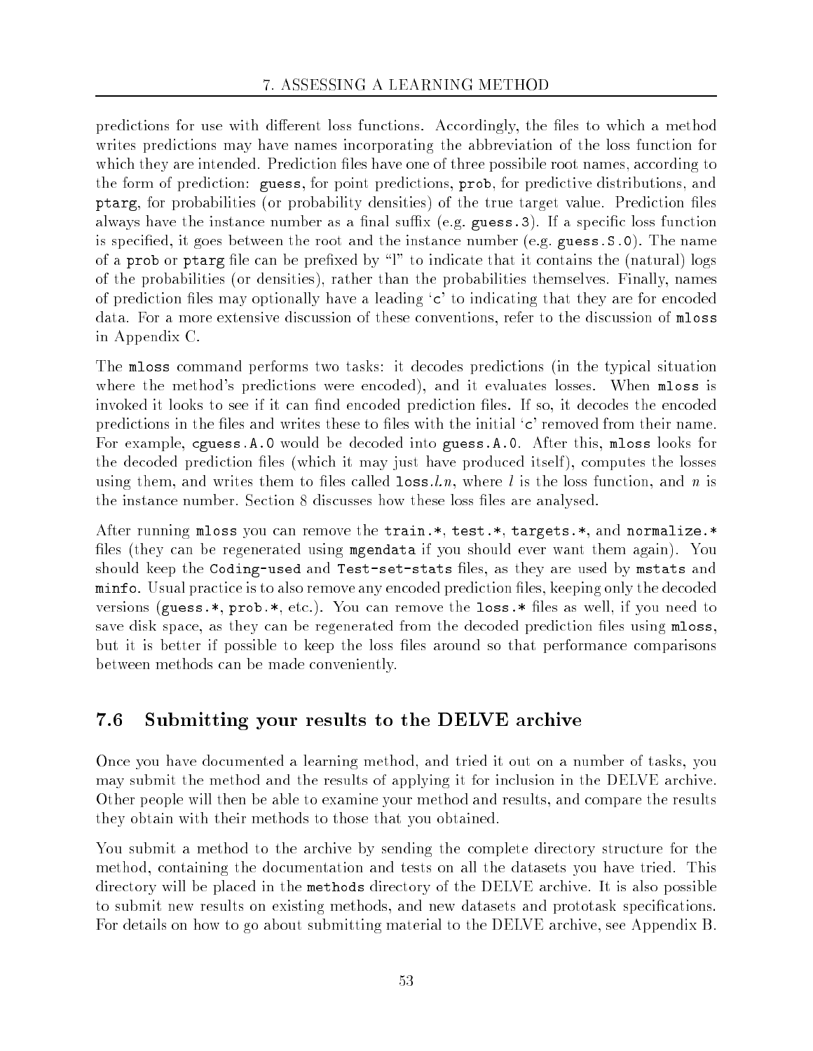predictions for use with different loss functions. Accordingly, the files to which a method writes predictions may have names incorporating the abbreviation of the loss function for which they are intended. Prediction files have one of three possibile root names, according to the form of prediction: `guess`, for point predictions, `prob`, for predictive distributions, and `ptarg`, for probabilities (or probability densities) of the true target value. Prediction files always have the instance number as a final suffix (e.g. `guess.3`). If a specific loss function is specified, it goes between the root and the instance number (e.g. `guess.S.0`). The name of a `prob` or `ptarg` file can be prefixed by "l" to indicate that it contains the (natural) logs of the probabilities (or densities), rather than the probabilities themselves. Finally, names of prediction files may optionally have a leading 'c' to indicating that they are for encoded data. For a more extensive discussion of these conventions, refer to the discussion of `mloss` in Appendix C.

The `mloss` command performs two tasks: it decodes predictions (in the typical situation where the method's predictions were encoded), and it evaluates losses. When `mloss` is invoked it looks to see if it can find encoded prediction files. If so, it decodes the encoded predictions in the files and writes these to files with the initial 'c' removed from their name. For example, `cguess.A.0` would be decoded into `guess.A.0`. After this, `mloss` looks for the decoded prediction files (which it may just have produced itself), computes the losses using them, and writes them to files called `loss.`*l*.*n*, where *l* is the loss function, and *n* is the instance number. Section 8 discusses how these loss files are analysed.

After running `mloss` you can remove the `train.*`, `test.*`, `targets.*`, and `normalize.*` files (they can be regenerated using `mgendata` if you should ever want them again). You should keep the `Coding-used` and `Test-set-stats` files, as they are used by `mstats` and `minfo`. Usual practice is to also remove any encoded prediction files, keeping only the decoded versions (`guess.*`, `prob.*`, etc.). You can remove the `loss.*` files as well, if you need to save disk space, as they can be regenerated from the decoded prediction files using `mloss`, but it is better if possible to keep the loss files around so that performance comparisons between methods can be made conveniently.

## 7.6 Submitting your results to the DELVE archive

Once you have documented a learning method, and tried it out on a number of tasks, you may submit the method and the results of applying it for inclusion in the DELVE archive. Other people will then be able to examine your method and results, and compare the results they obtain with their methods to those that you obtained.

You submit a method to the archive by sending the complete directory structure for the method, containing the documentation and tests on all the datasets you have tried. This directory will be placed in the `methods` directory of the DELVE archive. It is also possible to submit new results on existing methods, and new datasets and prototask specifications. For details on how to go about submitting material to the DELVE archive, see Appendix B.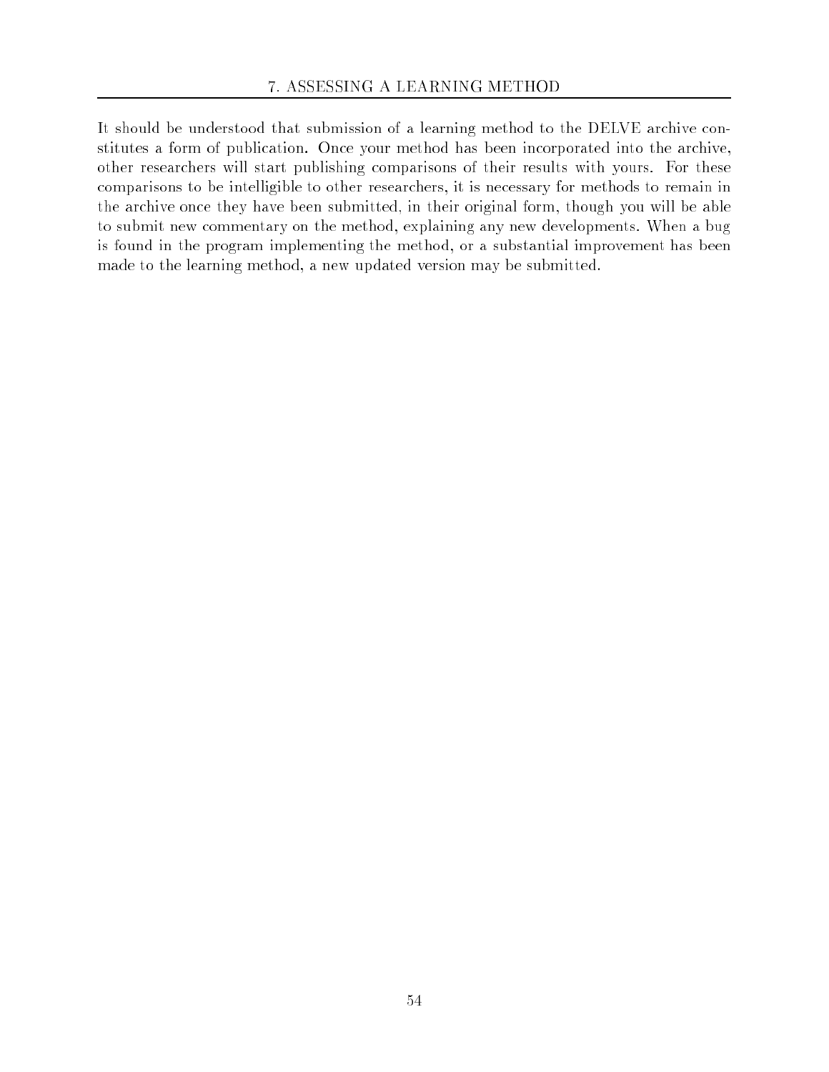It should be understood that submission of a learning method to the DELVE archive constitutes a form of publication. Once your method has been incorporated into the archive, other researchers will start publishing comparisons of their results with yours. For these comparisons to be intelligible to other researchers, it is necessary for methods to remain in the archive once they have been submitted, in their original form, though you will be able to submit new commentary on the method, explaining any new developments. When a bug is found in the program implementing the method, or a substantial improvement has been made to the learning method, a new updated version may be submitted.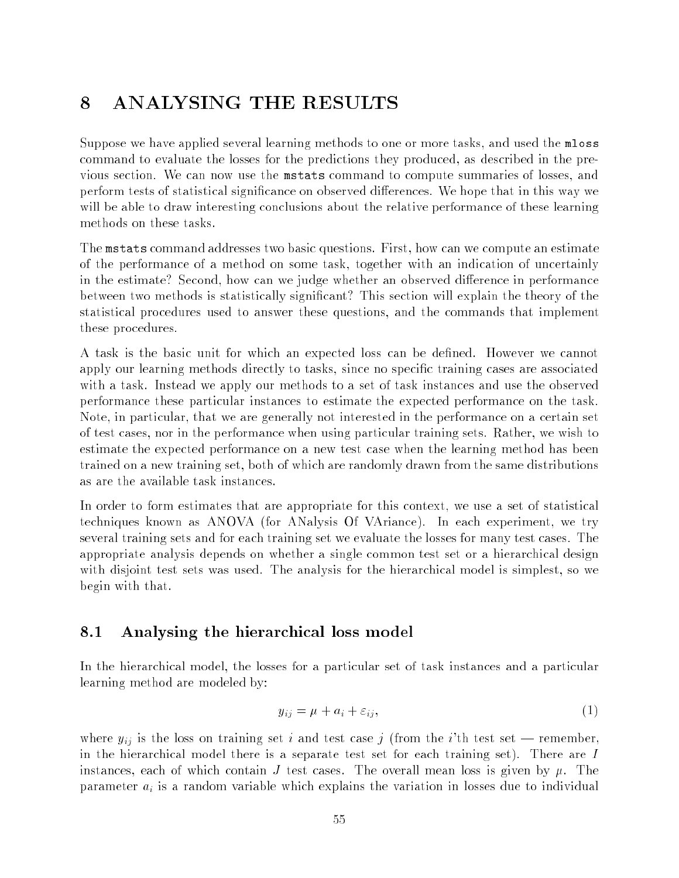# 8 ANALYSING THE RESULTS

Suppose we have applied several learning methods to one or more tasks, and used the `mloss` command to evaluate the losses for the predictions they produced, as described in the previous section. We can now use the `mstats` command to compute summaries of losses, and perform tests of statistical significance on observed differences. We hope that in this way we will be able to draw interesting conclusions about the relative performance of these learning methods on these tasks.

The `mstats` command addresses two basic questions. First, how can we compute an estimate of the performance of a method on some task, together with an indication of uncertainly in the estimate? Second, how can we judge whether an observed difference in performance between two methods is statistically significant? This section will explain the theory of the statistical procedures used to answer these questions, and the commands that implement these procedures.

A task is the basic unit for which an expected loss can be defined. However we cannot apply our learning methods directly to tasks, since no specific training cases are associated with a task. Instead we apply our methods to a set of task instances and use the observed performance these particular instances to estimate the expected performance on the task. Note, in particular, that we are generally not interested in the performance on a certain set of test cases, nor in the performance when using particular training sets. Rather, we wish to estimate the expected performance on a new test case when the learning method has been trained on a new training set, both of which are randomly drawn from the same distributions as are the available task instances.

In order to form estimates that are appropriate for this context, we use a set of statistical techniques known as ANOVA (for ANalysis Of VAriance). In each experiment, we try several training sets and for each training set we evaluate the losses for many test cases. The appropriate analysis depends on whether a single common test set or a hierarchical design with disjoint test sets was used. The analysis for the hierarchical model is simplest, so we begin with that.

## 8.1 Analysing the hierarchical loss model

In the hierarchical model, the losses for a particular set of task instances and a particular learning method are modeled by:

$$y_{ij} = \mu + a_i + \varepsilon_{ij}, \tag{1}$$

where $y_{ij}$ is the loss on training set $i$ and test case $j$ (from the $i$'th test set — remember, in the hierarchical model there is a separate test set for each training set). There are $I$ instances, each of which contain $J$ test cases. The overall mean loss is given by $\mu$. The parameter $a_i$ is a random variable which explains the variation in losses due to individual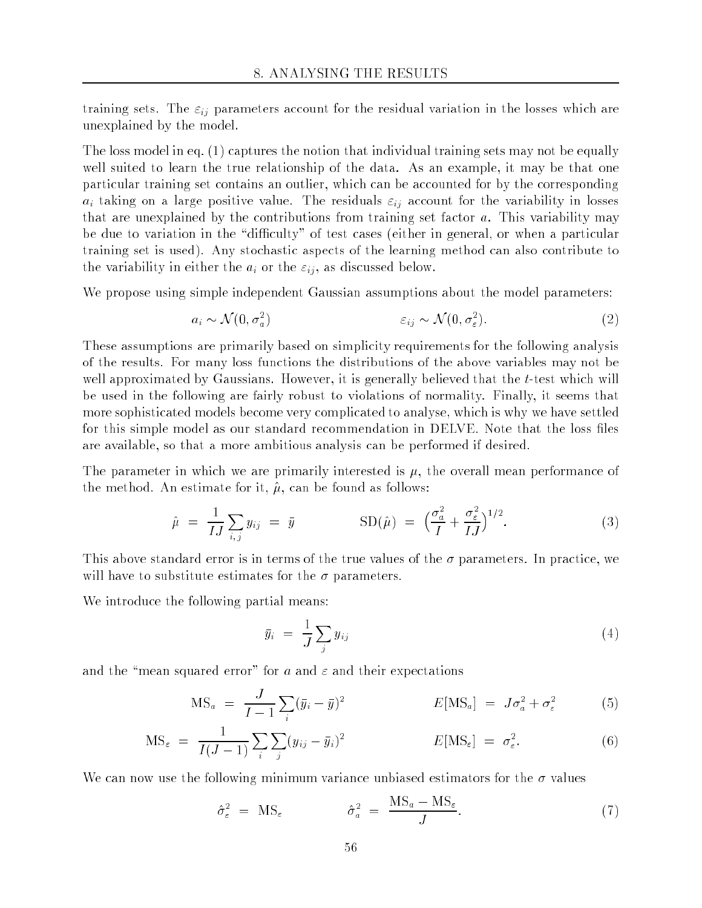training sets. The $\varepsilon_{ij}$ parameters account for the residual variation in the losses which are unexplained by the model.

The loss model in eq. (1) captures the notion that individual training sets may not be equally well suited to learn the true relationship of the data. As an example, it may be that one particular training set contains an outlier, which can be accounted for by the corresponding $a_i$ taking on a large positive value. The residuals $\varepsilon_{ij}$ account for the variability in losses that are unexplained by the contributions from training set factor $a$. This variability may be due to variation in the "difficulty" of test cases (either in general, or when a particular training set is used). Any stochastic aspects of the learning method can also contribute to the variability in either the $a_i$ or the $\varepsilon_{ij}$, as discussed below.

We propose using simple independent Gaussian assumptions about the model parameters:

$$a_i \sim \mathcal{N}(0, \sigma_a^2) \qquad\qquad \varepsilon_{ij} \sim \mathcal{N}(0, \sigma_\varepsilon^2). \tag{2}$$

These assumptions are primarily based on simplicity requirements for the following analysis of the results. For many loss functions the distributions of the above variables may not be well approximated by Gaussians. However, it is generally believed that the $t$-test which will be used in the following are fairly robust to violations of normality. Finally, it seems that more sophisticated models become very complicated to analyse, which is why we have settled for this simple model as our standard recommendation in DELVE. Note that the loss files are available, so that a more ambitious analysis can be performed if desired.

The parameter in which we are primarily interested is $\mu$, the overall mean performance of the method. An estimate for it, $\hat{\mu}$, can be found as follows:

$$\hat{\mu} \;=\; \frac{1}{IJ}\sum_{i,j} y_{ij} \;=\; \bar{y} \qquad\qquad \mathrm{SD}(\hat{\mu}) \;=\; \Big(\frac{\sigma_a^2}{I} + \frac{\sigma_\varepsilon^2}{IJ}\Big)^{1/2}. \tag{3}$$

This above standard error is in terms of the true values of the $\sigma$ parameters. In practice, we will have to substitute estimates for the $\sigma$ parameters.

We introduce the following partial means:

$$\bar{y}_i \;=\; \frac{1}{J}\sum_j y_{ij} \tag{4}$$

and the "mean squared error" for $a$ and $\varepsilon$ and their expectations

$$\mathrm{MS}_a \;=\; \frac{J}{I-1}\sum_i (\bar{y}_i - \bar{y})^2 \qquad\qquad E[\mathrm{MS}_a] \;=\; J\sigma_a^2 + \sigma_\varepsilon^2 \tag{5}$$

$$\mathrm{MS}_\varepsilon \;=\; \frac{1}{I(J-1)}\sum_i\sum_j (y_{ij} - \bar{y}_i)^2 \qquad\qquad E[\mathrm{MS}_\varepsilon] \;=\; \sigma_\varepsilon^2. \tag{6}$$

We can now use the following minimum variance unbiased estimators for the $\sigma$ values

$$\hat{\sigma}_\varepsilon^2 \;=\; \mathrm{MS}_\varepsilon \qquad\qquad \hat{\sigma}_a^2 \;=\; \frac{\mathrm{MS}_a - \mathrm{MS}_\varepsilon}{J}. \tag{7}$$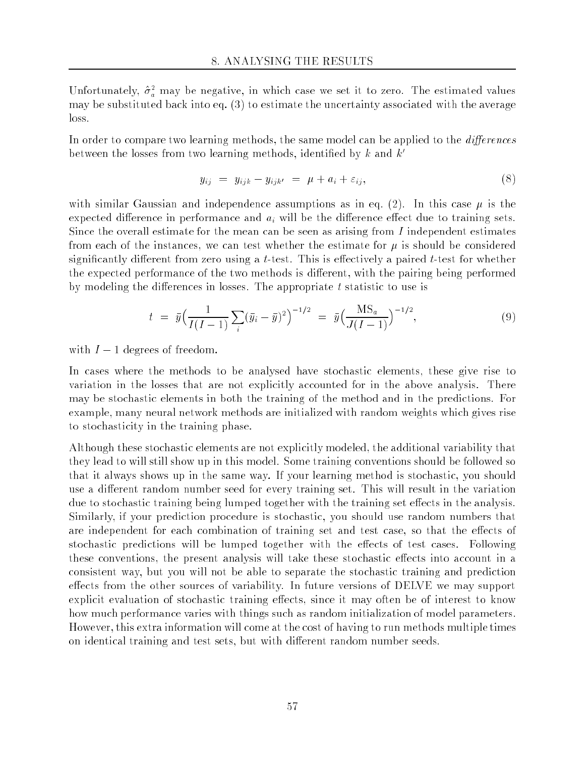Unfortunately, $\hat{\sigma}_a^2$ may be negative, in which case we set it to zero. The estimated values may be substituted back into eq. (3) to estimate the uncertainty associated with the average loss.

In order to compare two learning methods, the same model can be applied to the *differences* between the losses from two learning methods, identified by $k$ and $k'$

$$y_{ij} \;=\; y_{ijk} - y_{ijk'} \;=\; \mu + a_i + \varepsilon_{ij}, \tag{8}$$

with similar Gaussian and independence assumptions as in eq. (2). In this case $\mu$ is the expected difference in performance and $a_i$ will be the difference effect due to training sets. Since the overall estimate for the mean can be seen as arising from $I$ independent estimates from each of the instances, we can test whether the estimate for $\mu$ is should be considered significantly different from zero using a $t$-test. This is effectively a paired $t$-test for whether the expected performance of the two methods is different, with the pairing being performed by modeling the differences in losses. The appropriate $t$ statistic to use is

$$t \;=\; \bar{y}\Big(\frac{1}{I(I-1)}\sum_i(\bar{y}_i - \bar{y})^2\Big)^{-1/2} \;=\; \bar{y}\Big(\frac{\mathrm{MS}_a}{J(I-1)}\Big)^{-1/2}, \tag{9}$$

with $I-1$ degrees of freedom.

In cases where the methods to be analysed have stochastic elements, these give rise to variation in the losses that are not explicitly accounted for in the above analysis. There may be stochastic elements in both the training of the method and in the predictions. For example, many neural network methods are initialized with random weights which gives rise to stochasticity in the training phase.

Although these stochastic elements are not explicitly modeled, the additional variability that they lead to will still show up in this model. Some training conventions should be followed so that it always shows up in the same way. If your learning method is stochastic, you should use a different random number seed for every training set. This will result in the variation due to stochastic training being lumped together with the training set effects in the analysis. Similarly, if your prediction procedure is stochastic, you should use random numbers that are independent for each combination of training set and test case, so that the effects of stochastic predictions will be lumped together with the effects of test cases. Following these conventions, the present analysis will take these stochastic effects into account in a consistent way, but you will not be able to separate the stochastic training and prediction effects from the other sources of variability. In future versions of DELVE we may support explicit evaluation of stochastic training effects, since it may often be of interest to know how much performance varies with things such as random initialization of model parameters. However, this extra information will come at the cost of having to run methods multiple times on identical training and test sets, but with different random number seeds.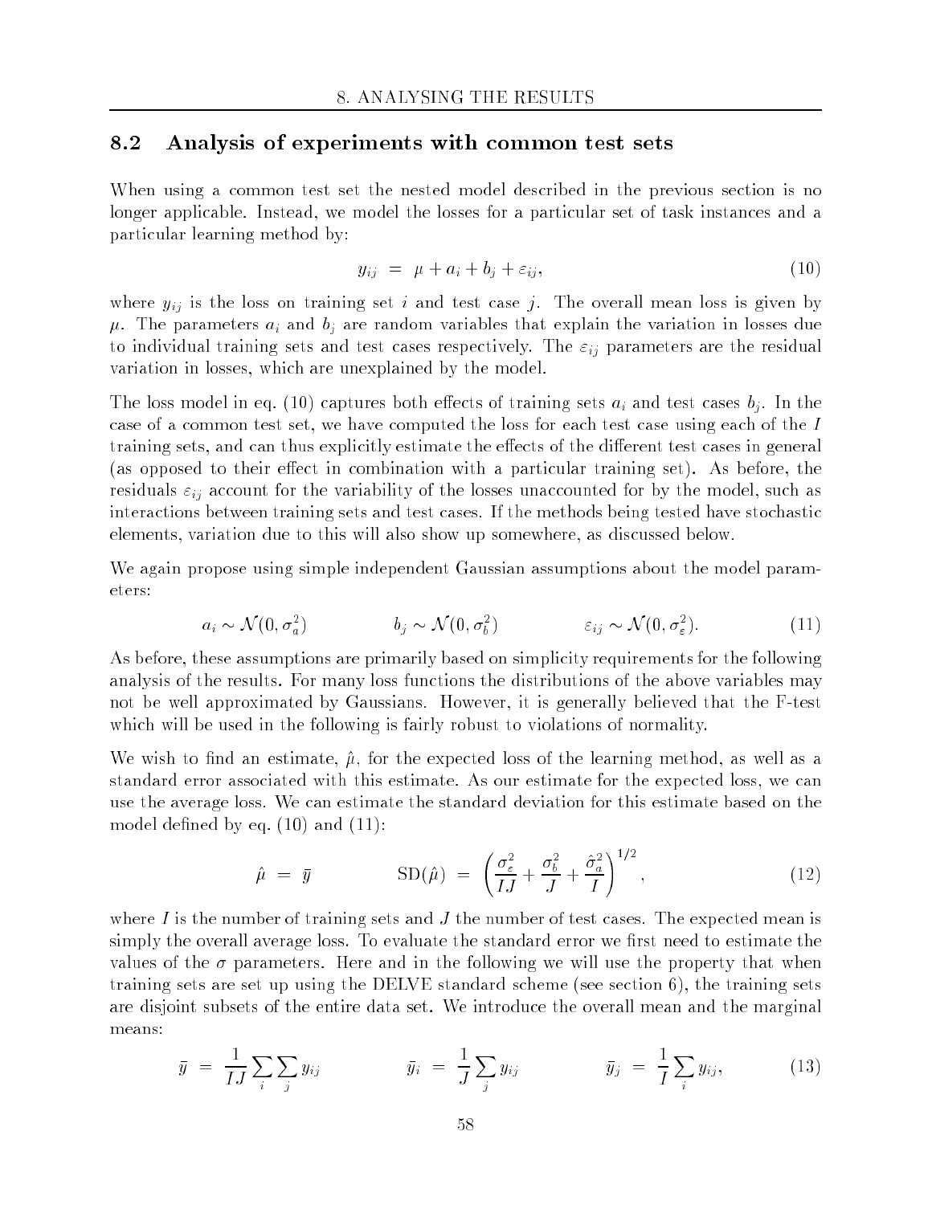## 8.2 Analysis of experiments with common test sets

When using a common test set the nested model described in the previous section is no longer applicable. Instead, we model the losses for a particular set of task instances and a particular learning method by:

$$y_{ij} \;=\; \mu + a_i + b_j + \varepsilon_{ij}, \tag{10}$$

where $y_{ij}$ is the loss on training set $i$ and test case $j$. The overall mean loss is given by $\mu$. The parameters $a_i$ and $b_j$ are random variables that explain the variation in losses due to individual training sets and test cases respectively. The $\varepsilon_{ij}$ parameters are the residual variation in losses, which are unexplained by the model.

The loss model in eq. (10) captures both effects of training sets $a_i$ and test cases $b_j$. In the case of a common test set, we have computed the loss for each test case using each of the $I$ training sets, and can thus explicitly estimate the effects of the different test cases in general (as opposed to their effect in combination with a particular training set). As before, the residuals $\varepsilon_{ij}$ account for the variability of the losses unaccounted for by the model, such as interactions between training sets and test cases. If the methods being tested have stochastic elements, variation due to this will also show up somewhere, as discussed below.

We again propose using simple independent Gaussian assumptions about the model parameters:

$$a_i \sim \mathcal{N}(0, \sigma_a^2) \qquad\qquad b_j \sim \mathcal{N}(0, \sigma_b^2) \qquad\qquad \varepsilon_{ij} \sim \mathcal{N}(0, \sigma_\varepsilon^2). \tag{11}$$

As before, these assumptions are primarily based on simplicity requirements for the following analysis of the results. For many loss functions the distributions of the above variables may not be well approximated by Gaussians. However, it is generally believed that the F-test which will be used in the following is fairly robust to violations of normality.

We wish to find an estimate, $\hat{\mu}$, for the expected loss of the learning method, as well as a standard error associated with this estimate. As our estimate for the expected loss, we can use the average loss. We can estimate the standard deviation for this estimate based on the model defined by eq. (10) and (11):

$$\hat{\mu} \;=\; \bar{y} \qquad\qquad \mathrm{SD}(\hat{\mu}) \;=\; \left(\frac{\sigma_\varepsilon^2}{IJ} + \frac{\sigma_b^2}{J} + \frac{\hat{\sigma}_a^2}{I}\right)^{1/2}, \tag{12}$$

where $I$ is the number of training sets and $J$ the number of test cases. The expected mean is simply the overall average loss. To evaluate the standard error we first need to estimate the values of the $\sigma$ parameters. Here and in the following we will use the property that when training sets are set up using the DELVE standard scheme (see section 6), the training sets are disjoint subsets of the entire data set. We introduce the overall mean and the marginal means:

$$\bar{y} \;=\; \frac{1}{IJ}\sum_i\sum_j y_{ij} \qquad\qquad \bar{y}_i \;=\; \frac{1}{J}\sum_j y_{ij} \qquad\qquad \bar{y}_j \;=\; \frac{1}{I}\sum_i y_{ij}, \tag{13}$$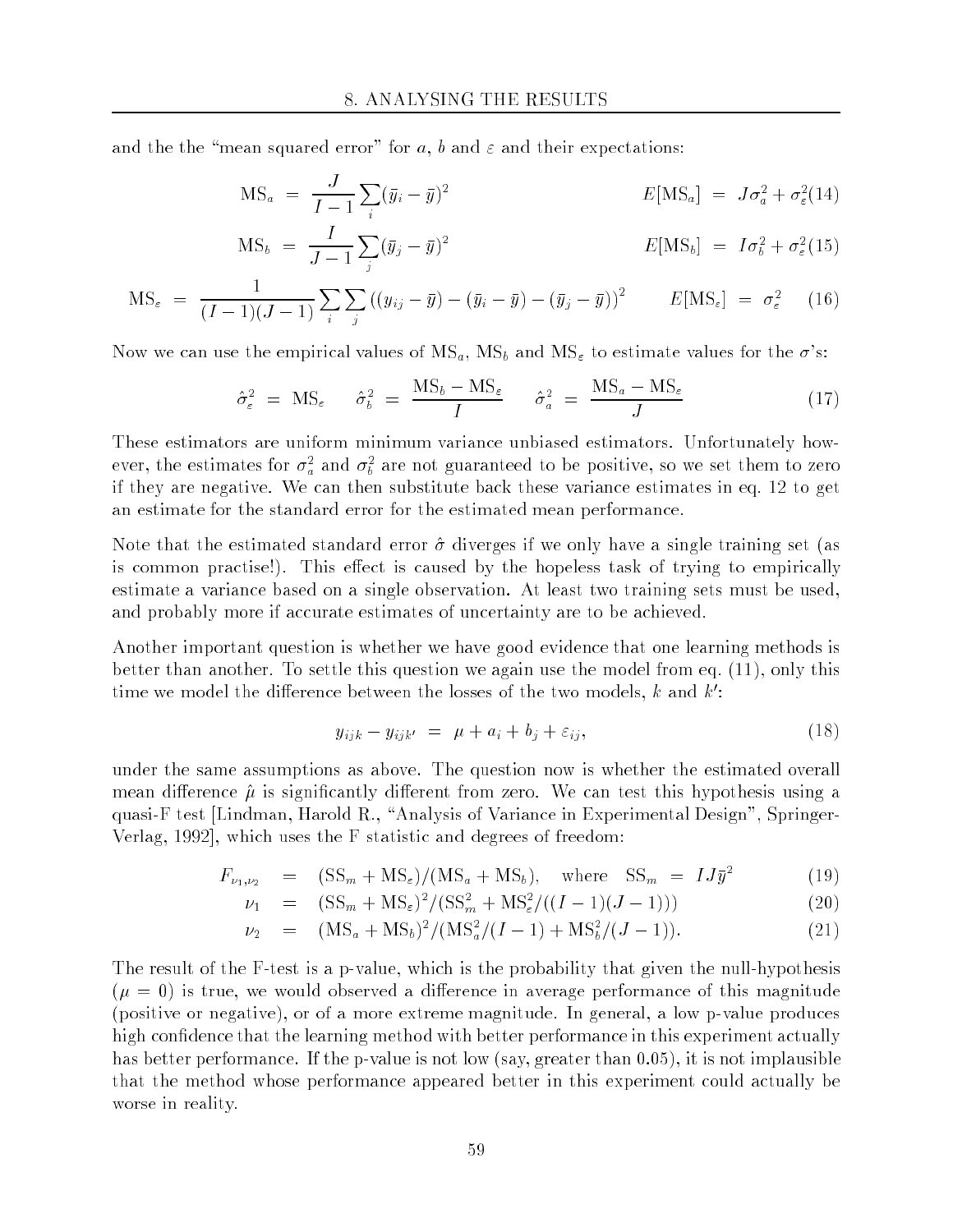and the the "mean squared error" for $a$, $b$ and $\varepsilon$ and their expectations:

$$\mathrm{MS}_a = \frac{J}{I-1}\sum_i (\bar{y}_i - \bar{y})^2 \qquad E[\mathrm{MS}_a] = J\sigma_a^2 + \sigma_\varepsilon^2 \quad (14)$$

$$\mathrm{MS}_b = \frac{I}{J-1}\sum_j (\bar{y}_j - \bar{y})^2 \qquad E[\mathrm{MS}_b] = I\sigma_b^2 + \sigma_\varepsilon^2 \quad (15)$$

$$\mathrm{MS}_\varepsilon = \frac{1}{(I-1)(J-1)}\sum_i \sum_j \left((y_{ij} - \bar{y}) - (\bar{y}_i - \bar{y}) - (\bar{y}_j - \bar{y})\right)^2 \qquad E[\mathrm{MS}_\varepsilon] = \sigma_\varepsilon^2 \quad (16)$$

Now we can use the empirical values of $\mathrm{MS}_a$, $\mathrm{MS}_b$ and $\mathrm{MS}_\varepsilon$ to estimate values for the $\sigma$'s:

$$\hat{\sigma}_\varepsilon^2 = \mathrm{MS}_\varepsilon \qquad \hat{\sigma}_b^2 = \frac{\mathrm{MS}_b - \mathrm{MS}_\varepsilon}{I} \qquad \hat{\sigma}_a^2 = \frac{\mathrm{MS}_a - \mathrm{MS}_\varepsilon}{J} \quad (17)$$

These estimators are uniform minimum variance unbiased estimators. Unfortunately however, the estimates for $\sigma_a^2$ and $\sigma_b^2$ are not guaranteed to be positive, so we set them to zero if they are negative. We can then substitute back these variance estimates in eq. 12 to get an estimate for the standard error for the estimated mean performance.

Note that the estimated standard error $\hat{\sigma}$ diverges if we only have a single training set (as is common practise!). This effect is caused by the hopeless task of trying to empirically estimate a variance based on a single observation. At least two training sets must be used, and probably more if accurate estimates of uncertainty are to be achieved.

Another important question is whether we have good evidence that one learning methods is better than another. To settle this question we again use the model from eq. (11), only this time we model the difference between the losses of the two models, $k$ and $k'$:

$$y_{ijk} - y_{ijk'} = \mu + a_i + b_j + \varepsilon_{ij}, \quad (18)$$

under the same assumptions as above. The question now is whether the estimated overall mean difference $\hat{\mu}$ is significantly different from zero. We can test this hypothesis using a quasi-F test [Lindman, Harold R., "Analysis of Variance in Experimental Design", Springer-Verlag, 1992], which uses the F statistic and degrees of freedom:

$$F_{\nu_1,\nu_2} = (\mathrm{SS}_m + \mathrm{MS}_\varepsilon)/(\mathrm{MS}_a + \mathrm{MS}_b), \quad \text{where} \quad \mathrm{SS}_m = IJ\bar{y}^2 \quad (19)$$

$$\nu_1 = (\mathrm{SS}_m + \mathrm{MS}_\varepsilon)^2/(\mathrm{SS}_m^2 + \mathrm{MS}_\varepsilon^2/((I-1)(J-1))) \quad (20)$$

$$\nu_2 = (\mathrm{MS}_a + \mathrm{MS}_b)^2/(\mathrm{MS}_a^2/(I-1) + \mathrm{MS}_b^2/(J-1)). \quad (21)$$

The result of the F-test is a p-value, which is the probability that given the null-hypothesis ($\mu = 0$) is true, we would observed a difference in average performance of this magnitude (positive or negative), or of a more extreme magnitude. In general, a low p-value produces high confidence that the learning method with better performance in this experiment actually has better performance. If the p-value is not low (say, greater than 0.05), it is not implausible that the method whose performance appeared better in this experiment could actually be worse in reality.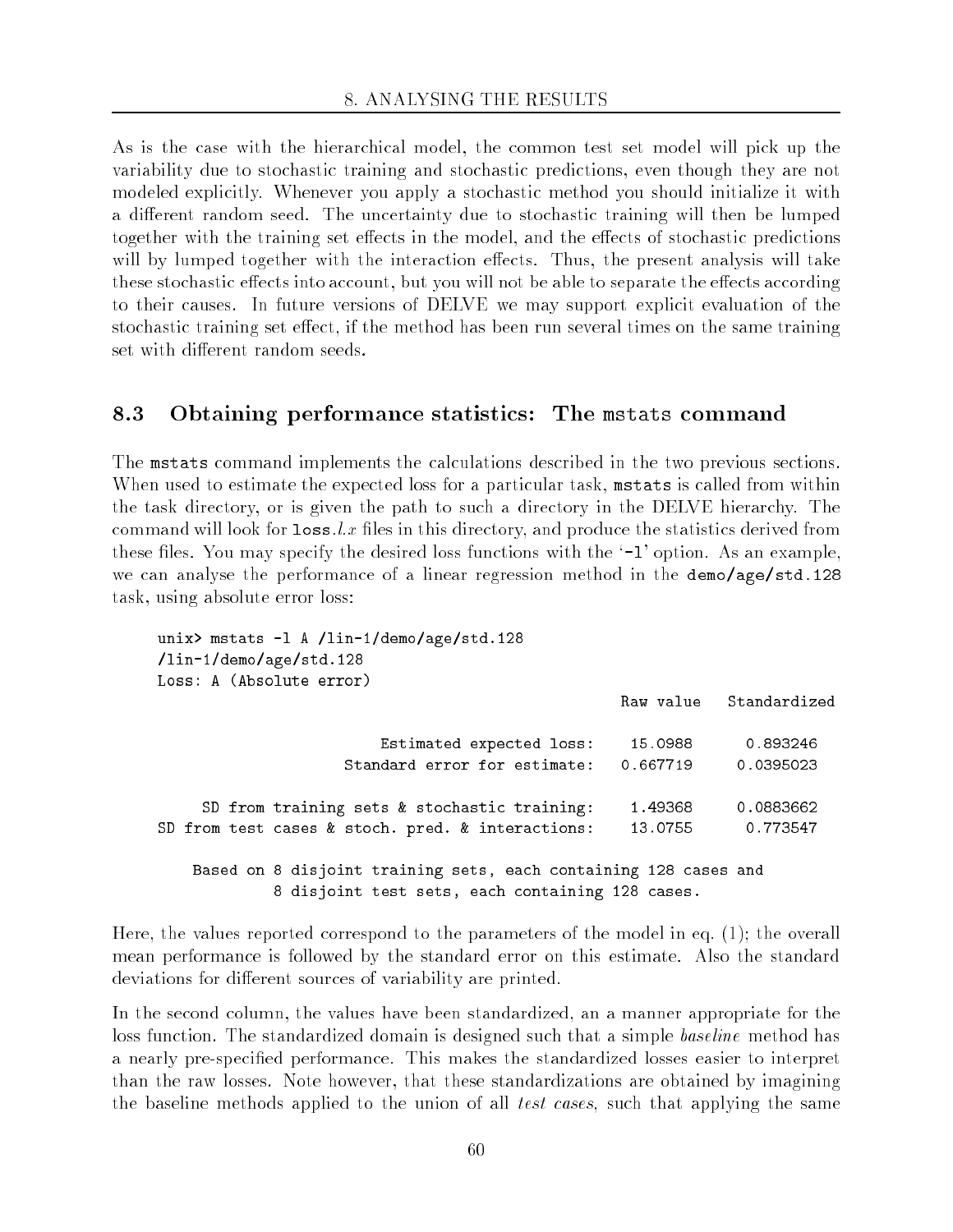As is the case with the hierarchical model, the common test set model will pick up the variability due to stochastic training and stochastic predictions, even though they are not modeled explicitly. Whenever you apply a stochastic method you should initialize it with a different random seed. The uncertainty due to stochastic training will then be lumped together with the training set effects in the model, and the effects of stochastic predictions will by lumped together with the interaction effects. Thus, the present analysis will take these stochastic effects into account, but you will not be able to separate the effects according to their causes. In future versions of DELVE we may support explicit evaluation of the stochastic training set effect, if the method has been run several times on the same training set with different random seeds.

## 8.3 Obtaining performance statistics: The `mstats` command

The `mstats` command implements the calculations described in the two previous sections. When used to estimate the expected loss for a particular task, `mstats` is called from within the task directory, or is given the path to such a directory in the DELVE hierarchy. The command will look for `loss.`*l.x* files in this directory, and produce the statistics derived from these files. You may specify the desired loss functions with the '`-l`' option. As an example, we can analyse the performance of a linear regression method in the `demo/age/std.128` task, using absolute error loss:

```
unix> mstats -l A /lin-1/demo/age/std.128
/lin-1/demo/age/std.128
Loss: A (Absolute error)
                                                    Raw value   Standardized

                        Estimated expected loss:     15.0988      0.893246
                    Standard error for estimate:    0.667719     0.0395023

     SD from training sets & stochastic training:    1.49368     0.0883662
SD from test cases & stoch. pred. & interactions:    13.0755      0.773547

    Based on 8 disjoint training sets, each containing 128 cases and
             8 disjoint test sets, each containing 128 cases.
```

Here, the values reported correspond to the parameters of the model in eq. (1); the overall mean performance is followed by the standard error on this estimate. Also the standard deviations for different sources of variability are printed.

In the second column, the values have been standardized, an a manner appropriate for the loss function. The standardized domain is designed such that a simple *baseline* method has a nearly pre-specified performance. This makes the standardized losses easier to interpret than the raw losses. Note however, that these standardizations are obtained by imagining the baseline methods applied to the union of all *test cases*, such that applying the same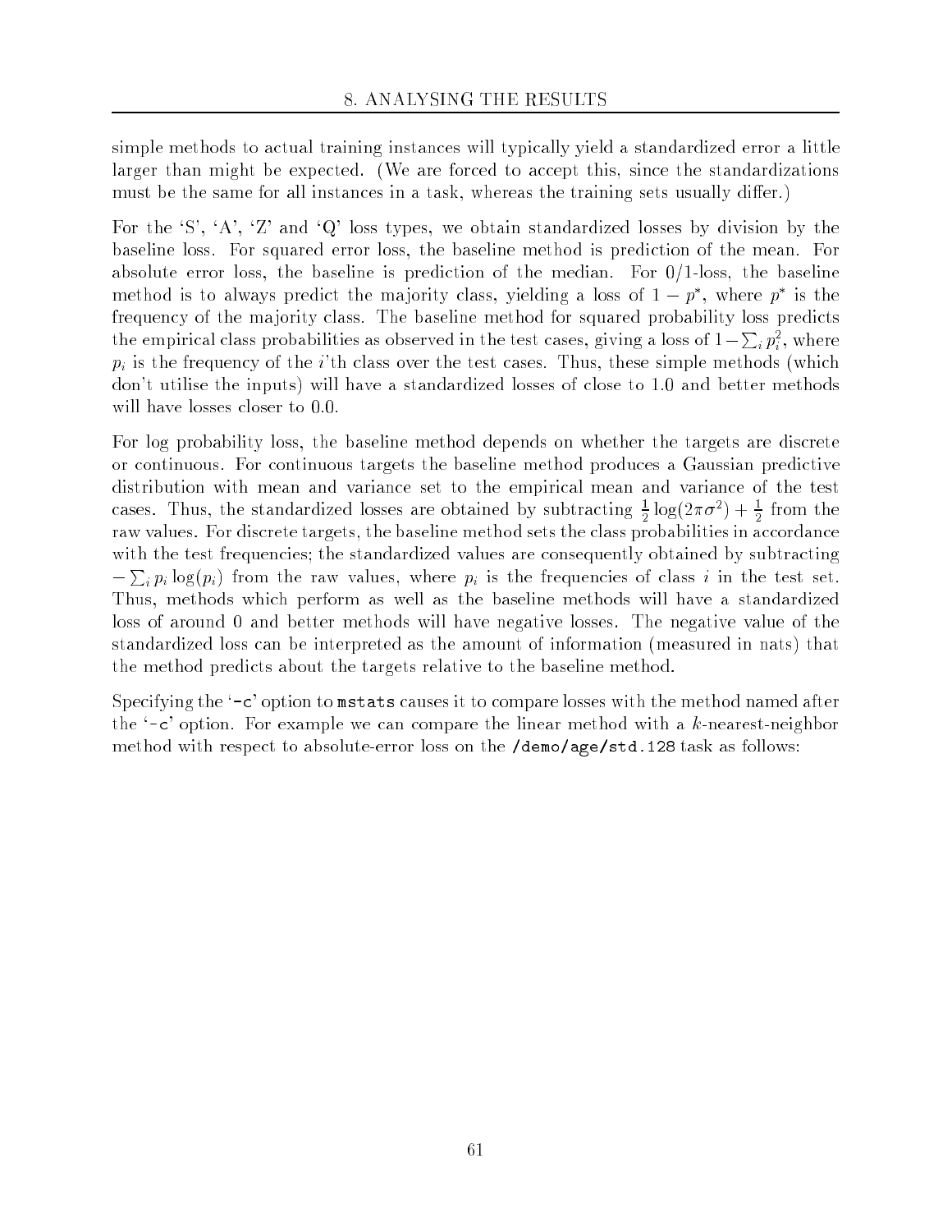simple methods to actual training instances will typically yield a standardized error a little larger than might be expected. (We are forced to accept this, since the standardizations must be the same for all instances in a task, whereas the training sets usually differ.)

For the 'S', 'A', 'Z' and 'Q' loss types, we obtain standardized losses by division by the baseline loss. For squared error loss, the baseline method is prediction of the mean. For absolute error loss, the baseline is prediction of the median. For 0/1-loss, the baseline method is to always predict the majority class, yielding a loss of $1 - p^*$, where $p^*$ is the frequency of the majority class. The baseline method for squared probability loss predicts the empirical class probabilities as observed in the test cases, giving a loss of $1 - \sum_i p_i^2$, where $p_i$ is the frequency of the $i$'th class over the test cases. Thus, these simple methods (which don't utilise the inputs) will have a standardized losses of close to 1.0 and better methods will have losses closer to 0.0.

For log probability loss, the baseline method depends on whether the targets are discrete or continuous. For continuous targets the baseline method produces a Gaussian predictive distribution with mean and variance set to the empirical mean and variance of the test cases. Thus, the standardized losses are obtained by subtracting $\frac{1}{2}\log(2\pi\sigma^2) + \frac{1}{2}$ from the raw values. For discrete targets, the baseline method sets the class probabilities in accordance with the test frequencies; the standardized values are consequently obtained by subtracting $-\sum_i p_i \log(p_i)$ from the raw values, where $p_i$ is the frequencies of class $i$ in the test set. Thus, methods which perform as well as the baseline methods will have a standardized loss of around 0 and better methods will have negative losses. The negative value of the standardized loss can be interpreted as the amount of information (measured in nats) that the method predicts about the targets relative to the baseline method.

Specifying the '`-c`' option to `mstats` causes it to compare losses with the method named after the '`-c`' option. For example we can compare the linear method with a $k$-nearest-neighbor method with respect to absolute-error loss on the `/demo/age/std.128` task as follows: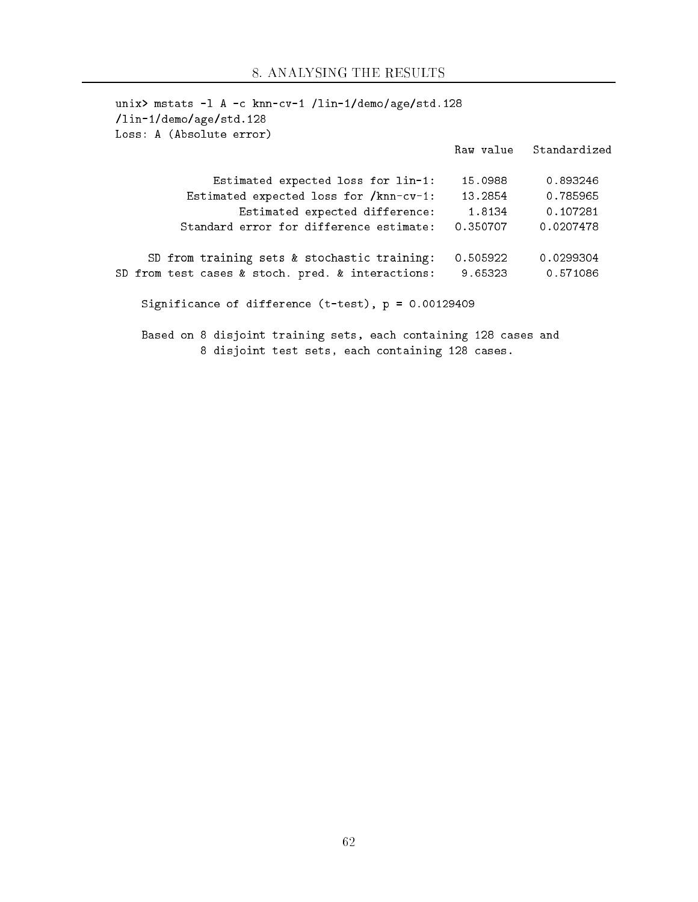```
unix> mstats -l A -c knn-cv-1 /lin-1/demo/age/std.128
/lin-1/demo/age/std.128
Loss: A (Absolute error)
                                                    Raw value   Standardized

             Estimated expected loss for lin-1:      15.0988      0.893246
          Estimated expected loss for /knn-cv-1:     13.2854      0.785965
                Estimated expected difference:        1.8134      0.107281
         Standard error for difference estimate:     0.350707     0.0207478

     SD from training sets & stochastic training:    0.505922     0.0299304
SD from test cases & stoch. pred. & interactions:    9.65323      0.571086

    Significance of difference (t-test), p = 0.00129409

    Based on 8 disjoint training sets, each containing 128 cases and
             8 disjoint test sets, each containing 128 cases.
```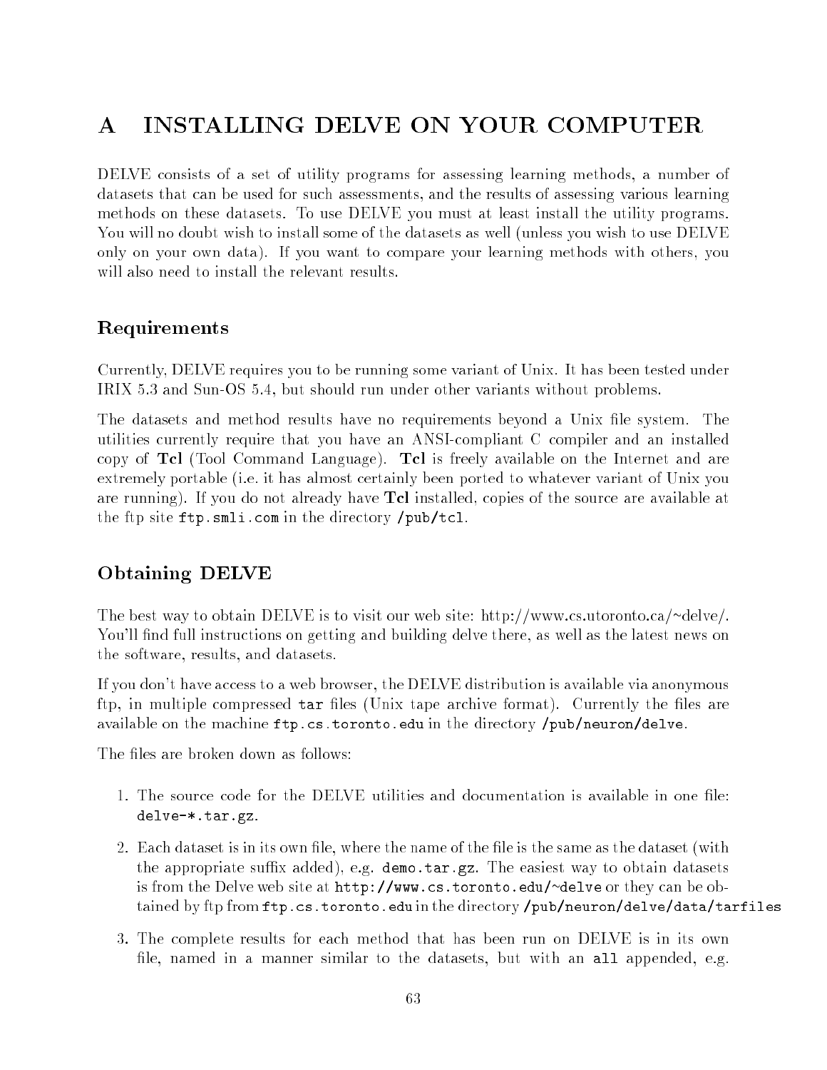# A INSTALLING DELVE ON YOUR COMPUTER

DELVE consists of a set of utility programs for assessing learning methods, a number of datasets that can be used for such assessments, and the results of assessing various learning methods on these datasets. To use DELVE you must at least install the utility programs. You will no doubt wish to install some of the datasets as well (unless you wish to use DELVE only on your own data). If you want to compare your learning methods with others, you will also need to install the relevant results.

## Requirements

Currently, DELVE requires you to be running some variant of Unix. It has been tested under IRIX 5.3 and Sun-OS 5.4, but should run under other variants without problems.

The datasets and method results have no requirements beyond a Unix file system. The utilities currently require that you have an ANSI-compliant C compiler and an installed copy of **Tcl** (Tool Command Language). **Tcl** is freely available on the Internet and are extremely portable (i.e. it has almost certainly been ported to whatever variant of Unix you are running). If you do not already have **Tcl** installed, copies of the source are available at the ftp site `ftp.smli.com` in the directory `/pub/tcl`.

## Obtaining DELVE

The best way to obtain DELVE is to visit our web site: http://www.cs.utoronto.ca/~delve/. You'll find full instructions on getting and building delve there, as well as the latest news on the software, results, and datasets.

If you don't have access to a web browser, the DELVE distribution is available via anonymous ftp, in multiple compressed `tar` files (Unix tape archive format). Currently the files are available on the machine `ftp.cs.toronto.edu` in the directory `/pub/neuron/delve`.

The files are broken down as follows:

1. The source code for the DELVE utilities and documentation is available in one file: `delve-*.tar.gz`.
2. Each dataset is in its own file, where the name of the file is the same as the dataset (with the appropriate suffix added), e.g. `demo.tar.gz`. The easiest way to obtain datasets is from the Delve web site at `http://www.cs.toronto.edu/~delve` or they can be obtained by ftp from `ftp.cs.toronto.edu` in the directory `/pub/neuron/delve/data/tarfiles`
3. The complete results for each method that has been run on DELVE is in its own file, named in a manner similar to the datasets, but with an `all` appended, e.g.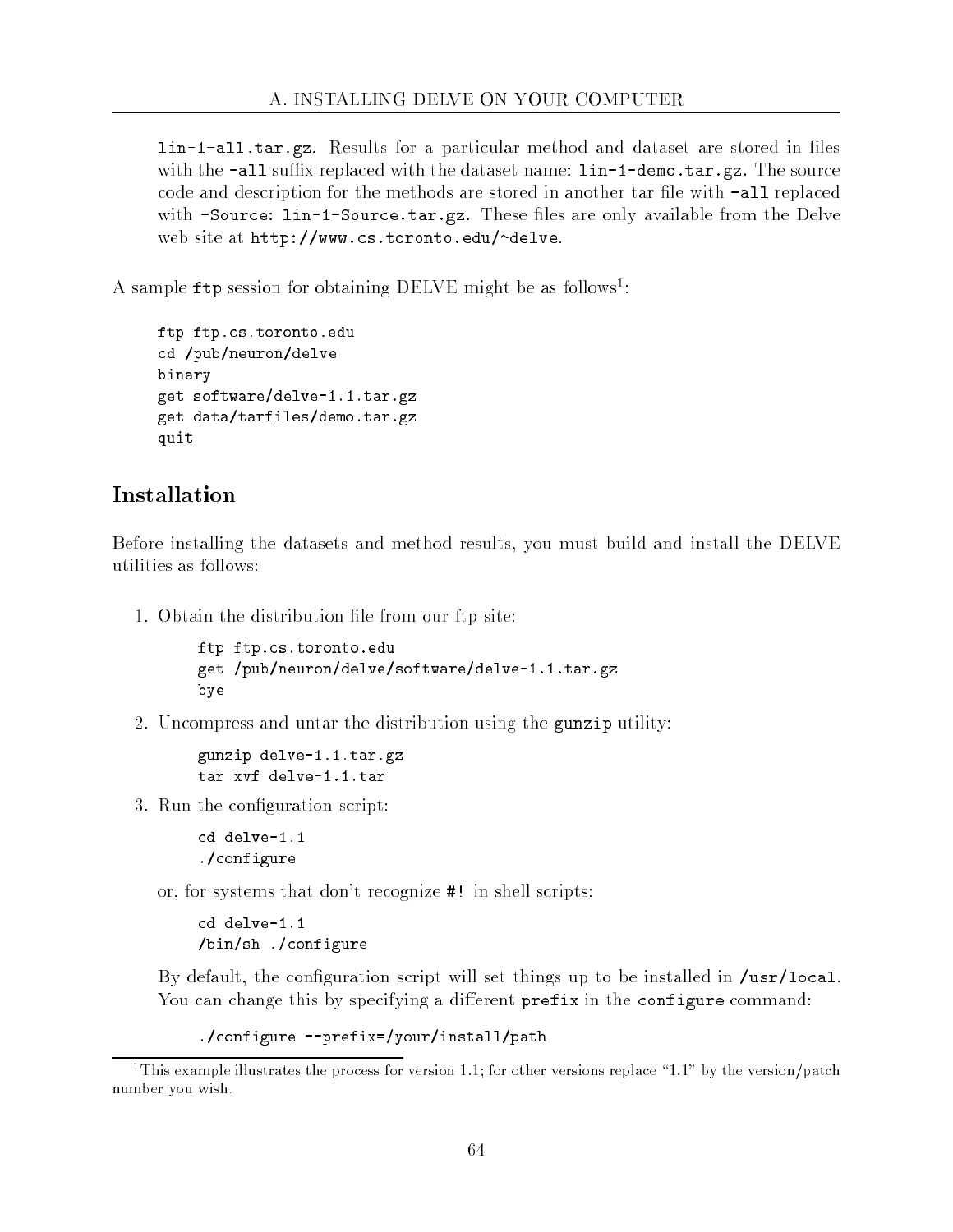lin-1-all.tar.gz. Results for a particular method and dataset are stored in files with the -all suffix replaced with the dataset name: lin-1-demo.tar.gz. The source code and description for the methods are stored in another tar file with -all replaced with -Source: lin-1-Source.tar.gz. These files are only available from the Delve web site at http://www.cs.toronto.edu/~delve.

A sample ftp session for obtaining DELVE might be as follows[1]:

```
ftp ftp.cs.toronto.edu
cd /pub/neuron/delve
binary
get software/delve-1.1.tar.gz
get data/tarfiles/demo.tar.gz
quit
```

## Installation

Before installing the datasets and method results, you must build and install the DELVE utilities as follows:

1. Obtain the distribution file from our ftp site:

   ```
   ftp ftp.cs.toronto.edu
   get /pub/neuron/delve/software/delve-1.1.tar.gz
   bye
   ```

2. Uncompress and untar the distribution using the gunzip utility:

   ```
   gunzip delve-1.1.tar.gz
   tar xvf delve-1.1.tar
   ```

3. Run the configuration script:

   ```
   cd delve-1.1
   ./configure
   ```

   or, for systems that don't recognize #! in shell scripts:

   ```
   cd delve-1.1
   /bin/sh ./configure
   ```

   By default, the configuration script will set things up to be installed in /usr/local. You can change this by specifying a different prefix in the configure command:

   ```
   ./configure --prefix=/your/install/path
   ```

[1] This example illustrates the process for version 1.1; for other versions replace "1.1" by the version/patch number you wish.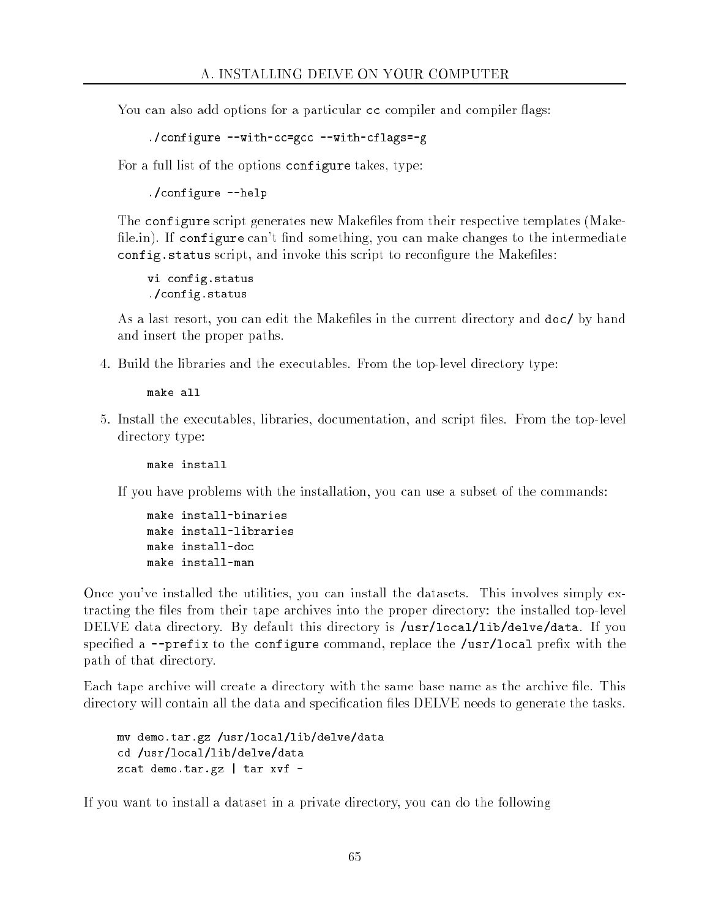You can also add options for a particular `cc` compiler and compiler flags:

```
./configure --with-cc=gcc --with-cflags=-g
```

For a full list of the options `configure` takes, type:

```
./configure --help
```

The `configure` script generates new Makefiles from their respective templates (Makefile.in). If `configure` can't find something, you can make changes to the intermediate `config.status` script, and invoke this script to reconfigure the Makefiles:

```
vi config.status
./config.status
```

As a last resort, you can edit the Makefiles in the current directory and `doc/` by hand and insert the proper paths.

4. Build the libraries and the executables. From the top-level directory type:

   ```
   make all
   ```

5. Install the executables, libraries, documentation, and script files. From the top-level directory type:

   ```
   make install
   ```

   If you have problems with the installation, you can use a subset of the commands:

   ```
   make install-binaries
   make install-libraries
   make install-doc
   make install-man
   ```

Once you've installed the utilities, you can install the datasets. This involves simply extracting the files from their tape archives into the proper directory: the installed top-level DELVE data directory. By default this directory is `/usr/local/lib/delve/data`. If you specified a `--prefix` to the `configure` command, replace the `/usr/local` prefix with the path of that directory.

Each tape archive will create a directory with the same base name as the archive file. This directory will contain all the data and specification files DELVE needs to generate the tasks.

```
mv demo.tar.gz /usr/local/lib/delve/data
cd /usr/local/lib/delve/data
zcat demo.tar.gz | tar xvf -
```

If you want to install a dataset in a private directory, you can do the following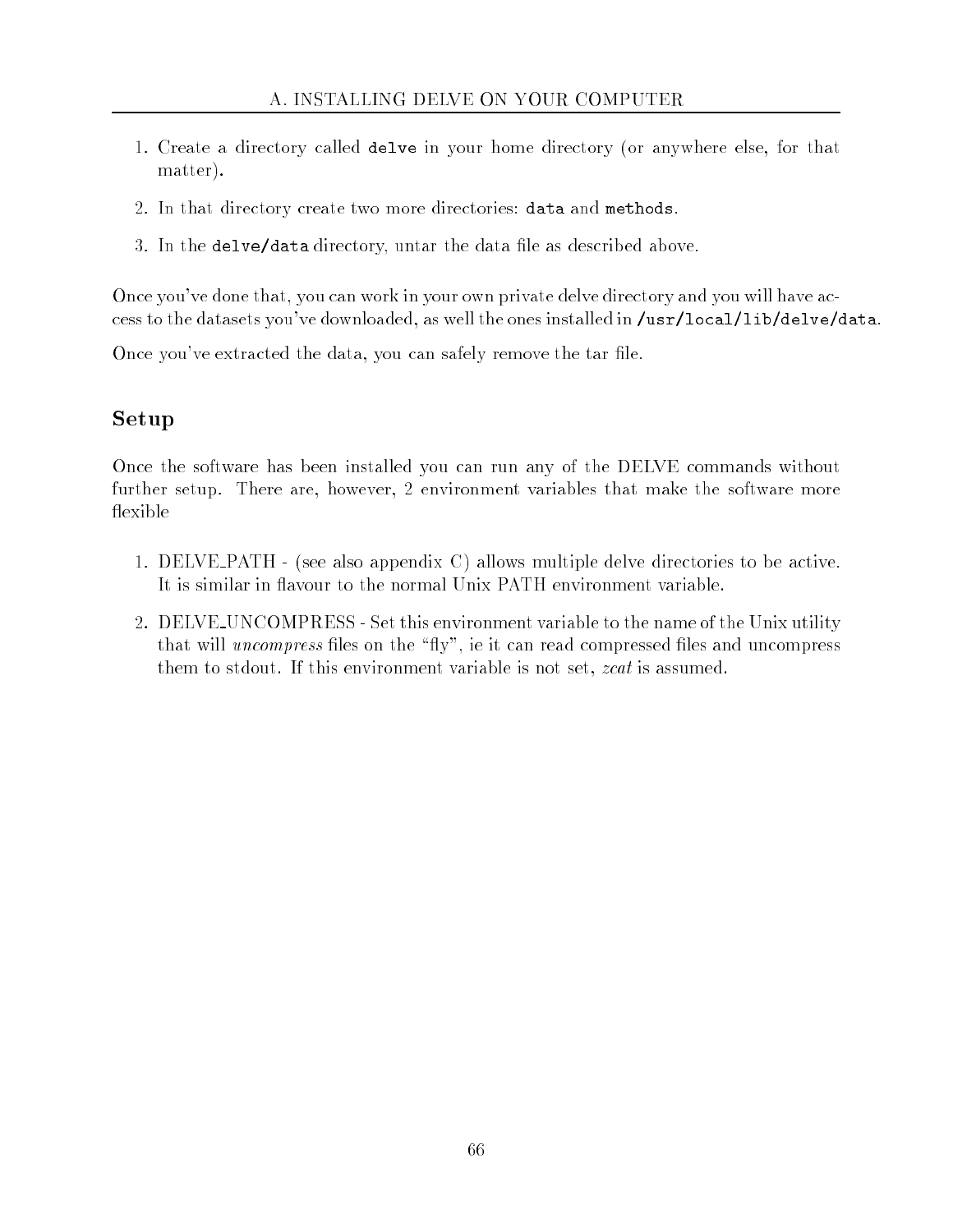1. Create a directory called `delve` in your home directory (or anywhere else, for that matter).
2. In that directory create two more directories: `data` and `methods`.
3. In the `delve/data` directory, untar the data file as described above.

Once you've done that, you can work in your own private delve directory and you will have access to the datasets you've downloaded, as well the ones installed in `/usr/local/lib/delve/data`.

Once you've extracted the data, you can safely remove the tar file.

## Setup

Once the software has been installed you can run any of the DELVE commands without further setup. There are, however, 2 environment variables that make the software more flexible

1. DELVE_PATH - (see also appendix C) allows multiple delve directories to be active. It is similar in flavour to the normal Unix PATH environment variable.
2. DELVE_UNCOMPRESS - Set this environment variable to the name of the Unix utility that will *uncompress* files on the "fly", ie it can read compressed files and uncompress them to stdout. If this environment variable is not set, *zcat* is assumed.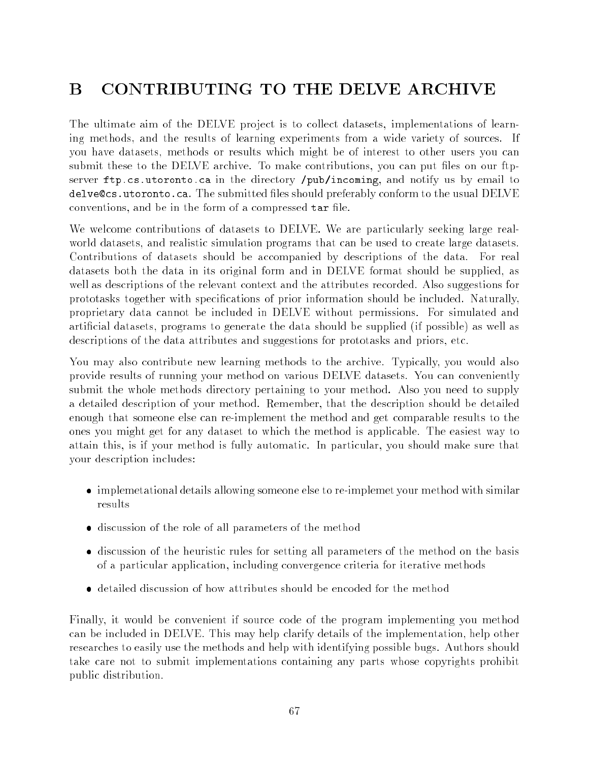# B CONTRIBUTING TO THE DELVE ARCHIVE

The ultimate aim of the DELVE project is to collect datasets, implementations of learning methods, and the results of learning experiments from a wide variety of sources. If you have datasets, methods or results which might be of interest to other users you can submit these to the DELVE archive. To make contributions, you can put files on our ftp-server `ftp.cs.utoronto.ca` in the directory `/pub/incoming`, and notify us by email to `delve@cs.utoronto.ca`. The submitted files should preferably conform to the usual DELVE conventions, and be in the form of a compressed `tar` file.

We welcome contributions of datasets to DELVE. We are particularly seeking large real-world datasets, and realistic simulation programs that can be used to create large datasets. Contributions of datasets should be accompanied by descriptions of the data. For real datasets both the data in its original form and in DELVE format should be supplied, as well as descriptions of the relevant context and the attributes recorded. Also suggestions for prototasks together with specifications of prior information should be included. Naturally, proprietary data cannot be included in DELVE without permissions. For simulated and artificial datasets, programs to generate the data should be supplied (if possible) as well as descriptions of the data attributes and suggestions for prototasks and priors, etc.

You may also contribute new learning methods to the archive. Typically, you would also provide results of running your method on various DELVE datasets. You can conveniently submit the whole methods directory pertaining to your method. Also you need to supply a detailed description of your method. Remember, that the description should be detailed enough that someone else can re-implement the method and get comparable results to the ones you might get for any dataset to which the method is applicable. The easiest way to attain this, is if your method is fully automatic. In particular, you should make sure that your description includes:

- implemetational details allowing someone else to re-implemet your method with similar results
- discussion of the role of all parameters of the method
- discussion of the heuristic rules for setting all parameters of the method on the basis of a particular application, including convergence criteria for iterative methods
- detailed discussion of how attributes should be encoded for the method

Finally, it would be convenient if source code of the program implementing you method can be included in DELVE. This may help clarify details of the implementation, help other researches to easily use the methods and help with identifying possible bugs. Authors should take care not to submit implementations containing any parts whose copyrights prohibit public distribution.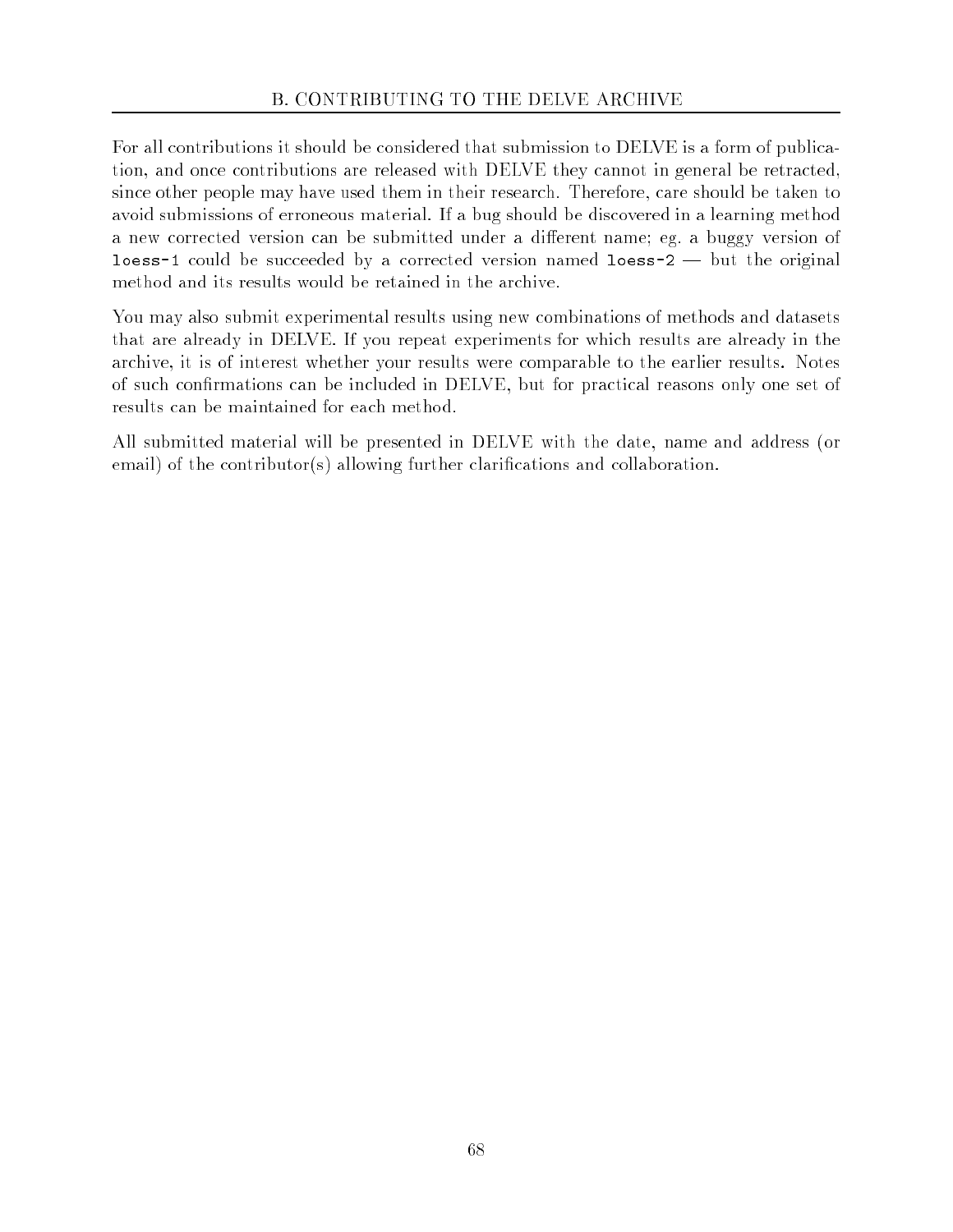For all contributions it should be considered that submission to DELVE is a form of publication, and once contributions are released with DELVE they cannot in general be retracted, since other people may have used them in their research. Therefore, care should be taken to avoid submissions of erroneous material. If a bug should be discovered in a learning method a new corrected version can be submitted under a different name; eg. a buggy version of `loess-1` could be succeeded by a corrected version named `loess-2` — but the original method and its results would be retained in the archive.

You may also submit experimental results using new combinations of methods and datasets that are already in DELVE. If you repeat experiments for which results are already in the archive, it is of interest whether your results were comparable to the earlier results. Notes of such confirmations can be included in DELVE, but for practical reasons only one set of results can be maintained for each method.

All submitted material will be presented in DELVE with the date, name and address (or email) of the contributor(s) allowing further clarifications and collaboration.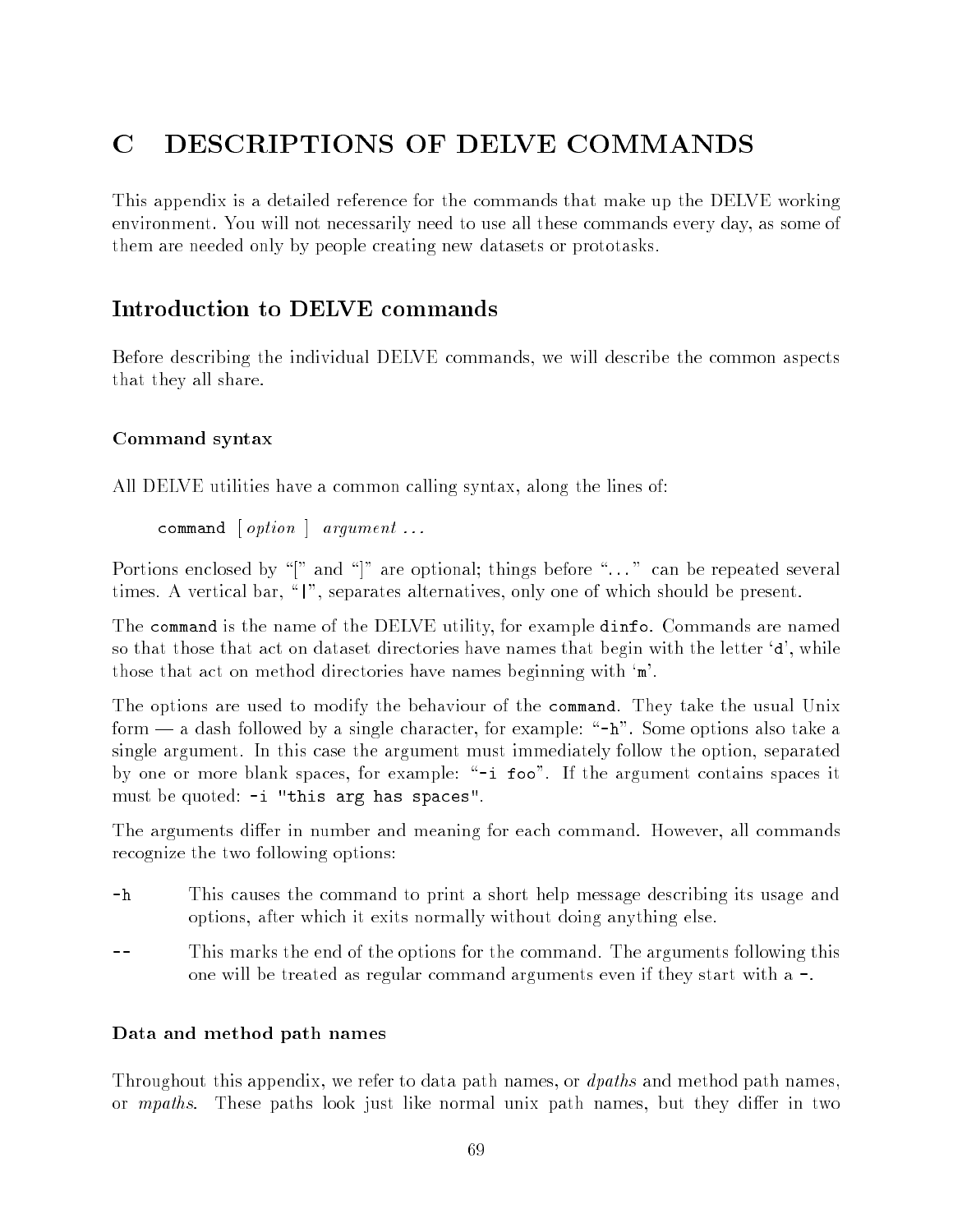# C DESCRIPTIONS OF DELVE COMMANDS

This appendix is a detailed reference for the commands that make up the DELVE working environment. You will not necessarily need to use all these commands every day, as some of them are needed only by people creating new datasets or prototasks.

## Introduction to DELVE commands

Before describing the individual DELVE commands, we will describe the common aspects that they all share.

### Command syntax

All DELVE utilities have a common calling syntax, along the lines of:

> `command` [ *option* ] *argument* ...

Portions enclosed by "[" and "]" are optional; things before "..." can be repeated several times. A vertical bar, "`|`", separates alternatives, only one of which should be present.

The `command` is the name of the DELVE utility, for example `dinfo`. Commands are named so that those that act on dataset directories have names that begin with the letter '`d`', while those that act on method directories have names beginning with '`m`'.

The options are used to modify the behaviour of the `command`. They take the usual Unix form — a dash followed by a single character, for example: "`-h`". Some options also take a single argument. In this case the argument must immediately follow the option, separated by one or more blank spaces, for example: "`-i foo`". If the argument contains spaces it must be quoted: `-i "this arg has spaces"`.

The arguments differ in number and meaning for each command. However, all commands recognize the two following options:

`-h` This causes the command to print a short help message describing its usage and options, after which it exits normally without doing anything else.

`--` This marks the end of the options for the command. The arguments following this one will be treated as regular command arguments even if they start with a `-`.

### Data and method path names

Throughout this appendix, we refer to data path names, or *dpaths* and method path names, or *mpaths*. These paths look just like normal unix path names, but they differ in two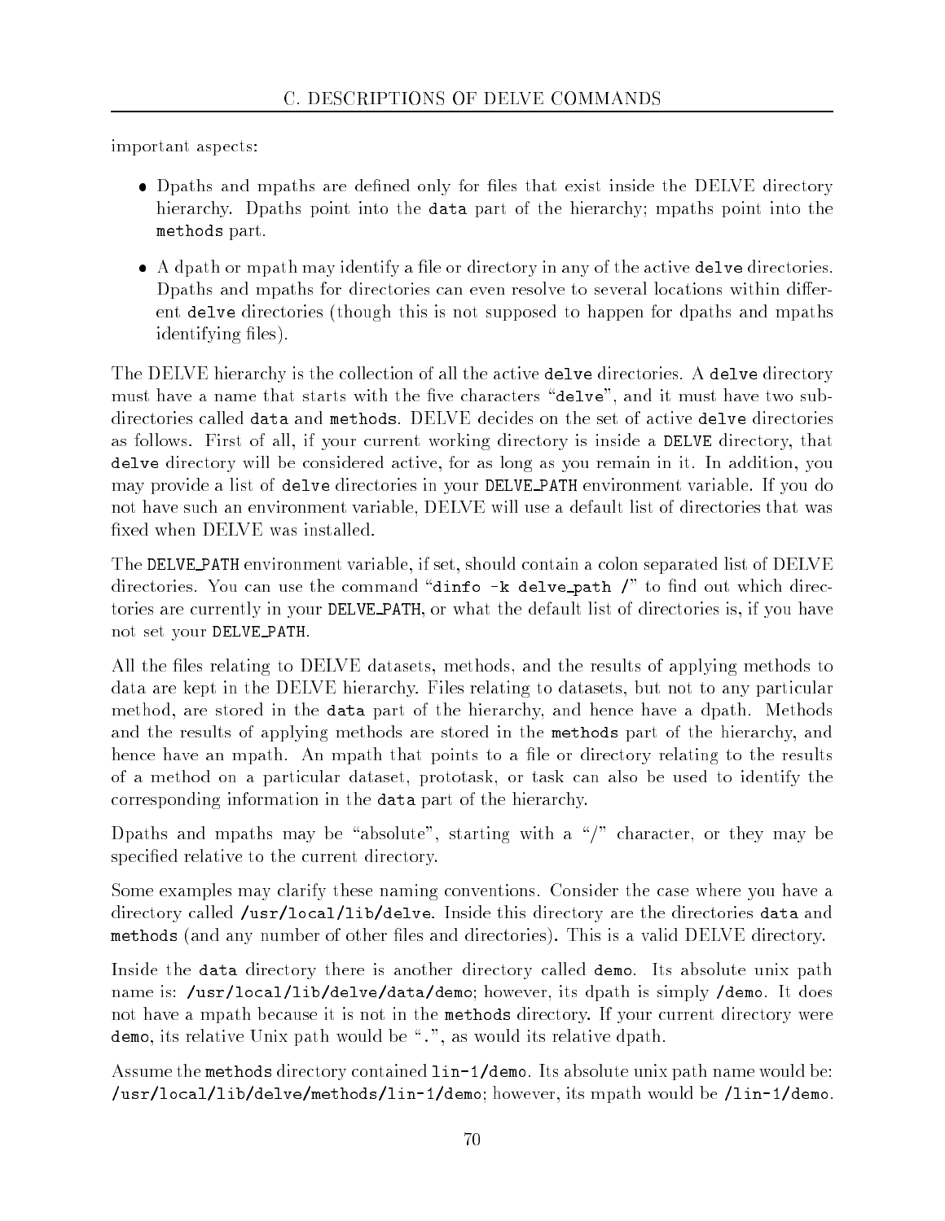important aspects:

- Dpaths and mpaths are defined only for files that exist inside the DELVE directory hierarchy. Dpaths point into the `data` part of the hierarchy; mpaths point into the `methods` part.
- A dpath or mpath may identify a file or directory in any of the active `delve` directories. Dpaths and mpaths for directories can even resolve to several locations within different `delve` directories (though this is not supposed to happen for dpaths and mpaths identifying files).

The DELVE hierarchy is the collection of all the active `delve` directories. A `delve` directory must have a name that starts with the five characters "`delve`", and it must have two subdirectories called `data` and `methods`. DELVE decides on the set of active `delve` directories as follows. First of all, if your current working directory is inside a `DELVE` directory, that `delve` directory will be considered active, for as long as you remain in it. In addition, you may provide a list of `delve` directories in your `DELVE_PATH` environment variable. If you do not have such an environment variable, DELVE will use a default list of directories that was fixed when DELVE was installed.

The `DELVE_PATH` environment variable, if set, should contain a colon separated list of DELVE directories. You can use the command "`dinfo -k delve_path /`" to find out which directories are currently in your `DELVE_PATH`, or what the default list of directories is, if you have not set your `DELVE_PATH`.

All the files relating to DELVE datasets, methods, and the results of applying methods to data are kept in the DELVE hierarchy. Files relating to datasets, but not to any particular method, are stored in the `data` part of the hierarchy, and hence have a dpath. Methods and the results of applying methods are stored in the `methods` part of the hierarchy, and hence have an mpath. An mpath that points to a file or directory relating to the results of a method on a particular dataset, prototask, or task can also be used to identify the corresponding information in the `data` part of the hierarchy.

Dpaths and mpaths may be "absolute", starting with a "/" character, or they may be specified relative to the current directory.

Some examples may clarify these naming conventions. Consider the case where you have a directory called `/usr/local/lib/delve`. Inside this directory are the directories `data` and `methods` (and any number of other files and directories). This is a valid DELVE directory.

Inside the `data` directory there is another directory called `demo`. Its absolute unix path name is: `/usr/local/lib/delve/data/demo`; however, its dpath is simply `/demo`. It does not have a mpath because it is not in the `methods` directory. If your current directory were `demo`, its relative Unix path would be "`.`", as would its relative dpath.

Assume the `methods` directory contained `lin-1/demo`. Its absolute unix path name would be: `/usr/local/lib/delve/methods/lin-1/demo`; however, its mpath would be `/lin-1/demo`.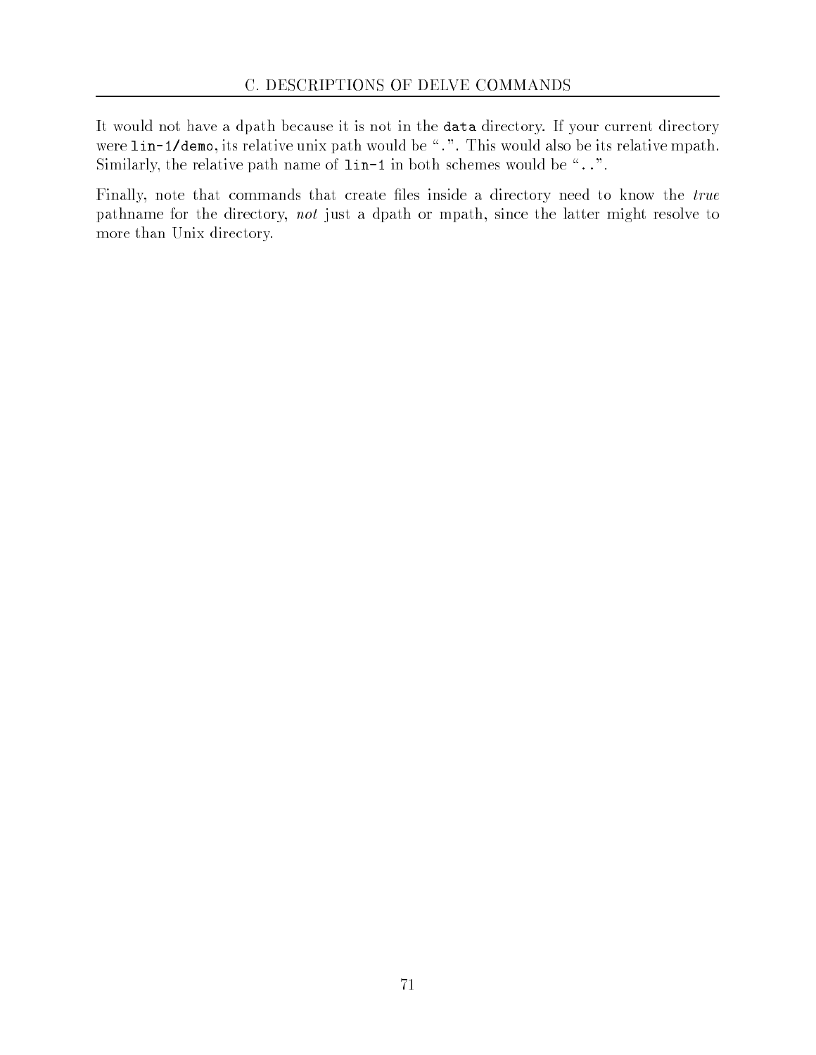It would not have a dpath because it is not in the `data` directory. If your current directory were `lin-1/demo`, its relative unix path would be "`.`". This would also be its relative mpath. Similarly, the relative path name of `lin-1` in both schemes would be "`..`".

Finally, note that commands that create files inside a directory need to know the *true* pathname for the directory, *not* just a dpath or mpath, since the latter might resolve to more than Unix directory.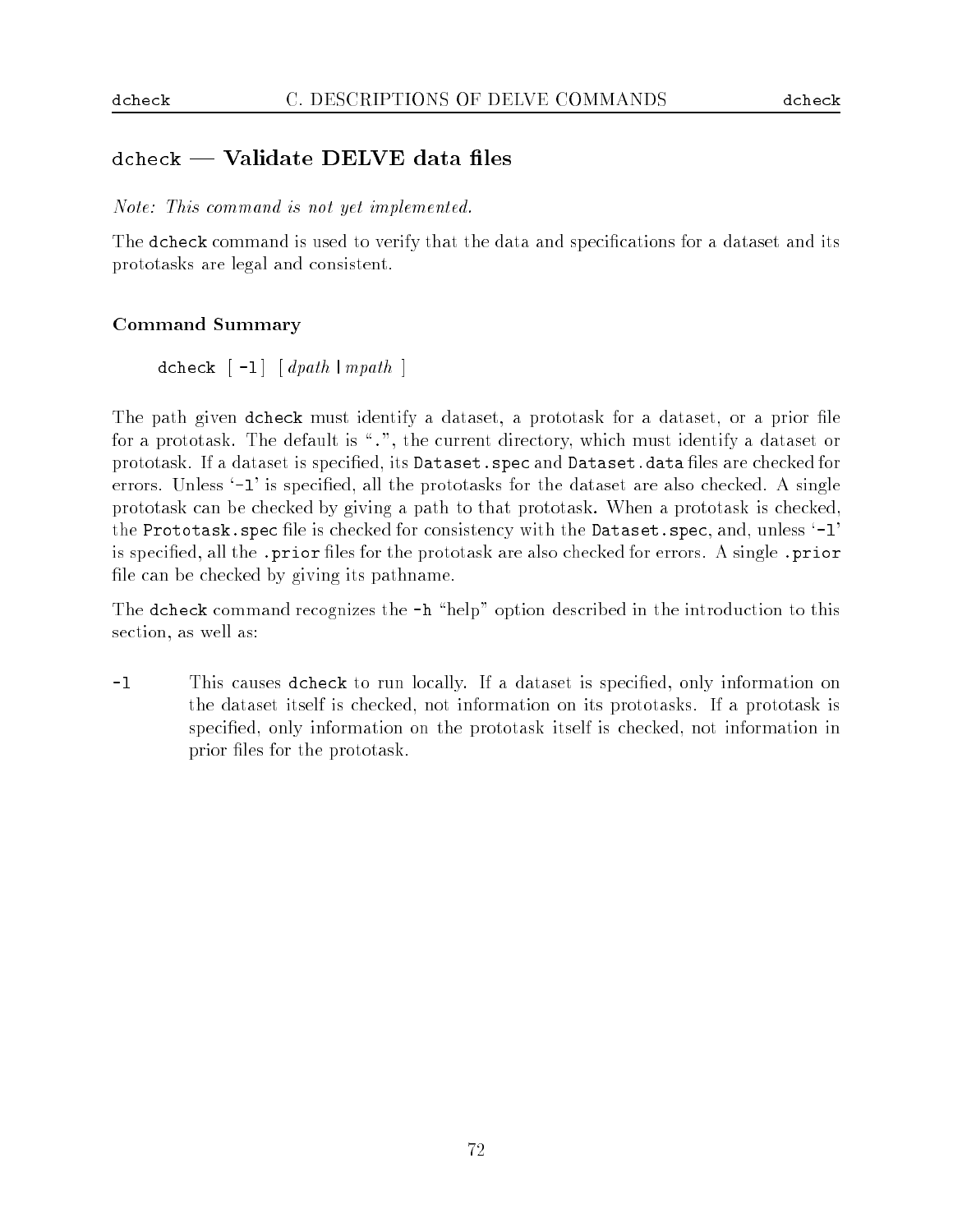## `dcheck` — Validate DELVE data files

*Note: This command is not yet implemented.*

The `dcheck` command is used to verify that the data and specifications for a dataset and its prototasks are legal and consistent.

### Command Summary

> `dcheck` [ `-l` ] [ *dpath* | *mpath* ]

The path given `dcheck` must identify a dataset, a prototask for a dataset, or a prior file for a prototask. The default is "`.`", the current directory, which must identify a dataset or prototask. If a dataset is specified, its `Dataset.spec` and `Dataset.data` files are checked for errors. Unless '`-l`' is specified, all the prototasks for the dataset are also checked. A single prototask can be checked by giving a path to that prototask. When a prototask is checked, the `Prototask.spec` file is checked for consistency with the `Dataset.spec`, and, unless '`-l`' is specified, all the `.prior` files for the prototask are also checked for errors. A single `.prior` file can be checked by giving its pathname.

The `dcheck` command recognizes the `-h` "help" option described in the introduction to this section, as well as:

`-l` This causes `dcheck` to run locally. If a dataset is specified, only information on the dataset itself is checked, not information on its prototasks. If a prototask is specified, only information on the prototask itself is checked, not information in prior files for the prototask.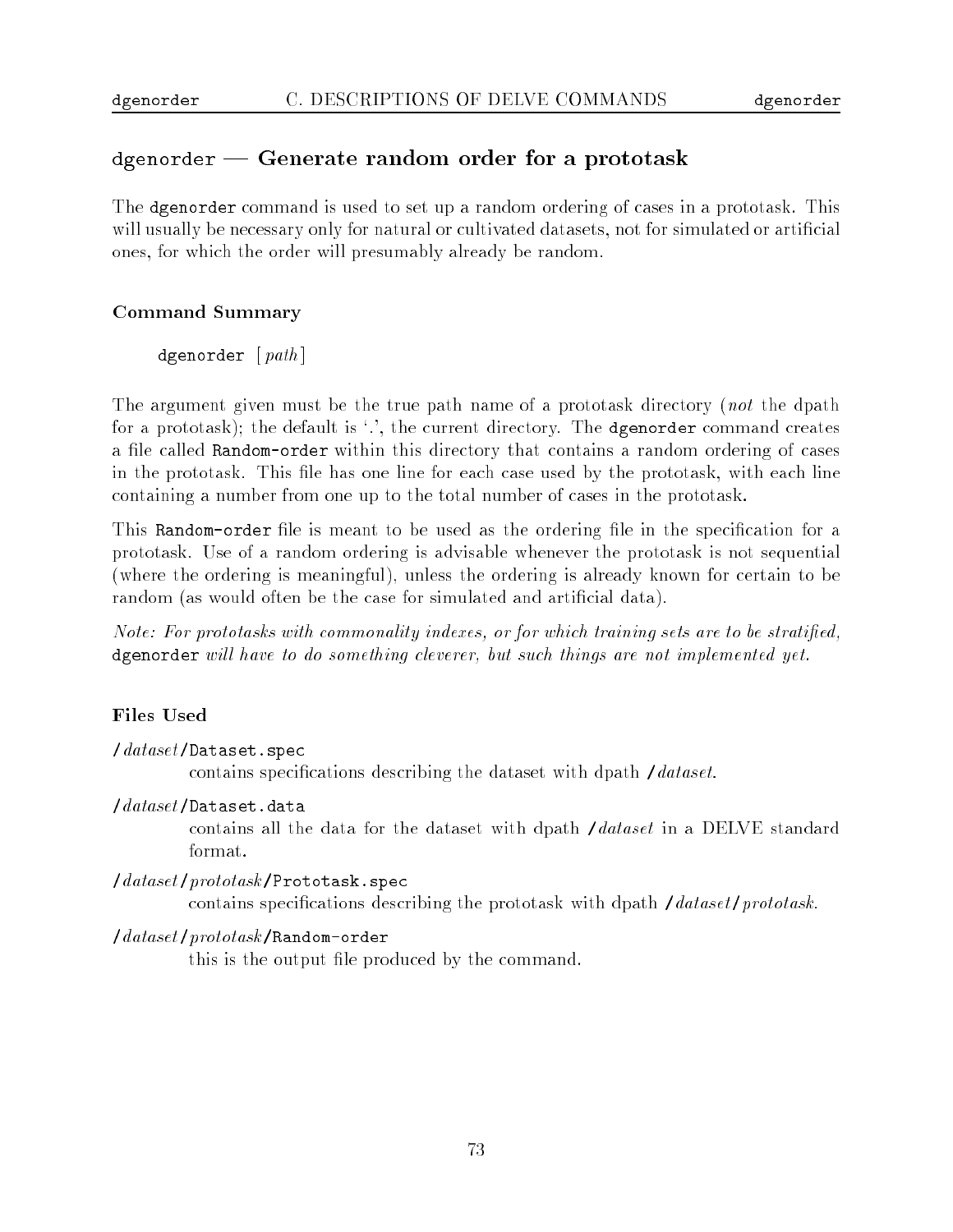## `dgenorder` — Generate random order for a prototask

The `dgenorder` command is used to set up a random ordering of cases in a prototask. This will usually be necessary only for natural or cultivated datasets, not for simulated or artificial ones, for which the order will presumably already be random.

### Command Summary

dgenorder [ *path* ]

The argument given must be the true path name of a prototask directory (*not* the dpath for a prototask); the default is '.', the current directory. The `dgenorder` command creates a file called `Random-order` within this directory that contains a random ordering of cases in the prototask. This file has one line for each case used by the prototask, with each line containing a number from one up to the total number of cases in the prototask.

This `Random-order` file is meant to be used as the ordering file in the specification for a prototask. Use of a random ordering is advisable whenever the prototask is not sequential (where the ordering is meaningful), unless the ordering is already known for certain to be random (as would often be the case for simulated and artificial data).

*Note: For prototasks with commonality indexes, or for which training sets are to be stratified,* `dgenorder` *will have to do something cleverer, but such things are not implemented yet.*

### Files Used

/*dataset*/`Dataset.spec`
: contains specifications describing the dataset with dpath /*dataset*.

/*dataset*/`Dataset.data`
: contains all the data for the dataset with dpath /*dataset* in a DELVE standard format.

/*dataset*/*prototask*/`Prototask.spec`
: contains specifications describing the prototask with dpath /*dataset*/*prototask*.

/*dataset*/*prototask*/`Random-order`
: this is the output file produced by the command.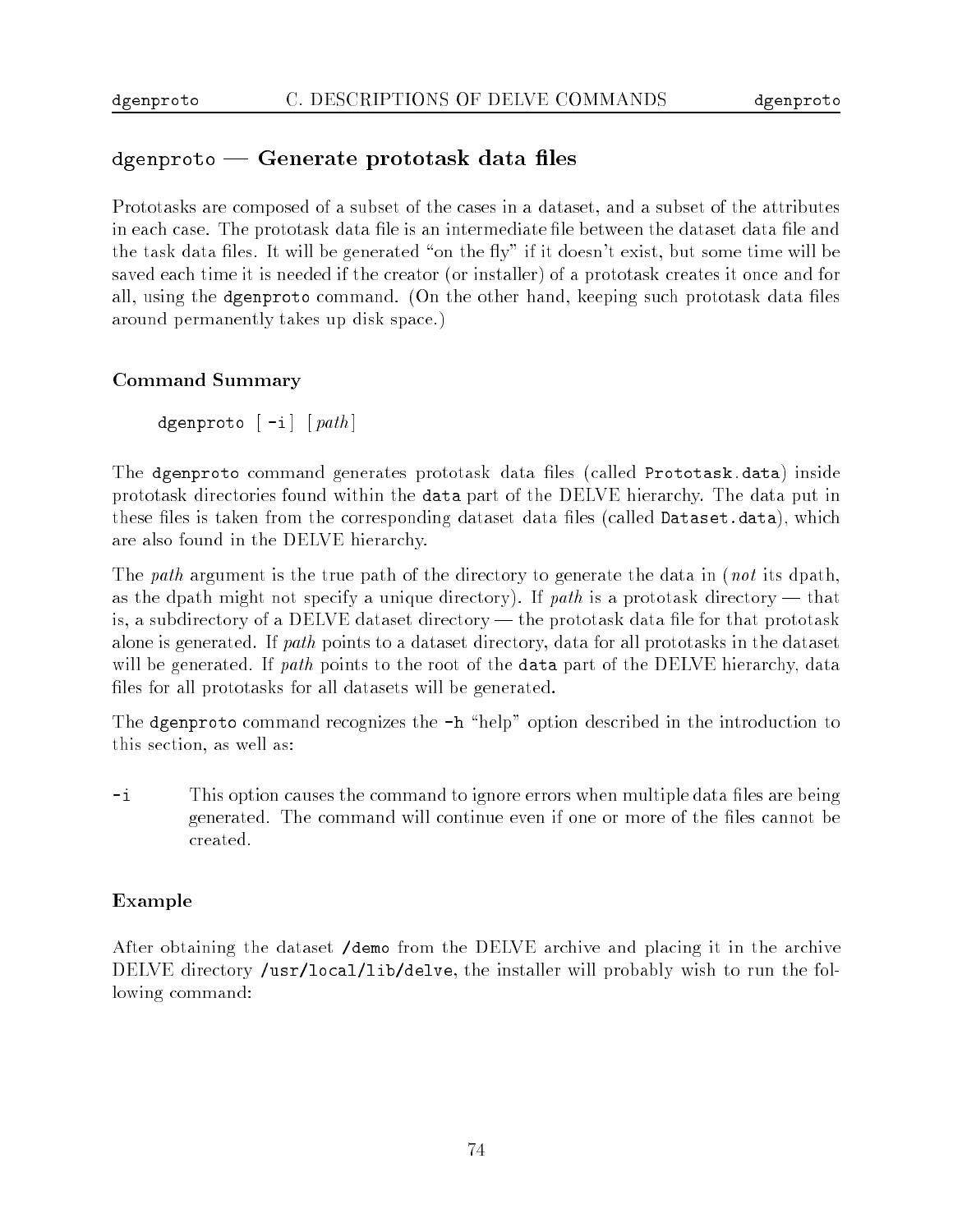## `dgenproto` — Generate prototask data files

Prototasks are composed of a subset of the cases in a dataset, and a subset of the attributes in each case. The prototask data file is an intermediate file between the dataset data file and the task data files. It will be generated "on the fly" if it doesn't exist, but some time will be saved each time it is needed if the creator (or installer) of a prototask creates it once and for all, using the `dgenproto` command. (On the other hand, keeping such prototask data files around permanently takes up disk space.)

### Command Summary

`dgenproto` [ `-i` ] [ *path* ]

The `dgenproto` command generates prototask data files (called `Prototask.data`) inside prototask directories found within the `data` part of the DELVE hierarchy. The data put in these files is taken from the corresponding dataset data files (called `Dataset.data`), which are also found in the DELVE hierarchy.

The *path* argument is the true path of the directory to generate the data in (*not* its dpath, as the dpath might not specify a unique directory). If *path* is a prototask directory — that is, a subdirectory of a DELVE dataset directory — the prototask data file for that prototask alone is generated. If *path* points to a dataset directory, data for all prototasks in the dataset will be generated. If *path* points to the root of the `data` part of the DELVE hierarchy, data files for all prototasks for all datasets will be generated.

The `dgenproto` command recognizes the `-h` "help" option described in the introduction to this section, as well as:

`-i` This option causes the command to ignore errors when multiple data files are being generated. The command will continue even if one or more of the files cannot be created.

### Example

After obtaining the dataset `/demo` from the DELVE archive and placing it in the archive DELVE directory `/usr/local/lib/delve`, the installer will probably wish to run the following command: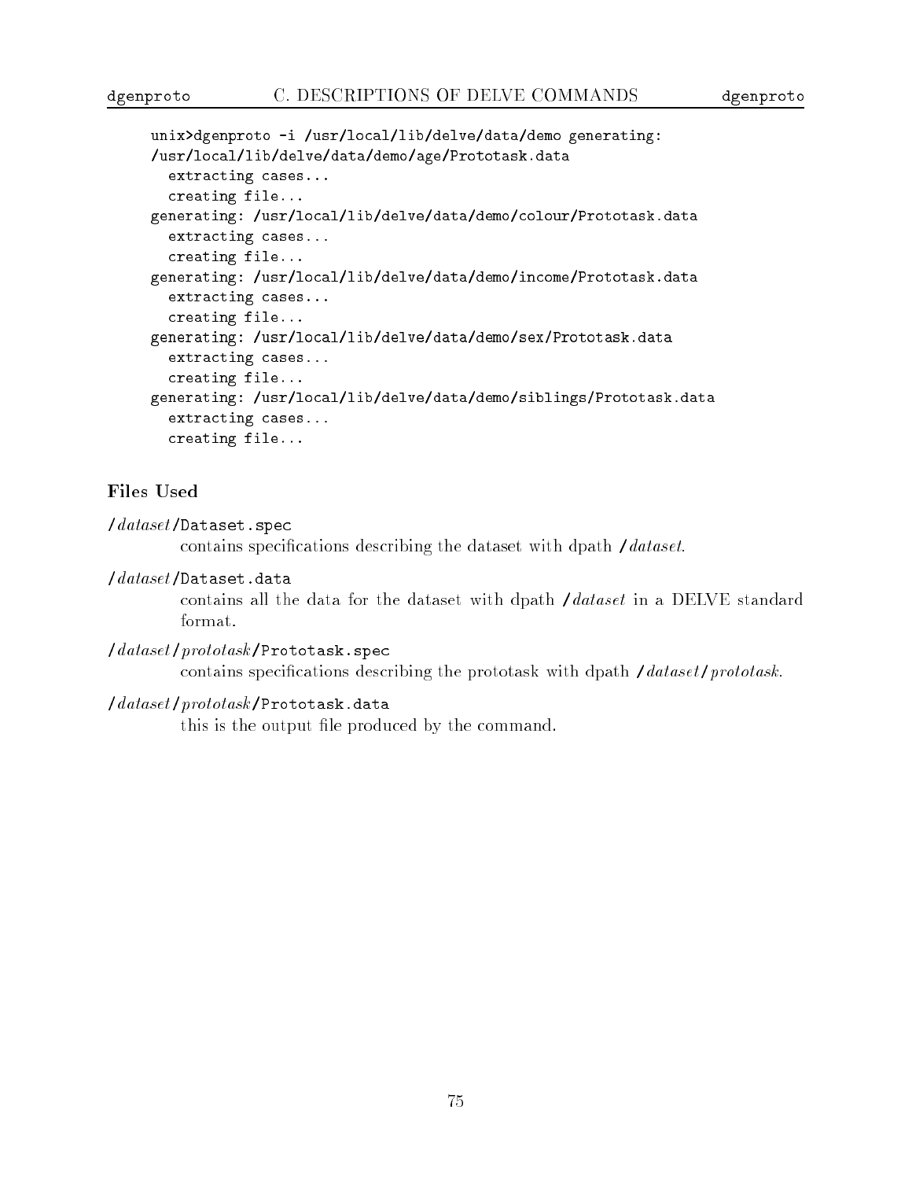```
unix>dgenproto -i /usr/local/lib/delve/data/demo generating:
/usr/local/lib/delve/data/demo/age/Prototask.data
  extracting cases...
  creating file...
generating: /usr/local/lib/delve/data/demo/colour/Prototask.data
  extracting cases...
  creating file...
generating: /usr/local/lib/delve/data/demo/income/Prototask.data
  extracting cases...
  creating file...
generating: /usr/local/lib/delve/data/demo/sex/Prototask.data
  extracting cases...
  creating file...
generating: /usr/local/lib/delve/data/demo/siblings/Prototask.data
  extracting cases...
  creating file...
```

### Files Used

/*dataset*/`Dataset.spec`
: contains specifications describing the dataset with dpath /*dataset*.

/*dataset*/`Dataset.data`
: contains all the data for the dataset with dpath /*dataset* in a DELVE standard format.

/*dataset*/*prototask*/`Prototask.spec`
: contains specifications describing the prototask with dpath /*dataset*/*prototask*.

/*dataset*/*prototask*/`Prototask.data`
: this is the output file produced by the command.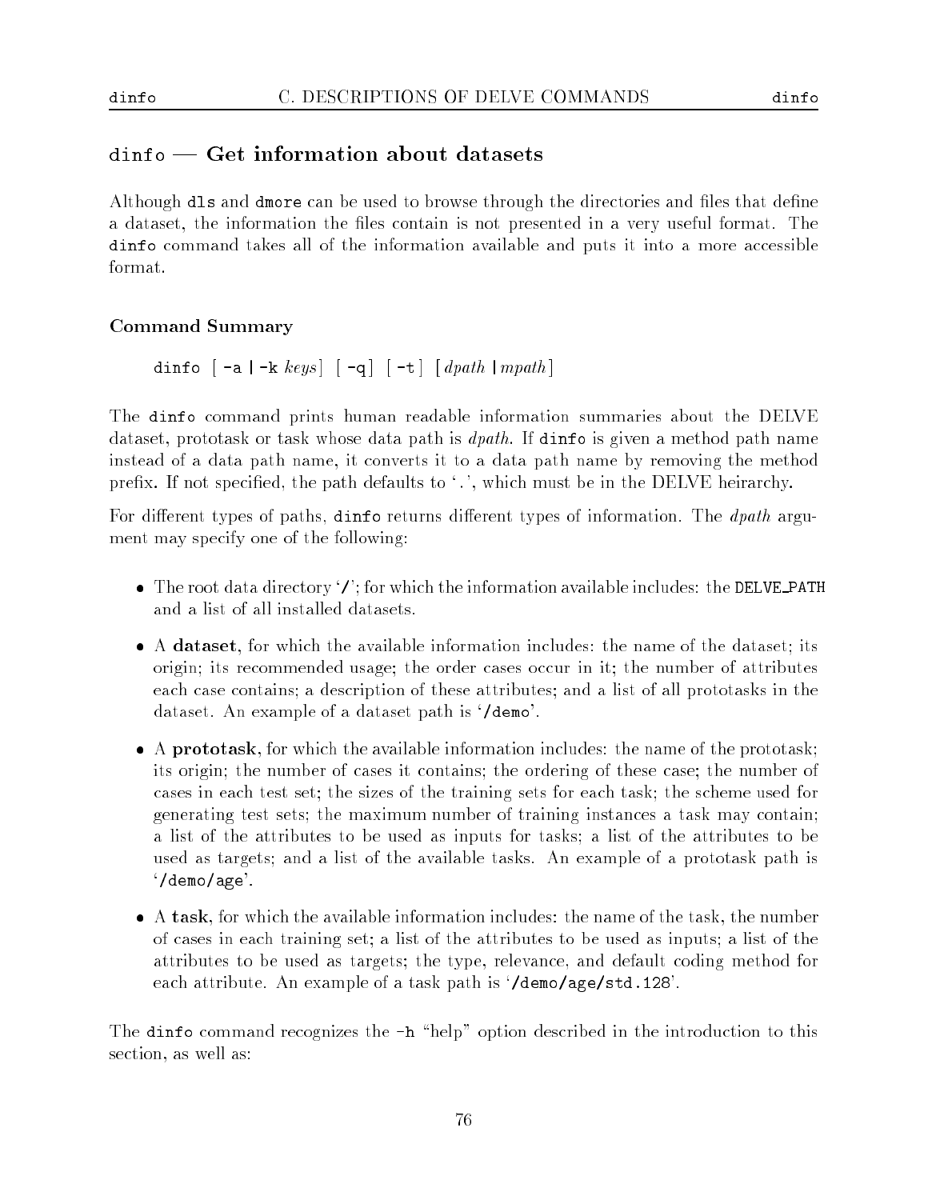## `dinfo` — Get information about datasets

Although `dls` and `dmore` can be used to browse through the directories and files that define a dataset, the information the files contain is not presented in a very useful format. The `dinfo` command takes all of the information available and puts it into a more accessible format.

### Command Summary

`dinfo [ -a | -k` *keys*`] [ -q] [ -t] [`*dpath* `|` *mpath*`]`

The `dinfo` command prints human readable information summaries about the DELVE dataset, prototask or task whose data path is *dpath*. If `dinfo` is given a method path name instead of a data path name, it converts it to a data path name by removing the method prefix. If not specified, the path defaults to '`.`', which must be in the DELVE heirarchy.

For different types of paths, `dinfo` returns different types of information. The *dpath* argument may specify one of the following:

- The root data directory '`/`'; for which the information available includes: the `DELVE_PATH` and a list of all installed datasets.
- A **dataset**, for which the available information includes: the name of the dataset; its origin; its recommended usage; the order cases occur in it; the number of attributes each case contains; a description of these attributes; and a list of all prototasks in the dataset. An example of a dataset path is '`/demo`'.
- A **prototask**, for which the available information includes: the name of the prototask; its origin; the number of cases it contains; the ordering of these case; the number of cases in each test set; the sizes of the training sets for each task; the scheme used for generating test sets; the maximum number of training instances a task may contain; a list of the attributes to be used as inputs for tasks; a list of the attributes to be used as targets; and a list of the available tasks. An example of a prototask path is '`/demo/age`'.
- A **task**, for which the available information includes: the name of the task, the number of cases in each training set; a list of the attributes to be used as inputs; a list of the attributes to be used as targets; the type, relevance, and default coding method for each attribute. An example of a task path is '`/demo/age/std.128`'.

The `dinfo` command recognizes the `-h` "help" option described in the introduction to this section, as well as: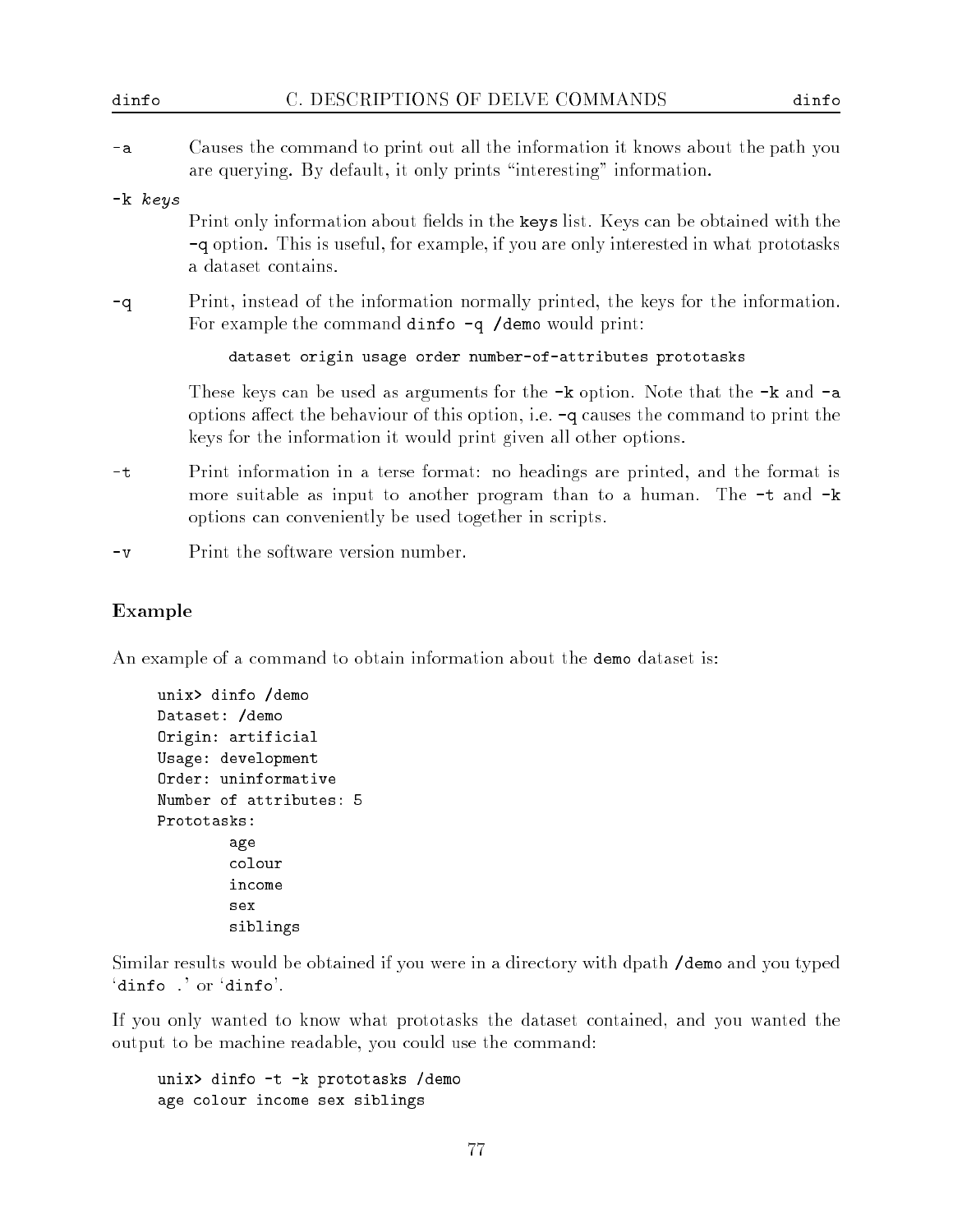**-a**
Causes the command to print out all the information it knows about the path you are querying. By default, it only prints "interesting" information.

**-k** *keys*
Print only information about fields in the `keys` list. Keys can be obtained with the `-q` option. This is useful, for example, if you are only interested in what prototasks a dataset contains.

**-q**
Print, instead of the information normally printed, the keys for the information. For example the command `dinfo -q /demo` would print:

```
dataset origin usage order number-of-attributes prototasks
```

These keys can be used as arguments for the `-k` option. Note that the `-k` and `-a` options affect the behaviour of this option, i.e. `-q` causes the command to print the keys for the information it would print given all other options.

**-t**
Print information in a terse format: no headings are printed, and the format is more suitable as input to another program than to a human. The `-t` and `-k` options can conveniently be used together in scripts.

**-v**
Print the software version number.

### Example

An example of a command to obtain information about the `demo` dataset is:

```
unix> dinfo /demo
Dataset: /demo
Origin: artificial
Usage: development
Order: uninformative
Number of attributes: 5
Prototasks:
        age
        colour
        income
        sex
        siblings
```

Similar results would be obtained if you were in a directory with dpath `/demo` and you typed '`dinfo .`' or '`dinfo`'.

If you only wanted to know what prototasks the dataset contained, and you wanted the output to be machine readable, you could use the command:

```
unix> dinfo -t -k prototasks /demo
age colour income sex siblings
```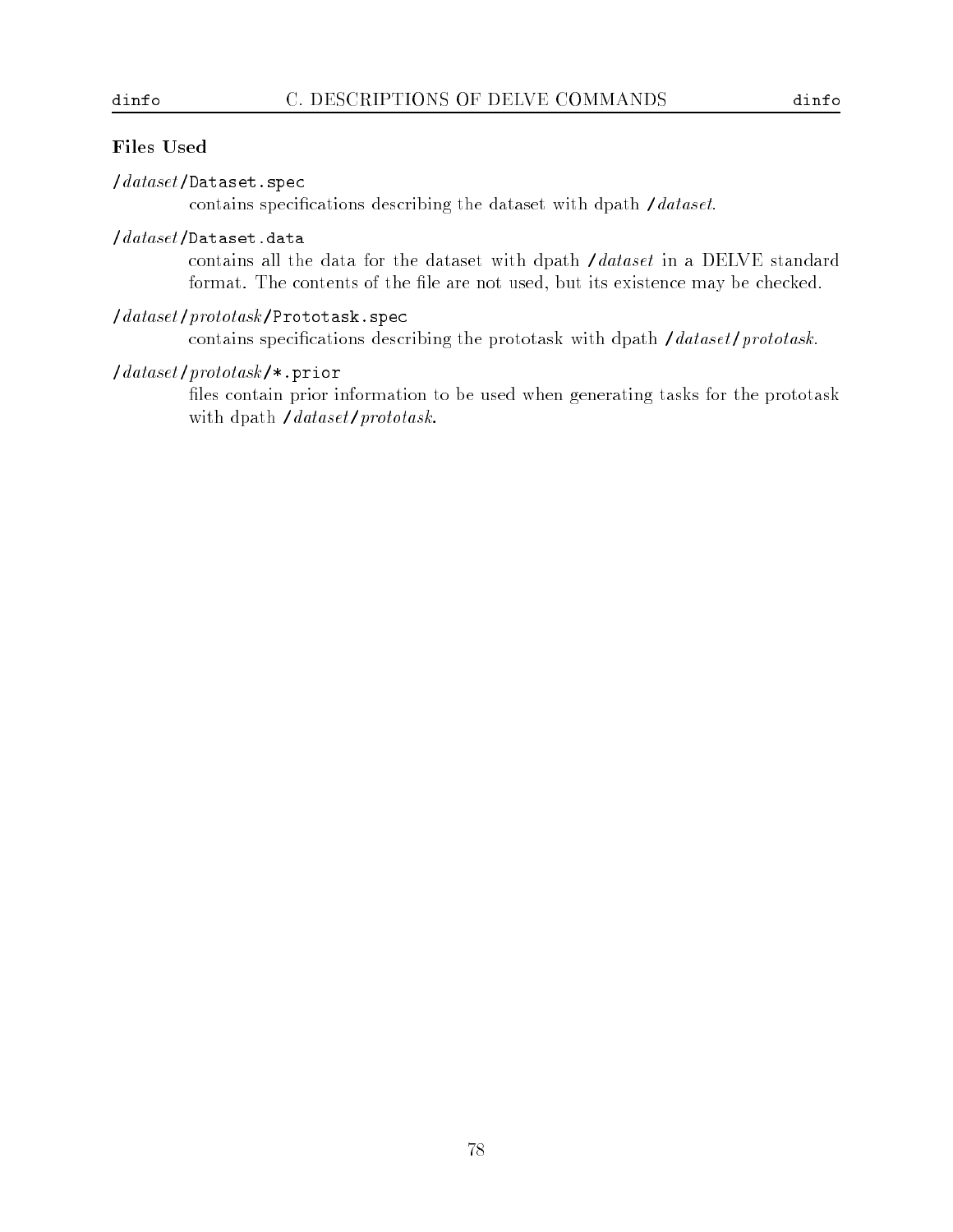### Files Used

/*dataset*/`Dataset.spec`
: contains specifications describing the dataset with dpath /*dataset*.

/*dataset*/`Dataset.data`
: contains all the data for the dataset with dpath /*dataset* in a DELVE standard format. The contents of the file are not used, but its existence may be checked.

/*dataset*/*prototask*/`Prototask.spec`
: contains specifications describing the prototask with dpath /*dataset*/*prototask*.

/*dataset*/*prototask*/`*.prior`
: files contain prior information to be used when generating tasks for the prototask with dpath /*dataset*/*prototask*.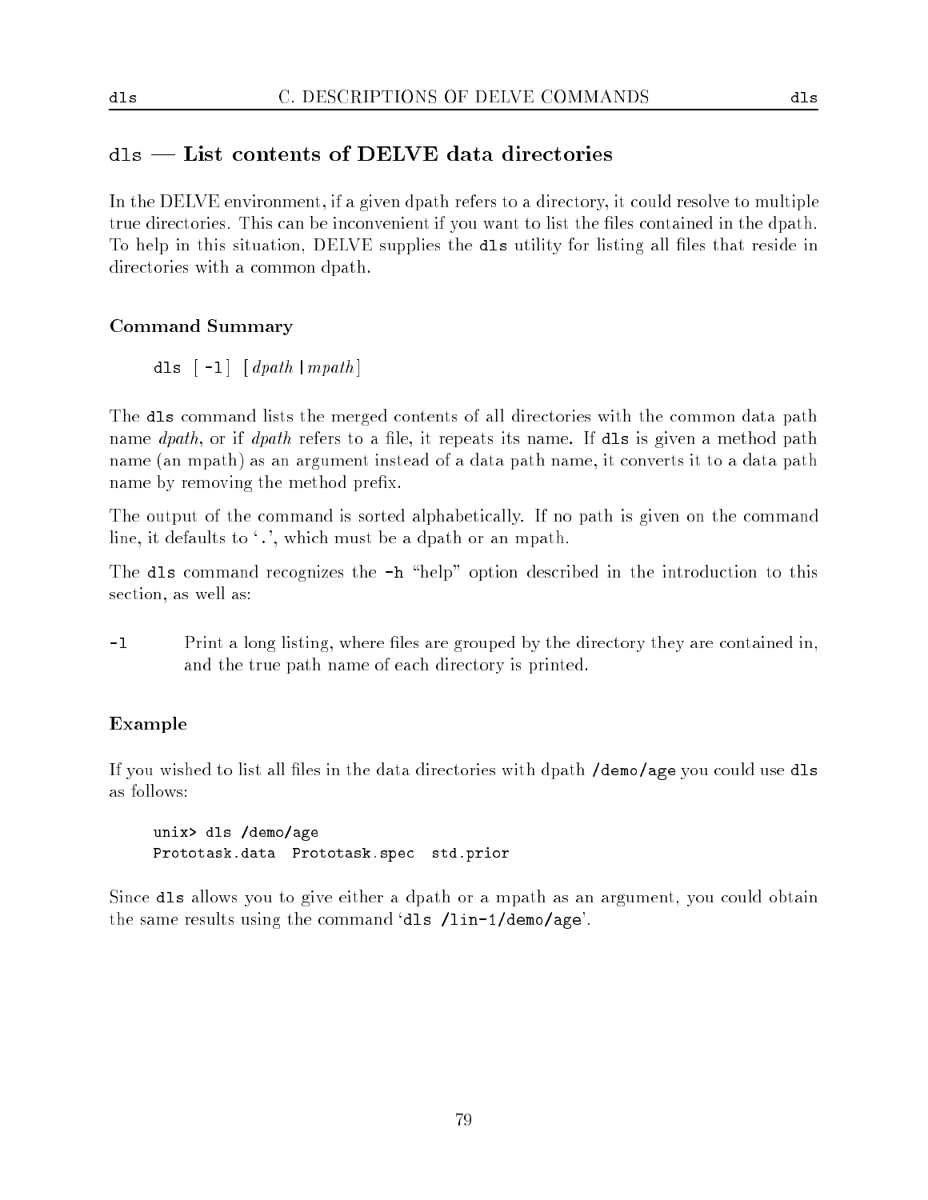## `dls` — List contents of DELVE data directories

In the DELVE environment, if a given dpath refers to a directory, it could resolve to multiple true directories. This can be inconvenient if you want to list the files contained in the dpath. To help in this situation, DELVE supplies the `dls` utility for listing all files that reside in directories with a common dpath.

### Command Summary

`dls` [ `-l` ] [ *dpath* | *mpath* ]

The `dls` command lists the merged contents of all directories with the common data path name *dpath*, or if *dpath* refers to a file, it repeats its name. If `dls` is given a method path name (an mpath) as an argument instead of a data path name, it converts it to a data path name by removing the method prefix.

The output of the command is sorted alphabetically. If no path is given on the command line, it defaults to '`.`', which must be a dpath or an mpath.

The `dls` command recognizes the `-h` "help" option described in the introduction to this section, as well as:

`-l` Print a long listing, where files are grouped by the directory they are contained in, and the true path name of each directory is printed.

### Example

If you wished to list all files in the data directories with dpath `/demo/age` you could use `dls` as follows:

```
unix> dls /demo/age
Prototask.data  Prototask.spec  std.prior
```

Since `dls` allows you to give either a dpath or a mpath as an argument, you could obtain the same results using the command '`dls /lin-1/demo/age`'.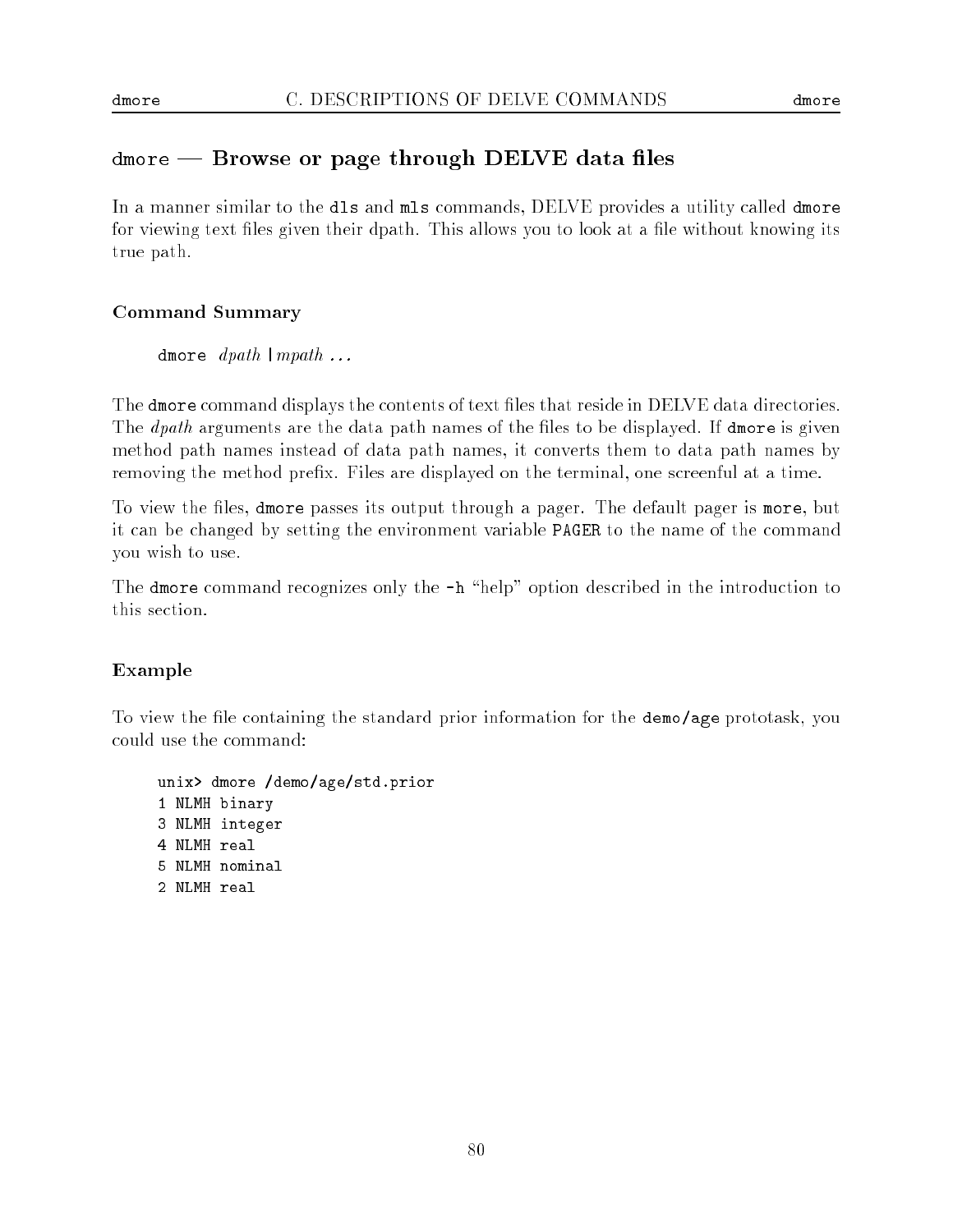## `dmore` — Browse or page through DELVE data files

In a manner similar to the `dls` and `mls` commands, DELVE provides a utility called `dmore` for viewing text files given their dpath. This allows you to look at a file without knowing its true path.

### Command Summary

> `dmore` *dpath* | *mpath* ...

The `dmore` command displays the contents of text files that reside in DELVE data directories. The *dpath* arguments are the data path names of the files to be displayed. If `dmore` is given method path names instead of data path names, it converts them to data path names by removing the method prefix. Files are displayed on the terminal, one screenful at a time.

To view the files, `dmore` passes its output through a pager. The default pager is `more`, but it can be changed by setting the environment variable `PAGER` to the name of the command you wish to use.

The `dmore` command recognizes only the `-h` "help" option described in the introduction to this section.

### Example

To view the file containing the standard prior information for the `demo/age` prototask, you could use the command:

```
unix> dmore /demo/age/std.prior
1 NLMH binary
3 NLMH integer
4 NLMH real
5 NLMH nominal
2 NLMH real
```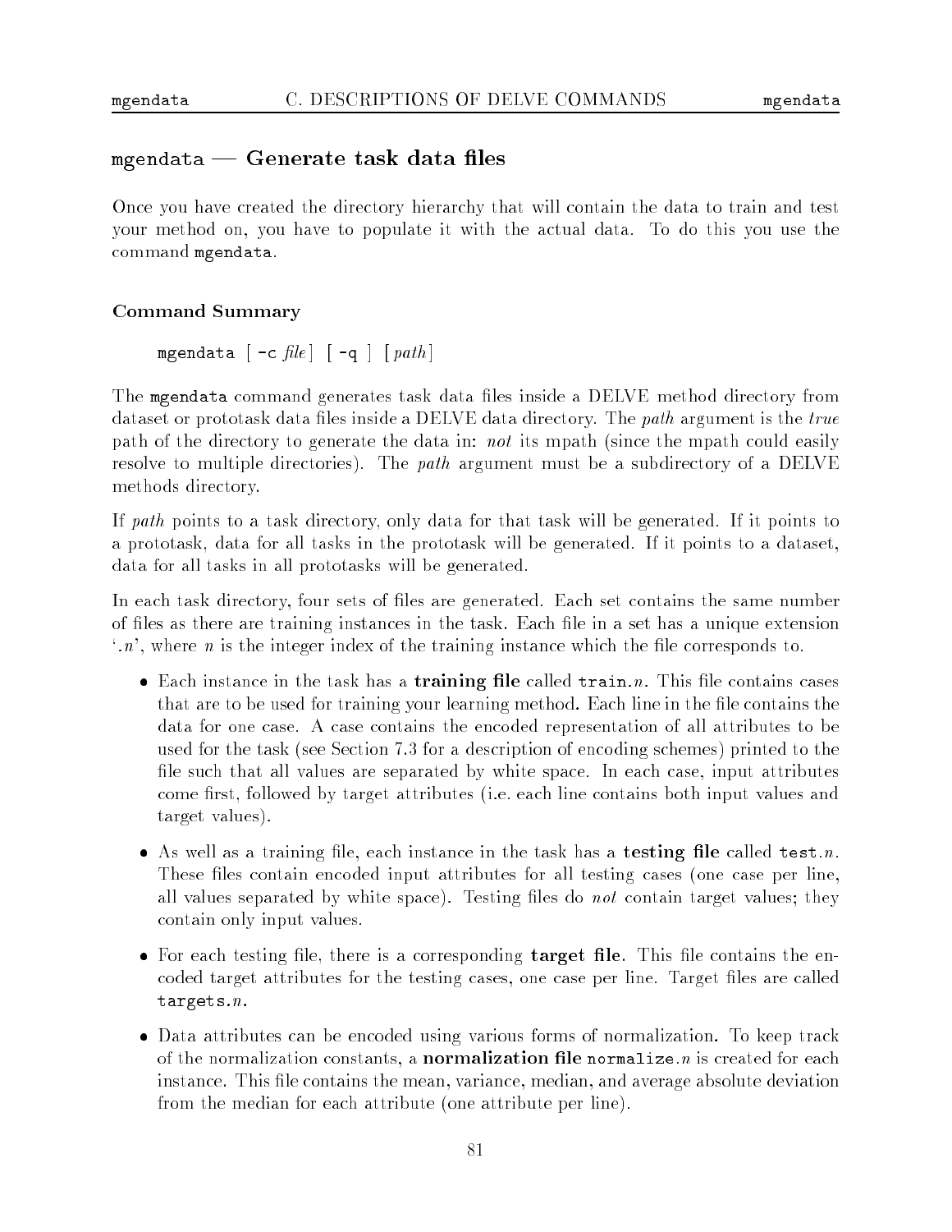## `mgendata` — Generate task data files

Once you have created the directory hierarchy that will contain the data to train and test your method on, you have to populate it with the actual data. To do this you use the command `mgendata`.

### Command Summary

`mgendata` [ `-c` *file* ] [ `-q` ] [ *path* ]

The `mgendata` command generates task data files inside a DELVE method directory from dataset or prototask data files inside a DELVE data directory. The *path* argument is the *true* path of the directory to generate the data in: *not* its mpath (since the mpath could easily resolve to multiple directories). The *path* argument must be a subdirectory of a DELVE methods directory.

If *path* points to a task directory, only data for that task will be generated. If it points to a prototask, data for all tasks in the prototask will be generated. If it points to a dataset, data for all tasks in all prototasks will be generated.

In each task directory, four sets of files are generated. Each set contains the same number of files as there are training instances in the task. Each file in a set has a unique extension '.*n*', where *n* is the integer index of the training instance which the file corresponds to.

- Each instance in the task has a **training file** called `train.`*n*. This file contains cases that are to be used for training your learning method. Each line in the file contains the data for one case. A case contains the encoded representation of all attributes to be used for the task (see Section 7.3 for a description of encoding schemes) printed to the file such that all values are separated by white space. In each case, input attributes come first, followed by target attributes (i.e. each line contains both input values and target values).
- As well as a training file, each instance in the task has a **testing file** called `test.`*n*. These files contain encoded input attributes for all testing cases (one case per line, all values separated by white space). Testing files do *not* contain target values; they contain only input values.
- For each testing file, there is a corresponding **target file**. This file contains the encoded target attributes for the testing cases, one case per line. Target files are called `targets.`*n*.
- Data attributes can be encoded using various forms of normalization. To keep track of the normalization constants, a **normalization file** `normalize.`*n* is created for each instance. This file contains the mean, variance, median, and average absolute deviation from the median for each attribute (one attribute per line).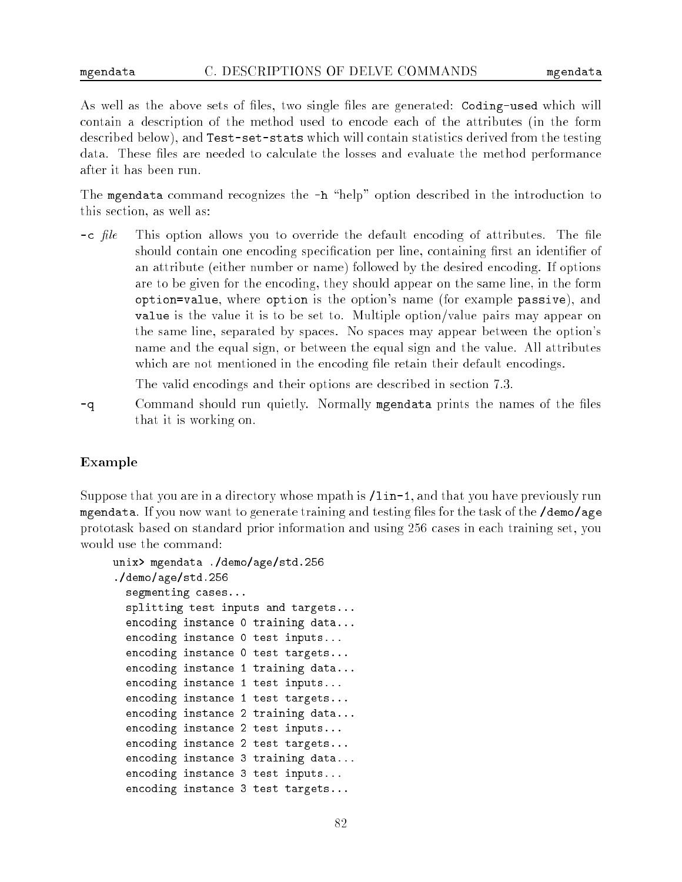As well as the above sets of files, two single files are generated: `Coding-used` which will contain a description of the method used to encode each of the attributes (in the form described below), and `Test-set-stats` which will contain statistics derived from the testing data. These files are needed to calculate the losses and evaluate the method performance after it has been run.

The `mgendata` command recognizes the `-h` "help" option described in the introduction to this section, as well as:

- `-c` *file* This option allows you to override the default encoding of attributes. The file should contain one encoding specification per line, containing first an identifier of an attribute (either number or name) followed by the desired encoding. If options are to be given for the encoding, they should appear on the same line, in the form `option=value`, where `option` is the option's name (for example `passive`), and `value` is the value it is to be set to. Multiple option/value pairs may appear on the same line, separated by spaces. No spaces may appear between the option's name and the equal sign, or between the equal sign and the value. All attributes which are not mentioned in the encoding file retain their default encodings.

  The valid encodings and their options are described in section 7.3.

- `-q` Command should run quietly. Normally `mgendata` prints the names of the files that it is working on.

### Example

Suppose that you are in a directory whose mpath is `/lin-1`, and that you have previously run `mgendata`. If you now want to generate training and testing files for the task of the `/demo/age` prototask based on standard prior information and using 256 cases in each training set, you would use the command:

```
unix> mgendata ./demo/age/std.256
./demo/age/std.256
  segmenting cases...
  splitting test inputs and targets...
  encoding instance 0 training data...
  encoding instance 0 test inputs...
  encoding instance 0 test targets...
  encoding instance 1 training data...
  encoding instance 1 test inputs...
  encoding instance 1 test targets...
  encoding instance 2 training data...
  encoding instance 2 test inputs...
  encoding instance 2 test targets...
  encoding instance 3 training data...
  encoding instance 3 test inputs...
  encoding instance 3 test targets...
```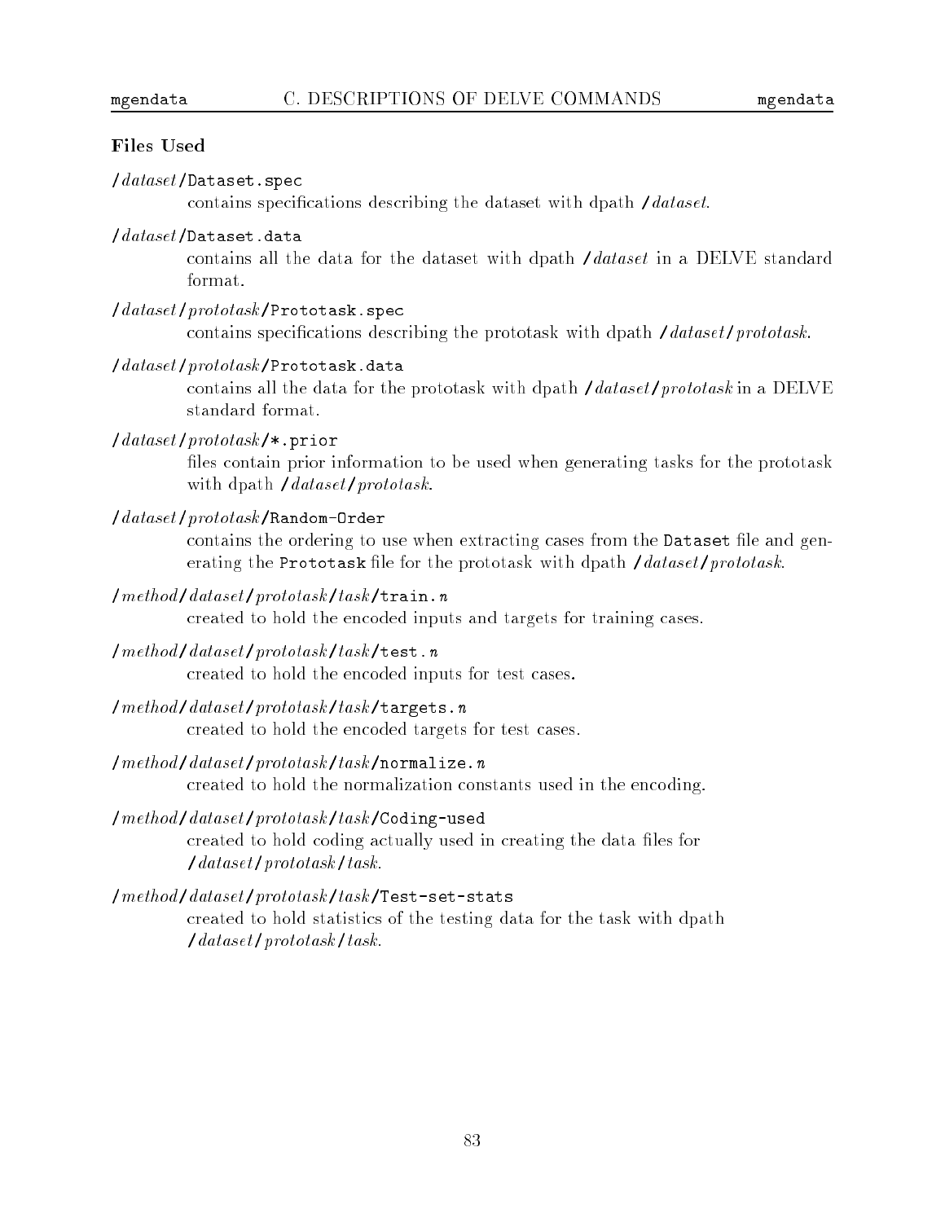### Files Used

/*dataset*/`Dataset.spec`
: contains specifications describing the dataset with dpath /*dataset*.

/*dataset*/`Dataset.data`
: contains all the data for the dataset with dpath /*dataset* in a DELVE standard format.

/*dataset*/*prototask*/`Prototask.spec`
: contains specifications describing the prototask with dpath /*dataset*/*prototask*.

/*dataset*/*prototask*/`Prototask.data`
: contains all the data for the prototask with dpath /*dataset*/*prototask* in a DELVE standard format.

/*dataset*/*prototask*/`*.prior`
: files contain prior information to be used when generating tasks for the prototask with dpath /*dataset*/*prototask*.

/*dataset*/*prototask*/`Random-Order`
: contains the ordering to use when extracting cases from the `Dataset` file and generating the `Prototask` file for the prototask with dpath /*dataset*/*prototask*.

/*method*/*dataset*/*prototask*/*task*/`train.`*n*
: created to hold the encoded inputs and targets for training cases.

/*method*/*dataset*/*prototask*/*task*/`test.`*n*
: created to hold the encoded inputs for test cases.

/*method*/*dataset*/*prototask*/*task*/`targets.`*n*
: created to hold the encoded targets for test cases.

/*method*/*dataset*/*prototask*/*task*/`normalize.`*n*
: created to hold the normalization constants used in the encoding.

/*method*/*dataset*/*prototask*/*task*/`Coding-used`
: created to hold coding actually used in creating the data files for /*dataset*/*prototask*/*task*.

/*method*/*dataset*/*prototask*/*task*/`Test-set-stats`
: created to hold statistics of the testing data for the task with dpath /*dataset*/*prototask*/*task*.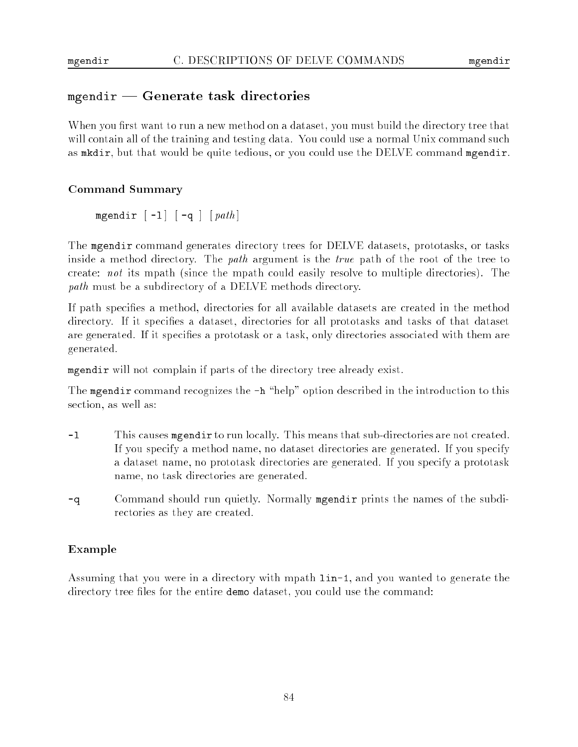## `mgendir` — Generate task directories

When you first want to run a new method on a dataset, you must build the directory tree that will contain all of the training and testing data. You could use a normal Unix command such as `mkdir`, but that would be quite tedious, or you could use the DELVE command `mgendir`.

### Command Summary

`mgendir` [ `-l`] [ `-q` ] [*path*]

The `mgendir` command generates directory trees for DELVE datasets, prototasks, or tasks inside a method directory. The *path* argument is the *true* path of the root of the tree to create: *not* its mpath (since the mpath could easily resolve to multiple directories). The *path* must be a subdirectory of a DELVE methods directory.

If path specifies a method, directories for all available datasets are created in the method directory. If it specifies a dataset, directories for all prototasks and tasks of that dataset are generated. If it specifies a prototask or a task, only directories associated with them are generated.

`mgendir` will not complain if parts of the directory tree already exist.

The `mgendir` command recognizes the `-h` "help" option described in the introduction to this section, as well as:

- `-l` This causes `mgendir` to run locally. This means that sub-directories are not created. If you specify a method name, no dataset directories are generated. If you specify a dataset name, no prototask directories are generated. If you specify a prototask name, no task directories are generated.
- `-q` Command should run quietly. Normally `mgendir` prints the names of the subdirectories as they are created.

### Example

Assuming that you were in a directory with mpath `lin-1`, and you wanted to generate the directory tree files for the entire `demo` dataset, you could use the command: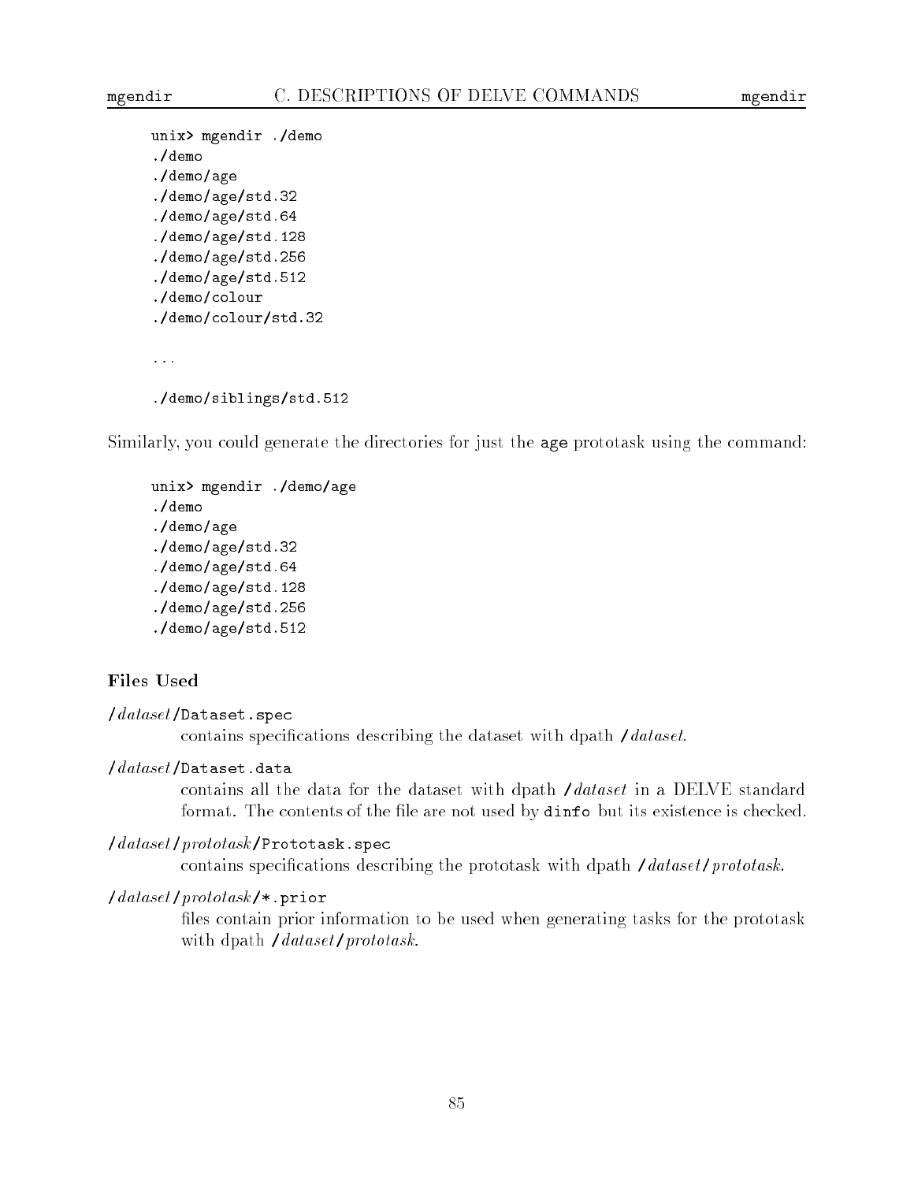```
unix> mgendir ./demo
./demo
./demo/age
./demo/age/std.32
./demo/age/std.64
./demo/age/std.128
./demo/age/std.256
./demo/age/std.512
./demo/colour
./demo/colour/std.32

...

./demo/siblings/std.512
```

Similarly, you could generate the directories for just the `age` prototask using the command:

```
unix> mgendir ./demo/age
./demo
./demo/age
./demo/age/std.32
./demo/age/std.64
./demo/age/std.128
./demo/age/std.256
./demo/age/std.512
```

### Files Used

/*dataset*/`Dataset.spec`
: contains specifications describing the dataset with dpath /*dataset*.

/*dataset*/`Dataset.data`
: contains all the data for the dataset with dpath /*dataset* in a DELVE standard format. The contents of the file are not used by **dinfo** but its existence is checked.

/*dataset*/*prototask*/`Prototask.spec`
: contains specifications describing the prototask with dpath /*dataset*/*prototask*.

/*dataset*/*prototask*/`*.prior`
: files contain prior information to be used when generating tasks for the prototask with dpath /*dataset*/*prototask*.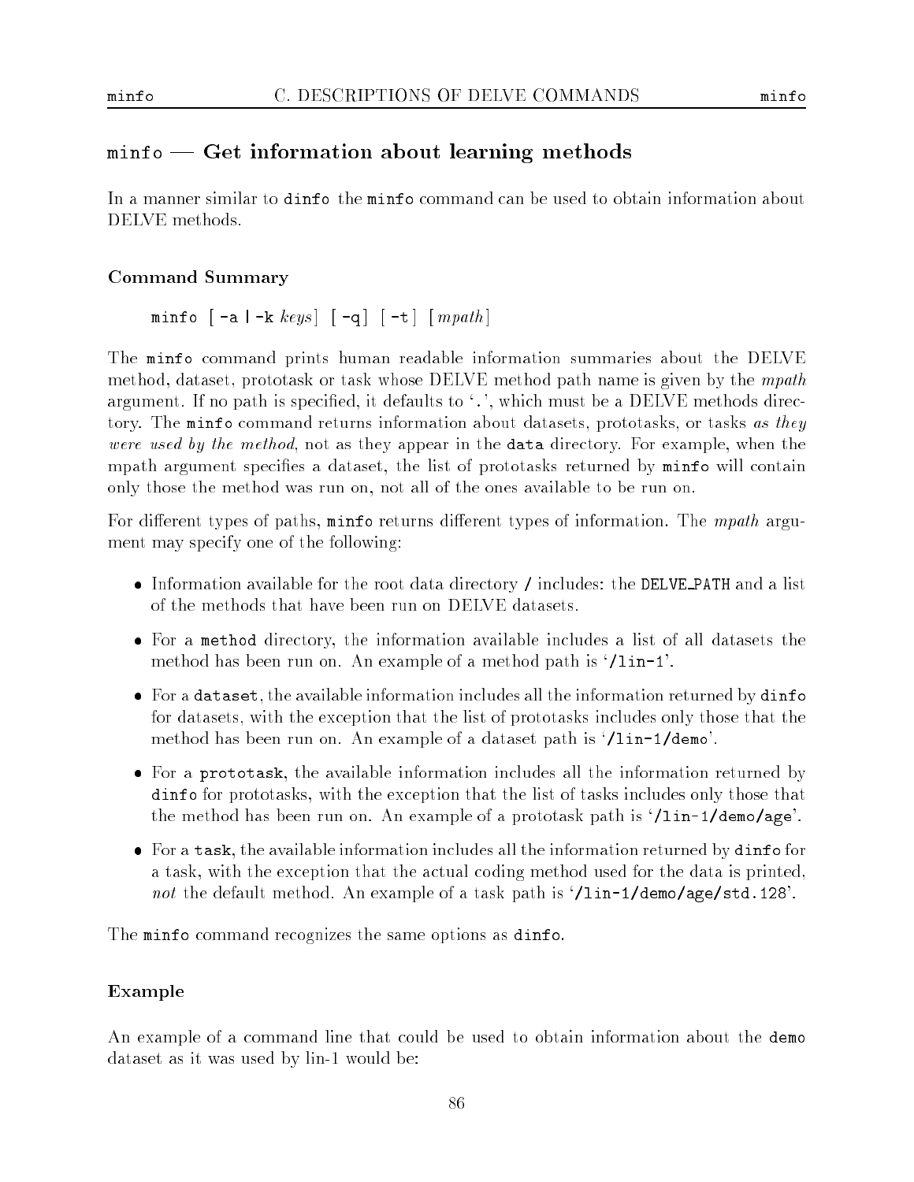## `minfo` — Get information about learning methods

In a manner similar to `dinfo` the `minfo` command can be used to obtain information about DELVE methods.

### Command Summary

`minfo [ -a | -k` *keys*`] [ -q] [ -t ] [`*mpath*`]`

The `minfo` command prints human readable information summaries about the DELVE method, dataset, prototask or task whose DELVE method path name is given by the *mpath* argument. If no path is specified, it defaults to '`.`', which must be a DELVE methods directory. The `minfo` command returns information about datasets, prototasks, or tasks *as they were used by the method*, not as they appear in the `data` directory. For example, when the mpath argument specifies a dataset, the list of prototasks returned by `minfo` will contain only those the method was run on, not all of the ones available to be run on.

For different types of paths, `minfo` returns different types of information. The *mpath* argument may specify one of the following:

- Information available for the root data directory `/` includes: the `DELVE_PATH` and a list of the methods that have been run on DELVE datasets.
- For a `method` directory, the information available includes a list of all datasets the method has been run on. An example of a method path is '`/lin-1`'.
- For a `dataset`, the available information includes all the information returned by `dinfo` for datasets, with the exception that the list of prototasks includes only those that the method has been run on. An example of a dataset path is '`/lin-1/demo`'.
- For a `prototask`, the available information includes all the information returned by `dinfo` for prototasks, with the exception that the list of tasks includes only those that the method has been run on. An example of a prototask path is '`/lin-1/demo/age`'.
- For a `task`, the available information includes all the information returned by `dinfo` for a task, with the exception that the actual coding method used for the data is printed, *not* the default method. An example of a task path is '`/lin-1/demo/age/std.128`'.

The `minfo` command recognizes the same options as `dinfo`.

### Example

An example of a command line that could be used to obtain information about the `demo` dataset as it was used by lin-1 would be: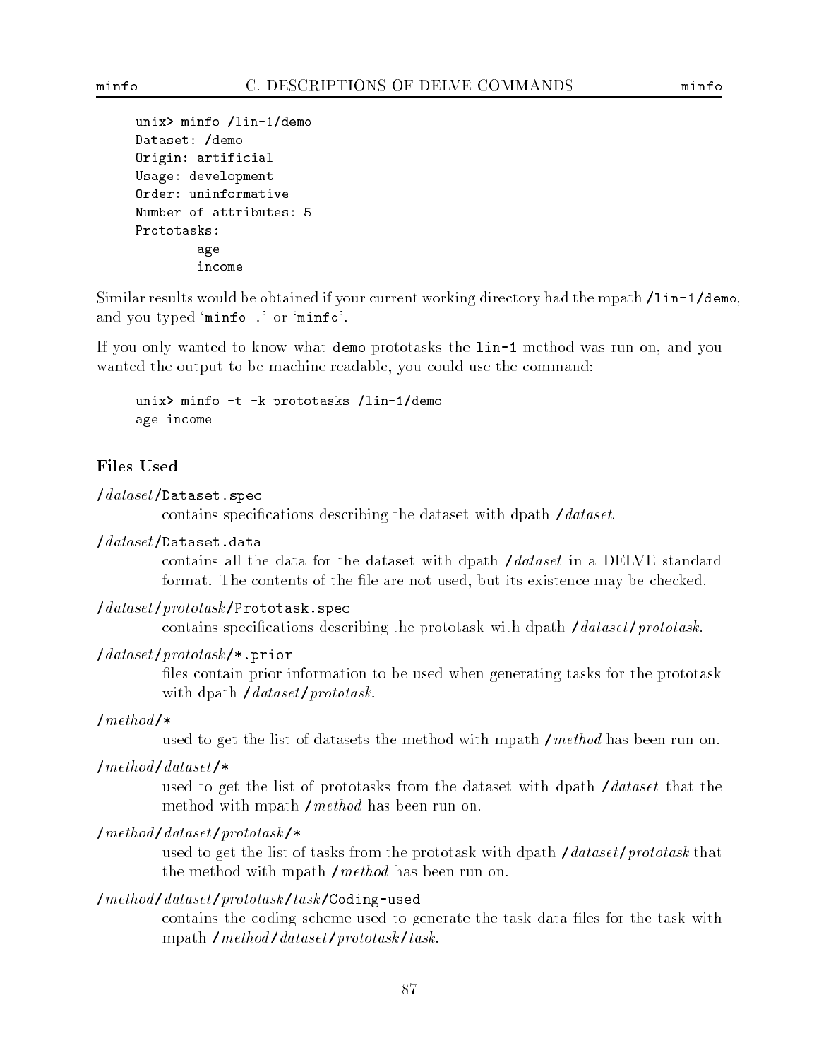```
unix> minfo /lin-1/demo
Dataset: /demo
Origin: artificial
Usage: development
Order: uninformative
Number of attributes: 5
Prototasks:
        age
        income
```

Similar results would be obtained if your current working directory had the mpath `/lin-1/demo`, and you typed '`minfo .`' or '`minfo`'.

If you only wanted to know what `demo` prototasks the `lin-1` method was run on, and you wanted the output to be machine readable, you could use the command:

```
unix> minfo -t -k prototasks /lin-1/demo
age income
```

### Files Used

`/`*dataset*`/Dataset.spec`
: contains specifications describing the dataset with dpath `/`*dataset*.

`/`*dataset*`/Dataset.data`
: contains all the data for the dataset with dpath `/`*dataset* in a DELVE standard format. The contents of the file are not used, but its existence may be checked.

`/`*dataset*`/`*prototask*`/Prototask.spec`
: contains specifications describing the prototask with dpath `/`*dataset*`/`*prototask*.

`/`*dataset*`/`*prototask*`/*.prior`
: files contain prior information to be used when generating tasks for the prototask with dpath `/`*dataset*`/`*prototask*.

`/`*method*`/*`
: used to get the list of datasets the method with mpath `/`*method* has been run on.

`/`*method*`/`*dataset*`/*`
: used to get the list of prototasks from the dataset with dpath `/`*dataset* that the method with mpath `/`*method* has been run on.

`/`*method*`/`*dataset*`/`*prototask*`/*`
: used to get the list of tasks from the prototask with dpath `/`*dataset*`/`*prototask* that the method with mpath `/`*method* has been run on.

`/`*method*`/`*dataset*`/`*prototask*`/`*task*`/Coding-used`
: contains the coding scheme used to generate the task data files for the task with mpath `/`*method*`/`*dataset*`/`*prototask*`/`*task*.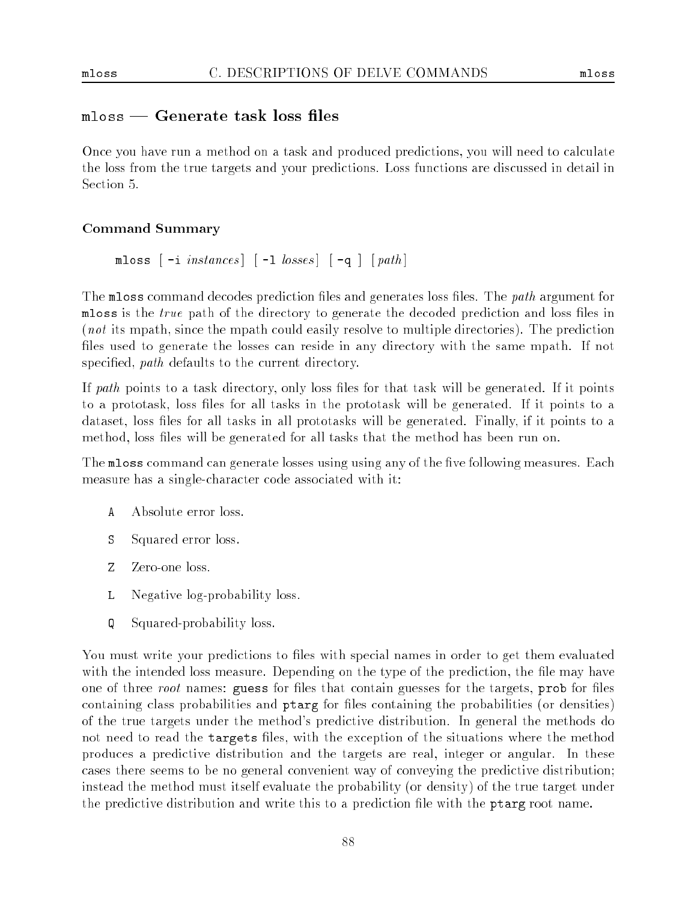## `mloss` — Generate task loss files

Once you have run a method on a task and produced predictions, you will need to calculate the loss from the true targets and your predictions. Loss functions are discussed in detail in Section 5.

### Command Summary

```
mloss [ -i instances] [ -l losses] [ -q ] [path]
```

The `mloss` command decodes prediction files and generates loss files. The *path* argument for `mloss` is the *true* path of the directory to generate the decoded prediction and loss files in (*not* its mpath, since the mpath could easily resolve to multiple directories). The prediction files used to generate the losses can reside in any directory with the same mpath. If not specified, *path* defaults to the current directory.

If *path* points to a task directory, only loss files for that task will be generated. If it points to a prototask, loss files for all tasks in the prototask will be generated. If it points to a dataset, loss files for all tasks in all prototasks will be generated. Finally, if it points to a method, loss files will be generated for all tasks that the method has been run on.

The `mloss` command can generate losses using using any of the five following measures. Each measure has a single-character code associated with it:

- `A` Absolute error loss.
- `S` Squared error loss.
- `Z` Zero-one loss.
- `L` Negative log-probability loss.
- `Q` Squared-probability loss.

You must write your predictions to files with special names in order to get them evaluated with the intended loss measure. Depending on the type of the prediction, the file may have one of three *root* names: `guess` for files that contain guesses for the targets, `prob` for files containing class probabilities and `ptarg` for files containing the probabilities (or densities) of the true targets under the method's predictive distribution. In general the methods do not need to read the `targets` files, with the exception of the situations where the method produces a predictive distribution and the targets are real, integer or angular. In these cases there seems to be no general convenient way of conveying the predictive distribution; instead the method must itself evaluate the probability (or density) of the true target under the predictive distribution and write this to a prediction file with the `ptarg` root name.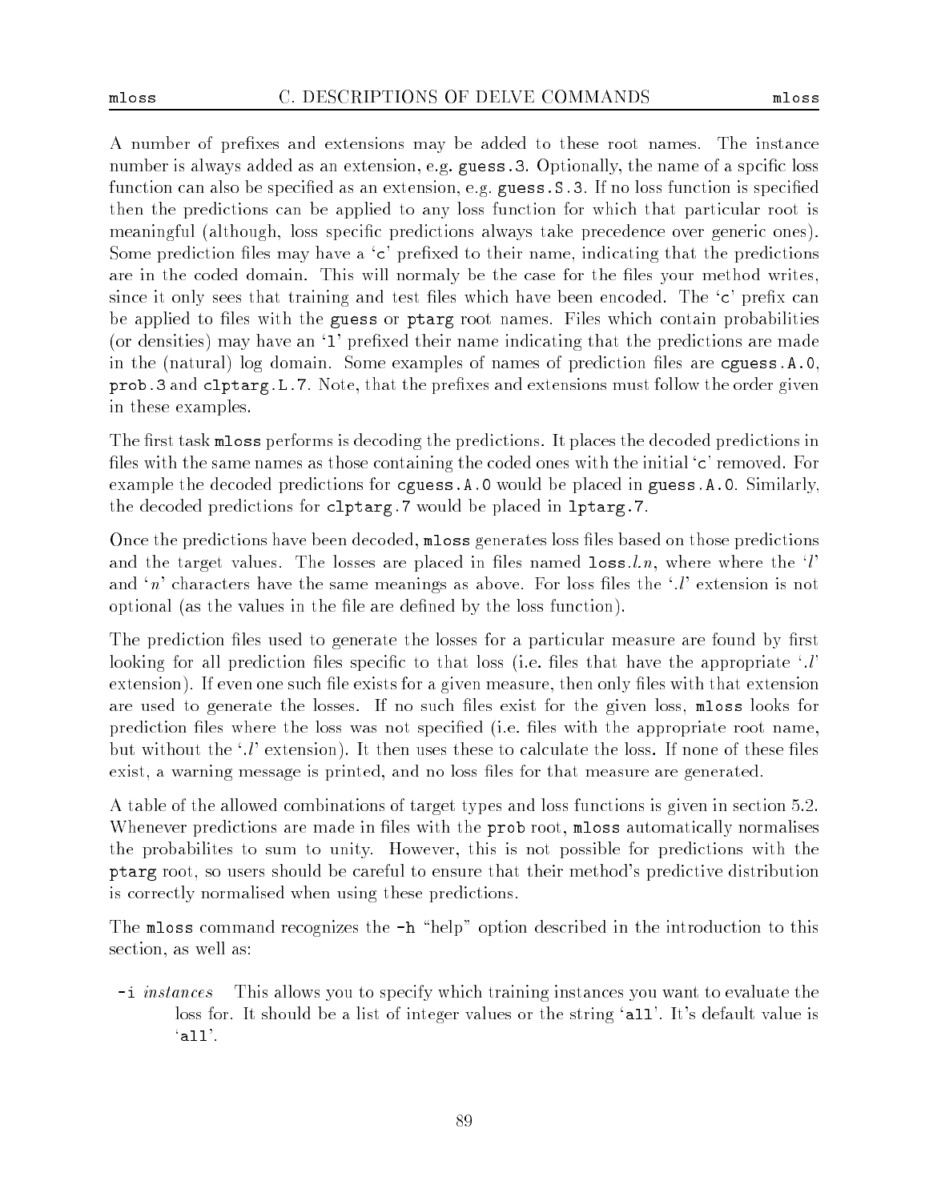A number of prefixes and extensions may be added to these root names. The instance number is always added as an extension, e.g. `guess.3`. Optionally, the name of a spcific loss function can also be specified as an extension, e.g. `guess.S.3`. If no loss function is specified then the predictions can be applied to any loss function for which that particular root is meaningful (although, loss specific predictions always take precedence over generic ones). Some prediction files may have a '`c`' prefixed to their name, indicating that the predictions are in the coded domain. This will normaly be the case for the files your method writes, since it only sees that training and test files which have been encoded. The '`c`' prefix can be applied to files with the **guess** or **ptarg** root names. Files which contain probabilities (or densities) may have an '`l`' prefixed their name indicating that the predictions are made in the (natural) log domain. Some examples of names of prediction files are `cguess.A.0`, `prob.3` and `clptarg.L.7`. Note, that the prefixes and extensions must follow the order given in these examples.

The first task `mloss` performs is decoding the predictions. It places the decoded predictions in files with the same names as those containing the coded ones with the initial '`c`' removed. For example the decoded predictions for `cguess.A.0` would be placed in `guess.A.0`. Similarly, the decoded predictions for `clptarg.7` would be placed in `lptarg.7`.

Once the predictions have been decoded, `mloss` generates loss files based on those predictions and the target values. The losses are placed in files named `loss.`*l*.*n*, where where the '*l*' and '*n*' characters have the same meanings as above. For loss files the '.*l*' extension is not optional (as the values in the file are defined by the loss function).

The prediction files used to generate the losses for a particular measure are found by first looking for all prediction files specific to that loss (i.e. files that have the appropriate '.*l*' extension). If even one such file exists for a given measure, then only files with that extension are used to generate the losses. If no such files exist for the given loss, `mloss` looks for prediction files where the loss was not specified (i.e. files with the appropriate root name, but without the '.*l*' extension). It then uses these to calculate the loss. If none of these files exist, a warning message is printed, and no loss files for that measure are generated.

A table of the allowed combinations of target types and loss functions is given in section 5.2. Whenever predictions are made in files with the **prob** root, `mloss` automatically normalises the probabilites to sum to unity. However, this is not possible for predictions with the **ptarg** root, so users should be careful to ensure that their method's predictive distribution is correctly normalised when using these predictions.

The `mloss` command recognizes the `-h` "help" option described in the introduction to this section, as well as:

- `-i` *instances* This allows you to specify which training instances you want to evaluate the loss for. It should be a list of integer values or the string '`all`'. It's default value is '`all`'.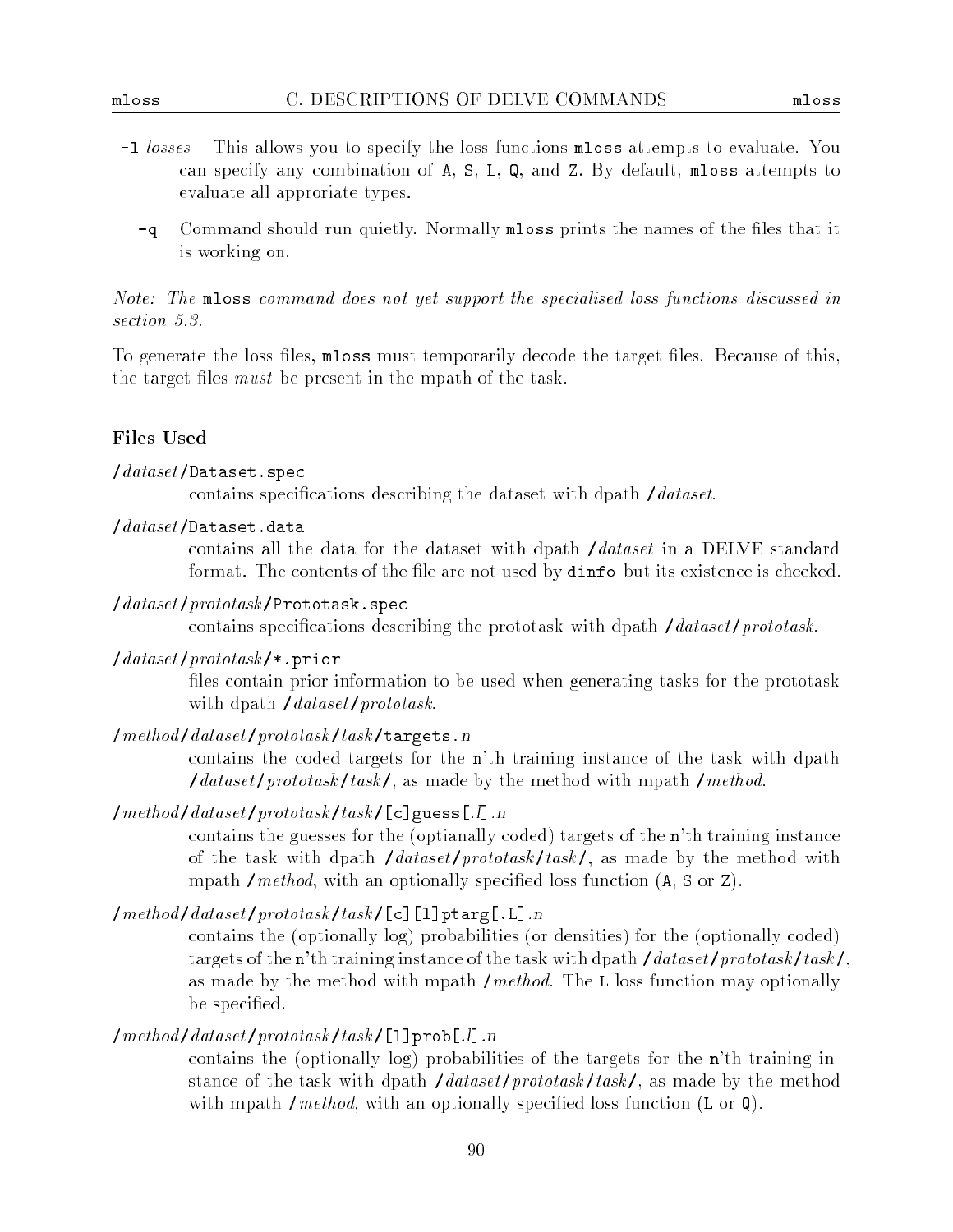`-l` *losses* This allows you to specify the loss functions `mloss` attempts to evaluate. You can specify any combination of `A`, `S`, `L`, `Q`, and `Z`. By default, `mloss` attempts to evaluate all approriate types.

`-q` Command should run quietly. Normally `mloss` prints the names of the files that it is working on.

*Note: The* `mloss` *command does not yet support the specialised loss functions discussed in section 5.3.*

To generate the loss files, `mloss` must temporarily decode the target files. Because of this, the target files *must* be present in the mpath of the task.

### Files Used

`/`*dataset*`/Dataset.spec`
: contains specifications describing the dataset with dpath `/`*dataset*.

`/`*dataset*`/Dataset.data`
: contains all the data for the dataset with dpath `/`*dataset* in a DELVE standard format. The contents of the file are not used by `dinfo` but its existence is checked.

`/`*dataset*`/`*prototask*`/Prototask.spec`
: contains specifications describing the prototask with dpath `/`*dataset*`/`*prototask*.

`/`*dataset*`/`*prototask*`/*.prior`
: files contain prior information to be used when generating tasks for the prototask with dpath `/`*dataset*`/`*prototask*.

`/`*method*`/`*dataset*`/`*prototask*`/`*task*`/targets.`*n*
: contains the coded targets for the `n`'th training instance of the task with dpath `/`*dataset*`/`*prototask*`/`*task*`/`, as made by the method with mpath `/`*method*.

`/`*method*`/`*dataset*`/`*prototask*`/`*task*`/[c]guess[.`*l*`].`*n*
: contains the guesses for the (optianally coded) targets of the `n`'th training instance of the task with dpath `/`*dataset*`/`*prototask*`/`*task*`/`, as made by the method with mpath `/`*method*, with an optionally specified loss function (`A`, `S` or `Z`).

`/`*method*`/`*dataset*`/`*prototask*`/`*task*`/[c][l]ptarg[.L].`*n*
: contains the (optionally log) probabilities (or densities) for the (optionally coded) targets of the `n`'th training instance of the task with dpath `/`*dataset*`/`*prototask*`/`*task*`/`, as made by the method with mpath `/`*method*. The `L` loss function may optionally be specified.

`/`*method*`/`*dataset*`/`*prototask*`/`*task*`/[l]prob[.`*l*`].`*n*
: contains the (optionally log) probabilities of the targets for the `n`'th training instance of the task with dpath `/`*dataset*`/`*prototask*`/`*task*`/`, as made by the method with mpath `/`*method*, with an optionally specified loss function (`L` or `Q`).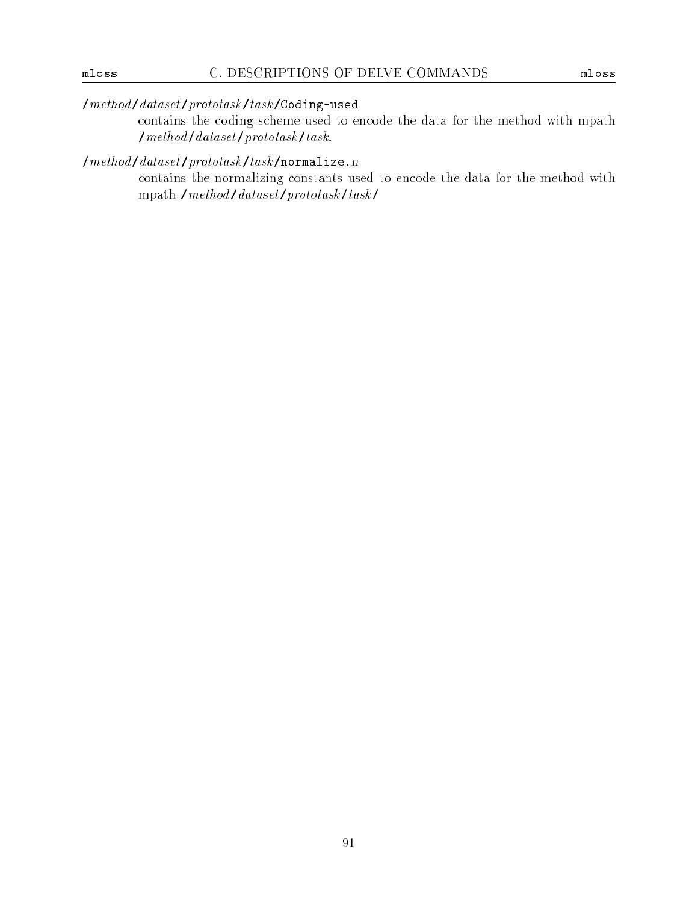/*method*/*dataset*/*prototask*/*task*/`Coding-used`

contains the coding scheme used to encode the data for the method with mpath /*method*/*dataset*/*prototask*/*task*.

/*method*/*dataset*/*prototask*/*task*/`normalize.`*n*

contains the normalizing constants used to encode the data for the method with mpath /*method*/*dataset*/*prototask*/*task*/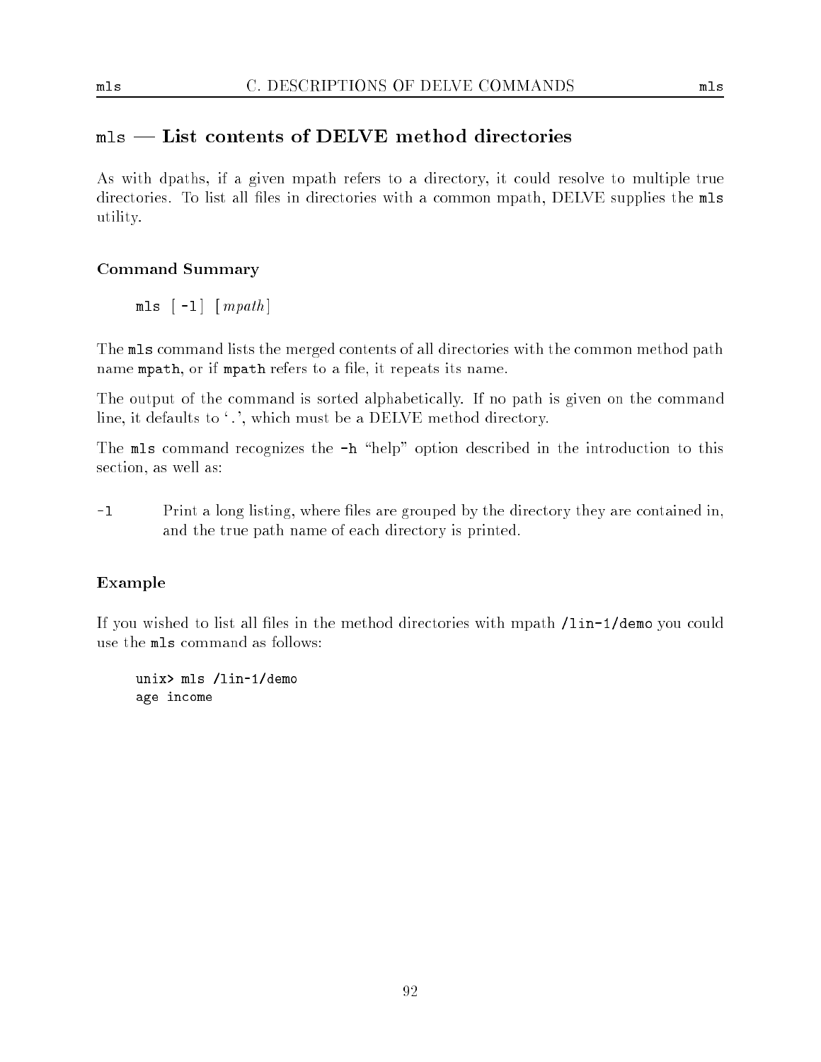## `mls` — List contents of DELVE method directories

As with dpaths, if a given mpath refers to a directory, it could resolve to multiple true directories. To list all files in directories with a common mpath, DELVE supplies the **`mls`** utility.

### Command Summary

> `mls [ -l ] [` *mpath* `]`

The **`mls`** command lists the merged contents of all directories with the common method path name **`mpath`**, or if **`mpath`** refers to a file, it repeats its name.

The output of the command is sorted alphabetically. If no path is given on the command line, it defaults to '`.`', which must be a DELVE method directory.

The **`mls`** command recognizes the **`-h`** "help" option described in the introduction to this section, as well as:

`-l` Print a long listing, where files are grouped by the directory they are contained in, and the true path name of each directory is printed.

### Example

If you wished to list all files in the method directories with mpath **`/lin-1/demo`** you could use the **`mls`** command as follows:

```
unix> mls /lin-1/demo
age income
```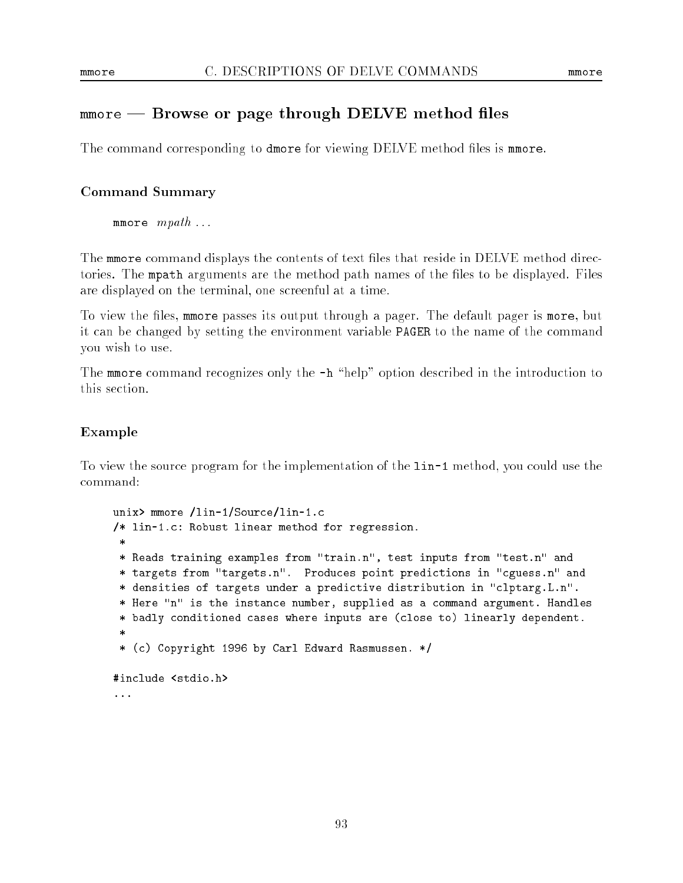## mmore — Browse or page through DELVE method files

The command corresponding to `dmore` for viewing DELVE method files is `mmore`.

### Command Summary

`mmore` *mpath ...*

The `mmore` command displays the contents of text files that reside in DELVE method directories. The `mpath` arguments are the method path names of the files to be displayed. Files are displayed on the terminal, one screenful at a time.

To view the files, `mmore` passes its output through a pager. The default pager is `more`, but it can be changed by setting the environment variable `PAGER` to the name of the command you wish to use.

The `mmore` command recognizes only the `-h` "help" option described in the introduction to this section.

### Example

To view the source program for the implementation of the `lin-1` method, you could use the command:

```
unix> mmore /lin-1/Source/lin-1.c
/* lin-1.c: Robust linear method for regression.
 *
 * Reads training examples from "train.n", test inputs from "test.n" and
 * targets from "targets.n".  Produces point predictions in "cguess.n" and
 * densities of targets under a predictive distribution in "clptarg.L.n".
 * Here "n" is the instance number, supplied as a command argument. Handles
 * badly conditioned cases where inputs are (close to) linearly dependent.
 *
 * (c) Copyright 1996 by Carl Edward Rasmussen. */

#include <stdio.h>
...
```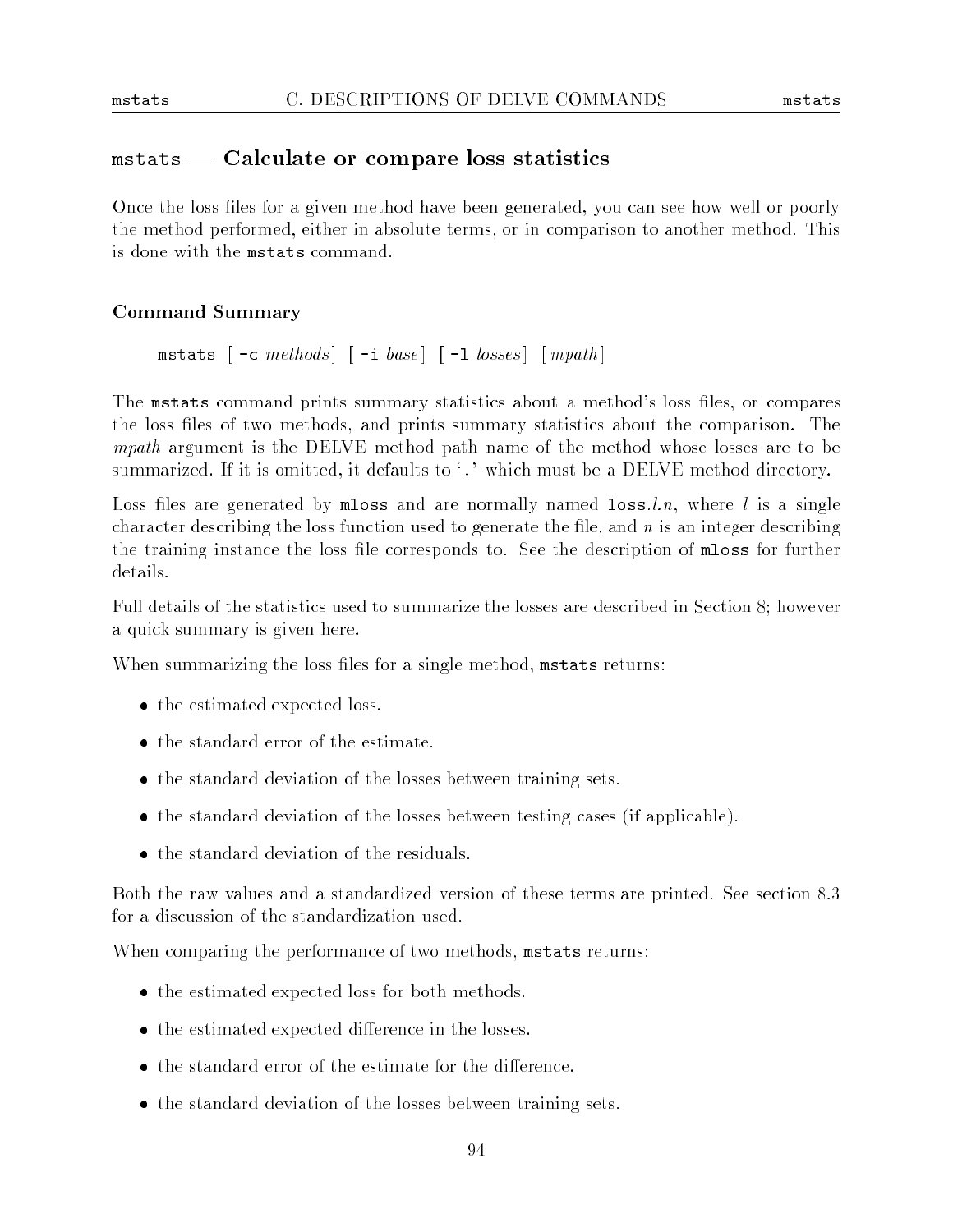## `mstats` — Calculate or compare loss statistics

Once the loss files for a given method have been generated, you can see how well or poorly the method performed, either in absolute terms, or in comparison to another method. This is done with the `mstats` command.

### Command Summary

> `mstats` [ `-c` *methods*] [ `-i` *base*] [ `-l` *losses*] [*mpath*]

The `mstats` command prints summary statistics about a method's loss files, or compares the loss files of two methods, and prints summary statistics about the comparison. The *mpath* argument is the DELVE method path name of the method whose losses are to be summarized. If it is omitted, it defaults to '`.`' which must be a DELVE method directory.

Loss files are generated by `mloss` and are normally named `loss.`$l.n$, where $l$ is a single character describing the loss function used to generate the file, and $n$ is an integer describing the training instance the loss file corresponds to. See the description of `mloss` for further details.

Full details of the statistics used to summarize the losses are described in Section 8; however a quick summary is given here.

When summarizing the loss files for a single method, `mstats` returns:

- the estimated expected loss.
- the standard error of the estimate.
- the standard deviation of the losses between training sets.
- the standard deviation of the losses between testing cases (if applicable).
- the standard deviation of the residuals.

Both the raw values and a standardized version of these terms are printed. See section 8.3 for a discussion of the standardization used.

When comparing the performance of two methods, `mstats` returns:

- the estimated expected loss for both methods.
- the estimated expected difference in the losses.
- the standard error of the estimate for the difference.
- the standard deviation of the losses between training sets.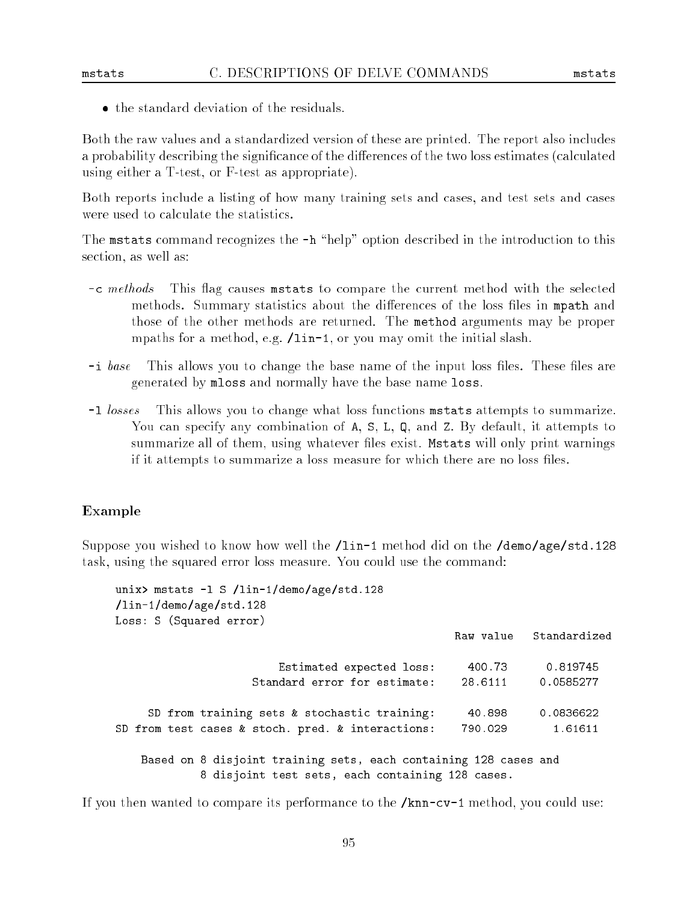- the standard deviation of the residuals.

Both the raw values and a standardized version of these are printed. The report also includes a probability describing the significance of the differences of the two loss estimates (calculated using either a T-test, or F-test as appropriate).

Both reports include a listing of how many training sets and cases, and test sets and cases were used to calculate the statistics.

The `mstats` command recognizes the `-h` "help" option described in the introduction to this section, as well as:

`-c` *methods* This flag causes `mstats` to compare the current method with the selected methods. Summary statistics about the differences of the loss files in `mpath` and those of the other methods are returned. The `method` arguments may be proper mpaths for a method, e.g. `/lin-1`, or you may omit the initial slash.

`-i` *base* This allows you to change the base name of the input loss files. These files are generated by `mloss` and normally have the base name `loss`.

`-l` *losses* This allows you to change what loss functions `mstats` attempts to summarize. You can specify any combination of `A`, `S`, `L`, `Q`, and `Z`. By default, it attempts to summarize all of them, using whatever files exist. `Mstats` will only print warnings if it attempts to summarize a loss measure for which there are no loss files.

## Example

Suppose you wished to know how well the `/lin-1` method did on the `/demo/age/std.128` task, using the squared error loss measure. You could use the command:

```
unix> mstats -l S /lin-1/demo/age/std.128
/lin-1/demo/age/std.128
Loss: S (Squared error)
                                                   Raw value   Standardized

                          Estimated expected loss:    400.73     0.819745
                     Standard error for estimate:    28.6111    0.0585277

      SD from training sets & stochastic training:    40.898    0.0836622
SD from test cases & stoch. pred. & interactions:    790.029      1.61611

     Based on 8 disjoint training sets, each containing 128 cases and
              8 disjoint test sets, each containing 128 cases.
```

If you then wanted to compare its performance to the `/knn-cv-1` method, you could use: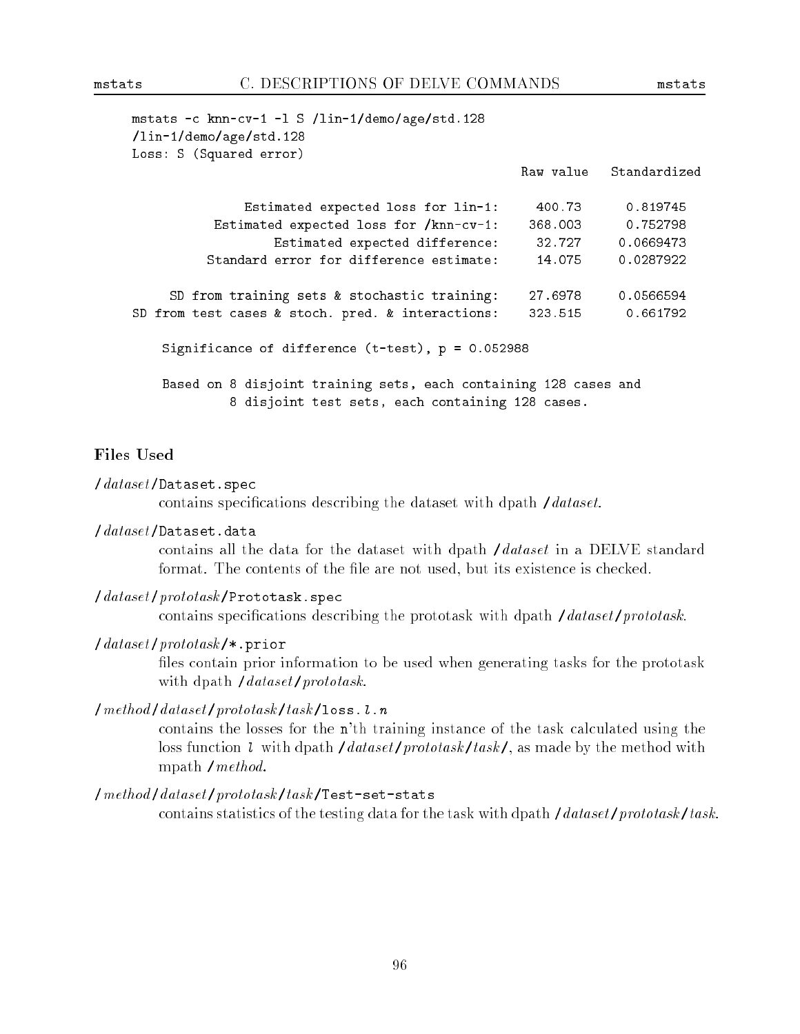```
mstats -c knn-cv-1 -l S /lin-1/demo/age/std.128
/lin-1/demo/age/std.128
Loss: S (Squared error)
                                                    Raw value   Standardized

             Estimated expected loss for lin-1:      400.73      0.819745
          Estimated expected loss for /knn-cv-1:    368.003      0.752798
                 Estimated expected difference:      32.727     0.0669473
         Standard error for difference estimate:     14.075     0.0287922

     SD from training sets & stochastic training:    27.6978     0.0566594
SD from test cases & stoch. pred. & interactions:    323.515      0.661792

    Significance of difference (t-test), p = 0.052988

    Based on 8 disjoint training sets, each containing 128 cases and
             8 disjoint test sets, each containing 128 cases.
```

## Files Used

/*dataset*/`Dataset.spec`
: contains specifications describing the dataset with dpath /*dataset*.

/*dataset*/`Dataset.data`
: contains all the data for the dataset with dpath /*dataset* in a DELVE standard format. The contents of the file are not used, but its existence is checked.

/*dataset*/*prototask*/`Prototask.spec`
: contains specifications describing the prototask with dpath /*dataset*/*prototask*.

/*dataset*/*prototask*/`*.prior`
: files contain prior information to be used when generating tasks for the prototask with dpath /*dataset*/*prototask*.

/*method*/*dataset*/*prototask*/*task*/`loss.`*l*`.`*n*
: contains the losses for the `n`'th training instance of the task calculated using the loss function *l* with dpath /*dataset*/*prototask*/*task*/, as made by the method with mpath /*method*.

/*method*/*dataset*/*prototask*/*task*/`Test-set-stats`
: contains statistics of the testing data for the task with dpath /*dataset*/*prototask*/*task*.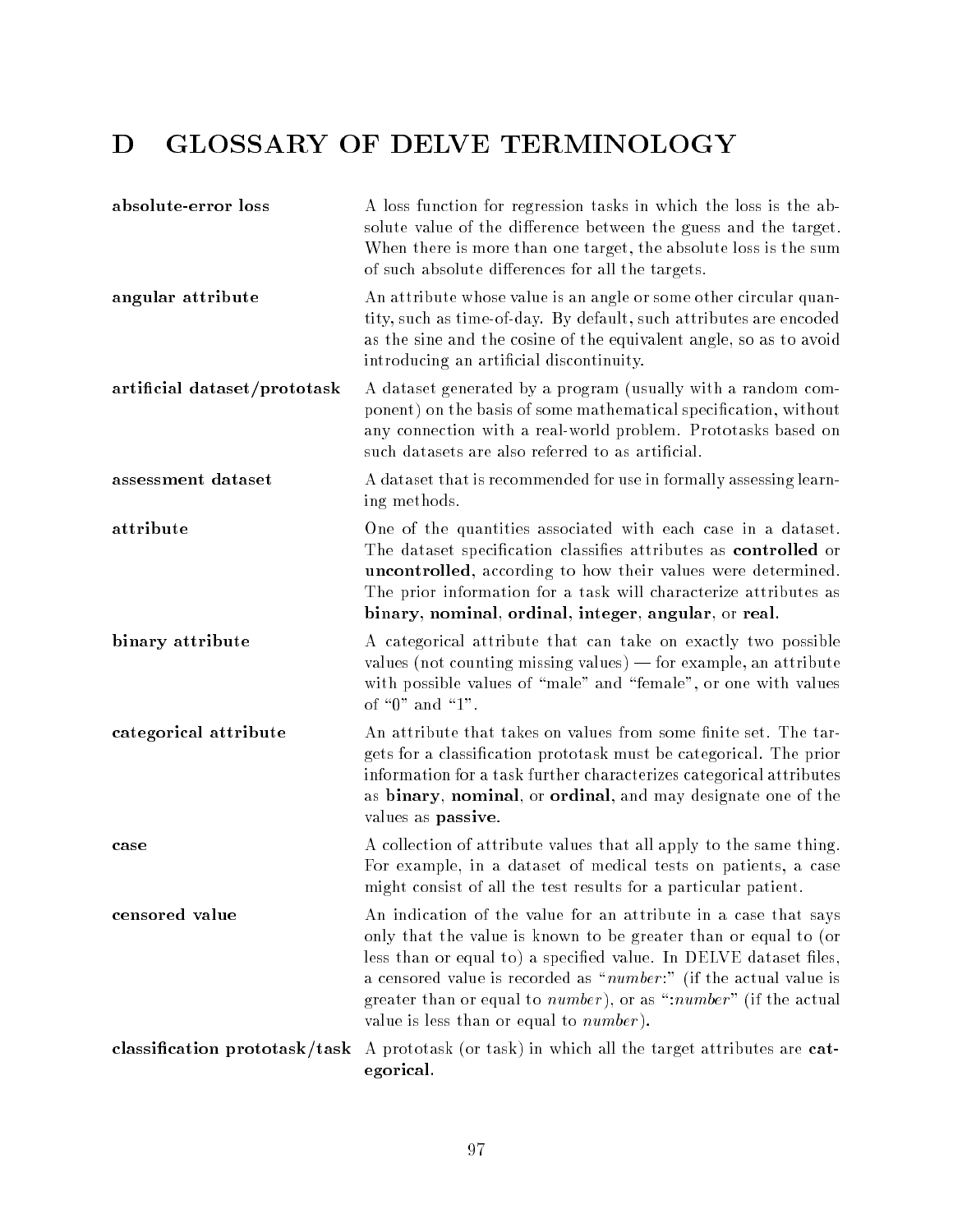# D GLOSSARY OF DELVE TERMINOLOGY

**absolute-error loss** A loss function for regression tasks in which the loss is the absolute value of the difference between the guess and the target. When there is more than one target, the absolute loss is the sum of such absolute differences for all the targets.

**angular attribute** An attribute whose value is an angle or some other circular quantity, such as time-of-day. By default, such attributes are encoded as the sine and the cosine of the equivalent angle, so as to avoid introducing an artificial discontinuity.

**artificial dataset/prototask** A dataset generated by a program (usually with a random component) on the basis of some mathematical specification, without any connection with a real-world problem. Prototasks based on such datasets are also referred to as artificial.

**assessment dataset** A dataset that is recommended for use in formally assessing learning methods.

**attribute** One of the quantities associated with each case in a dataset. The dataset specification classifies attributes as **controlled** or **uncontrolled**, according to how their values were determined. The prior information for a task will characterize attributes as **binary**, **nominal**, **ordinal**, **integer**, **angular**, or **real**.

**binary attribute** A categorical attribute that can take on exactly two possible values (not counting missing values) — for example, an attribute with possible values of "male" and "female", or one with values of "0" and "1".

**categorical attribute** An attribute that takes on values from some finite set. The targets for a classification prototask must be categorical. The prior information for a task further characterizes categorical attributes as **binary**, **nominal**, or **ordinal**, and may designate one of the values as **passive**.

**case** A collection of attribute values that all apply to the same thing. For example, in a dataset of medical tests on patients, a case might consist of all the test results for a particular patient.

**censored value** An indication of the value for an attribute in a case that says only that the value is known to be greater than or equal to (or less than or equal to) a specified value. In DELVE dataset files, a censored value is recorded as "*number*:" (if the actual value is greater than or equal to *number*), or as ":*number*" (if the actual value is less than or equal to *number*).

**classification prototask/task** A prototask (or task) in which all the target attributes are **categorical**.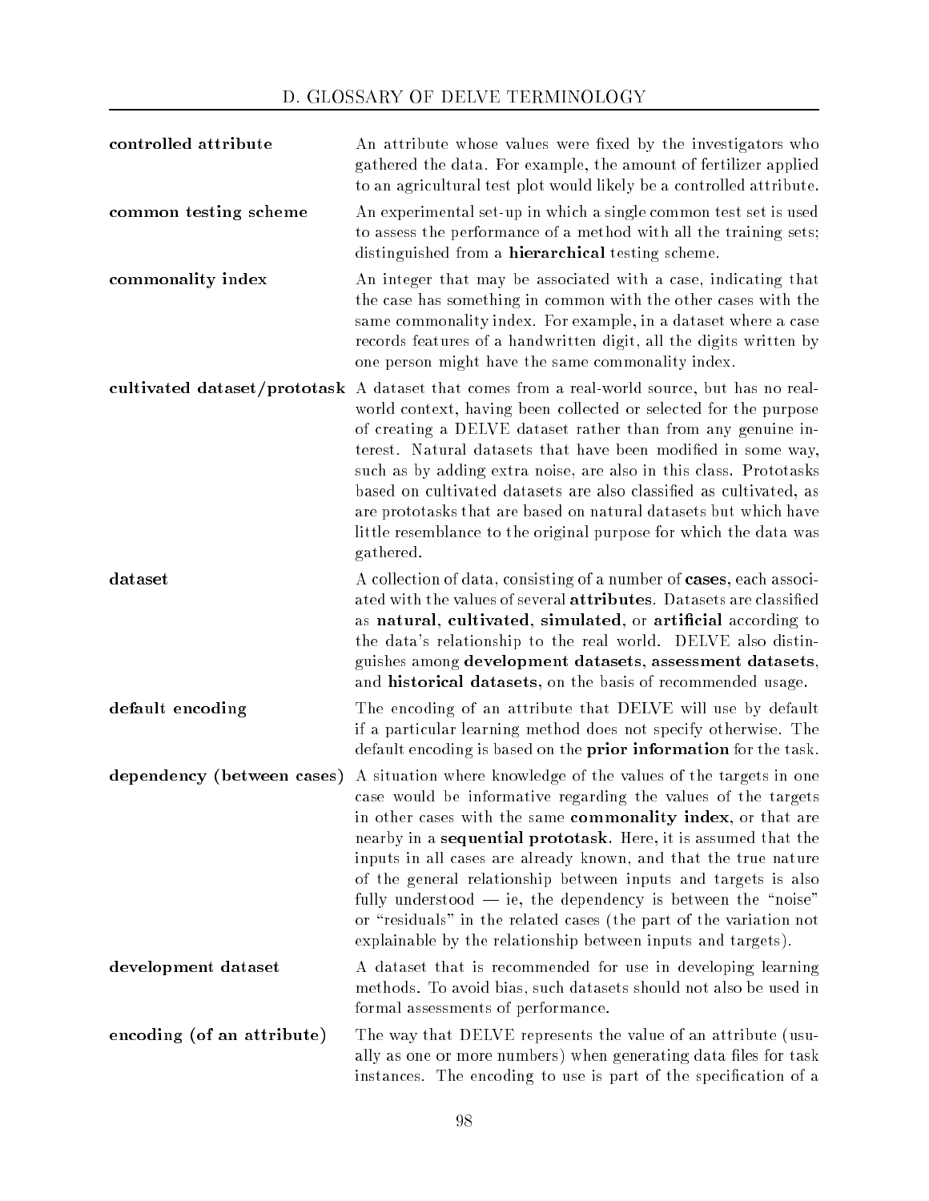**controlled attribute** An attribute whose values were fixed by the investigators who gathered the data. For example, the amount of fertilizer applied to an agricultural test plot would likely be a controlled attribute.

**common testing scheme** An experimental set-up in which a single common test set is used to assess the performance of a method with all the training sets; distinguished from a **hierarchical** testing scheme.

**commonality index** An integer that may be associated with a case, indicating that the case has something in common with the other cases with the same commonality index. For example, in a dataset where a case records features of a handwritten digit, all the digits written by one person might have the same commonality index.

**cultivated dataset/prototask** A dataset that comes from a real-world source, but has no real-world context, having been collected or selected for the purpose of creating a DELVE dataset rather than from any genuine interest. Natural datasets that have been modified in some way, such as by adding extra noise, are also in this class. Prototasks based on cultivated datasets are also classified as cultivated, as are prototasks that are based on natural datasets but which have little resemblance to the original purpose for which the data was gathered.

**dataset** A collection of data, consisting of a number of **cases**, each associated with the values of several **attributes**. Datasets are classified as **natural**, **cultivated**, **simulated**, or **artificial** according to the data's relationship to the real world. DELVE also distinguishes among **development datasets**, **assessment datasets**, and **historical datasets**, on the basis of recommended usage.

**default encoding** The encoding of an attribute that DELVE will use by default if a particular learning method does not specify otherwise. The default encoding is based on the **prior information** for the task.

**dependency (between cases)** A situation where knowledge of the values of the targets in one case would be informative regarding the values of the targets in other cases with the same **commonality index**, or that are nearby in a **sequential prototask**. Here, it is assumed that the inputs in all cases are already known, and that the true nature of the general relationship between inputs and targets is also fully understood — ie, the dependency is between the "noise" or "residuals" in the related cases (the part of the variation not explainable by the relationship between inputs and targets).

**development dataset** A dataset that is recommended for use in developing learning methods. To avoid bias, such datasets should not also be used in formal assessments of performance.

**encoding (of an attribute)** The way that DELVE represents the value of an attribute (usually as one or more numbers) when generating data files for task instances. The encoding to use is part of the specification of a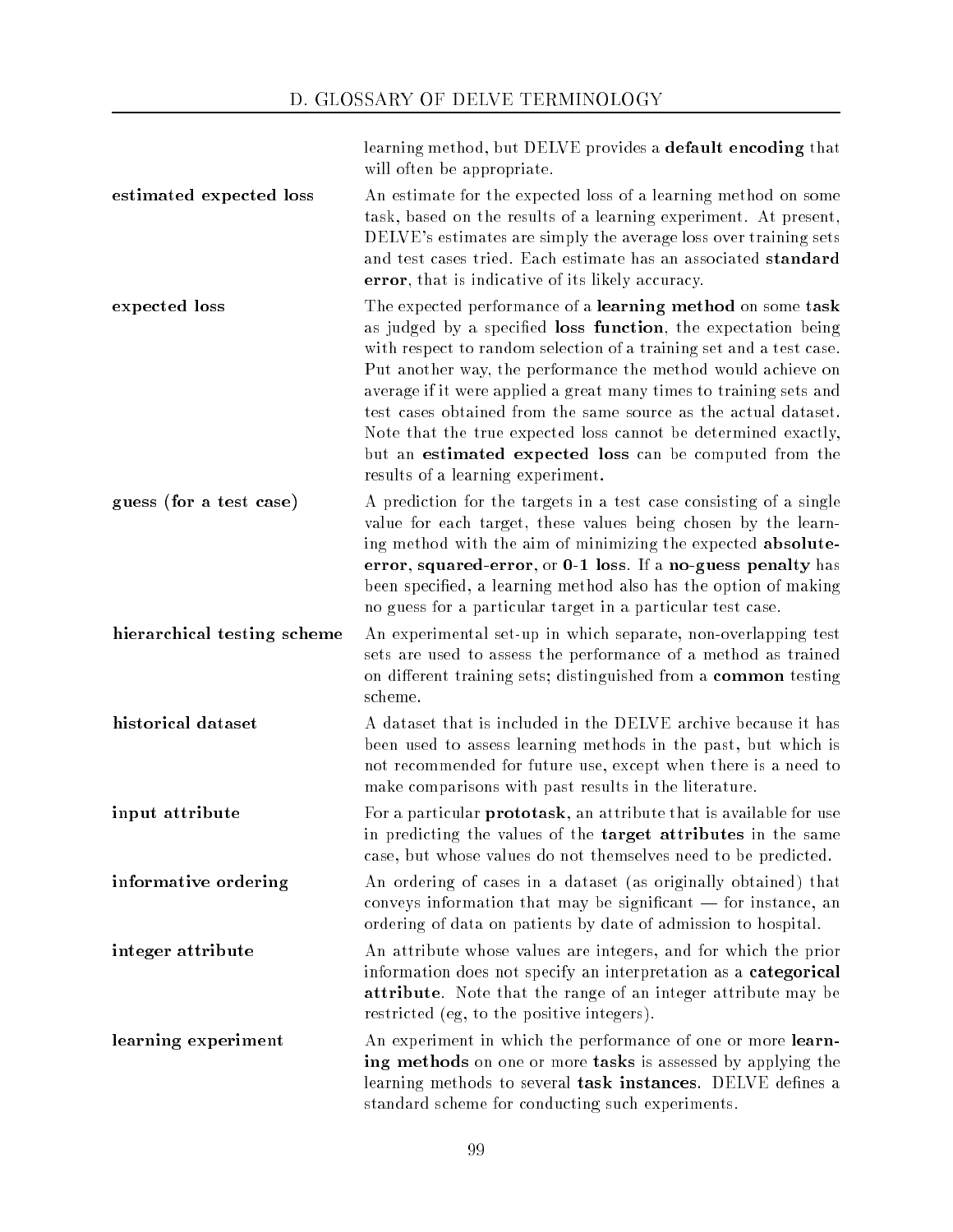learning method, but DELVE provides a **default encoding** that will often be appropriate.

**estimated expected loss** — An estimate for the expected loss of a learning method on some task, based on the results of a learning experiment. At present, DELVE's estimates are simply the average loss over training sets and test cases tried. Each estimate has an associated **standard error**, that is indicative of its likely accuracy.

**expected loss** — The expected performance of a **learning method** on some **task** as judged by a specified **loss function**, the expectation being with respect to random selection of a training set and a test case. Put another way, the performance the method would achieve on average if it were applied a great many times to training sets and test cases obtained from the same source as the actual dataset. Note that the true expected loss cannot be determined exactly, but an **estimated expected loss** can be computed from the results of a learning experiment.

**guess (for a test case)** — A prediction for the targets in a test case consisting of a single value for each target, these values being chosen by the learning method with the aim of minimizing the expected **absolute-error**, **squared-error**, or **0-1 loss**. If a **no-guess penalty** has been specified, a learning method also has the option of making no guess for a particular target in a particular test case.

**hierarchical testing scheme** — An experimental set-up in which separate, non-overlapping test sets are used to assess the performance of a method as trained on different training sets; distinguished from a **common** testing scheme.

**historical dataset** — A dataset that is included in the DELVE archive because it has been used to assess learning methods in the past, but which is not recommended for future use, except when there is a need to make comparisons with past results in the literature.

**input attribute** — For a particular **prototask**, an attribute that is available for use in predicting the values of the **target attributes** in the same case, but whose values do not themselves need to be predicted.

**informative ordering** — An ordering of cases in a dataset (as originally obtained) that conveys information that may be significant — for instance, an ordering of data on patients by date of admission to hospital.

**integer attribute** — An attribute whose values are integers, and for which the prior information does not specify an interpretation as a **categorical attribute**. Note that the range of an integer attribute may be restricted (eg, to the positive integers).

**learning experiment** — An experiment in which the performance of one or more **learning methods** on one or more **tasks** is assessed by applying the learning methods to several **task instances**. DELVE defines a standard scheme for conducting such experiments.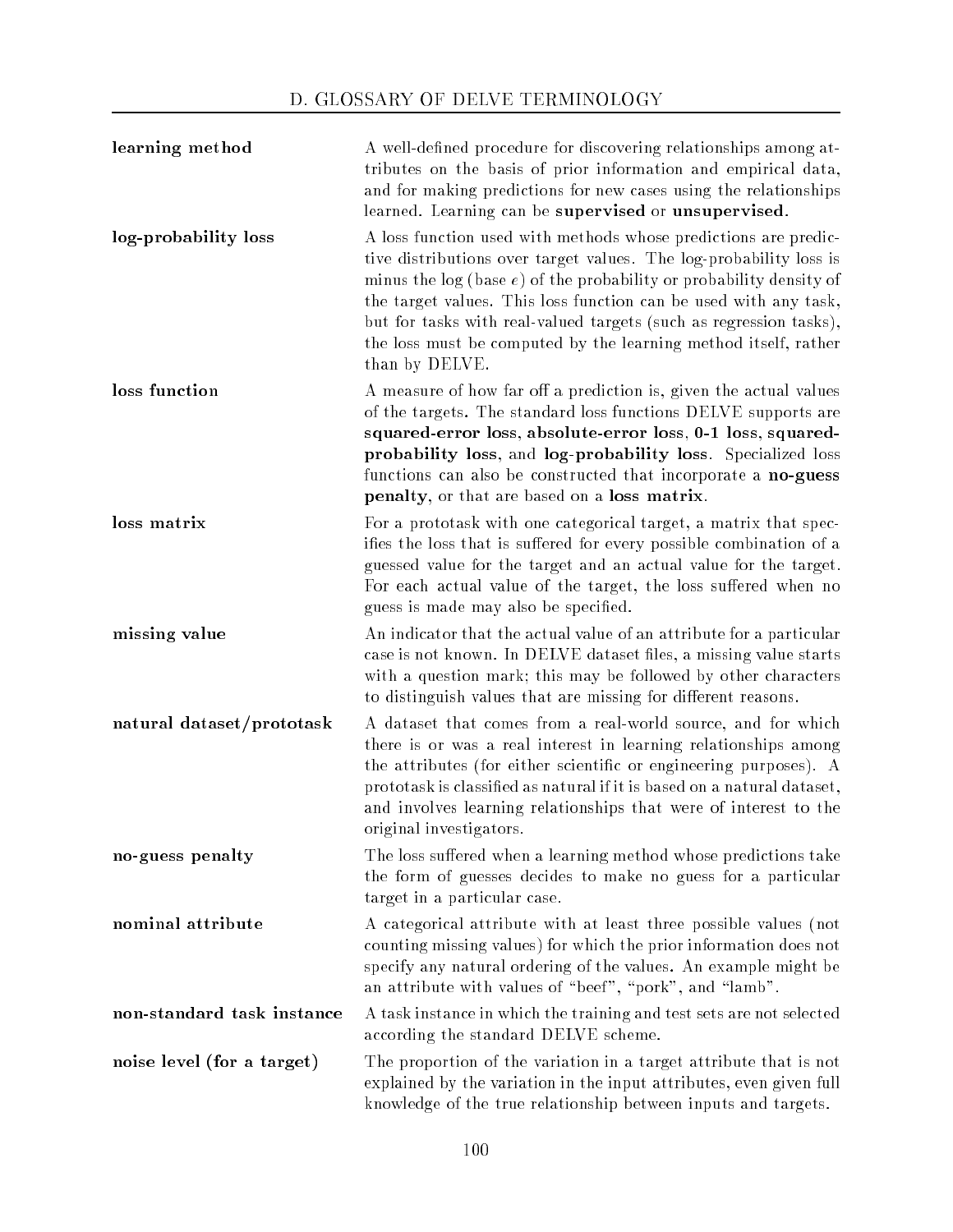**learning method** — A well-defined procedure for discovering relationships among attributes on the basis of prior information and empirical data, and for making predictions for new cases using the relationships learned. Learning can be **supervised** or **unsupervised.**

**log-probability loss** — A loss function used with methods whose predictions are predictive distributions over target values. The log-probability loss is minus the log (base $e$) of the probability or probability density of the target values. This loss function can be used with any task, but for tasks with real-valued targets (such as regression tasks), the loss must be computed by the learning method itself, rather than by DELVE.

**loss function** — A measure of how far off a prediction is, given the actual values of the targets. The standard loss functions DELVE supports are **squared-error loss**, **absolute-error loss**, **0-1 loss**, **squared-probability loss**, and **log-probability loss**. Specialized loss functions can also be constructed that incorporate a **no-guess penalty**, or that are based on a **loss matrix**.

**loss matrix** — For a prototask with one categorical target, a matrix that specifies the loss that is suffered for every possible combination of a guessed value for the target and an actual value for the target. For each actual value of the target, the loss suffered when no guess is made may also be specified.

**missing value** — An indicator that the actual value of an attribute for a particular case is not known. In DELVE dataset files, a missing value starts with a question mark; this may be followed by other characters to distinguish values that are missing for different reasons.

**natural dataset/prototask** — A dataset that comes from a real-world source, and for which there is or was a real interest in learning relationships among the attributes (for either scientific or engineering purposes). A prototask is classified as natural if it is based on a natural dataset, and involves learning relationships that were of interest to the original investigators.

**no-guess penalty** — The loss suffered when a learning method whose predictions take the form of guesses decides to make no guess for a particular target in a particular case.

**nominal attribute** — A categorical attribute with at least three possible values (not counting missing values) for which the prior information does not specify any natural ordering of the values. An example might be an attribute with values of "beef", "pork", and "lamb".

**non-standard task instance** — A task instance in which the training and test sets are not selected according the standard DELVE scheme.

**noise level (for a target)** — The proportion of the variation in a target attribute that is not explained by the variation in the input attributes, even given full knowledge of the true relationship between inputs and targets.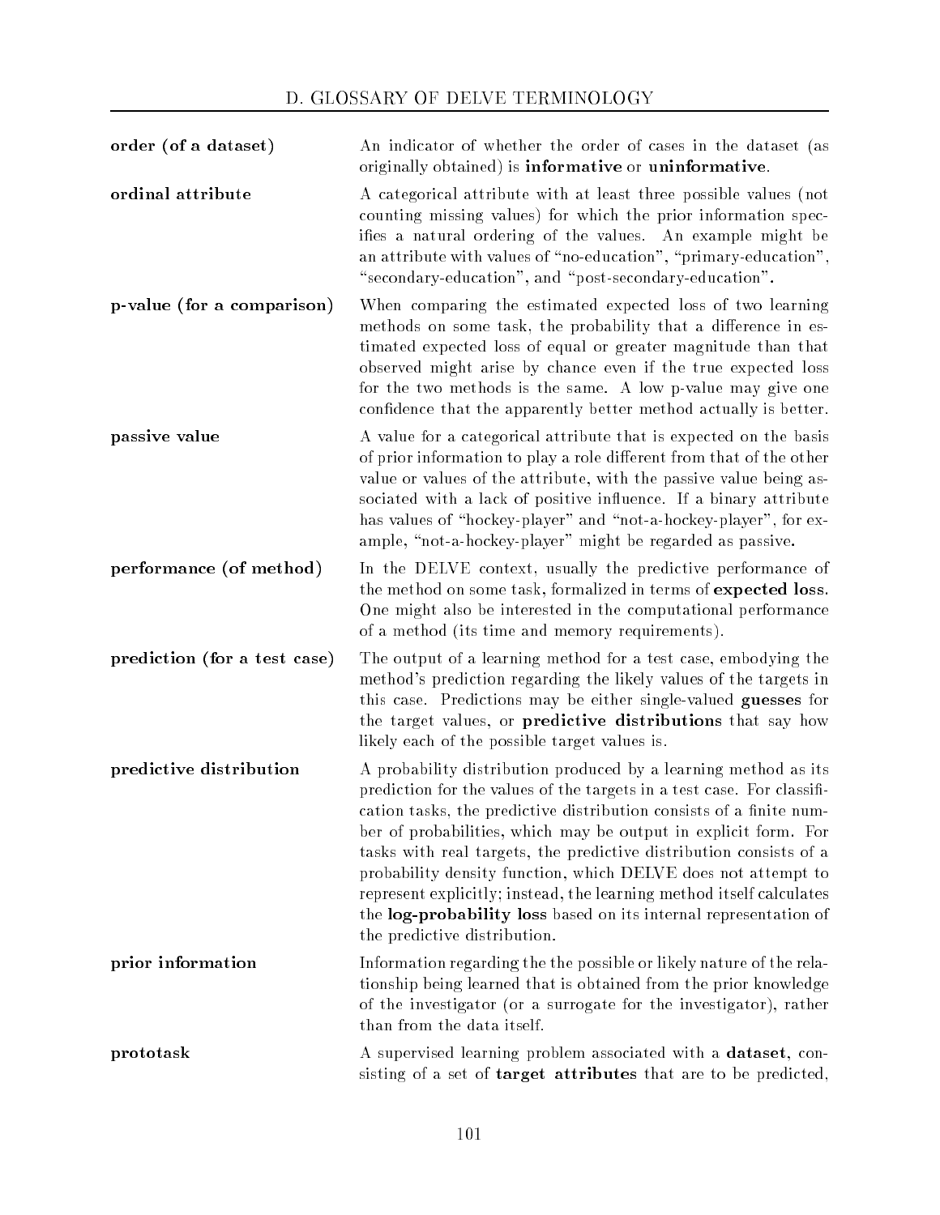**order (of a dataset)** — An indicator of whether the order of cases in the dataset (as originally obtained) is **informative** or **uninformative**.

**ordinal attribute** — A categorical attribute with at least three possible values (not counting missing values) for which the prior information specifies a natural ordering of the values. An example might be an attribute with values of "no-education", "primary-education", "secondary-education", and "post-secondary-education".

**p-value (for a comparison)** — When comparing the estimated expected loss of two learning methods on some task, the probability that a difference in estimated expected loss of equal or greater magnitude than that observed might arise by chance even if the true expected loss for the two methods is the same. A low p-value may give one confidence that the apparently better method actually is better.

**passive value** — A value for a categorical attribute that is expected on the basis of prior information to play a role different from that of the other value or values of the attribute, with the passive value being associated with a lack of positive influence. If a binary attribute has values of "hockey-player" and "not-a-hockey-player", for example, "not-a-hockey-player" might be regarded as passive.

**performance (of method)** — In the DELVE context, usually the predictive performance of the method on some task, formalized in terms of **expected loss**. One might also be interested in the computational performance of a method (its time and memory requirements).

**prediction (for a test case)** — The output of a learning method for a test case, embodying the method's prediction regarding the likely values of the targets in this case. Predictions may be either single-valued **guesses** for the target values, or **predictive distributions** that say how likely each of the possible target values is.

**predictive distribution** — A probability distribution produced by a learning method as its prediction for the values of the targets in a test case. For classification tasks, the predictive distribution consists of a finite number of probabilities, which may be output in explicit form. For tasks with real targets, the predictive distribution consists of a probability density function, which DELVE does not attempt to represent explicitly; instead, the learning method itself calculates the **log-probability loss** based on its internal representation of the predictive distribution.

**prior information** — Information regarding the the possible or likely nature of the relationship being learned that is obtained from the prior knowledge of the investigator (or a surrogate for the investigator), rather than from the data itself.

**prototask** — A supervised learning problem associated with a **dataset**, consisting of a set of **target attributes** that are to be predicted,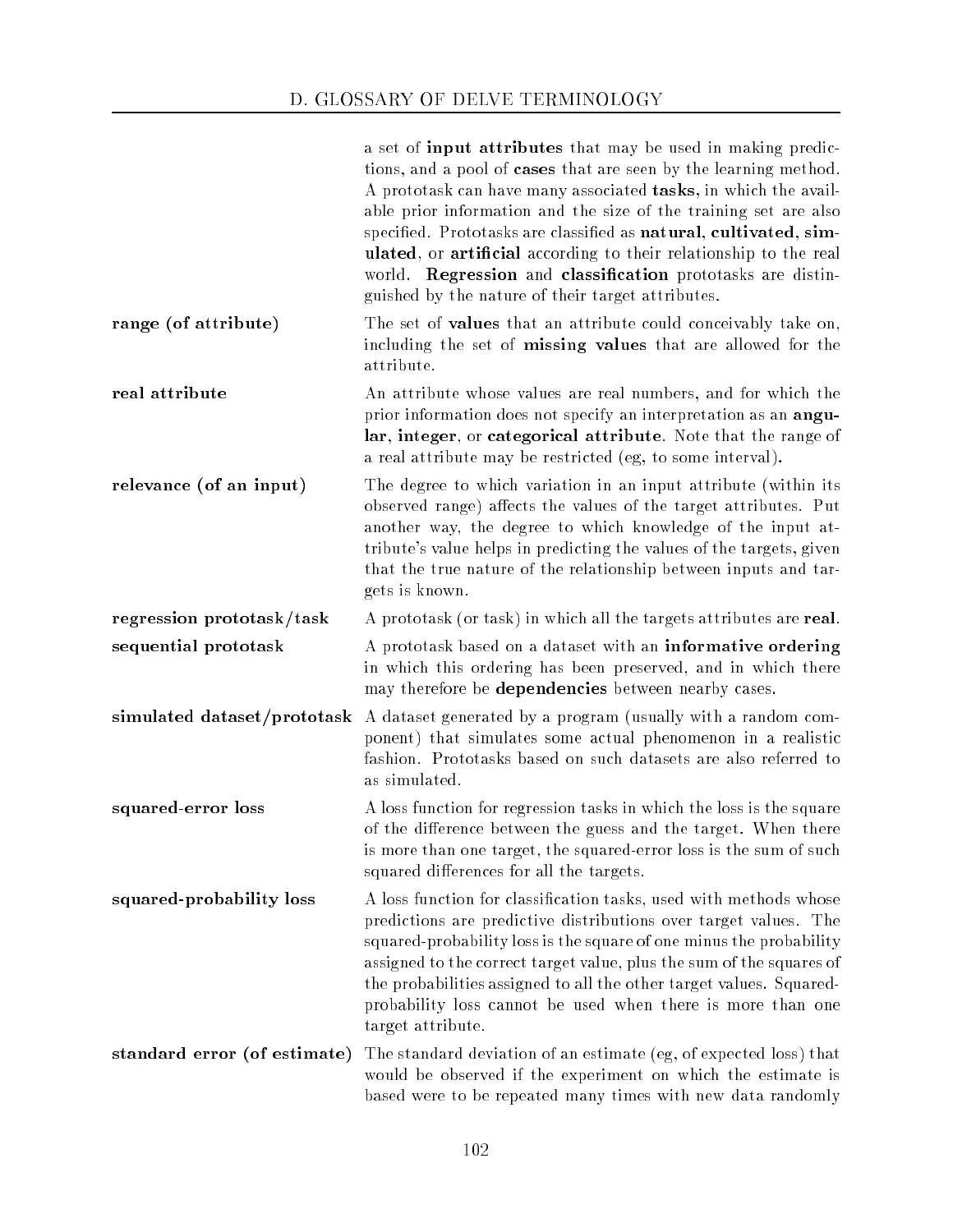a set of **input attributes** that may be used in making predictions, and a pool of **cases** that are seen by the learning method. A prototask can have many associated **tasks**, in which the available prior information and the size of the training set are also specified. Prototasks are classified as **natural**, **cultivated**, **simulated**, or **artificial** according to their relationship to the real world. **Regression** and **classification** prototasks are distinguished by the nature of their target attributes.

**range (of attribute)** The set of **values** that an attribute could conceivably take on, including the set of **missing values** that are allowed for the attribute.

**real attribute** An attribute whose values are real numbers, and for which the prior information does not specify an interpretation as an **angular**, **integer**, or **categorical attribute**. Note that the range of a real attribute may be restricted (eg, to some interval).

**relevance (of an input)** The degree to which variation in an input attribute (within its observed range) affects the values of the target attributes. Put another way, the degree to which knowledge of the input attribute's value helps in predicting the values of the targets, given that the true nature of the relationship between inputs and targets is known.

**regression prototask/task** A prototask (or task) in which all the targets attributes are **real**.

**sequential prototask** A prototask based on a dataset with an **informative ordering** in which this ordering has been preserved, and in which there may therefore be **dependencies** between nearby cases.

**simulated dataset/prototask** A dataset generated by a program (usually with a random component) that simulates some actual phenomenon in a realistic fashion. Prototasks based on such datasets are also referred to as simulated.

**squared-error loss** A loss function for regression tasks in which the loss is the square of the difference between the guess and the target. When there is more than one target, the squared-error loss is the sum of such squared differences for all the targets.

**squared-probability loss** A loss function for classification tasks, used with methods whose predictions are predictive distributions over target values. The squared-probability loss is the square of one minus the probability assigned to the correct target value, plus the sum of the squares of the probabilities assigned to all the other target values. Squared-probability loss cannot be used when there is more than one target attribute.

**standard error (of estimate)** The standard deviation of an estimate (eg, of expected loss) that would be observed if the experiment on which the estimate is based were to be repeated many times with new data randomly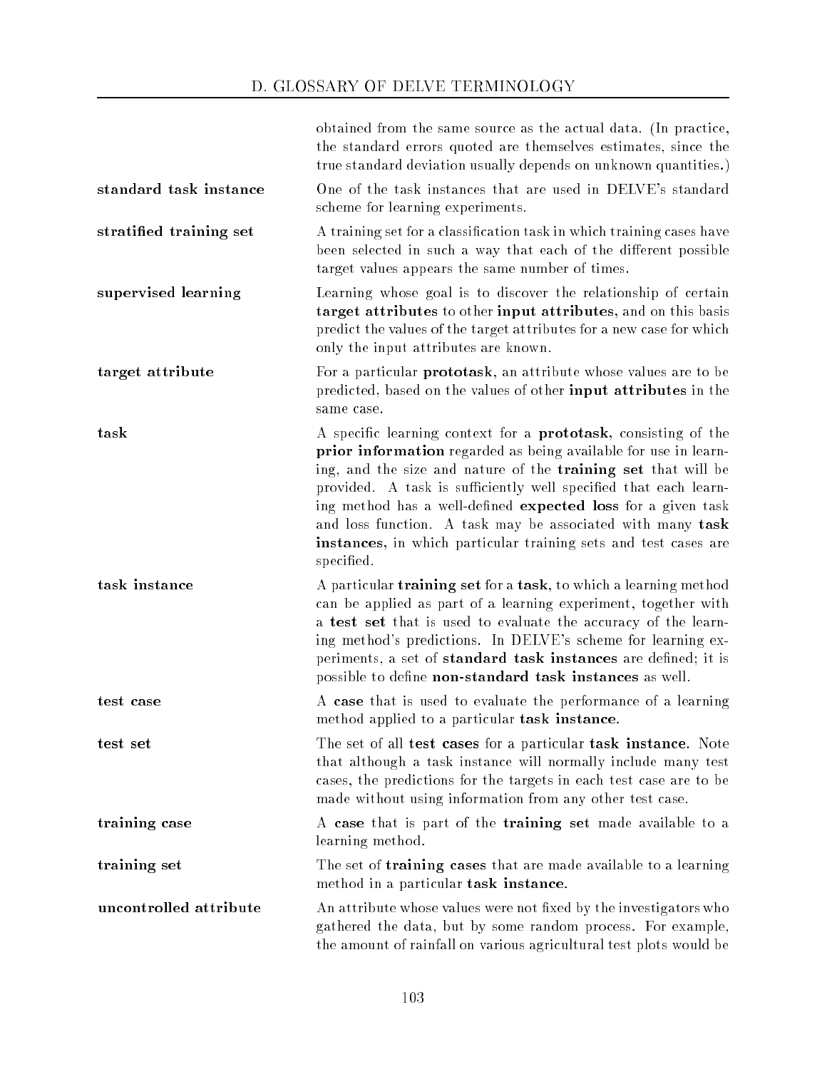obtained from the same source as the actual data. (In practice, the standard errors quoted are themselves estimates, since the true standard deviation usually depends on unknown quantities.)

**standard task instance** — One of the task instances that are used in DELVE's standard scheme for learning experiments.

**stratified training set** — A training set for a classification task in which training cases have been selected in such a way that each of the different possible target values appears the same number of times.

**supervised learning** — Learning whose goal is to discover the relationship of certain **target attributes** to other **input attributes**, and on this basis predict the values of the target attributes for a new case for which only the input attributes are known.

**target attribute** — For a particular **prototask**, an attribute whose values are to be predicted, based on the values of other **input attributes** in the same case.

**task** — A specific learning context for a **prototask**, consisting of the **prior information** regarded as being available for use in learning, and the size and nature of the **training set** that will be provided. A task is sufficiently well specified that each learning method has a well-defined **expected loss** for a given task and loss function. A task may be associated with many **task instances**, in which particular training sets and test cases are specified.

**task instance** — A particular **training set** for a **task**, to which a learning method can be applied as part of a learning experiment, together with a **test set** that is used to evaluate the accuracy of the learning method's predictions. In DELVE's scheme for learning experiments, a set of **standard task instances** are defined; it is possible to define **non-standard task instances** as well.

**test case** — A **case** that is used to evaluate the performance of a learning method applied to a particular **task instance**.

**test set** — The set of all **test cases** for a particular **task instance**. Note that although a task instance will normally include many test cases, the predictions for the targets in each test case are to be made without using information from any other test case.

**training case** — A **case** that is part of the **training set** made available to a learning method.

**training set** — The set of **training cases** that are made available to a learning method in a particular **task instance**.

**uncontrolled attribute** — An attribute whose values were not fixed by the investigators who gathered the data, but by some random process. For example, the amount of rainfall on various agricultural test plots would be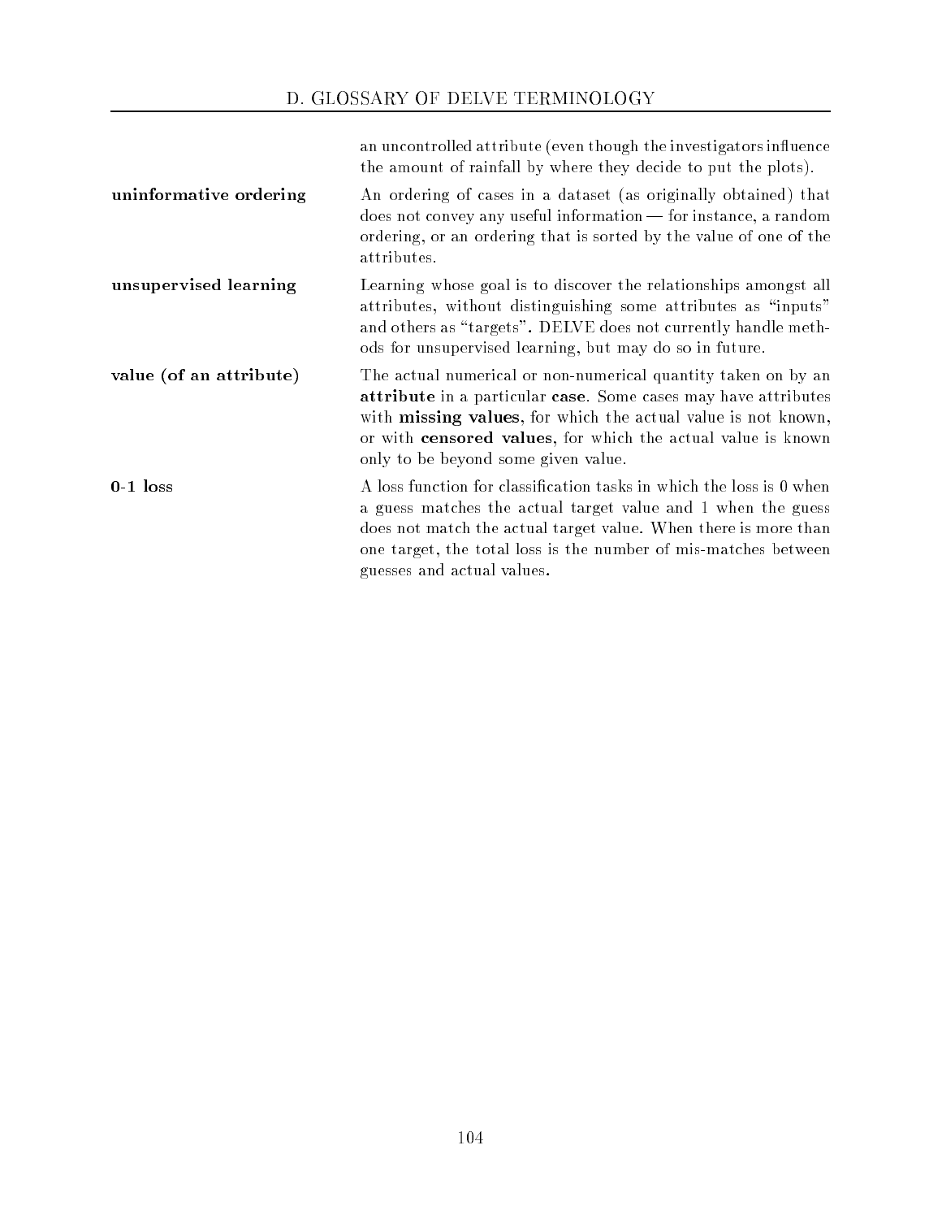an uncontrolled attribute (even though the investigators influence the amount of rainfall by where they decide to put the plots).

**uninformative ordering** An ordering of cases in a dataset (as originally obtained) that does not convey any useful information — for instance, a random ordering, or an ordering that is sorted by the value of one of the attributes.

**unsupervised learning** Learning whose goal is to discover the relationships amongst all attributes, without distinguishing some attributes as "inputs" and others as "targets". DELVE does not currently handle methods for unsupervised learning, but may do so in future.

**value (of an attribute)** The actual numerical or non-numerical quantity taken on by an **attribute** in a particular **case**. Some cases may have attributes with **missing values**, for which the actual value is not known, or with **censored values**, for which the actual value is known only to be beyond some given value.

**0-1 loss** A loss function for classification tasks in which the loss is 0 when a guess matches the actual target value and 1 when the guess does not match the actual target value. When there is more than one target, the total loss is the number of mis-matches between guesses and actual values.